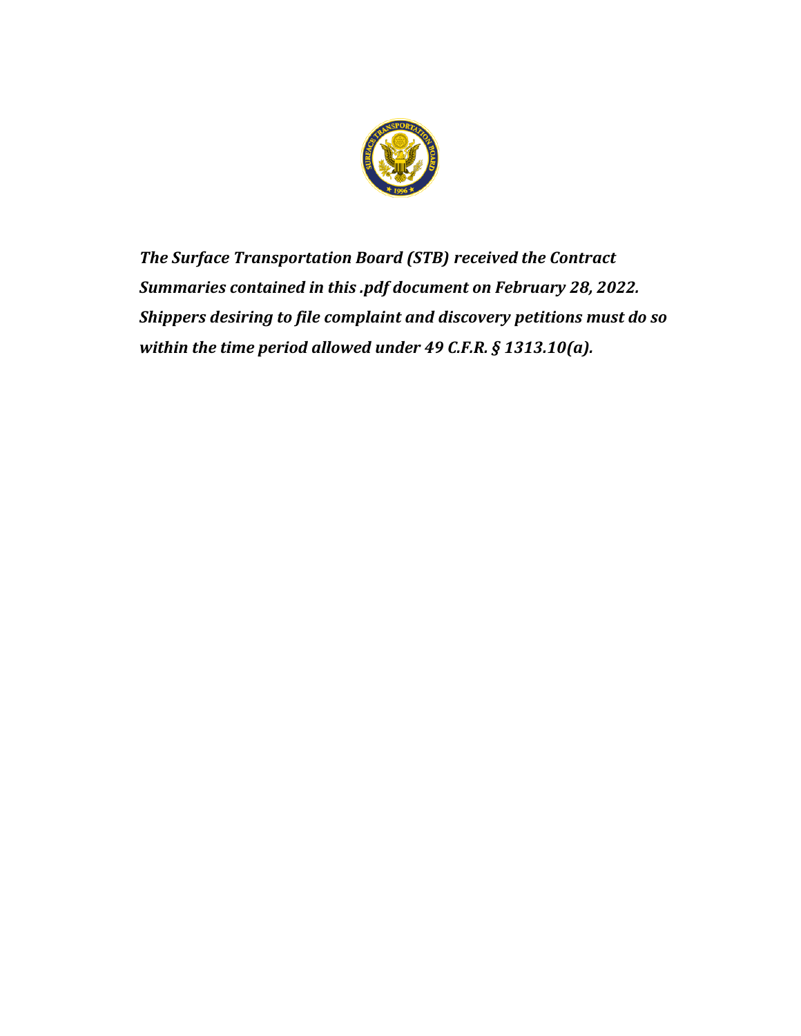***The Surface Transportation Board (STB) received the Contract Summaries contained in this .pdf document on February 28, 2022. Shippers desiring to file complaint and discovery petitions must do so within the time period allowed under 49 C.F.R. § 1313.10(a).***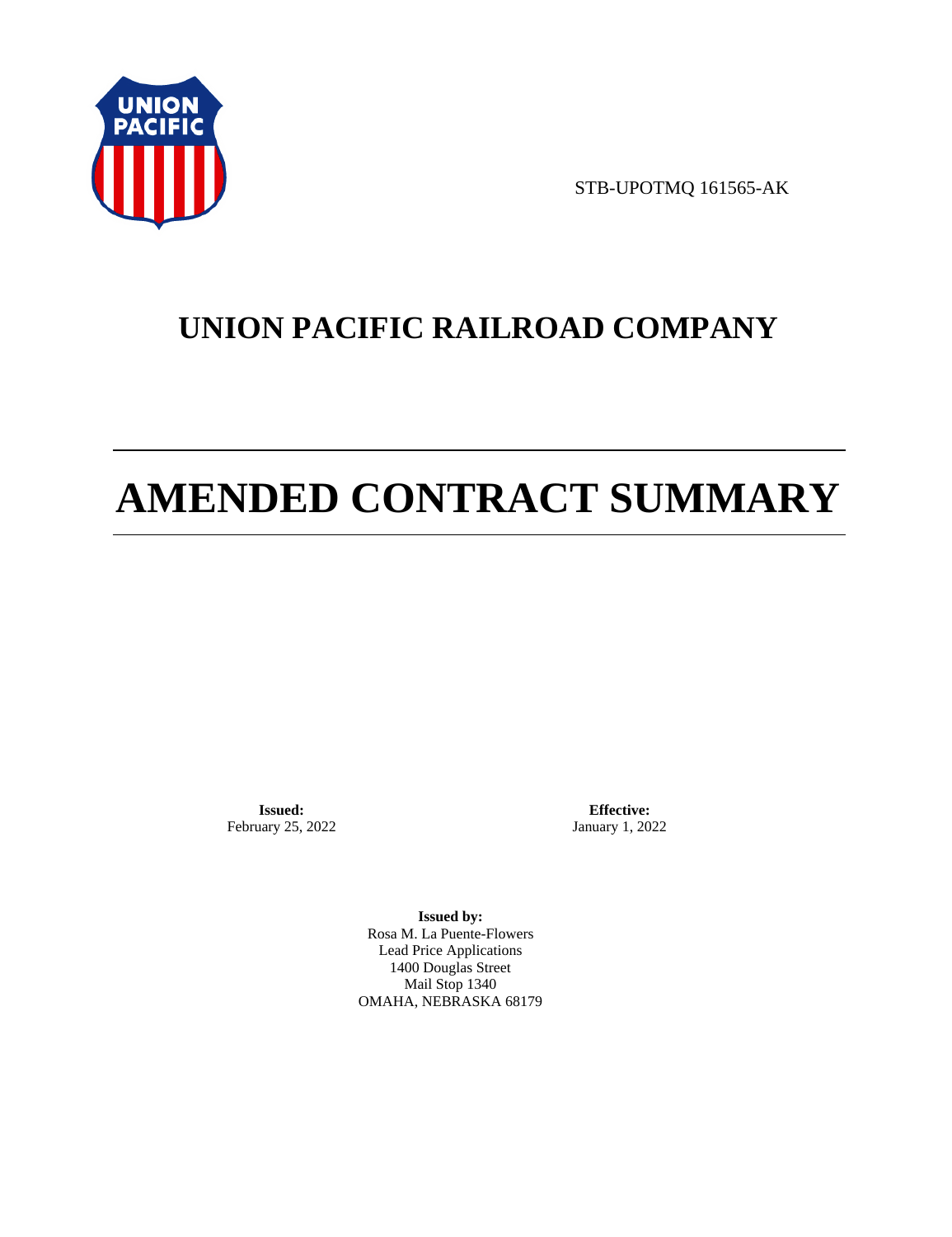STB-UPOTMQ 161565-AK

# UNION PACIFIC RAILROAD COMPANY

# AMENDED CONTRACT SUMMARY

**Issued:**
February 25, 2022

**Effective:**
January 1, 2022

**Issued by:**
Rosa M. La Puente-Flowers
Lead Price Applications
1400 Douglas Street
Mail Stop 1340
OMAHA, NEBRASKA 68179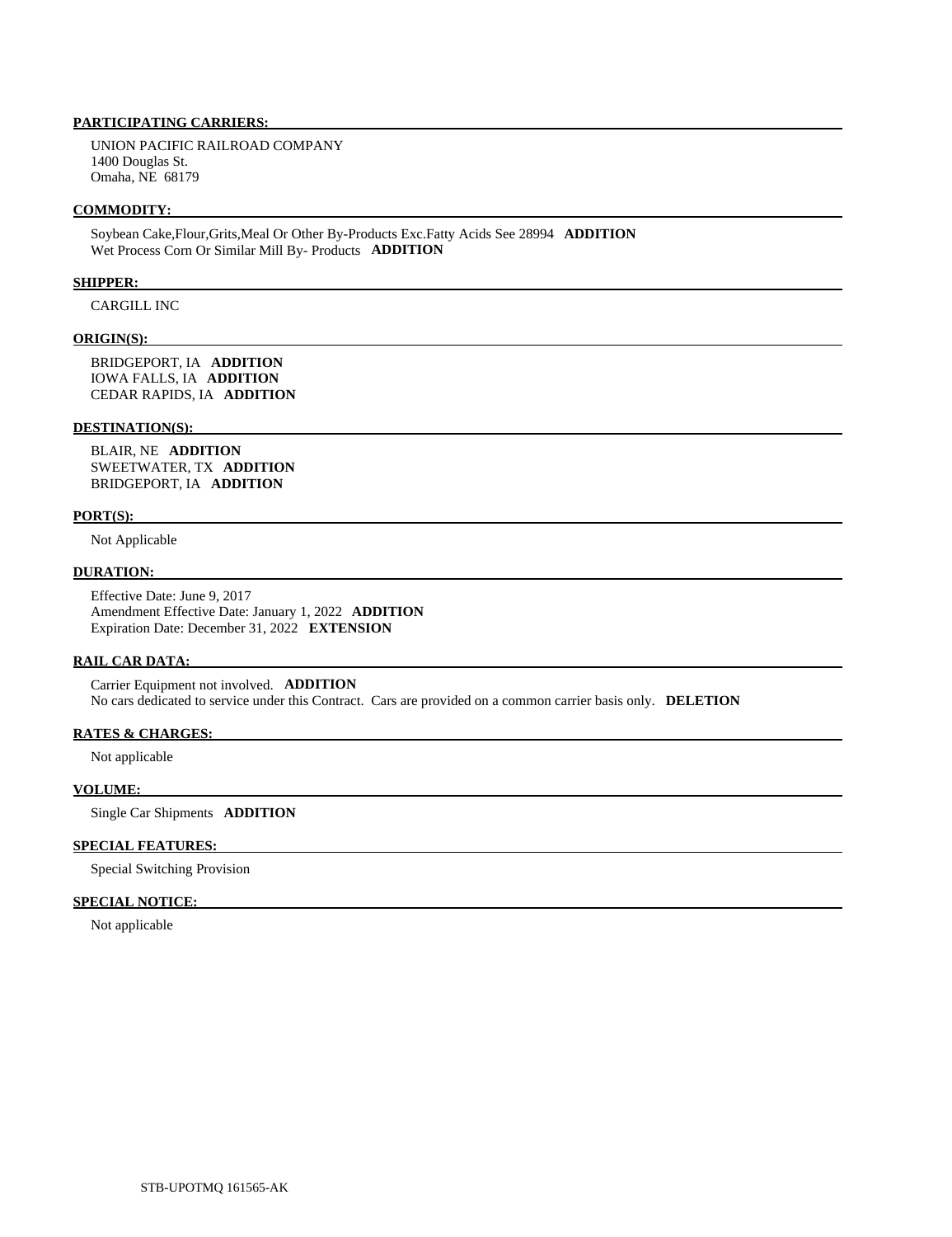**PARTICIPATING CARRIERS:**

UNION PACIFIC RAILROAD COMPANY
1400 Douglas St.
Omaha, NE 68179

**COMMODITY:**

Soybean Cake,Flour,Grits,Meal Or Other By-Products Exc.Fatty Acids See 28994 **ADDITION**
Wet Process Corn Or Similar Mill By- Products **ADDITION**

**SHIPPER:**

CARGILL INC

**ORIGIN(S):**

BRIDGEPORT, IA **ADDITION**
IOWA FALLS, IA **ADDITION**
CEDAR RAPIDS, IA **ADDITION**

**DESTINATION(S):**

BLAIR, NE **ADDITION**
SWEETWATER, TX **ADDITION**
BRIDGEPORT, IA **ADDITION**

**PORT(S):**

Not Applicable

**DURATION:**

Effective Date: June 9, 2017
Amendment Effective Date: January 1, 2022 **ADDITION**
Expiration Date: December 31, 2022 **EXTENSION**

**RAIL CAR DATA:**

Carrier Equipment not involved. **ADDITION**
No cars dedicated to service under this Contract. Cars are provided on a common carrier basis only. **DELETION**

**RATES & CHARGES:**

Not applicable

**VOLUME:**

Single Car Shipments **ADDITION**

**SPECIAL FEATURES:**

Special Switching Provision

**SPECIAL NOTICE:**

Not applicable

STB-UPOTMQ 161565-AK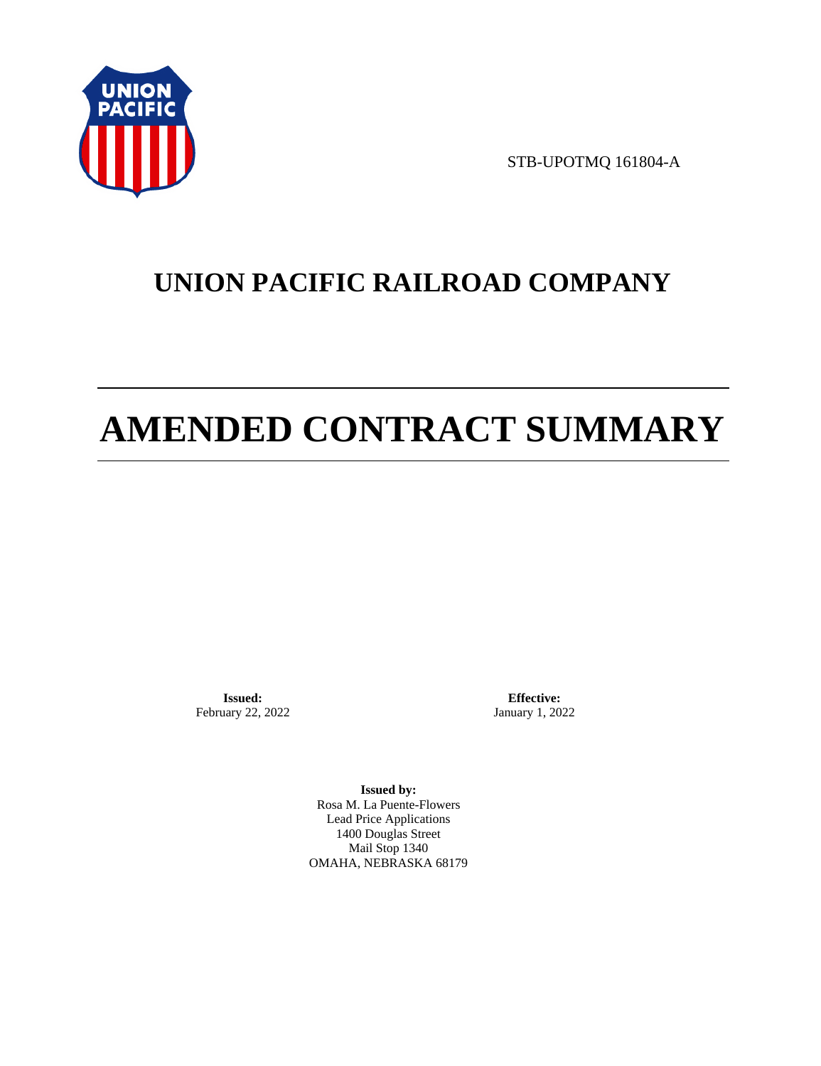STB-UPOTMQ 161804-A

# UNION PACIFIC RAILROAD COMPANY

# AMENDED CONTRACT SUMMARY

**Issued:**
February 22, 2022

**Effective:**
January 1, 2022

**Issued by:**
Rosa M. La Puente-Flowers
Lead Price Applications
1400 Douglas Street
Mail Stop 1340
OMAHA, NEBRASKA 68179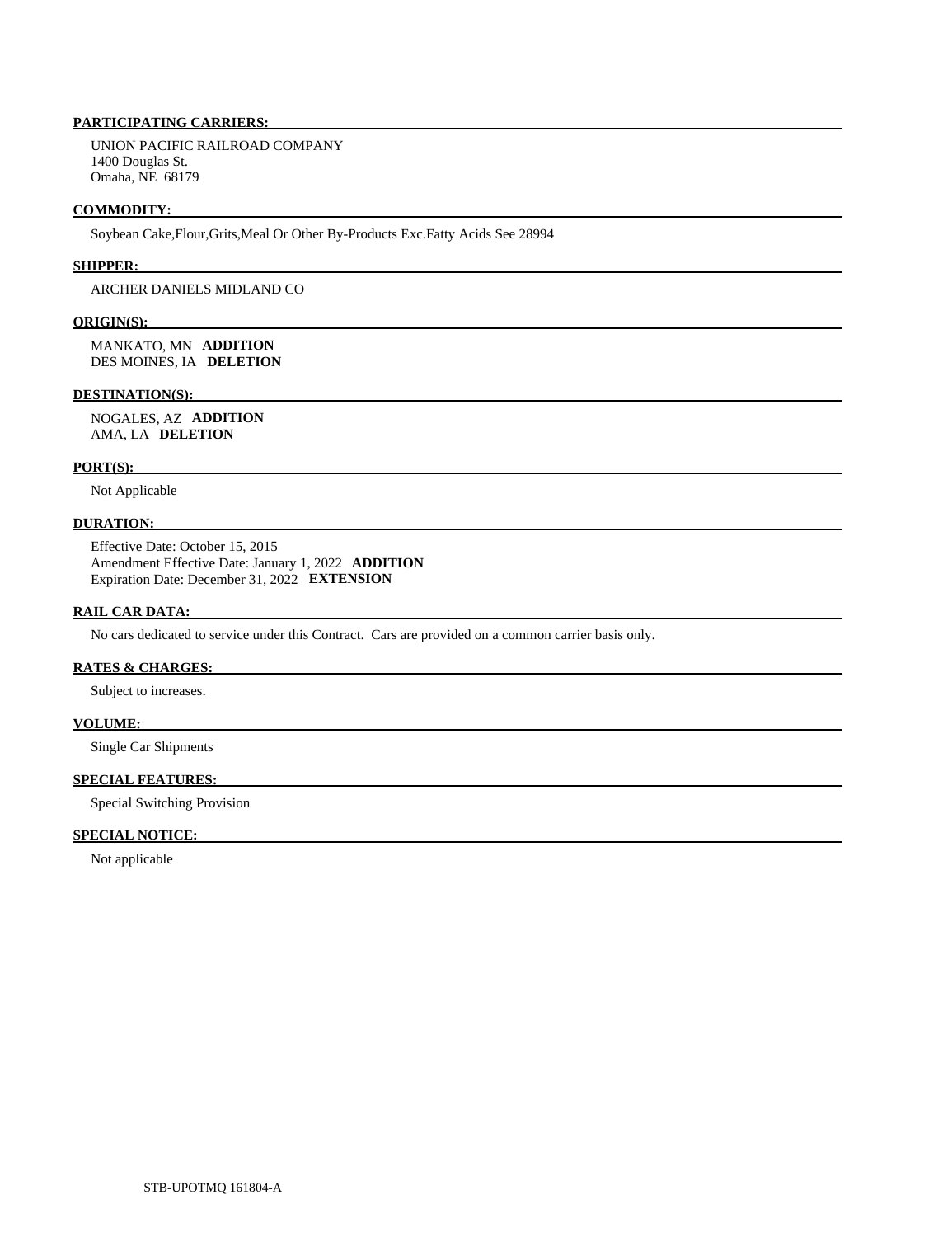**PARTICIPATING CARRIERS:**

UNION PACIFIC RAILROAD COMPANY
1400 Douglas St.
Omaha, NE 68179

**COMMODITY:**

Soybean Cake,Flour,Grits,Meal Or Other By-Products Exc.Fatty Acids See 28994

**SHIPPER:**

ARCHER DANIELS MIDLAND CO

**ORIGIN(S):**

MANKATO, MN **ADDITION**
DES MOINES, IA **DELETION**

**DESTINATION(S):**

NOGALES, AZ **ADDITION**
AMA, LA **DELETION**

**PORT(S):**

Not Applicable

**DURATION:**

Effective Date: October 15, 2015
Amendment Effective Date: January 1, 2022 **ADDITION**
Expiration Date: December 31, 2022 **EXTENSION**

**RAIL CAR DATA:**

No cars dedicated to service under this Contract. Cars are provided on a common carrier basis only.

**RATES & CHARGES:**

Subject to increases.

**VOLUME:**

Single Car Shipments

**SPECIAL FEATURES:**

Special Switching Provision

**SPECIAL NOTICE:**

Not applicable

STB-UPOTMQ 161804-A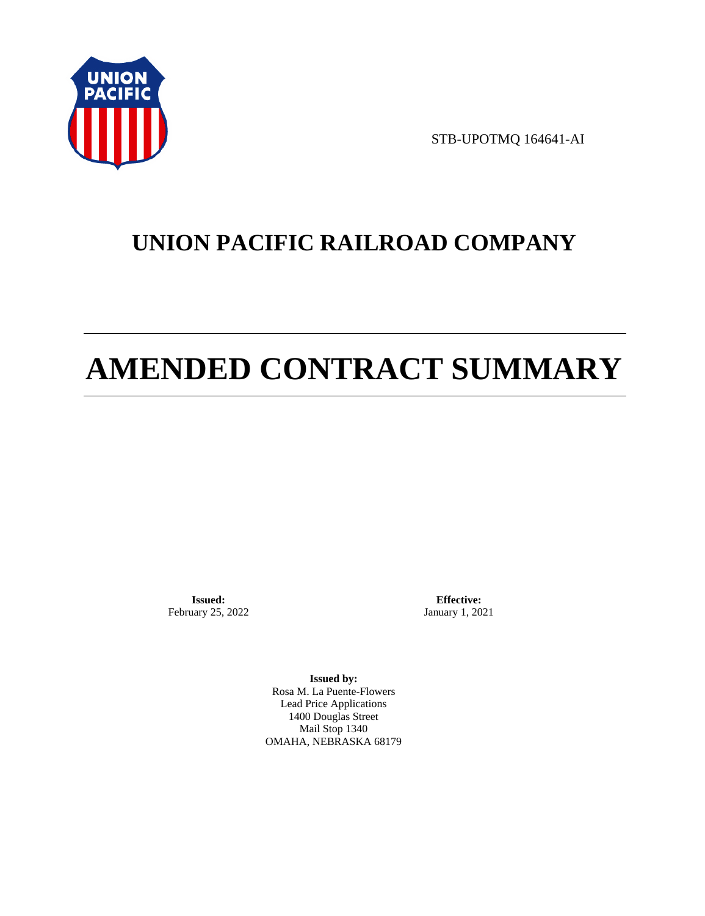STB-UPOTMQ 164641-AI

# UNION PACIFIC RAILROAD COMPANY

# AMENDED CONTRACT SUMMARY

**Issued:**
February 25, 2022

**Effective:**
January 1, 2021

**Issued by:**
Rosa M. La Puente-Flowers
Lead Price Applications
1400 Douglas Street
Mail Stop 1340
OMAHA, NEBRASKA 68179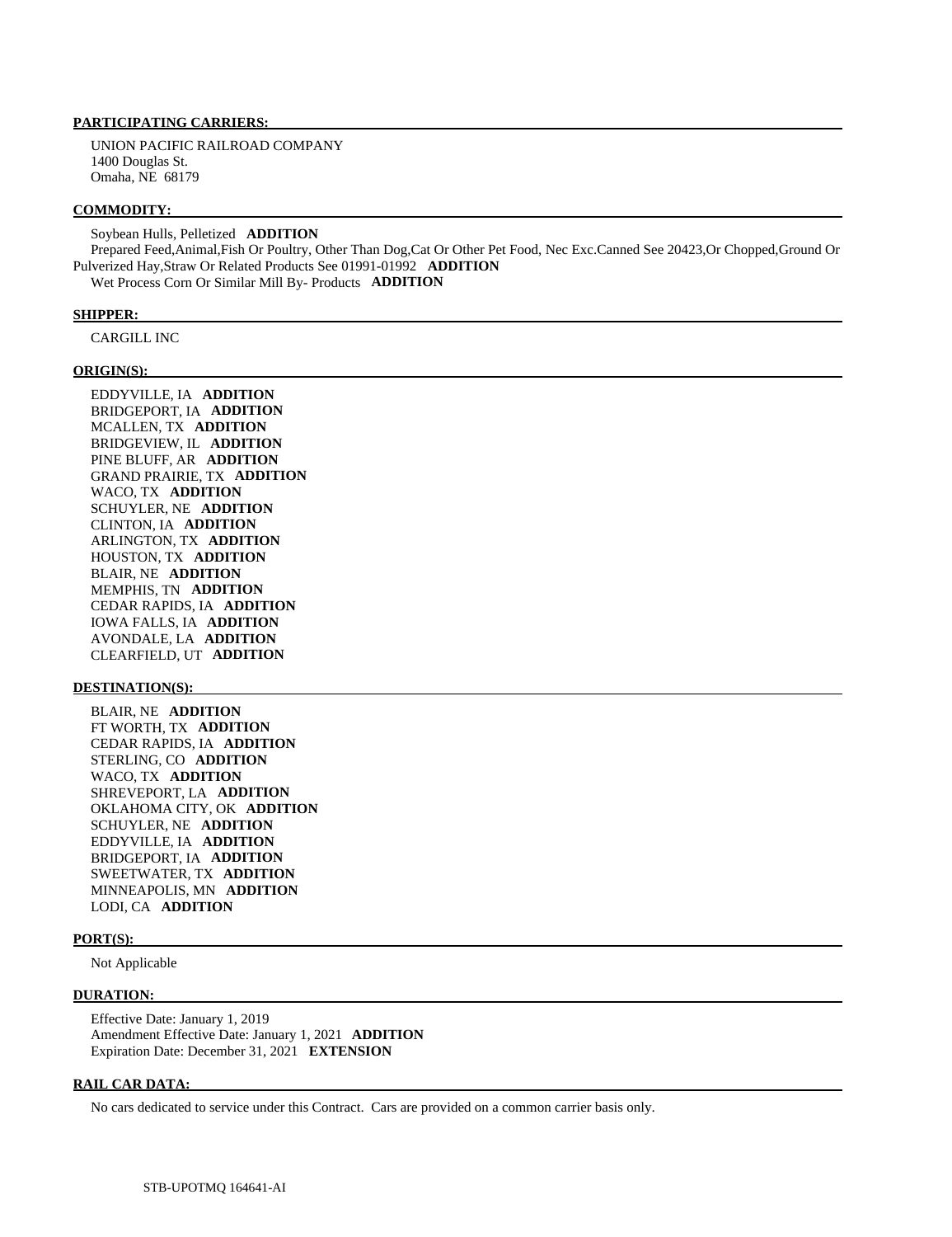**PARTICIPATING CARRIERS:**

UNION PACIFIC RAILROAD COMPANY
1400 Douglas St.
Omaha, NE 68179

**COMMODITY:**

Soybean Hulls, Pelletized **ADDITION**
Prepared Feed,Animal,Fish Or Poultry, Other Than Dog,Cat Or Other Pet Food, Nec Exc.Canned See 20423,Or Chopped,Ground Or Pulverized Hay,Straw Or Related Products See 01991-01992 **ADDITION**
Wet Process Corn Or Similar Mill By- Products **ADDITION**

**SHIPPER:**

CARGILL INC

**ORIGIN(S):**

EDDYVILLE, IA **ADDITION**
BRIDGEPORT, IA **ADDITION**
MCALLEN, TX **ADDITION**
BRIDGEVIEW, IL **ADDITION**
PINE BLUFF, AR **ADDITION**
GRAND PRAIRIE, TX **ADDITION**
WACO, TX **ADDITION**
SCHUYLER, NE **ADDITION**
CLINTON, IA **ADDITION**
ARLINGTON, TX **ADDITION**
HOUSTON, TX **ADDITION**
BLAIR, NE **ADDITION**
MEMPHIS, TN **ADDITION**
CEDAR RAPIDS, IA **ADDITION**
IOWA FALLS, IA **ADDITION**
AVONDALE, LA **ADDITION**
CLEARFIELD, UT **ADDITION**

**DESTINATION(S):**

BLAIR, NE **ADDITION**
FT WORTH, TX **ADDITION**
CEDAR RAPIDS, IA **ADDITION**
STERLING, CO **ADDITION**
WACO, TX **ADDITION**
SHREVEPORT, LA **ADDITION**
OKLAHOMA CITY, OK **ADDITION**
SCHUYLER, NE **ADDITION**
EDDYVILLE, IA **ADDITION**
BRIDGEPORT, IA **ADDITION**
SWEETWATER, TX **ADDITION**
MINNEAPOLIS, MN **ADDITION**
LODI, CA **ADDITION**

**PORT(S):**

Not Applicable

**DURATION:**

Effective Date: January 1, 2019
Amendment Effective Date: January 1, 2021 **ADDITION**
Expiration Date: December 31, 2021 **EXTENSION**

**RAIL CAR DATA:**

No cars dedicated to service under this Contract. Cars are provided on a common carrier basis only.

STB-UPOTMQ 164641-AI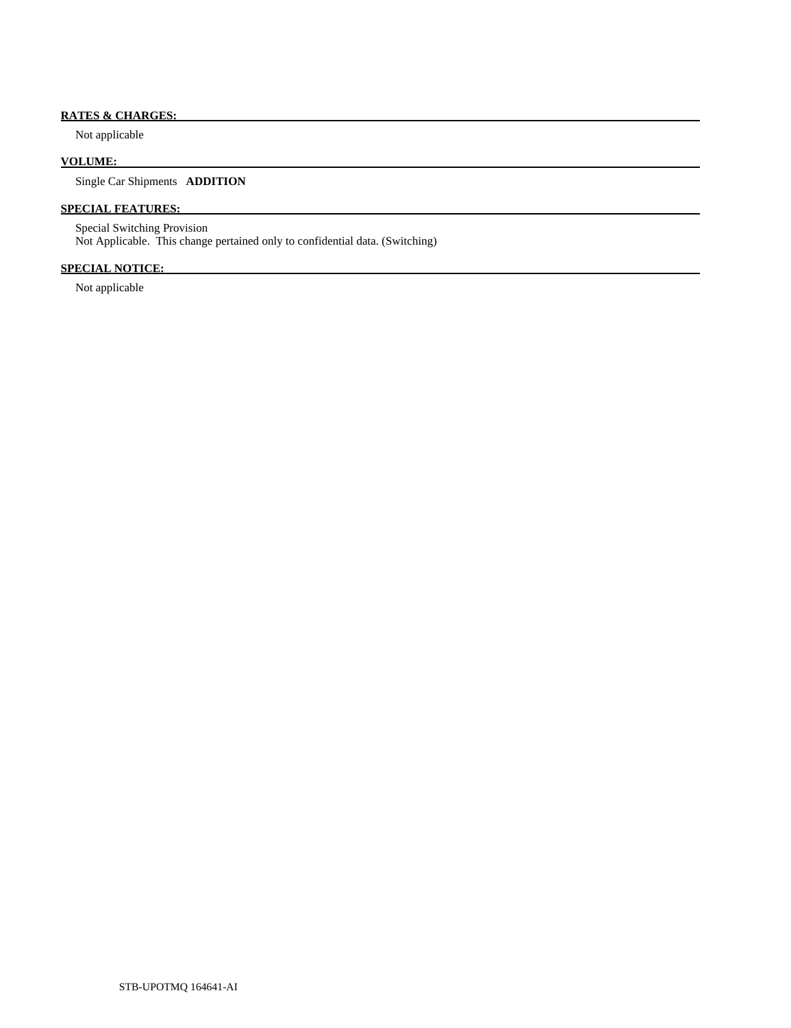**RATES & CHARGES:**

Not applicable

**VOLUME:**

Single Car Shipments **ADDITION**

**SPECIAL FEATURES:**

Special Switching Provision
Not Applicable. This change pertained only to confidential data. (Switching)

**SPECIAL NOTICE:**

Not applicable

STB-UPOTMQ 164641-AI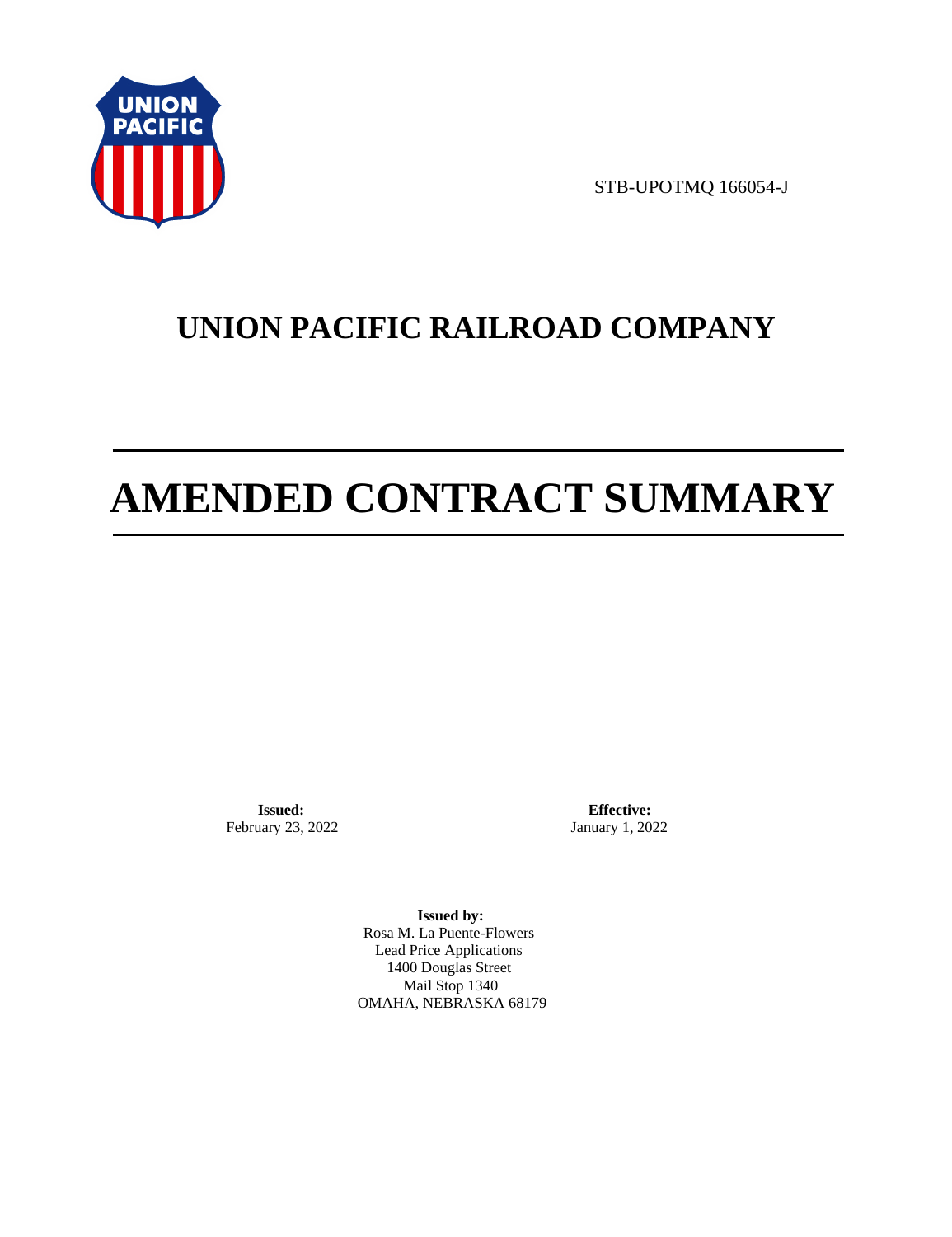STB-UPOTMQ 166054-J

# UNION PACIFIC RAILROAD COMPANY

# AMENDED CONTRACT SUMMARY

**Issued:**
February 23, 2022

**Effective:**
January 1, 2022

**Issued by:**
Rosa M. La Puente-Flowers
Lead Price Applications
1400 Douglas Street
Mail Stop 1340
OMAHA, NEBRASKA 68179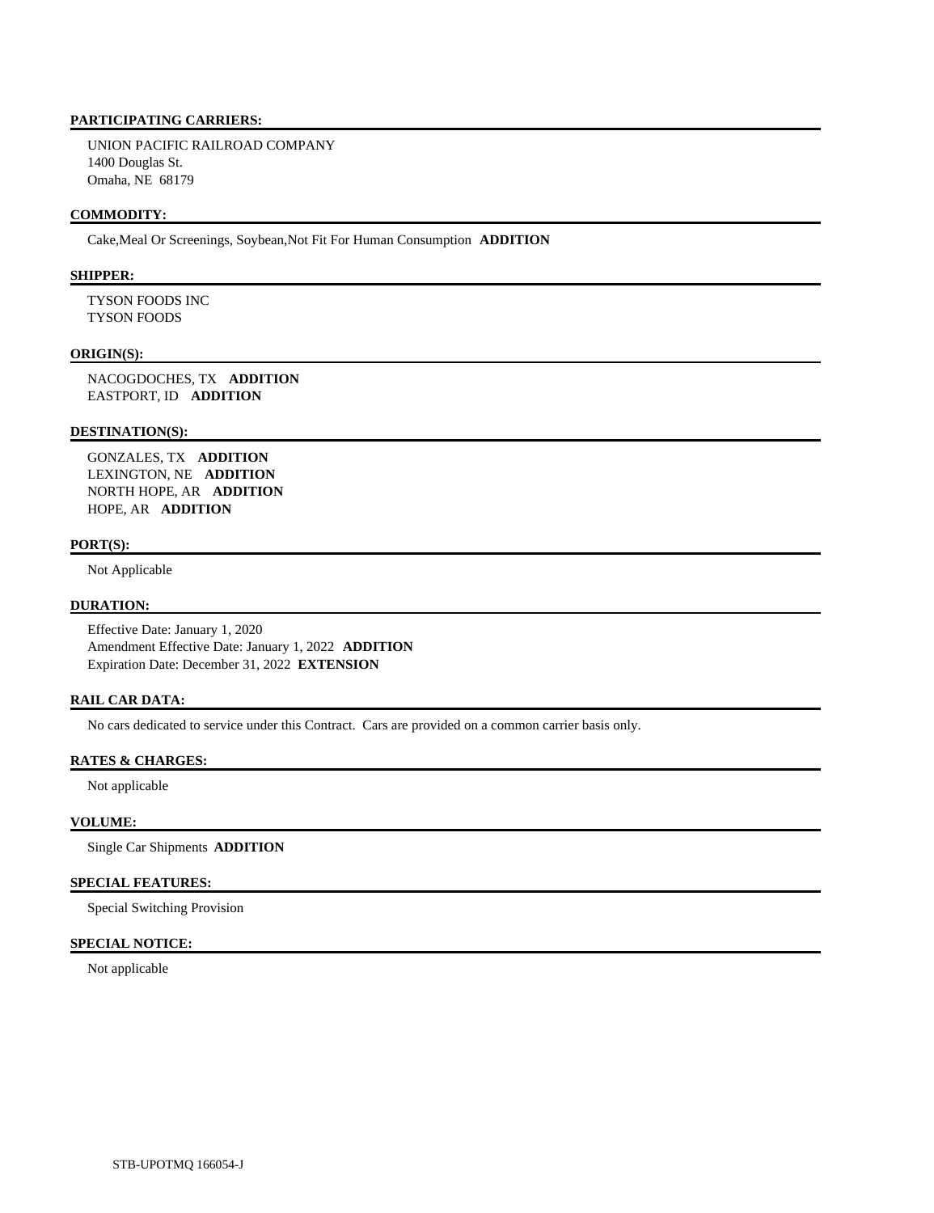## PARTICIPATING CARRIERS:

UNION PACIFIC RAILROAD COMPANY
1400 Douglas St.
Omaha, NE 68179

## COMMODITY:

Cake,Meal Or Screenings, Soybean,Not Fit For Human Consumption **ADDITION**

## SHIPPER:

TYSON FOODS INC
TYSON FOODS

## ORIGIN(S):

NACOGDOCHES, TX **ADDITION**
EASTPORT, ID **ADDITION**

## DESTINATION(S):

GONZALES, TX **ADDITION**
LEXINGTON, NE **ADDITION**
NORTH HOPE, AR **ADDITION**
HOPE, AR **ADDITION**

## PORT(S):

Not Applicable

## DURATION:

Effective Date: January 1, 2020
Amendment Effective Date: January 1, 2022 **ADDITION**
Expiration Date: December 31, 2022 **EXTENSION**

## RAIL CAR DATA:

No cars dedicated to service under this Contract. Cars are provided on a common carrier basis only.

## RATES & CHARGES:

Not applicable

## VOLUME:

Single Car Shipments **ADDITION**

## SPECIAL FEATURES:

Special Switching Provision

## SPECIAL NOTICE:

Not applicable

STB-UPOTMQ 166054-J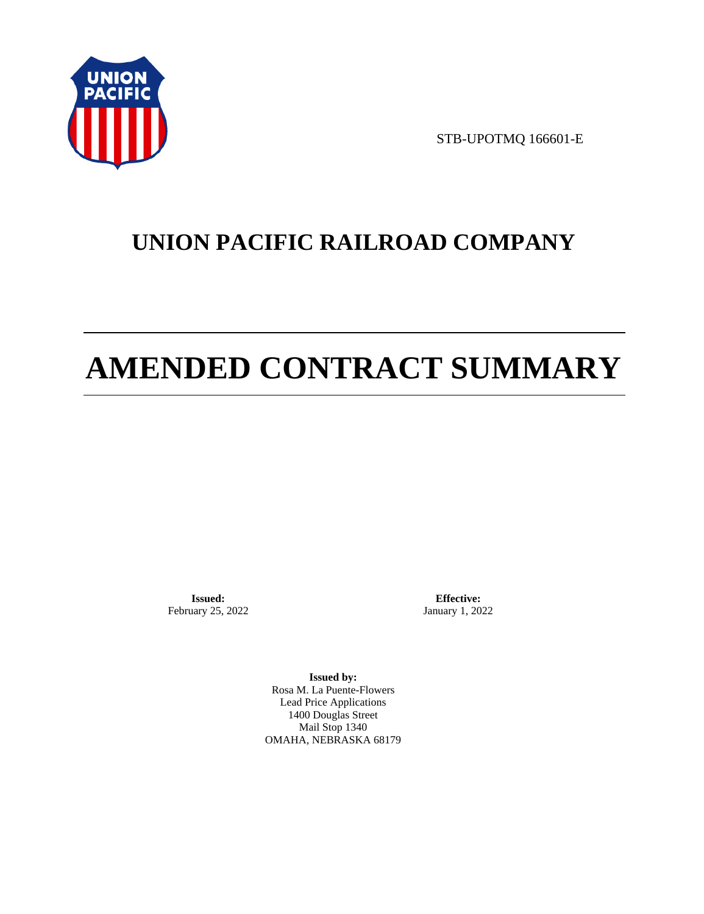STB-UPOTMQ 166601-E

# UNION PACIFIC RAILROAD COMPANY

# AMENDED CONTRACT SUMMARY

**Issued:**
February 25, 2022

**Effective:**
January 1, 2022

**Issued by:**
Rosa M. La Puente-Flowers
Lead Price Applications
1400 Douglas Street
Mail Stop 1340
OMAHA, NEBRASKA 68179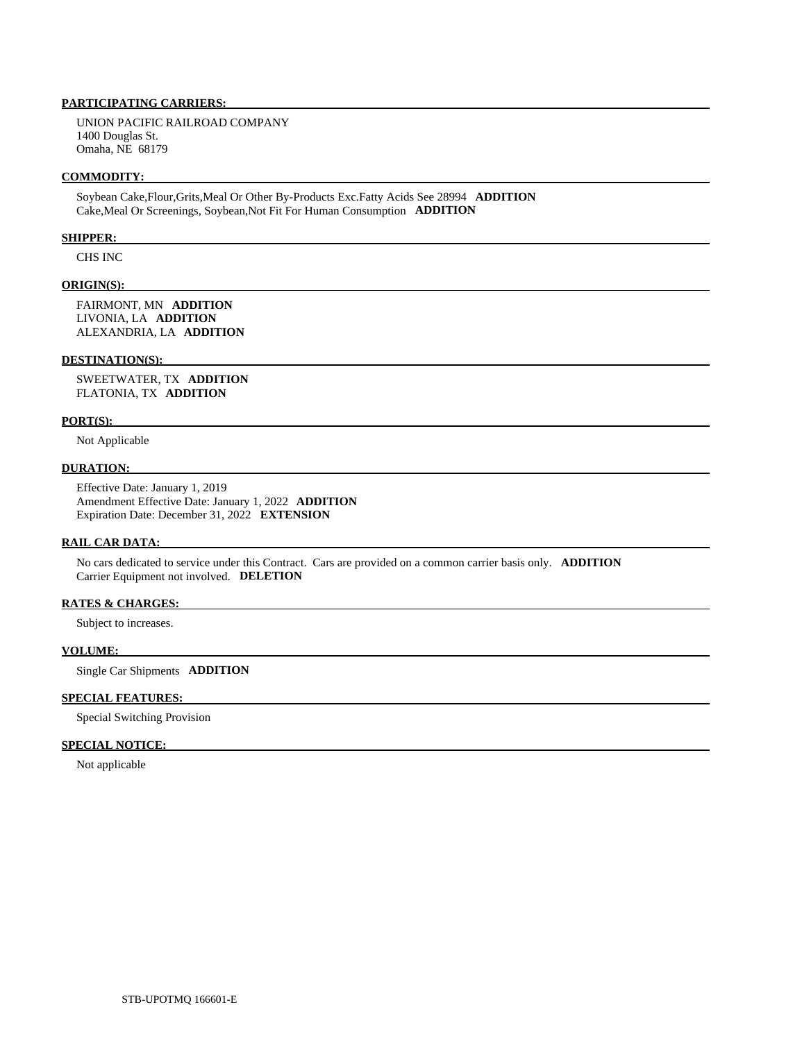**PARTICIPATING CARRIERS:**

UNION PACIFIC RAILROAD COMPANY
1400 Douglas St.
Omaha, NE 68179

**COMMODITY:**

Soybean Cake,Flour,Grits,Meal Or Other By-Products Exc.Fatty Acids See 28994 **ADDITION**
Cake,Meal Or Screenings, Soybean,Not Fit For Human Consumption **ADDITION**

**SHIPPER:**

CHS INC

**ORIGIN(S):**

FAIRMONT, MN **ADDITION**
LIVONIA, LA **ADDITION**
ALEXANDRIA, LA **ADDITION**

**DESTINATION(S):**

SWEETWATER, TX **ADDITION**
FLATONIA, TX **ADDITION**

**PORT(S):**

Not Applicable

**DURATION:**

Effective Date: January 1, 2019
Amendment Effective Date: January 1, 2022 **ADDITION**
Expiration Date: December 31, 2022 **EXTENSION**

**RAIL CAR DATA:**

No cars dedicated to service under this Contract. Cars are provided on a common carrier basis only. **ADDITION**
Carrier Equipment not involved. **DELETION**

**RATES & CHARGES:**

Subject to increases.

**VOLUME:**

Single Car Shipments **ADDITION**

**SPECIAL FEATURES:**

Special Switching Provision

**SPECIAL NOTICE:**

Not applicable

STB-UPOTMQ 166601-E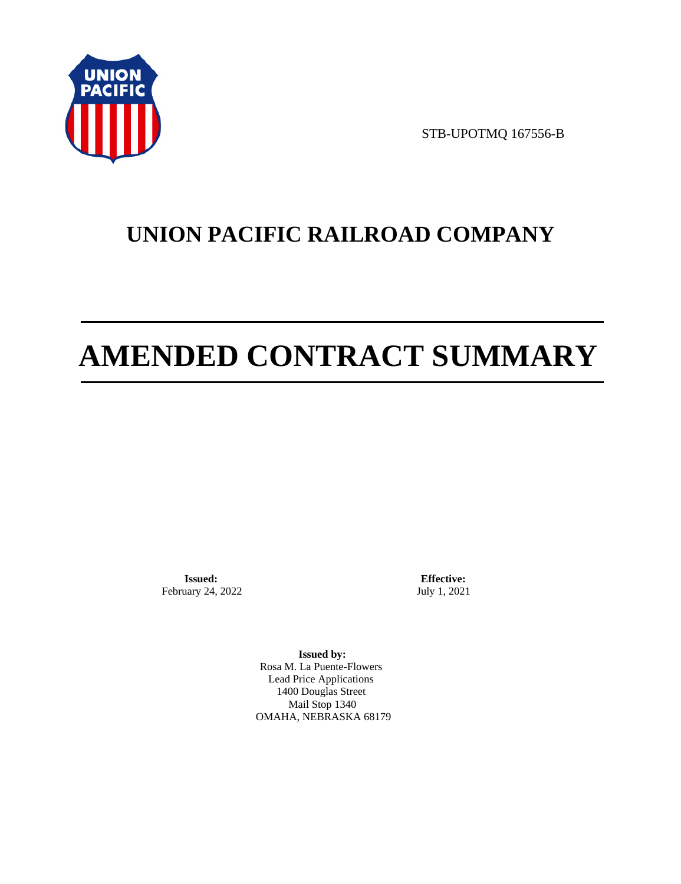STB-UPOTMQ 167556-B

# UNION PACIFIC RAILROAD COMPANY

# AMENDED CONTRACT SUMMARY

**Issued:**
February 24, 2022

**Effective:**
July 1, 2021

**Issued by:**
Rosa M. La Puente-Flowers
Lead Price Applications
1400 Douglas Street
Mail Stop 1340
OMAHA, NEBRASKA 68179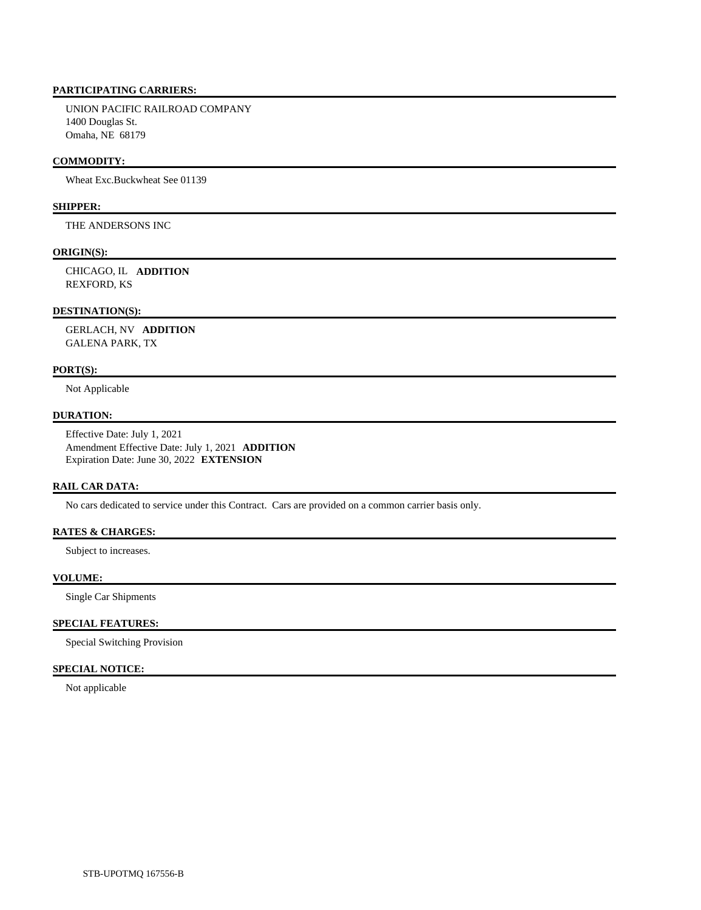**PARTICIPATING CARRIERS:**

UNION PACIFIC RAILROAD COMPANY
1400 Douglas St.
Omaha, NE 68179

**COMMODITY:**

Wheat Exc.Buckwheat See 01139

**SHIPPER:**

THE ANDERSONS INC

**ORIGIN(S):**

CHICAGO, IL **ADDITION**
REXFORD, KS

**DESTINATION(S):**

GERLACH, NV **ADDITION**
GALENA PARK, TX

**PORT(S):**

Not Applicable

**DURATION:**

Effective Date: July 1, 2021
Amendment Effective Date: July 1, 2021 **ADDITION**
Expiration Date: June 30, 2022 **EXTENSION**

**RAIL CAR DATA:**

No cars dedicated to service under this Contract. Cars are provided on a common carrier basis only.

**RATES & CHARGES:**

Subject to increases.

**VOLUME:**

Single Car Shipments

**SPECIAL FEATURES:**

Special Switching Provision

**SPECIAL NOTICE:**

Not applicable

STB-UPOTMQ 167556-B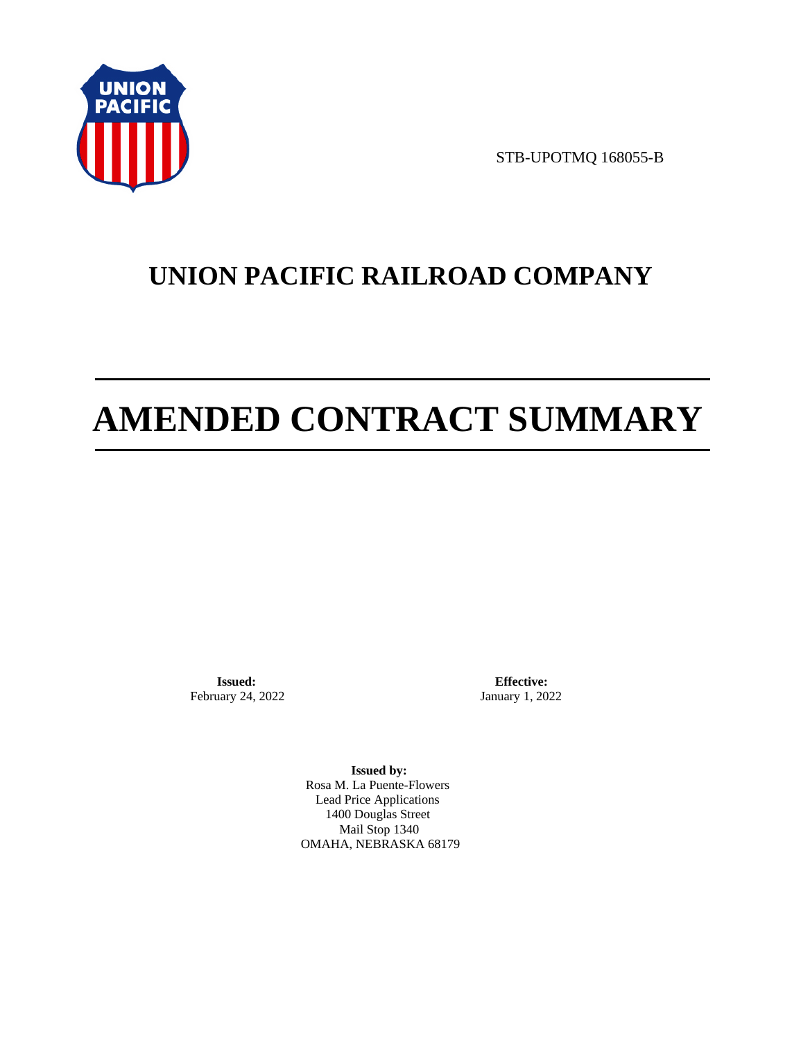STB-UPOTMQ 168055-B

# UNION PACIFIC RAILROAD COMPANY

# AMENDED CONTRACT SUMMARY

**Issued:**
February 24, 2022

**Effective:**
January 1, 2022

**Issued by:**
Rosa M. La Puente-Flowers
Lead Price Applications
1400 Douglas Street
Mail Stop 1340
OMAHA, NEBRASKA 68179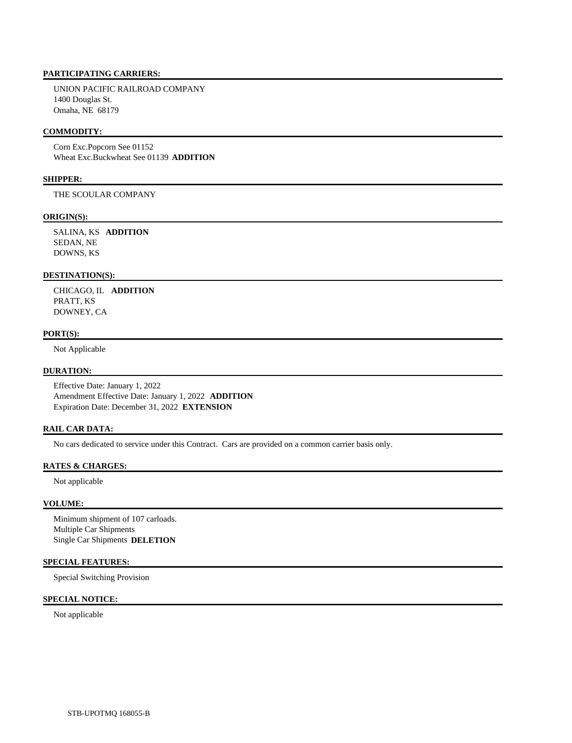## PARTICIPATING CARRIERS:

UNION PACIFIC RAILROAD COMPANY
1400 Douglas St.
Omaha, NE 68179

## COMMODITY:

Corn Exc.Popcorn See 01152
Wheat Exc.Buckwheat See 01139 **ADDITION**

## SHIPPER:

THE SCOULAR COMPANY

## ORIGIN(S):

SALINA, KS **ADDITION**
SEDAN, NE
DOWNS, KS

## DESTINATION(S):

CHICAGO, IL **ADDITION**
PRATT, KS
DOWNEY, CA

## PORT(S):

Not Applicable

## DURATION:

Effective Date: January 1, 2022
Amendment Effective Date: January 1, 2022 **ADDITION**
Expiration Date: December 31, 2022 **EXTENSION**

## RAIL CAR DATA:

No cars dedicated to service under this Contract. Cars are provided on a common carrier basis only.

## RATES & CHARGES:

Not applicable

## VOLUME:

Minimum shipment of 107 carloads.
Multiple Car Shipments
Single Car Shipments **DELETION**

## SPECIAL FEATURES:

Special Switching Provision

## SPECIAL NOTICE:

Not applicable

STB-UPOTMQ 168055-B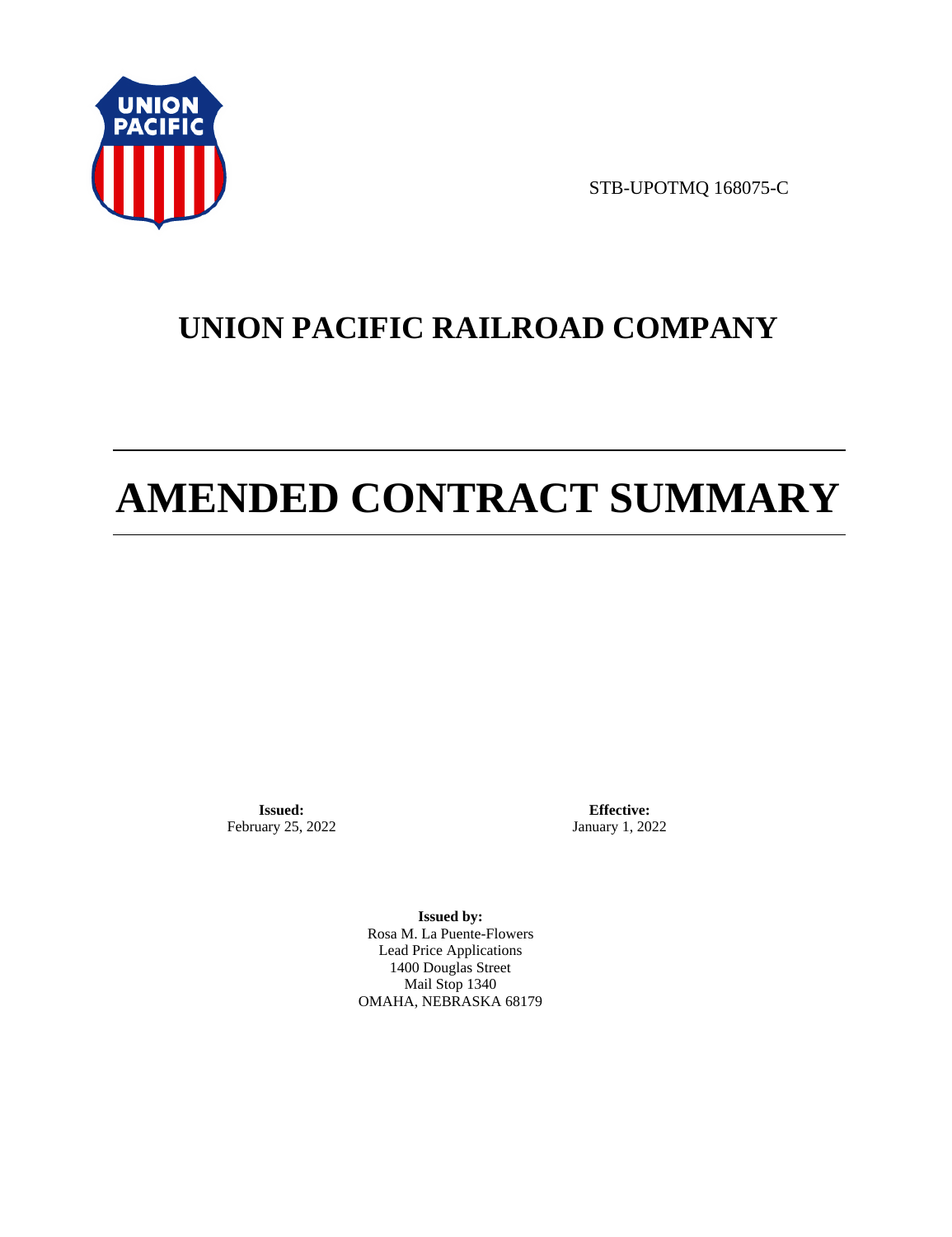STB-UPOTMQ 168075-C

# UNION PACIFIC RAILROAD COMPANY

# AMENDED CONTRACT SUMMARY

**Issued:**
February 25, 2022

**Effective:**
January 1, 2022

**Issued by:**
Rosa M. La Puente-Flowers
Lead Price Applications
1400 Douglas Street
Mail Stop 1340
OMAHA, NEBRASKA 68179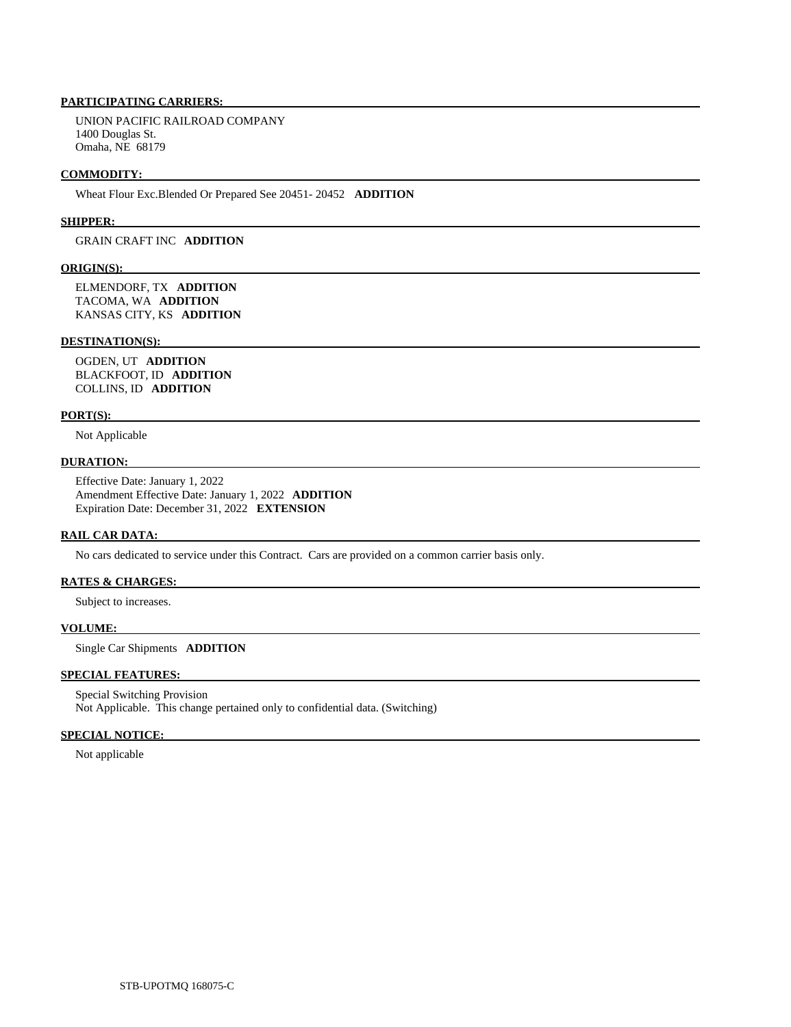**PARTICIPATING CARRIERS:**

UNION PACIFIC RAILROAD COMPANY
1400 Douglas St.
Omaha, NE 68179

**COMMODITY:**

Wheat Flour Exc.Blended Or Prepared See 20451- 20452 **ADDITION**

**SHIPPER:**

GRAIN CRAFT INC **ADDITION**

**ORIGIN(S):**

ELMENDORF, TX **ADDITION**
TACOMA, WA **ADDITION**
KANSAS CITY, KS **ADDITION**

**DESTINATION(S):**

OGDEN, UT **ADDITION**
BLACKFOOT, ID **ADDITION**
COLLINS, ID **ADDITION**

**PORT(S):**

Not Applicable

**DURATION:**

Effective Date: January 1, 2022
Amendment Effective Date: January 1, 2022 **ADDITION**
Expiration Date: December 31, 2022 **EXTENSION**

**RAIL CAR DATA:**

No cars dedicated to service under this Contract. Cars are provided on a common carrier basis only.

**RATES & CHARGES:**

Subject to increases.

**VOLUME:**

Single Car Shipments **ADDITION**

**SPECIAL FEATURES:**

Special Switching Provision
Not Applicable. This change pertained only to confidential data. (Switching)

**SPECIAL NOTICE:**

Not applicable

STB-UPOTMQ 168075-C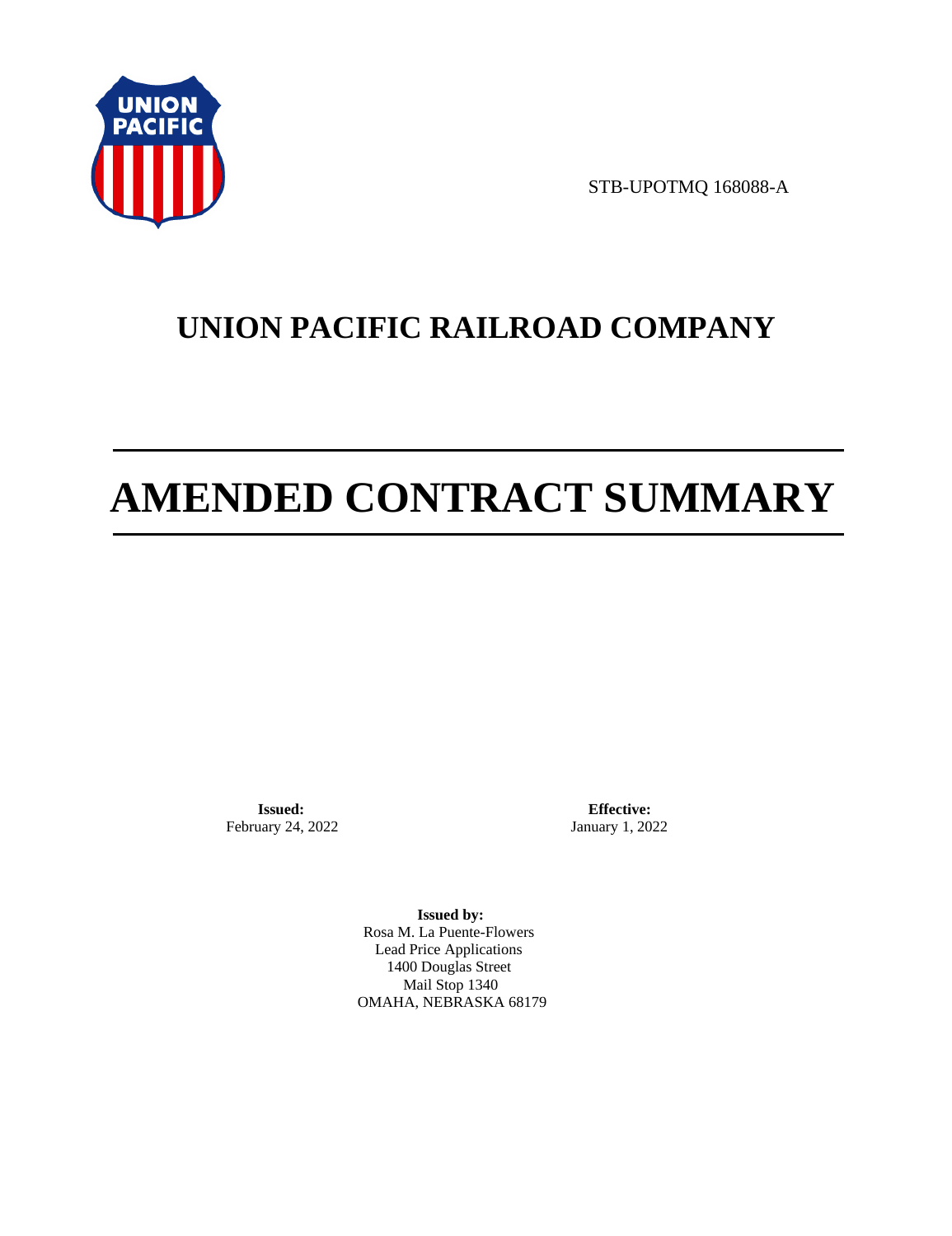STB-UPOTMQ 168088-A

# UNION PACIFIC RAILROAD COMPANY

# AMENDED CONTRACT SUMMARY

**Issued:**
February 24, 2022

**Effective:**
January 1, 2022

**Issued by:**
Rosa M. La Puente-Flowers
Lead Price Applications
1400 Douglas Street
Mail Stop 1340
OMAHA, NEBRASKA 68179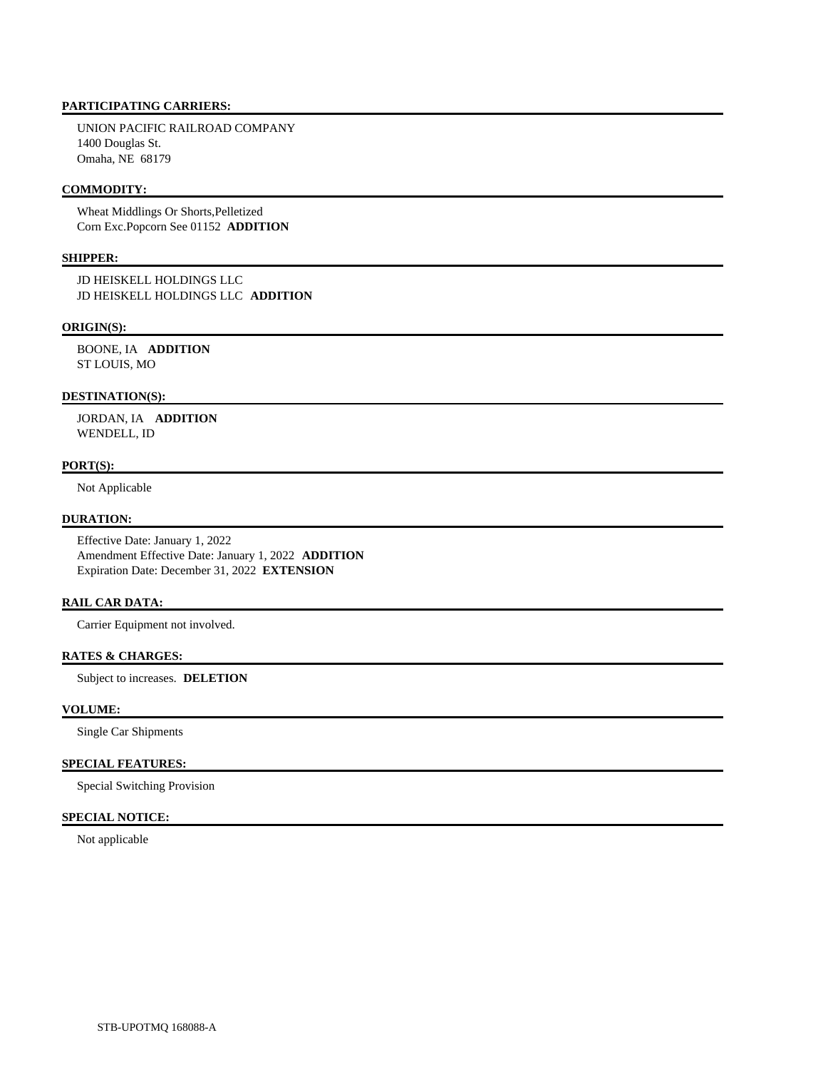## PARTICIPATING CARRIERS:

UNION PACIFIC RAILROAD COMPANY
1400 Douglas St.
Omaha, NE 68179

## COMMODITY:

Wheat Middlings Or Shorts,Pelletized
Corn Exc.Popcorn See 01152 **ADDITION**

## SHIPPER:

JD HEISKELL HOLDINGS LLC
JD HEISKELL HOLDINGS LLC **ADDITION**

## ORIGIN(S):

BOONE, IA **ADDITION**
ST LOUIS, MO

## DESTINATION(S):

JORDAN, IA **ADDITION**
WENDELL, ID

## PORT(S):

Not Applicable

## DURATION:

Effective Date: January 1, 2022
Amendment Effective Date: January 1, 2022 **ADDITION**
Expiration Date: December 31, 2022 **EXTENSION**

## RAIL CAR DATA:

Carrier Equipment not involved.

## RATES & CHARGES:

Subject to increases. **DELETION**

## VOLUME:

Single Car Shipments

## SPECIAL FEATURES:

Special Switching Provision

## SPECIAL NOTICE:

Not applicable

STB-UPOTMQ 168088-A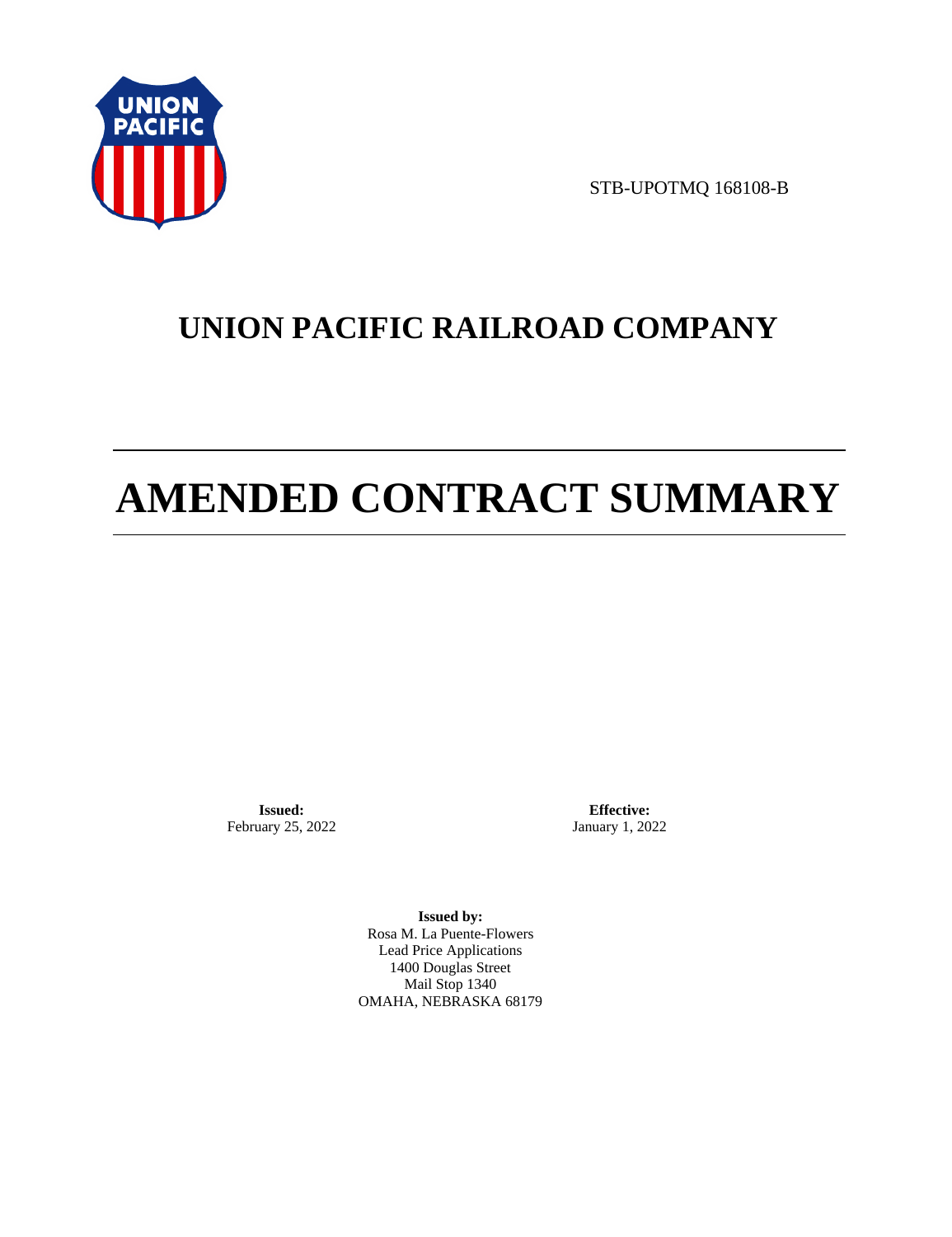STB-UPOTMQ 168108-B

# UNION PACIFIC RAILROAD COMPANY

# AMENDED CONTRACT SUMMARY

**Issued:**
February 25, 2022

**Effective:**
January 1, 2022

**Issued by:**
Rosa M. La Puente-Flowers
Lead Price Applications
1400 Douglas Street
Mail Stop 1340
OMAHA, NEBRASKA 68179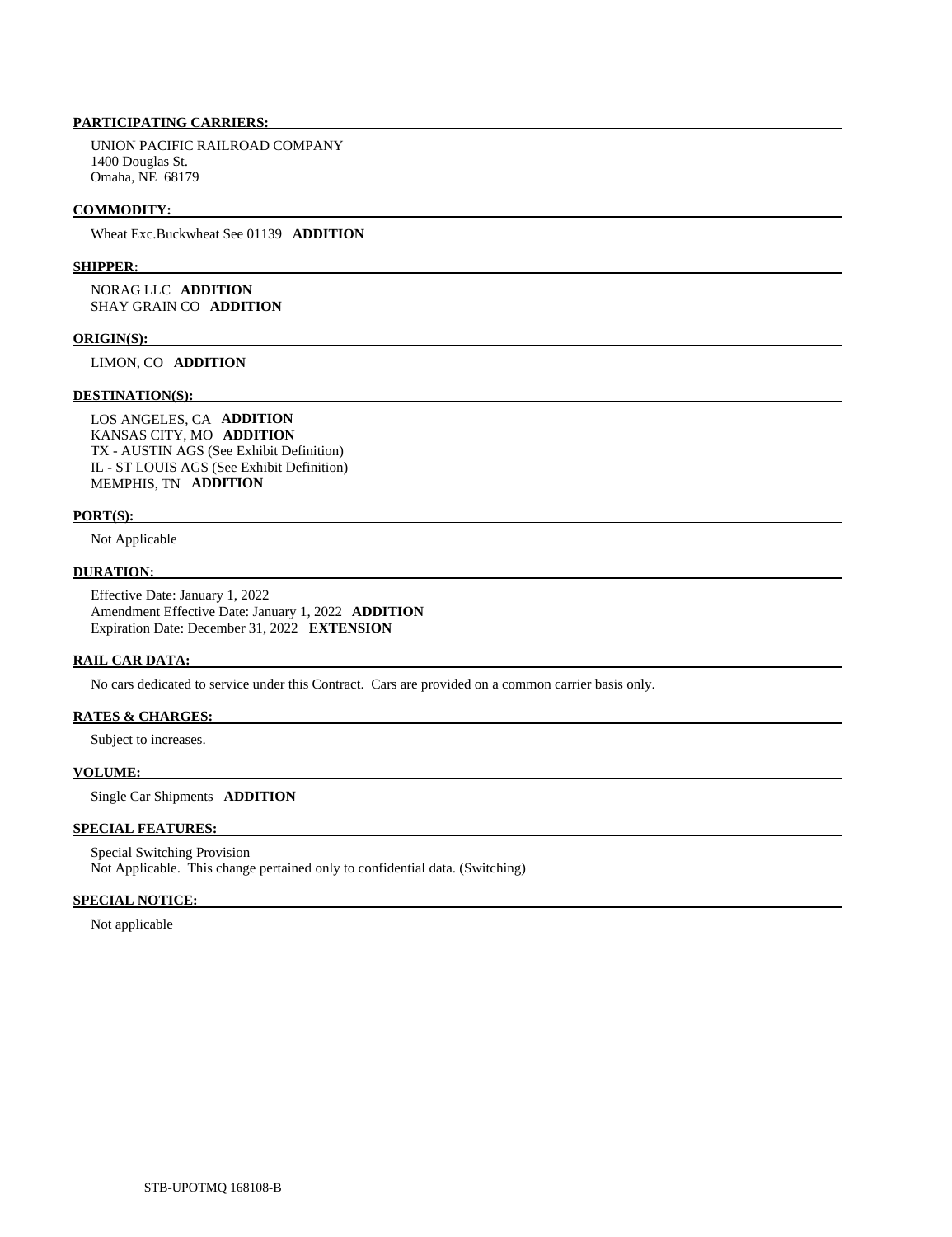**PARTICIPATING CARRIERS:**

UNION PACIFIC RAILROAD COMPANY
1400 Douglas St.
Omaha, NE 68179

**COMMODITY:**

Wheat Exc.Buckwheat See 01139 **ADDITION**

**SHIPPER:**

NORAG LLC **ADDITION**
SHAY GRAIN CO **ADDITION**

**ORIGIN(S):**

LIMON, CO **ADDITION**

**DESTINATION(S):**

LOS ANGELES, CA **ADDITION**
KANSAS CITY, MO **ADDITION**
TX - AUSTIN AGS (See Exhibit Definition)
IL - ST LOUIS AGS (See Exhibit Definition)
MEMPHIS, TN **ADDITION**

**PORT(S):**

Not Applicable

**DURATION:**

Effective Date: January 1, 2022
Amendment Effective Date: January 1, 2022 **ADDITION**
Expiration Date: December 31, 2022 **EXTENSION**

**RAIL CAR DATA:**

No cars dedicated to service under this Contract. Cars are provided on a common carrier basis only.

**RATES & CHARGES:**

Subject to increases.

**VOLUME:**

Single Car Shipments **ADDITION**

**SPECIAL FEATURES:**

Special Switching Provision
Not Applicable. This change pertained only to confidential data. (Switching)

**SPECIAL NOTICE:**

Not applicable

STB-UPOTMQ 168108-B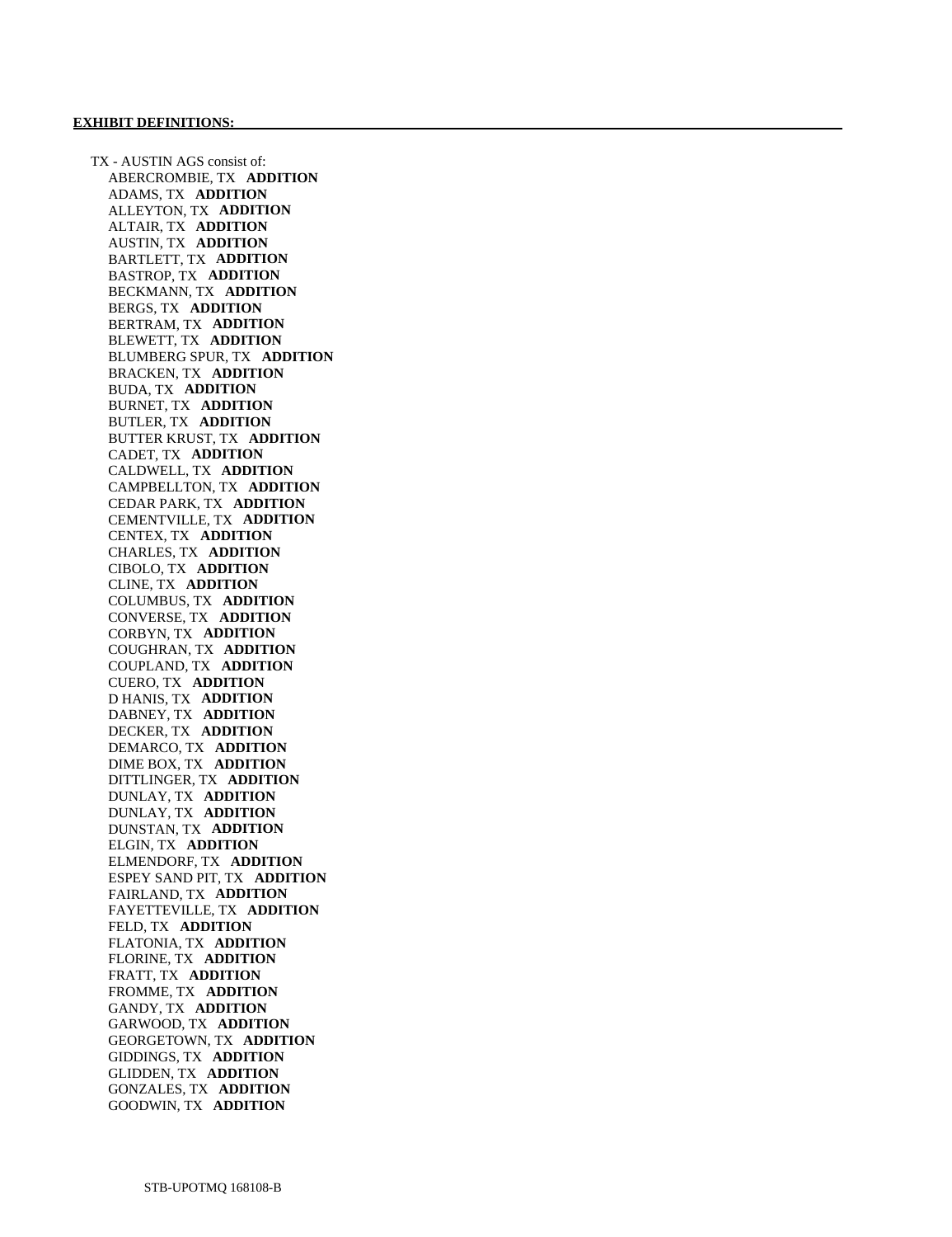**EXHIBIT DEFINITIONS:**

TX - AUSTIN AGS consist of:

ABERCROMBIE, TX **ADDITION**
ADAMS, TX **ADDITION**
ALLEYTON, TX **ADDITION**
ALTAIR, TX **ADDITION**
AUSTIN, TX **ADDITION**
BARTLETT, TX **ADDITION**
BASTROP, TX **ADDITION**
BECKMANN, TX **ADDITION**
BERGS, TX **ADDITION**
BERTRAM, TX **ADDITION**
BLEWETT, TX **ADDITION**
BLUMBERG SPUR, TX **ADDITION**
BRACKEN, TX **ADDITION**
BUDA, TX **ADDITION**
BURNET, TX **ADDITION**
BUTLER, TX **ADDITION**
BUTTER KRUST, TX **ADDITION**
CADET, TX **ADDITION**
CALDWELL, TX **ADDITION**
CAMPBELLTON, TX **ADDITION**
CEDAR PARK, TX **ADDITION**
CEMENTVILLE, TX **ADDITION**
CENTEX, TX **ADDITION**
CHARLES, TX **ADDITION**
CIBOLO, TX **ADDITION**
CLINE, TX **ADDITION**
COLUMBUS, TX **ADDITION**
CONVERSE, TX **ADDITION**
CORBYN, TX **ADDITION**
COUGHRAN, TX **ADDITION**
COUPLAND, TX **ADDITION**
CUERO, TX **ADDITION**
D HANIS, TX **ADDITION**
DABNEY, TX **ADDITION**
DECKER, TX **ADDITION**
DEMARCO, TX **ADDITION**
DIME BOX, TX **ADDITION**
DITTLINGER, TX **ADDITION**
DUNLAY, TX **ADDITION**
DUNLAY, TX **ADDITION**
DUNSTAN, TX **ADDITION**
ELGIN, TX **ADDITION**
ELMENDORF, TX **ADDITION**
ESPEY SAND PIT, TX **ADDITION**
FAIRLAND, TX **ADDITION**
FAYETTEVILLE, TX **ADDITION**
FELD, TX **ADDITION**
FLATONIA, TX **ADDITION**
FLORINE, TX **ADDITION**
FRATT, TX **ADDITION**
FROMME, TX **ADDITION**
GANDY, TX **ADDITION**
GARWOOD, TX **ADDITION**
GEORGETOWN, TX **ADDITION**
GIDDINGS, TX **ADDITION**
GLIDDEN, TX **ADDITION**
GONZALES, TX **ADDITION**
GOODWIN, TX **ADDITION**

STB-UPOTMQ 168108-B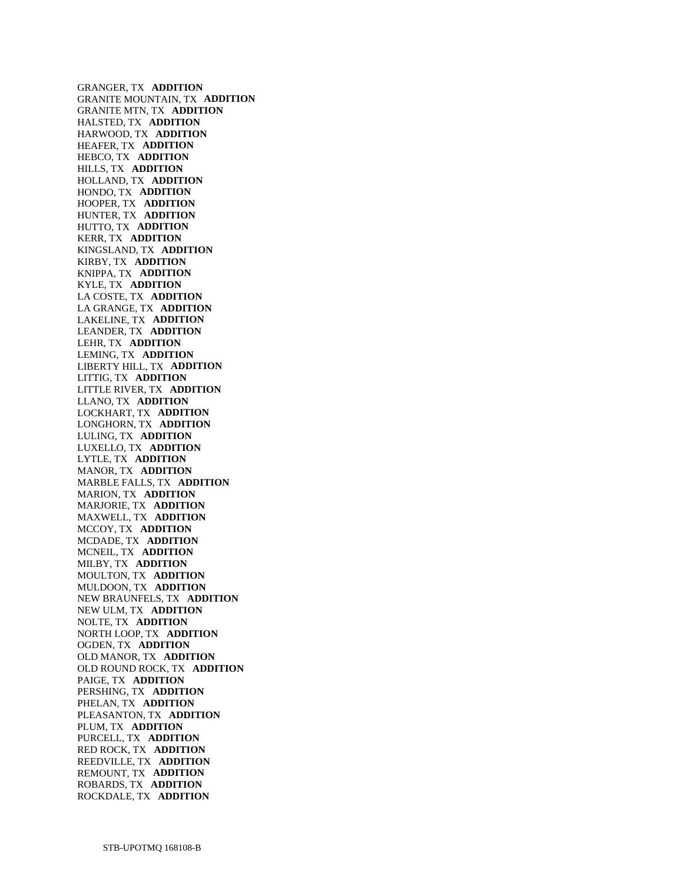GRANGER, TX **ADDITION**
GRANITE MOUNTAIN, TX **ADDITION**
GRANITE MTN, TX **ADDITION**
HALSTED, TX **ADDITION**
HARWOOD, TX **ADDITION**
HEAFER, TX **ADDITION**
HEBCO, TX **ADDITION**
HILLS, TX **ADDITION**
HOLLAND, TX **ADDITION**
HONDO, TX **ADDITION**
HOOPER, TX **ADDITION**
HUNTER, TX **ADDITION**
HUTTO, TX **ADDITION**
KERR, TX **ADDITION**
KINGSLAND, TX **ADDITION**
KIRBY, TX **ADDITION**
KNIPPA, TX **ADDITION**
KYLE, TX **ADDITION**
LA COSTE, TX **ADDITION**
LA GRANGE, TX **ADDITION**
LAKELINE, TX **ADDITION**
LEANDER, TX **ADDITION**
LEHR, TX **ADDITION**
LEMING, TX **ADDITION**
LIBERTY HILL, TX **ADDITION**
LITTIG, TX **ADDITION**
LITTLE RIVER, TX **ADDITION**
LLANO, TX **ADDITION**
LOCKHART, TX **ADDITION**
LONGHORN, TX **ADDITION**
LULING, TX **ADDITION**
LUXELLO, TX **ADDITION**
LYTLE, TX **ADDITION**
MANOR, TX **ADDITION**
MARBLE FALLS, TX **ADDITION**
MARION, TX **ADDITION**
MARJORIE, TX **ADDITION**
MAXWELL, TX **ADDITION**
MCCOY, TX **ADDITION**
MCDADE, TX **ADDITION**
MCNEIL, TX **ADDITION**
MILBY, TX **ADDITION**
MOULTON, TX **ADDITION**
MULDOON, TX **ADDITION**
NEW BRAUNFELS, TX **ADDITION**
NEW ULM, TX **ADDITION**
NOLTE, TX **ADDITION**
NORTH LOOP, TX **ADDITION**
OGDEN, TX **ADDITION**
OLD MANOR, TX **ADDITION**
OLD ROUND ROCK, TX **ADDITION**
PAIGE, TX **ADDITION**
PERSHING, TX **ADDITION**
PHELAN, TX **ADDITION**
PLEASANTON, TX **ADDITION**
PLUM, TX **ADDITION**
PURCELL, TX **ADDITION**
RED ROCK, TX **ADDITION**
REEDVILLE, TX **ADDITION**
REMOUNT, TX **ADDITION**
ROBARDS, TX **ADDITION**
ROCKDALE, TX **ADDITION**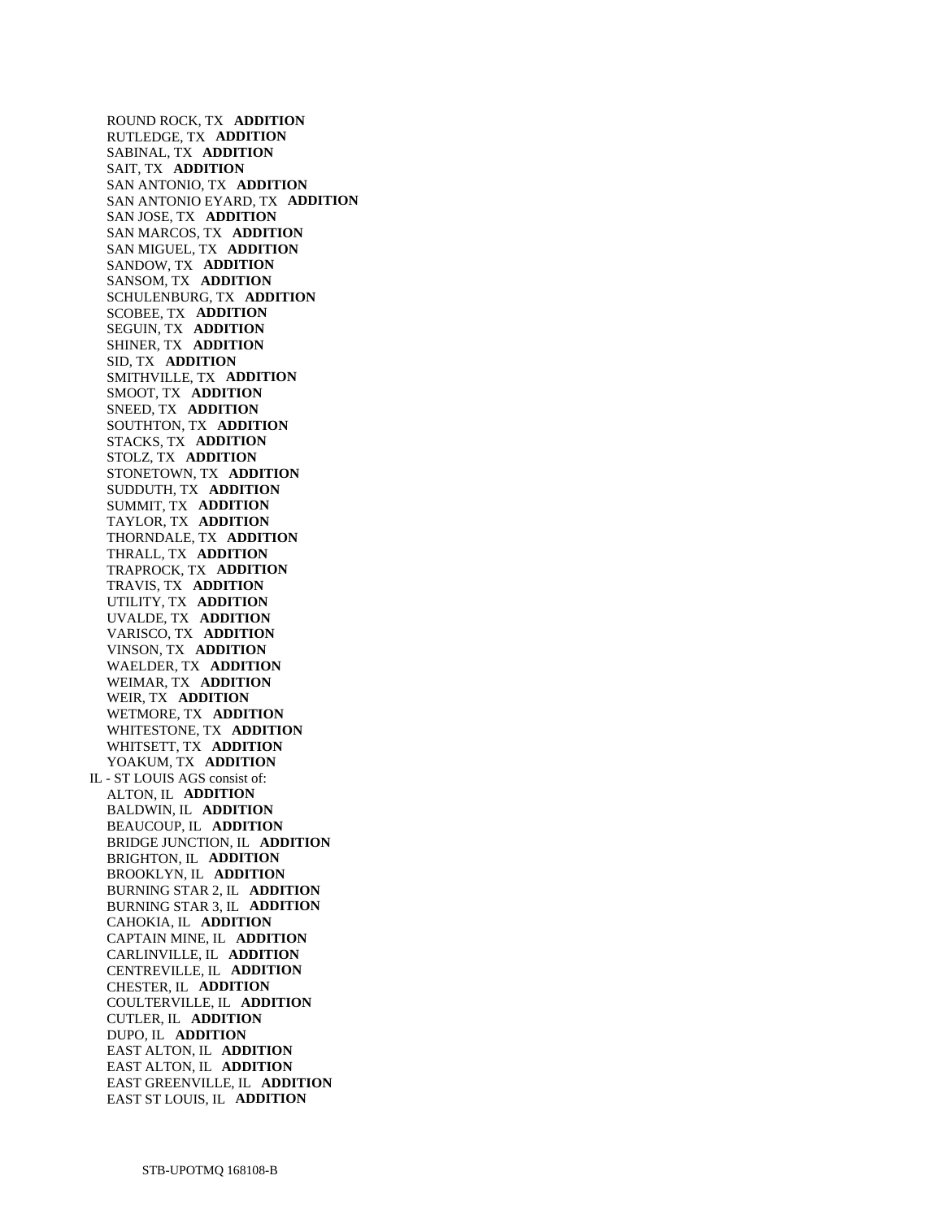ROUND ROCK, TX **ADDITION**
RUTLEDGE, TX **ADDITION**
SABINAL, TX **ADDITION**
SAIT, TX **ADDITION**
SAN ANTONIO, TX **ADDITION**
SAN ANTONIO EYARD, TX **ADDITION**
SAN JOSE, TX **ADDITION**
SAN MARCOS, TX **ADDITION**
SAN MIGUEL, TX **ADDITION**
SANDOW, TX **ADDITION**
SANSOM, TX **ADDITION**
SCHULENBURG, TX **ADDITION**
SCOBEE, TX **ADDITION**
SEGUIN, TX **ADDITION**
SHINER, TX **ADDITION**
SID, TX **ADDITION**
SMITHVILLE, TX **ADDITION**
SMOOT, TX **ADDITION**
SNEED, TX **ADDITION**
SOUTHTON, TX **ADDITION**
STACKS, TX **ADDITION**
STOLZ, TX **ADDITION**
STONETOWN, TX **ADDITION**
SUDDUTH, TX **ADDITION**
SUMMIT, TX **ADDITION**
TAYLOR, TX **ADDITION**
THORNDALE, TX **ADDITION**
THRALL, TX **ADDITION**
TRAPROCK, TX **ADDITION**
TRAVIS, TX **ADDITION**
UTILITY, TX **ADDITION**
UVALDE, TX **ADDITION**
VARISCO, TX **ADDITION**
VINSON, TX **ADDITION**
WAELDER, TX **ADDITION**
WEIMAR, TX **ADDITION**
WEIR, TX **ADDITION**
WETMORE, TX **ADDITION**
WHITESTONE, TX **ADDITION**
WHITSETT, TX **ADDITION**
YOAKUM, TX **ADDITION**

IL - ST LOUIS AGS consist of:

ALTON, IL **ADDITION**
BALDWIN, IL **ADDITION**
BEAUCOUP, IL **ADDITION**
BRIDGE JUNCTION, IL **ADDITION**
BRIGHTON, IL **ADDITION**
BROOKLYN, IL **ADDITION**
BURNING STAR 2, IL **ADDITION**
BURNING STAR 3, IL **ADDITION**
CAHOKIA, IL **ADDITION**
CAPTAIN MINE, IL **ADDITION**
CARLINVILLE, IL **ADDITION**
CENTREVILLE, IL **ADDITION**
CHESTER, IL **ADDITION**
COULTERVILLE, IL **ADDITION**
CUTLER, IL **ADDITION**
DUPO, IL **ADDITION**
EAST ALTON, IL **ADDITION**
EAST ALTON, IL **ADDITION**
EAST GREENVILLE, IL **ADDITION**
EAST ST LOUIS, IL **ADDITION**

STB-UPOTMQ 168108-B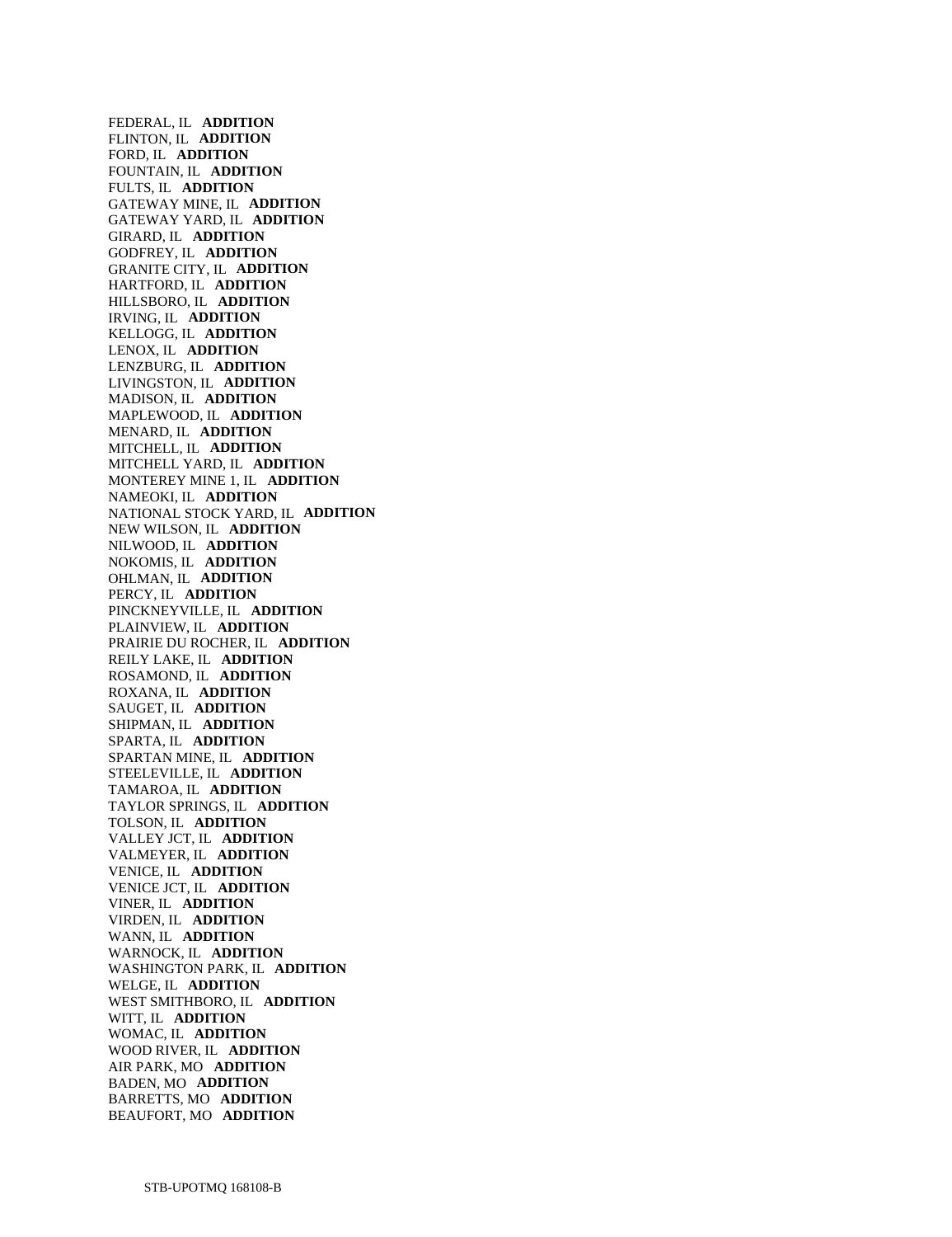FEDERAL, IL **ADDITION**
FLINTON, IL **ADDITION**
FORD, IL **ADDITION**
FOUNTAIN, IL **ADDITION**
FULTS, IL **ADDITION**
GATEWAY MINE, IL **ADDITION**
GATEWAY YARD, IL **ADDITION**
GIRARD, IL **ADDITION**
GODFREY, IL **ADDITION**
GRANITE CITY, IL **ADDITION**
HARTFORD, IL **ADDITION**
HILLSBORO, IL **ADDITION**
IRVING, IL **ADDITION**
KELLOGG, IL **ADDITION**
LENOX, IL **ADDITION**
LENZBURG, IL **ADDITION**
LIVINGSTON, IL **ADDITION**
MADISON, IL **ADDITION**
MAPLEWOOD, IL **ADDITION**
MENARD, IL **ADDITION**
MITCHELL, IL **ADDITION**
MITCHELL YARD, IL **ADDITION**
MONTEREY MINE 1, IL **ADDITION**
NAMEOKI, IL **ADDITION**
NATIONAL STOCK YARD, IL **ADDITION**
NEW WILSON, IL **ADDITION**
NILWOOD, IL **ADDITION**
NOKOMIS, IL **ADDITION**
OHLMAN, IL **ADDITION**
PERCY, IL **ADDITION**
PINCKNEYVILLE, IL **ADDITION**
PLAINVIEW, IL **ADDITION**
PRAIRIE DU ROCHER, IL **ADDITION**
REILY LAKE, IL **ADDITION**
ROSAMOND, IL **ADDITION**
ROXANA, IL **ADDITION**
SAUGET, IL **ADDITION**
SHIPMAN, IL **ADDITION**
SPARTA, IL **ADDITION**
SPARTAN MINE, IL **ADDITION**
STEELEVILLE, IL **ADDITION**
TAMAROA, IL **ADDITION**
TAYLOR SPRINGS, IL **ADDITION**
TOLSON, IL **ADDITION**
VALLEY JCT, IL **ADDITION**
VALMEYER, IL **ADDITION**
VENICE, IL **ADDITION**
VENICE JCT, IL **ADDITION**
VINER, IL **ADDITION**
VIRDEN, IL **ADDITION**
WANN, IL **ADDITION**
WARNOCK, IL **ADDITION**
WASHINGTON PARK, IL **ADDITION**
WELGE, IL **ADDITION**
WEST SMITHBORO, IL **ADDITION**
WITT, IL **ADDITION**
WOMAC, IL **ADDITION**
WOOD RIVER, IL **ADDITION**
AIR PARK, MO **ADDITION**
BADEN, MO **ADDITION**
BARRETTS, MO **ADDITION**
BEAUFORT, MO **ADDITION**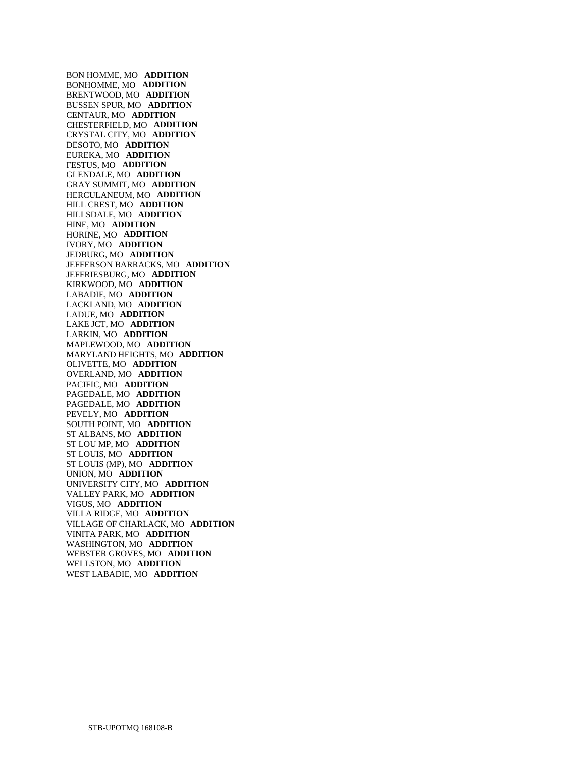BON HOMME, MO **ADDITION**
BONHOMME, MO **ADDITION**
BRENTWOOD, MO **ADDITION**
BUSSEN SPUR, MO **ADDITION**
CENTAUR, MO **ADDITION**
CHESTERFIELD, MO **ADDITION**
CRYSTAL CITY, MO **ADDITION**
DESOTO, MO **ADDITION**
EUREKA, MO **ADDITION**
FESTUS, MO **ADDITION**
GLENDALE, MO **ADDITION**
GRAY SUMMIT, MO **ADDITION**
HERCULANEUM, MO **ADDITION**
HILL CREST, MO **ADDITION**
HILLSDALE, MO **ADDITION**
HINE, MO **ADDITION**
HORINE, MO **ADDITION**
IVORY, MO **ADDITION**
JEDBURG, MO **ADDITION**
JEFFERSON BARRACKS, MO **ADDITION**
JEFFRIESBURG, MO **ADDITION**
KIRKWOOD, MO **ADDITION**
LABADIE, MO **ADDITION**
LACKLAND, MO **ADDITION**
LADUE, MO **ADDITION**
LAKE JCT, MO **ADDITION**
LARKIN, MO **ADDITION**
MAPLEWOOD, MO **ADDITION**
MARYLAND HEIGHTS, MO **ADDITION**
OLIVETTE, MO **ADDITION**
OVERLAND, MO **ADDITION**
PACIFIC, MO **ADDITION**
PAGEDALE, MO **ADDITION**
PAGEDALE, MO **ADDITION**
PEVELY, MO **ADDITION**
SOUTH POINT, MO **ADDITION**
ST ALBANS, MO **ADDITION**
ST LOU MP, MO **ADDITION**
ST LOUIS, MO **ADDITION**
ST LOUIS (MP), MO **ADDITION**
UNION, MO **ADDITION**
UNIVERSITY CITY, MO **ADDITION**
VALLEY PARK, MO **ADDITION**
VIGUS, MO **ADDITION**
VILLA RIDGE, MO **ADDITION**
VILLAGE OF CHARLACK, MO **ADDITION**
VINITA PARK, MO **ADDITION**
WASHINGTON, MO **ADDITION**
WEBSTER GROVES, MO **ADDITION**
WELLSTON, MO **ADDITION**
WEST LABADIE, MO **ADDITION**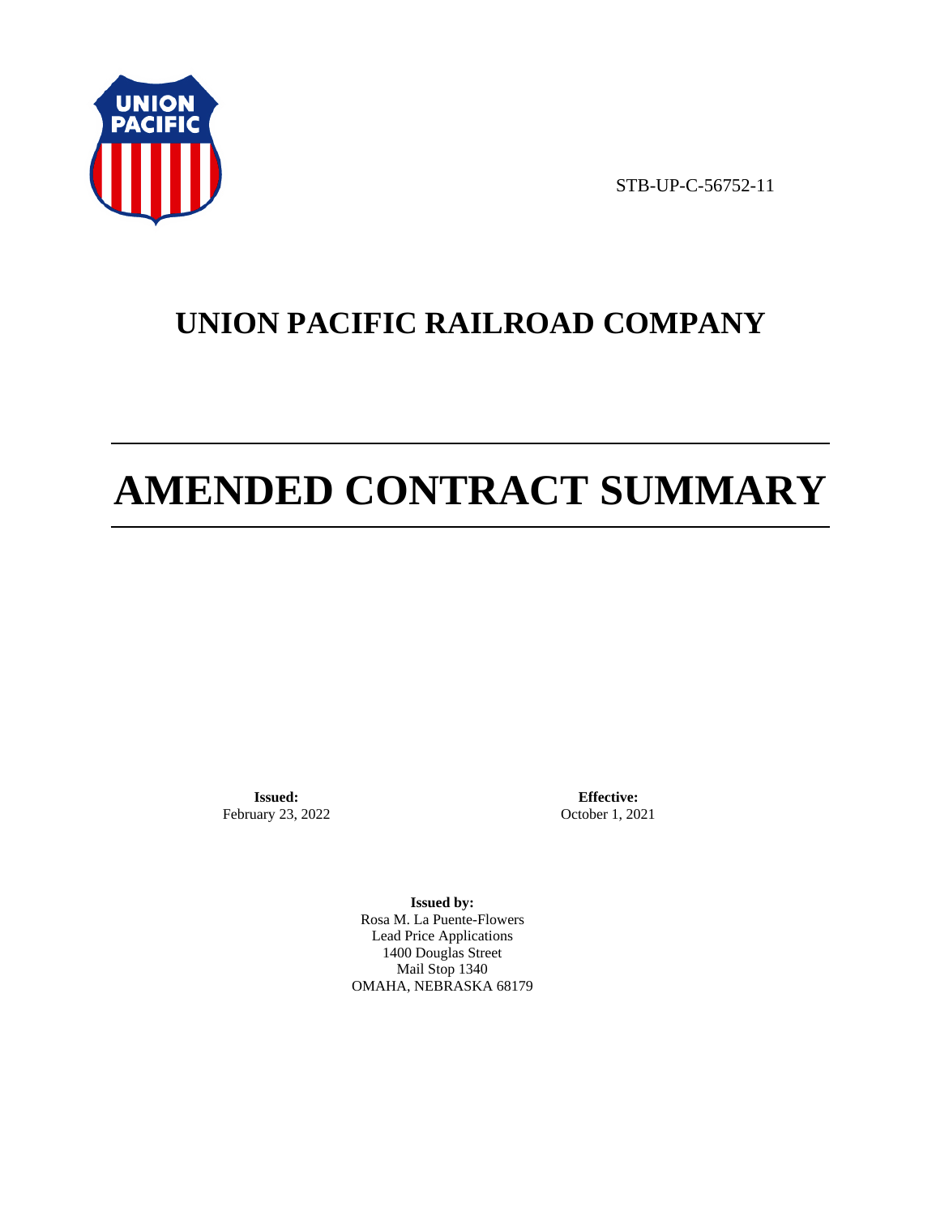STB-UP-C-56752-11

# UNION PACIFIC RAILROAD COMPANY

# AMENDED CONTRACT SUMMARY

**Issued:**
February 23, 2022

**Effective:**
October 1, 2021

**Issued by:**
Rosa M. La Puente-Flowers
Lead Price Applications
1400 Douglas Street
Mail Stop 1340
OMAHA, NEBRASKA 68179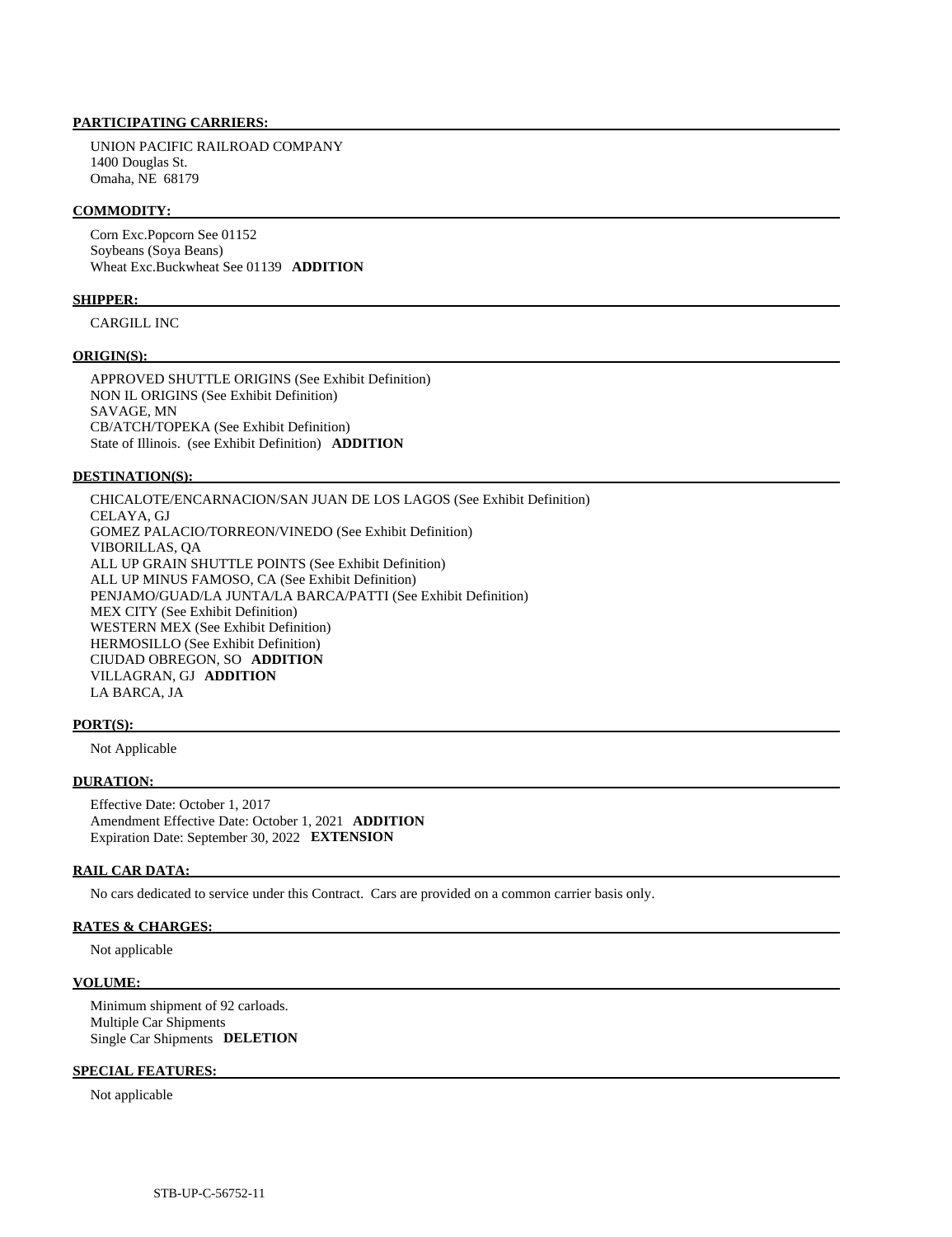**PARTICIPATING CARRIERS:**

UNION PACIFIC RAILROAD COMPANY
1400 Douglas St.
Omaha, NE 68179

**COMMODITY:**

Corn Exc.Popcorn See 01152
Soybeans (Soya Beans)
Wheat Exc.Buckwheat See 01139 **ADDITION**

**SHIPPER:**

CARGILL INC

**ORIGIN(S):**

APPROVED SHUTTLE ORIGINS (See Exhibit Definition)
NON IL ORIGINS (See Exhibit Definition)
SAVAGE, MN
CB/ATCH/TOPEKA (See Exhibit Definition)
State of Illinois. (see Exhibit Definition) **ADDITION**

**DESTINATION(S):**

CHICALOTE/ENCARNACION/SAN JUAN DE LOS LAGOS (See Exhibit Definition)
CELAYA, GJ
GOMEZ PALACIO/TORREON/VINEDO (See Exhibit Definition)
VIBORILLAS, QA
ALL UP GRAIN SHUTTLE POINTS (See Exhibit Definition)
ALL UP MINUS FAMOSO, CA (See Exhibit Definition)
PENJAMO/GUAD/LA JUNTA/LA BARCA/PATTI (See Exhibit Definition)
MEX CITY (See Exhibit Definition)
WESTERN MEX (See Exhibit Definition)
HERMOSILLO (See Exhibit Definition)
CIUDAD OBREGON, SO **ADDITION**
VILLAGRAN, GJ **ADDITION**
LA BARCA, JA

**PORT(S):**

Not Applicable

**DURATION:**

Effective Date: October 1, 2017
Amendment Effective Date: October 1, 2021 **ADDITION**
Expiration Date: September 30, 2022 **EXTENSION**

**RAIL CAR DATA:**

No cars dedicated to service under this Contract. Cars are provided on a common carrier basis only.

**RATES & CHARGES:**

Not applicable

**VOLUME:**

Minimum shipment of 92 carloads.
Multiple Car Shipments
Single Car Shipments **DELETION**

**SPECIAL FEATURES:**

Not applicable

STB-UP-C-56752-11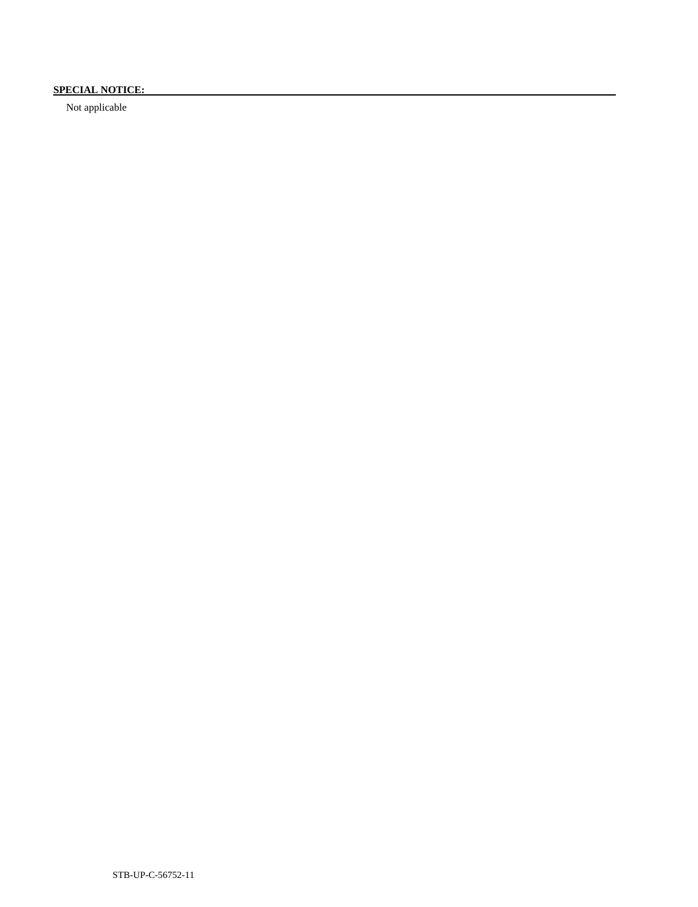**SPECIAL NOTICE:**

Not applicable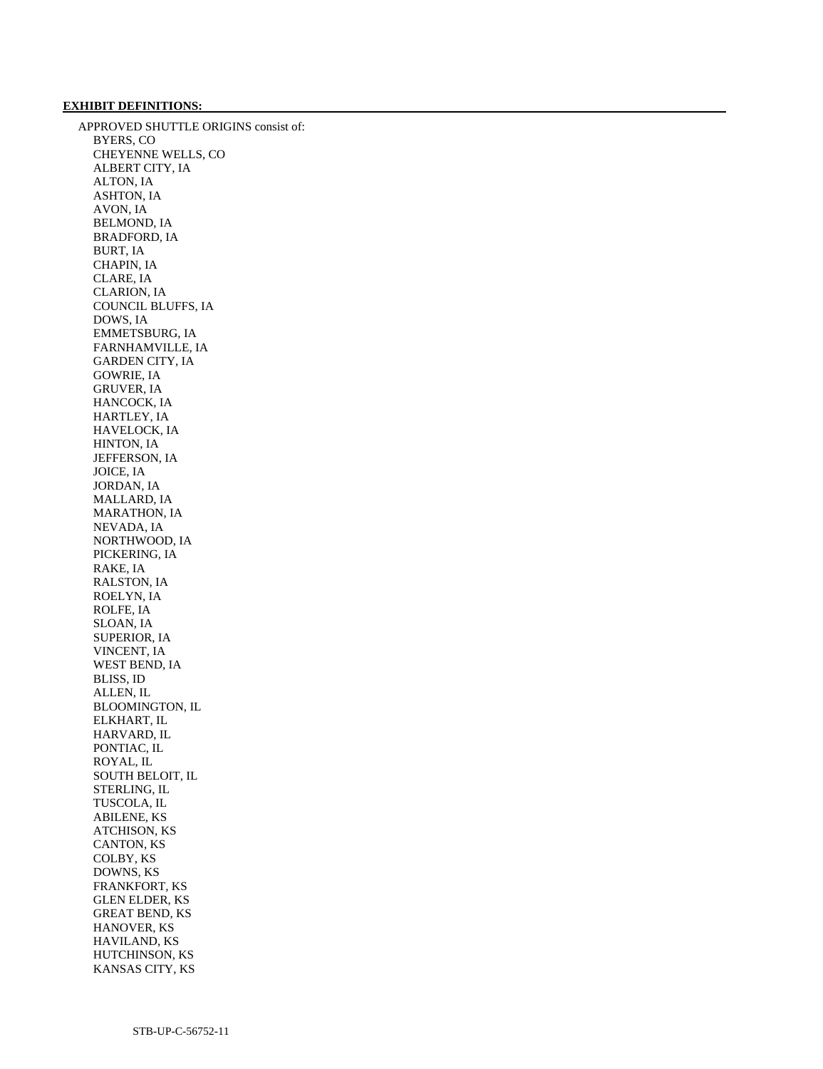**EXHIBIT DEFINITIONS:**

APPROVED SHUTTLE ORIGINS consist of:

- BYERS, CO
- CHEYENNE WELLS, CO
- ALBERT CITY, IA
- ALTON, IA
- ASHTON, IA
- AVON, IA
- BELMOND, IA
- BRADFORD, IA
- BURT, IA
- CHAPIN, IA
- CLARE, IA
- CLARION, IA
- COUNCIL BLUFFS, IA
- DOWS, IA
- EMMETSBURG, IA
- FARNHAMVILLE, IA
- GARDEN CITY, IA
- GOWRIE, IA
- GRUVER, IA
- HANCOCK, IA
- HARTLEY, IA
- HAVELOCK, IA
- HINTON, IA
- JEFFERSON, IA
- JOICE, IA
- JORDAN, IA
- MALLARD, IA
- MARATHON, IA
- NEVADA, IA
- NORTHWOOD, IA
- PICKERING, IA
- RAKE, IA
- RALSTON, IA
- ROELYN, IA
- ROLFE, IA
- SLOAN, IA
- SUPERIOR, IA
- VINCENT, IA
- WEST BEND, IA
- BLISS, ID
- ALLEN, IL
- BLOOMINGTON, IL
- ELKHART, IL
- HARVARD, IL
- PONTIAC, IL
- ROYAL, IL
- SOUTH BELOIT, IL
- STERLING, IL
- TUSCOLA, IL
- ABILENE, KS
- ATCHISON, KS
- CANTON, KS
- COLBY, KS
- DOWNS, KS
- FRANKFORT, KS
- GLEN ELDER, KS
- GREAT BEND, KS
- HANOVER, KS
- HAVILAND, KS
- HUTCHINSON, KS
- KANSAS CITY, KS

STB-UP-C-56752-11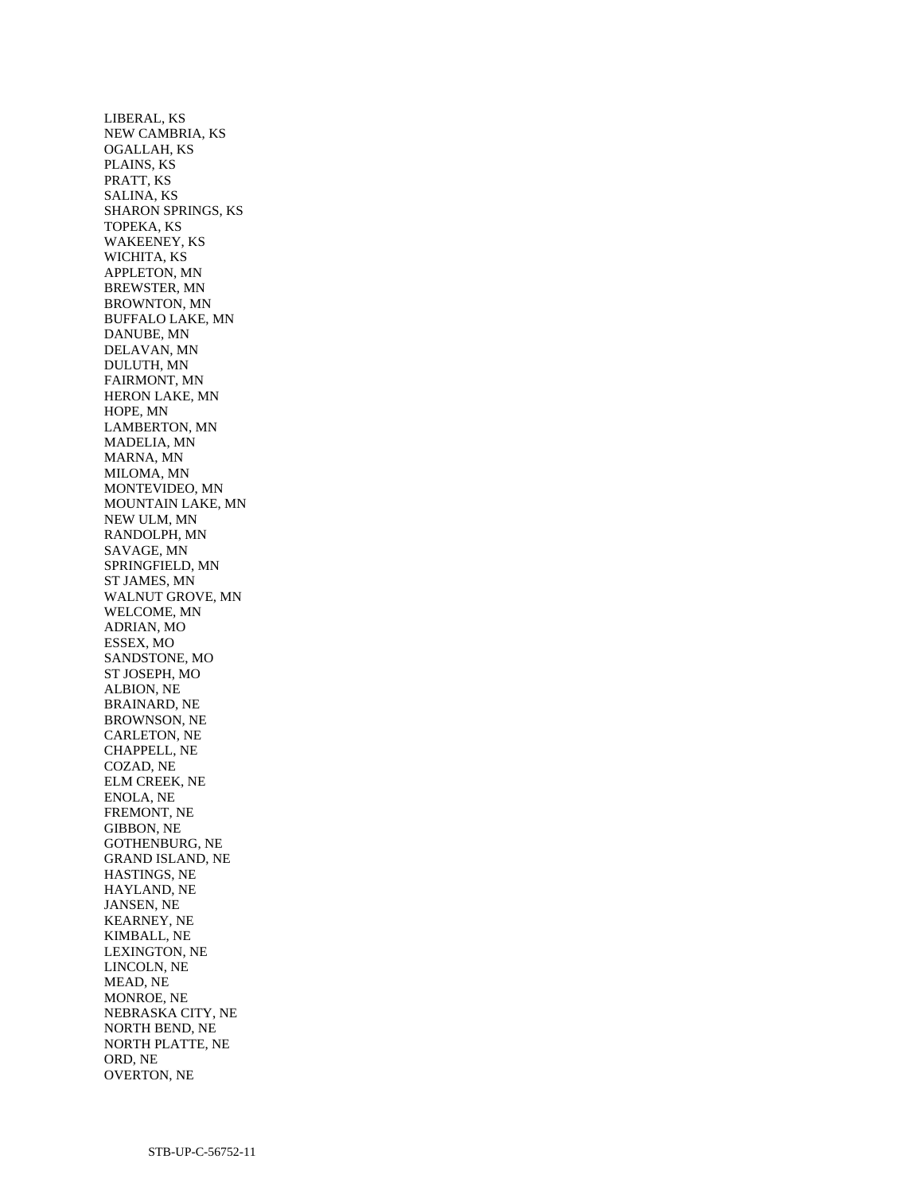LIBERAL, KS
NEW CAMBRIA, KS
OGALLAH, KS
PLAINS, KS
PRATT, KS
SALINA, KS
SHARON SPRINGS, KS
TOPEKA, KS
WAKEENEY, KS
WICHITA, KS
APPLETON, MN
BREWSTER, MN
BROWNTON, MN
BUFFALO LAKE, MN
DANUBE, MN
DELAVAN, MN
DULUTH, MN
FAIRMONT, MN
HERON LAKE, MN
HOPE, MN
LAMBERTON, MN
MADELIA, MN
MARNA, MN
MILOMA, MN
MONTEVIDEO, MN
MOUNTAIN LAKE, MN
NEW ULM, MN
RANDOLPH, MN
SAVAGE, MN
SPRINGFIELD, MN
ST JAMES, MN
WALNUT GROVE, MN
WELCOME, MN
ADRIAN, MO
ESSEX, MO
SANDSTONE, MO
ST JOSEPH, MO
ALBION, NE
BRAINARD, NE
BROWNSON, NE
CARLETON, NE
CHAPPELL, NE
COZAD, NE
ELM CREEK, NE
ENOLA, NE
FREMONT, NE
GIBBON, NE
GOTHENBURG, NE
GRAND ISLAND, NE
HASTINGS, NE
HAYLAND, NE
JANSEN, NE
KEARNEY, NE
KIMBALL, NE
LEXINGTON, NE
LINCOLN, NE
MEAD, NE
MONROE, NE
NEBRASKA CITY, NE
NORTH BEND, NE
NORTH PLATTE, NE
ORD, NE
OVERTON, NE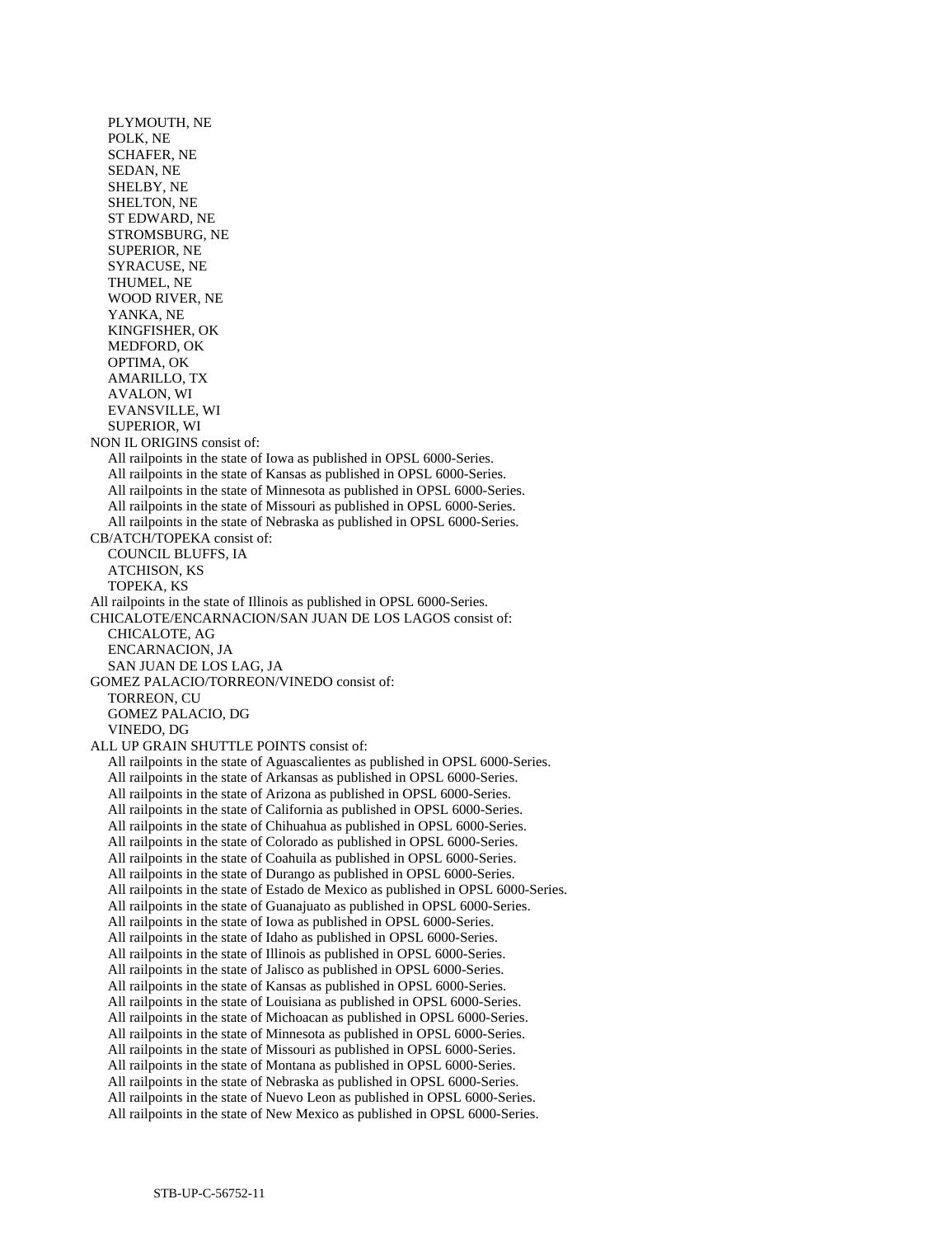PLYMOUTH, NE
POLK, NE
SCHAFER, NE
SEDAN, NE
SHELBY, NE
SHELTON, NE
ST EDWARD, NE
STROMSBURG, NE
SUPERIOR, NE
SYRACUSE, NE
THUMEL, NE
WOOD RIVER, NE
YANKA, NE
KINGFISHER, OK
MEDFORD, OK
OPTIMA, OK
AMARILLO, TX
AVALON, WI
EVANSVILLE, WI
SUPERIOR, WI

NON IL ORIGINS consist of:
All railpoints in the state of Iowa as published in OPSL 6000-Series.
All railpoints in the state of Kansas as published in OPSL 6000-Series.
All railpoints in the state of Minnesota as published in OPSL 6000-Series.
All railpoints in the state of Missouri as published in OPSL 6000-Series.
All railpoints in the state of Nebraska as published in OPSL 6000-Series.

CB/ATCH/TOPEKA consist of:
COUNCIL BLUFFS, IA
ATCHISON, KS
TOPEKA, KS

All railpoints in the state of Illinois as published in OPSL 6000-Series.

CHICALOTE/ENCARNACION/SAN JUAN DE LOS LAGOS consist of:
CHICALOTE, AG
ENCARNACION, JA
SAN JUAN DE LOS LAG, JA

GOMEZ PALACIO/TORREON/VINEDO consist of:
TORREON, CU
GOMEZ PALACIO, DG
VINEDO, DG

ALL UP GRAIN SHUTTLE POINTS consist of:
All railpoints in the state of Aguascalientes as published in OPSL 6000-Series.
All railpoints in the state of Arkansas as published in OPSL 6000-Series.
All railpoints in the state of Arizona as published in OPSL 6000-Series.
All railpoints in the state of California as published in OPSL 6000-Series.
All railpoints in the state of Chihuahua as published in OPSL 6000-Series.
All railpoints in the state of Colorado as published in OPSL 6000-Series.
All railpoints in the state of Coahuila as published in OPSL 6000-Series.
All railpoints in the state of Durango as published in OPSL 6000-Series.
All railpoints in the state of Estado de Mexico as published in OPSL 6000-Series.
All railpoints in the state of Guanajuato as published in OPSL 6000-Series.
All railpoints in the state of Iowa as published in OPSL 6000-Series.
All railpoints in the state of Idaho as published in OPSL 6000-Series.
All railpoints in the state of Illinois as published in OPSL 6000-Series.
All railpoints in the state of Jalisco as published in OPSL 6000-Series.
All railpoints in the state of Kansas as published in OPSL 6000-Series.
All railpoints in the state of Louisiana as published in OPSL 6000-Series.
All railpoints in the state of Michoacan as published in OPSL 6000-Series.
All railpoints in the state of Minnesota as published in OPSL 6000-Series.
All railpoints in the state of Missouri as published in OPSL 6000-Series.
All railpoints in the state of Montana as published in OPSL 6000-Series.
All railpoints in the state of Nebraska as published in OPSL 6000-Series.
All railpoints in the state of Nuevo Leon as published in OPSL 6000-Series.
All railpoints in the state of New Mexico as published in OPSL 6000-Series.

STB-UP-C-56752-11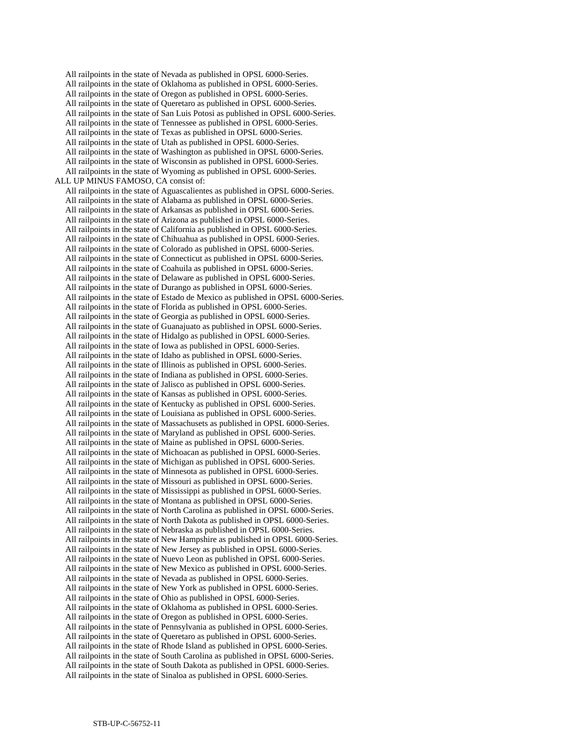All railpoints in the state of Nevada as published in OPSL 6000-Series.
All railpoints in the state of Oklahoma as published in OPSL 6000-Series.
All railpoints in the state of Oregon as published in OPSL 6000-Series.
All railpoints in the state of Queretaro as published in OPSL 6000-Series.
All railpoints in the state of San Luis Potosi as published in OPSL 6000-Series.
All railpoints in the state of Tennessee as published in OPSL 6000-Series.
All railpoints in the state of Texas as published in OPSL 6000-Series.
All railpoints in the state of Utah as published in OPSL 6000-Series.
All railpoints in the state of Washington as published in OPSL 6000-Series.
All railpoints in the state of Wisconsin as published in OPSL 6000-Series.
All railpoints in the state of Wyoming as published in OPSL 6000-Series.

ALL UP MINUS FAMOSO, CA consist of:

All railpoints in the state of Aguascalientes as published in OPSL 6000-Series.
All railpoints in the state of Alabama as published in OPSL 6000-Series.
All railpoints in the state of Arkansas as published in OPSL 6000-Series.
All railpoints in the state of Arizona as published in OPSL 6000-Series.
All railpoints in the state of California as published in OPSL 6000-Series.
All railpoints in the state of Chihuahua as published in OPSL 6000-Series.
All railpoints in the state of Colorado as published in OPSL 6000-Series.
All railpoints in the state of Connecticut as published in OPSL 6000-Series.
All railpoints in the state of Coahuila as published in OPSL 6000-Series.
All railpoints in the state of Delaware as published in OPSL 6000-Series.
All railpoints in the state of Durango as published in OPSL 6000-Series.
All railpoints in the state of Estado de Mexico as published in OPSL 6000-Series.
All railpoints in the state of Florida as published in OPSL 6000-Series.
All railpoints in the state of Georgia as published in OPSL 6000-Series.
All railpoints in the state of Guanajuato as published in OPSL 6000-Series.
All railpoints in the state of Hidalgo as published in OPSL 6000-Series.
All railpoints in the state of Iowa as published in OPSL 6000-Series.
All railpoints in the state of Idaho as published in OPSL 6000-Series.
All railpoints in the state of Illinois as published in OPSL 6000-Series.
All railpoints in the state of Indiana as published in OPSL 6000-Series.
All railpoints in the state of Jalisco as published in OPSL 6000-Series.
All railpoints in the state of Kansas as published in OPSL 6000-Series.
All railpoints in the state of Kentucky as published in OPSL 6000-Series.
All railpoints in the state of Louisiana as published in OPSL 6000-Series.
All railpoints in the state of Massachusets as published in OPSL 6000-Series.
All railpoints in the state of Maryland as published in OPSL 6000-Series.
All railpoints in the state of Maine as published in OPSL 6000-Series.
All railpoints in the state of Michoacan as published in OPSL 6000-Series.
All railpoints in the state of Michigan as published in OPSL 6000-Series.
All railpoints in the state of Minnesota as published in OPSL 6000-Series.
All railpoints in the state of Missouri as published in OPSL 6000-Series.
All railpoints in the state of Mississippi as published in OPSL 6000-Series.
All railpoints in the state of Montana as published in OPSL 6000-Series.
All railpoints in the state of North Carolina as published in OPSL 6000-Series.
All railpoints in the state of North Dakota as published in OPSL 6000-Series.
All railpoints in the state of Nebraska as published in OPSL 6000-Series.
All railpoints in the state of New Hampshire as published in OPSL 6000-Series.
All railpoints in the state of New Jersey as published in OPSL 6000-Series.
All railpoints in the state of Nuevo Leon as published in OPSL 6000-Series.
All railpoints in the state of New Mexico as published in OPSL 6000-Series.
All railpoints in the state of Nevada as published in OPSL 6000-Series.
All railpoints in the state of New York as published in OPSL 6000-Series.
All railpoints in the state of Ohio as published in OPSL 6000-Series.
All railpoints in the state of Oklahoma as published in OPSL 6000-Series.
All railpoints in the state of Oregon as published in OPSL 6000-Series.
All railpoints in the state of Pennsylvania as published in OPSL 6000-Series.
All railpoints in the state of Queretaro as published in OPSL 6000-Series.
All railpoints in the state of Rhode Island as published in OPSL 6000-Series.
All railpoints in the state of South Carolina as published in OPSL 6000-Series.
All railpoints in the state of South Dakota as published in OPSL 6000-Series.
All railpoints in the state of Sinaloa as published in OPSL 6000-Series.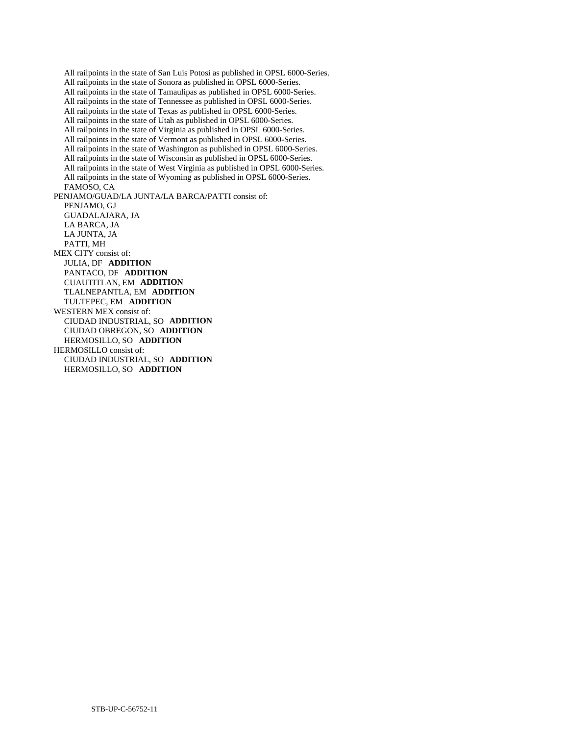All railpoints in the state of San Luis Potosi as published in OPSL 6000-Series.
All railpoints in the state of Sonora as published in OPSL 6000-Series.
All railpoints in the state of Tamaulipas as published in OPSL 6000-Series.
All railpoints in the state of Tennessee as published in OPSL 6000-Series.
All railpoints in the state of Texas as published in OPSL 6000-Series.
All railpoints in the state of Utah as published in OPSL 6000-Series.
All railpoints in the state of Virginia as published in OPSL 6000-Series.
All railpoints in the state of Vermont as published in OPSL 6000-Series.
All railpoints in the state of Washington as published in OPSL 6000-Series.
All railpoints in the state of Wisconsin as published in OPSL 6000-Series.
All railpoints in the state of West Virginia as published in OPSL 6000-Series.
All railpoints in the state of Wyoming as published in OPSL 6000-Series.
FAMOSO, CA

PENJAMO/GUAD/LA JUNTA/LA BARCA/PATTI consist of:
PENJAMO, GJ
GUADALAJARA, JA
LA BARCA, JA
LA JUNTA, JA
PATTI, MH

MEX CITY consist of:
JULIA, DF **ADDITION**
PANTACO, DF **ADDITION**
CUAUTITLAN, EM **ADDITION**
TLALNEPANTLA, EM **ADDITION**
TULTEPEC, EM **ADDITION**

WESTERN MEX consist of:
CIUDAD INDUSTRIAL, SO **ADDITION**
CIUDAD OBREGON, SO **ADDITION**
HERMOSILLO, SO **ADDITION**

HERMOSILLO consist of:
CIUDAD INDUSTRIAL, SO **ADDITION**
HERMOSILLO, SO **ADDITION**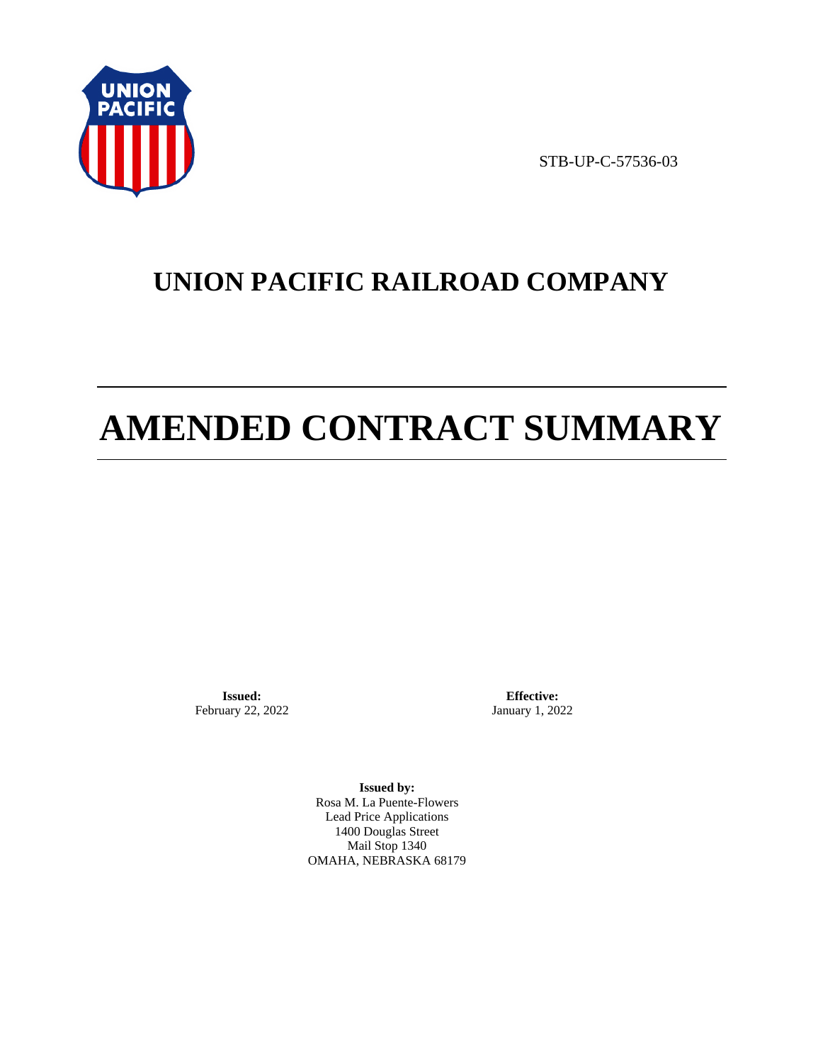STB-UP-C-57536-03

# UNION PACIFIC RAILROAD COMPANY

# AMENDED CONTRACT SUMMARY

**Issued:**
February 22, 2022

**Effective:**
January 1, 2022

**Issued by:**
Rosa M. La Puente-Flowers
Lead Price Applications
1400 Douglas Street
Mail Stop 1340
OMAHA, NEBRASKA 68179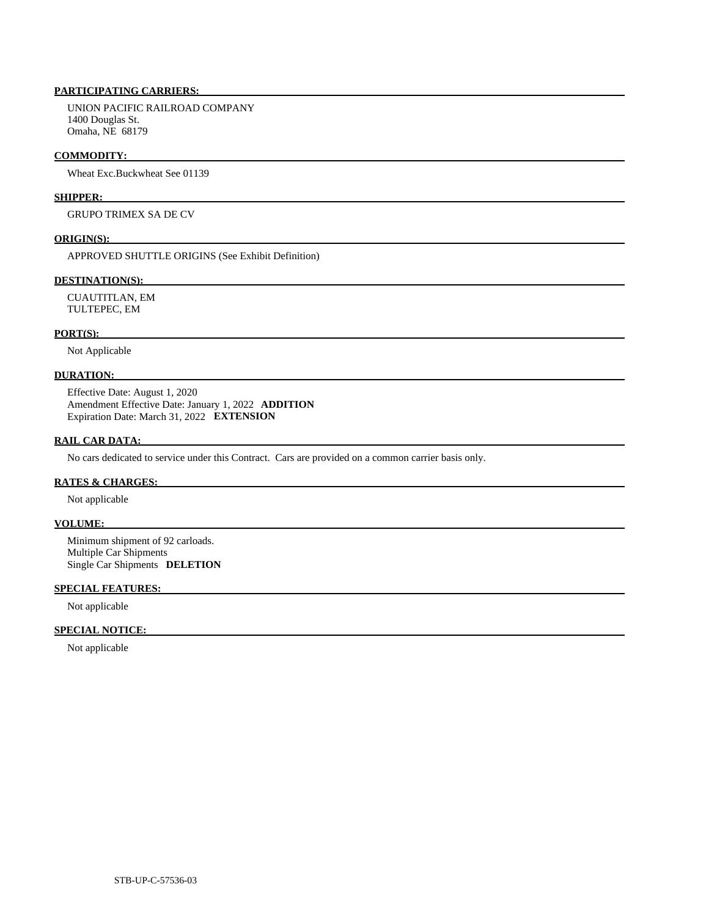**PARTICIPATING CARRIERS:**

UNION PACIFIC RAILROAD COMPANY
1400 Douglas St.
Omaha, NE 68179

**COMMODITY:**

Wheat Exc.Buckwheat See 01139

**SHIPPER:**

GRUPO TRIMEX SA DE CV

**ORIGIN(S):**

APPROVED SHUTTLE ORIGINS (See Exhibit Definition)

**DESTINATION(S):**

CUAUTITLAN, EM
TULTEPEC, EM

**PORT(S):**

Not Applicable

**DURATION:**

Effective Date: August 1, 2020
Amendment Effective Date: January 1, 2022 **ADDITION**
Expiration Date: March 31, 2022 **EXTENSION**

**RAIL CAR DATA:**

No cars dedicated to service under this Contract. Cars are provided on a common carrier basis only.

**RATES & CHARGES:**

Not applicable

**VOLUME:**

Minimum shipment of 92 carloads.
Multiple Car Shipments
Single Car Shipments **DELETION**

**SPECIAL FEATURES:**

Not applicable

**SPECIAL NOTICE:**

Not applicable

STB-UP-C-57536-03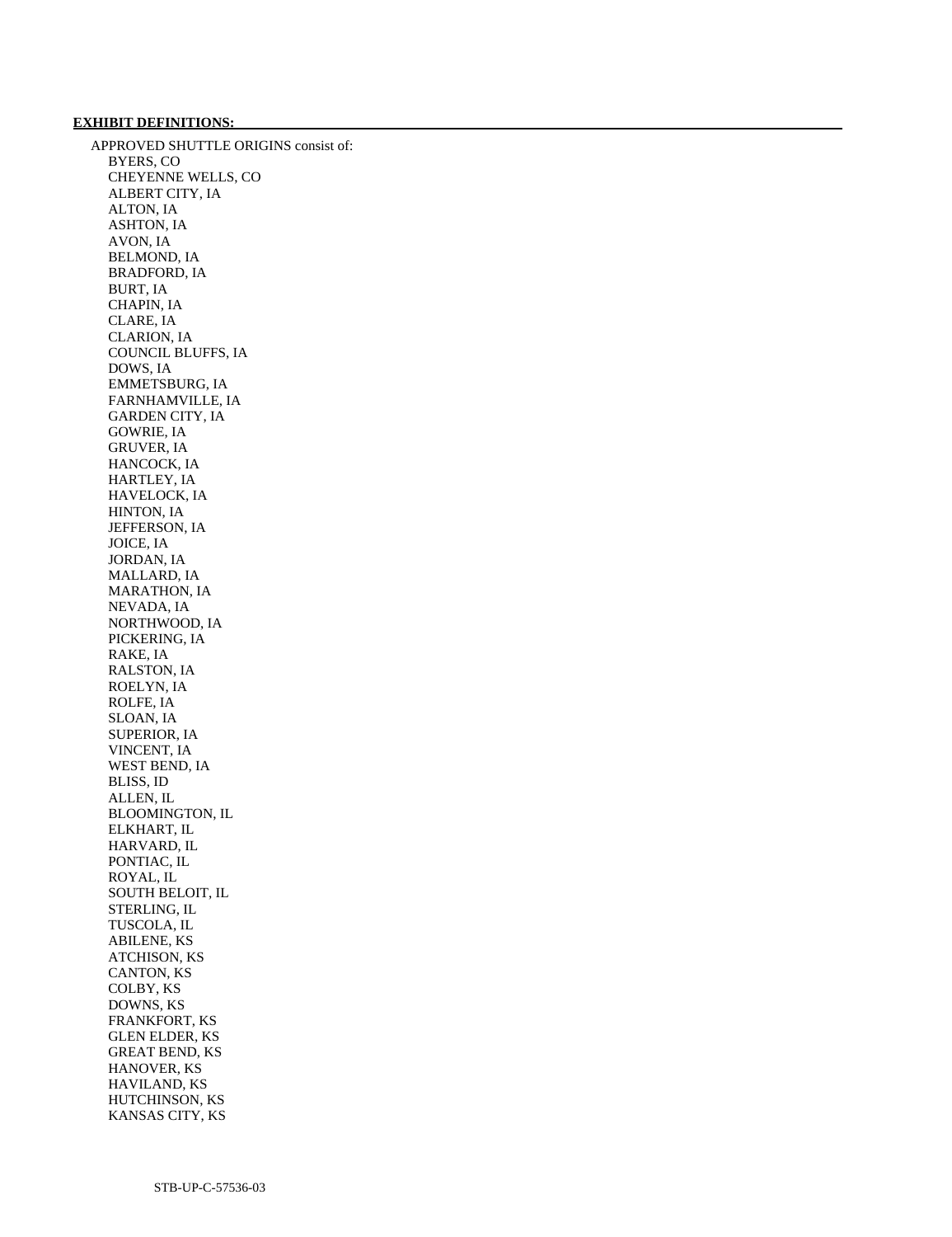**EXHIBIT DEFINITIONS:**

APPROVED SHUTTLE ORIGINS consist of:

- BYERS, CO
- CHEYENNE WELLS, CO
- ALBERT CITY, IA
- ALTON, IA
- ASHTON, IA
- AVON, IA
- BELMOND, IA
- BRADFORD, IA
- BURT, IA
- CHAPIN, IA
- CLARE, IA
- CLARION, IA
- COUNCIL BLUFFS, IA
- DOWS, IA
- EMMETSBURG, IA
- FARNHAMVILLE, IA
- GARDEN CITY, IA
- GOWRIE, IA
- GRUVER, IA
- HANCOCK, IA
- HARTLEY, IA
- HAVELOCK, IA
- HINTON, IA
- JEFFERSON, IA
- JOICE, IA
- JORDAN, IA
- MALLARD, IA
- MARATHON, IA
- NEVADA, IA
- NORTHWOOD, IA
- PICKERING, IA
- RAKE, IA
- RALSTON, IA
- ROELYN, IA
- ROLFE, IA
- SLOAN, IA
- SUPERIOR, IA
- VINCENT, IA
- WEST BEND, IA
- BLISS, ID
- ALLEN, IL
- BLOOMINGTON, IL
- ELKHART, IL
- HARVARD, IL
- PONTIAC, IL
- ROYAL, IL
- SOUTH BELOIT, IL
- STERLING, IL
- TUSCOLA, IL
- ABILENE, KS
- ATCHISON, KS
- CANTON, KS
- COLBY, KS
- DOWNS, KS
- FRANKFORT, KS
- GLEN ELDER, KS
- GREAT BEND, KS
- HANOVER, KS
- HAVILAND, KS
- HUTCHINSON, KS
- KANSAS CITY, KS

STB-UP-C-57536-03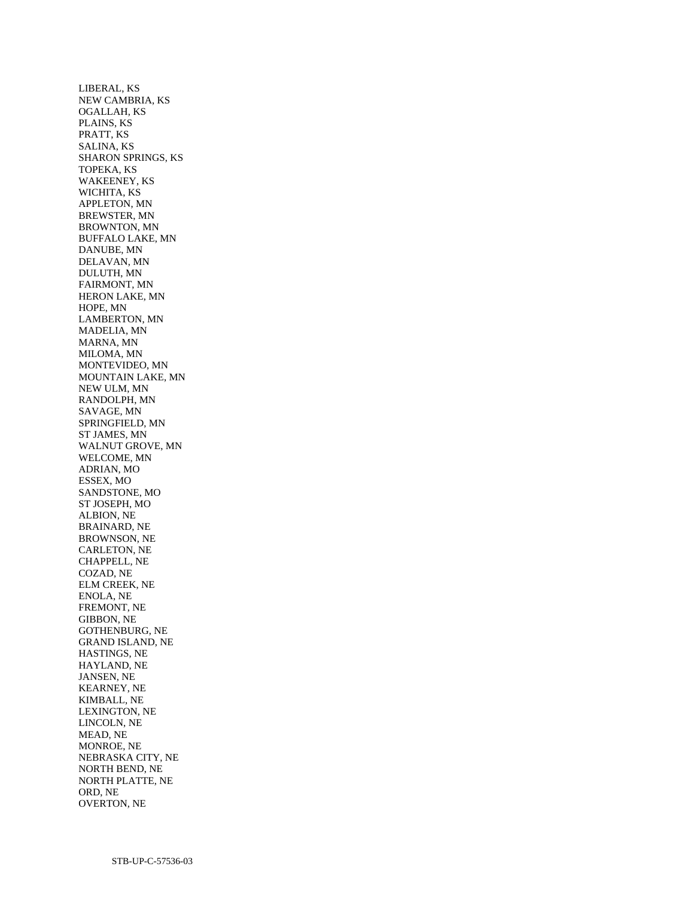LIBERAL, KS
NEW CAMBRIA, KS
OGALLAH, KS
PLAINS, KS
PRATT, KS
SALINA, KS
SHARON SPRINGS, KS
TOPEKA, KS
WAKEENEY, KS
WICHITA, KS
APPLETON, MN
BREWSTER, MN
BROWNTON, MN
BUFFALO LAKE, MN
DANUBE, MN
DELAVAN, MN
DULUTH, MN
FAIRMONT, MN
HERON LAKE, MN
HOPE, MN
LAMBERTON, MN
MADELIA, MN
MARNA, MN
MILOMA, MN
MONTEVIDEO, MN
MOUNTAIN LAKE, MN
NEW ULM, MN
RANDOLPH, MN
SAVAGE, MN
SPRINGFIELD, MN
ST JAMES, MN
WALNUT GROVE, MN
WELCOME, MN
ADRIAN, MO
ESSEX, MO
SANDSTONE, MO
ST JOSEPH, MO
ALBION, NE
BRAINARD, NE
BROWNSON, NE
CARLETON, NE
CHAPPELL, NE
COZAD, NE
ELM CREEK, NE
ENOLA, NE
FREMONT, NE
GIBBON, NE
GOTHENBURG, NE
GRAND ISLAND, NE
HASTINGS, NE
HAYLAND, NE
JANSEN, NE
KEARNEY, NE
KIMBALL, NE
LEXINGTON, NE
LINCOLN, NE
MEAD, NE
MONROE, NE
NEBRASKA CITY, NE
NORTH BEND, NE
NORTH PLATTE, NE
ORD, NE
OVERTON, NE

STB-UP-C-57536-03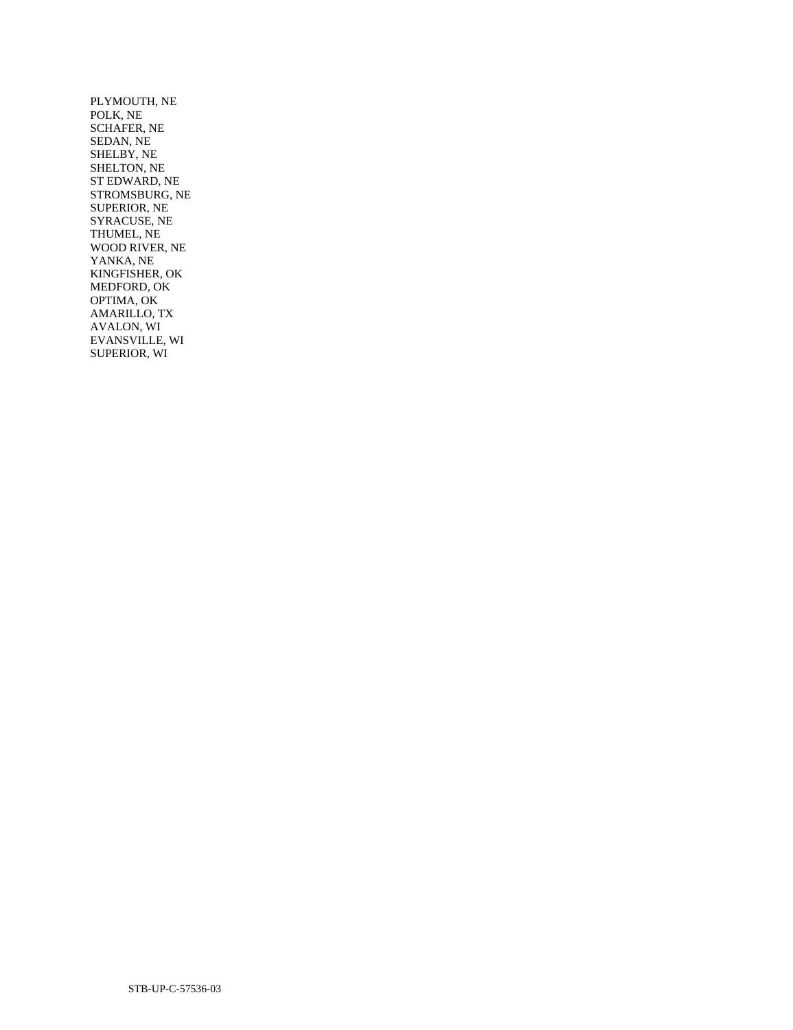PLYMOUTH, NE
POLK, NE
SCHAFER, NE
SEDAN, NE
SHELBY, NE
SHELTON, NE
ST EDWARD, NE
STROMSBURG, NE
SUPERIOR, NE
SYRACUSE, NE
THUMEL, NE
WOOD RIVER, NE
YANKA, NE
KINGFISHER, OK
MEDFORD, OK
OPTIMA, OK
AMARILLO, TX
AVALON, WI
EVANSVILLE, WI
SUPERIOR, WI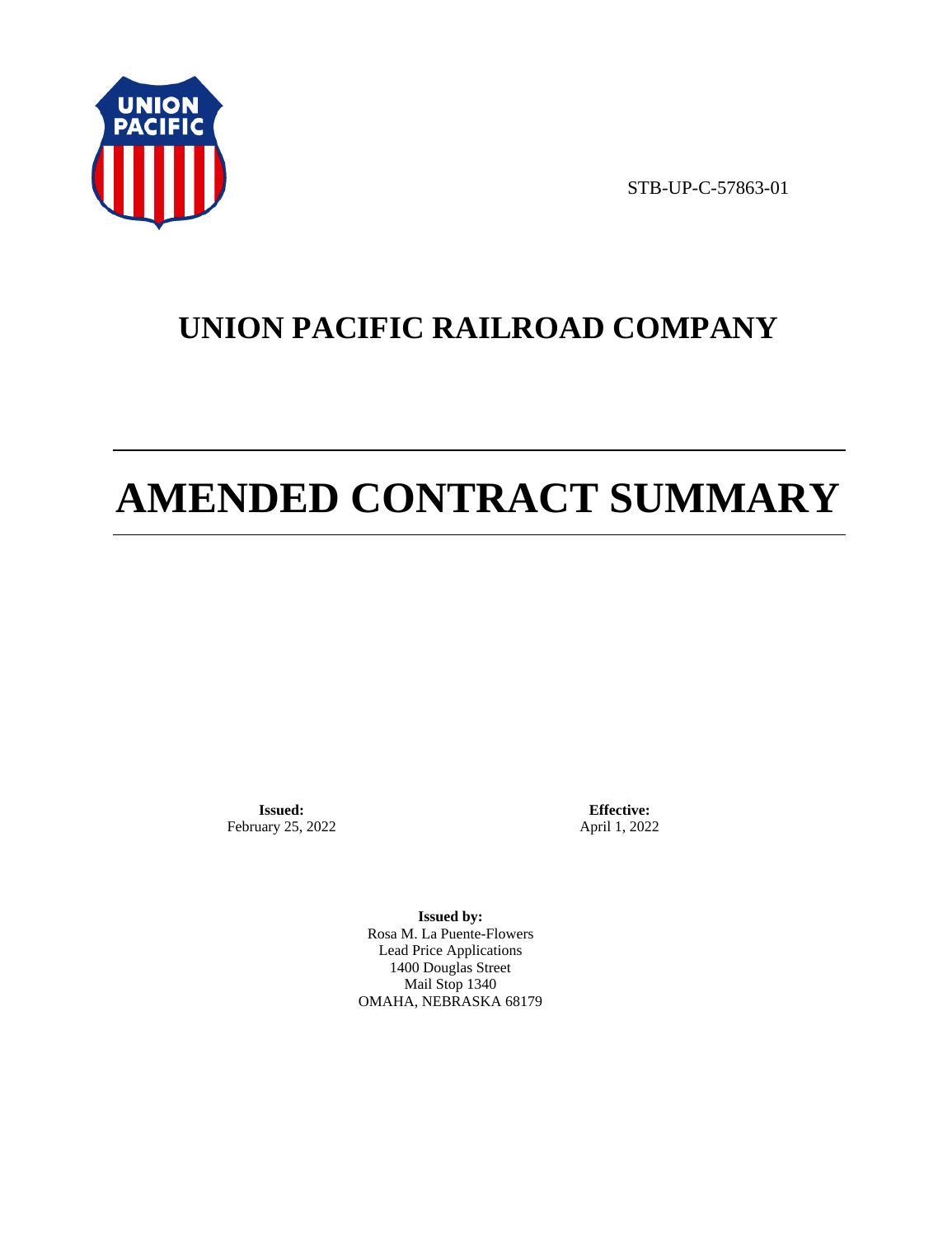STB-UP-C-57863-01

# UNION PACIFIC RAILROAD COMPANY

# AMENDED CONTRACT SUMMARY

**Issued:**
February 25, 2022

**Effective:**
April 1, 2022

**Issued by:**
Rosa M. La Puente-Flowers
Lead Price Applications
1400 Douglas Street
Mail Stop 1340
OMAHA, NEBRASKA 68179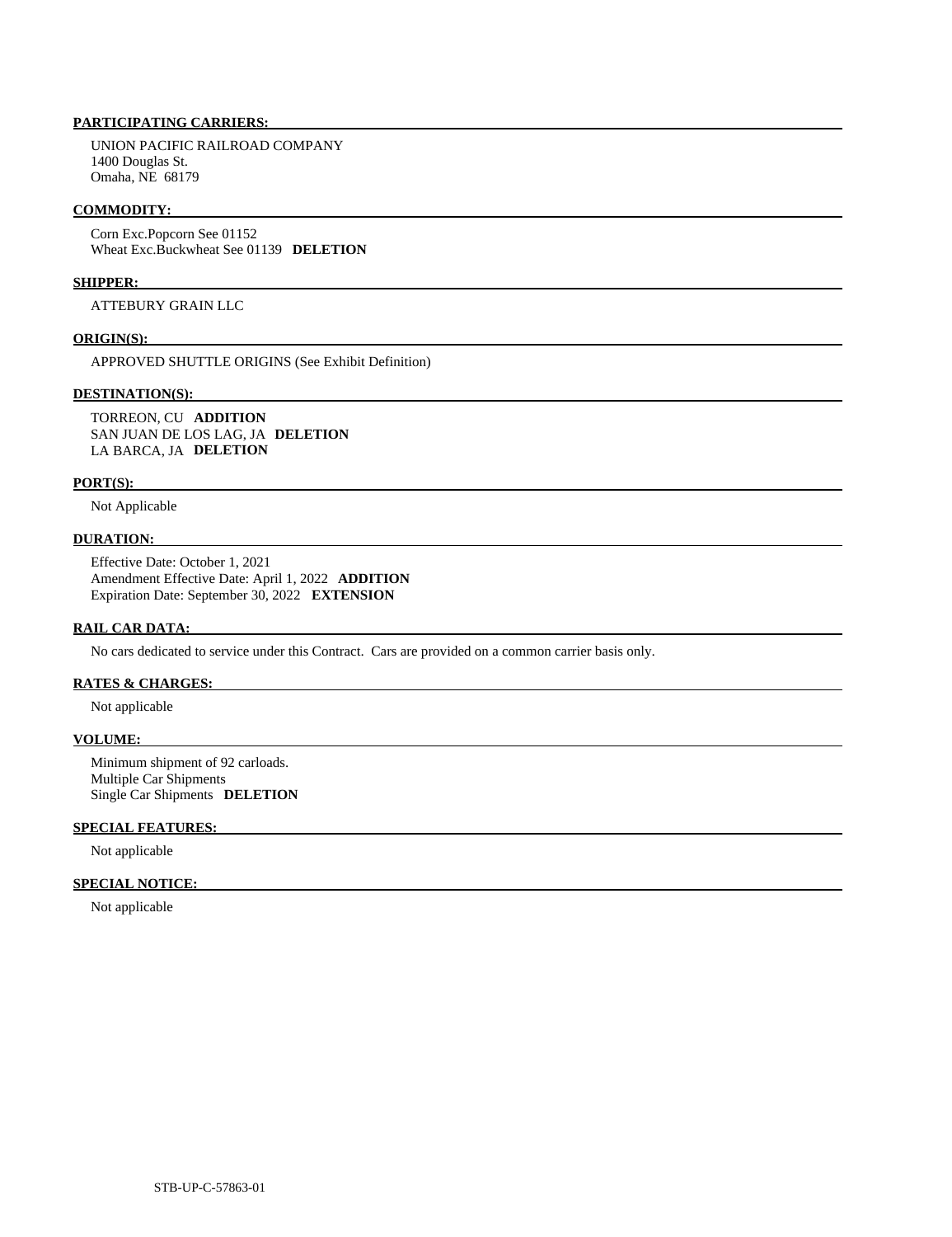## PARTICIPATING CARRIERS:

UNION PACIFIC RAILROAD COMPANY
1400 Douglas St.
Omaha, NE 68179

## COMMODITY:

Corn Exc.Popcorn See 01152
Wheat Exc.Buckwheat See 01139 **DELETION**

## SHIPPER:

ATTEBURY GRAIN LLC

## ORIGIN(S):

APPROVED SHUTTLE ORIGINS (See Exhibit Definition)

## DESTINATION(S):

TORREON, CU **ADDITION**
SAN JUAN DE LOS LAG, JA **DELETION**
LA BARCA, JA **DELETION**

## PORT(S):

Not Applicable

## DURATION:

Effective Date: October 1, 2021
Amendment Effective Date: April 1, 2022 **ADDITION**
Expiration Date: September 30, 2022 **EXTENSION**

## RAIL CAR DATA:

No cars dedicated to service under this Contract. Cars are provided on a common carrier basis only.

## RATES & CHARGES:

Not applicable

## VOLUME:

Minimum shipment of 92 carloads.
Multiple Car Shipments
Single Car Shipments **DELETION**

## SPECIAL FEATURES:

Not applicable

## SPECIAL NOTICE:

Not applicable

STB-UP-C-57863-01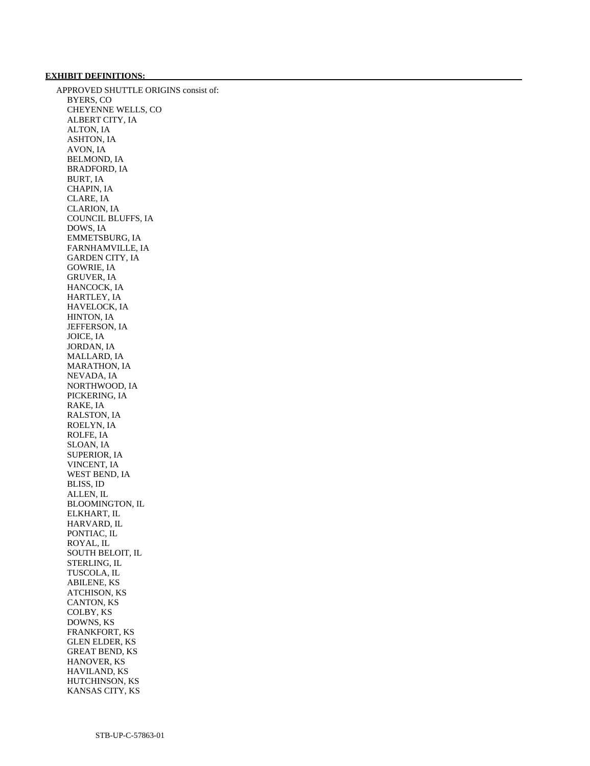**EXHIBIT DEFINITIONS:**

APPROVED SHUTTLE ORIGINS consist of:

- BYERS, CO
- CHEYENNE WELLS, CO
- ALBERT CITY, IA
- ALTON, IA
- ASHTON, IA
- AVON, IA
- BELMOND, IA
- BRADFORD, IA
- BURT, IA
- CHAPIN, IA
- CLARE, IA
- CLARION, IA
- COUNCIL BLUFFS, IA
- DOWS, IA
- EMMETSBURG, IA
- FARNHAMVILLE, IA
- GARDEN CITY, IA
- GOWRIE, IA
- GRUVER, IA
- HANCOCK, IA
- HARTLEY, IA
- HAVELOCK, IA
- HINTON, IA
- JEFFERSON, IA
- JOICE, IA
- JORDAN, IA
- MALLARD, IA
- MARATHON, IA
- NEVADA, IA
- NORTHWOOD, IA
- PICKERING, IA
- RAKE, IA
- RALSTON, IA
- ROELYN, IA
- ROLFE, IA
- SLOAN, IA
- SUPERIOR, IA
- VINCENT, IA
- WEST BEND, IA
- BLISS, ID
- ALLEN, IL
- BLOOMINGTON, IL
- ELKHART, IL
- HARVARD, IL
- PONTIAC, IL
- ROYAL, IL
- SOUTH BELOIT, IL
- STERLING, IL
- TUSCOLA, IL
- ABILENE, KS
- ATCHISON, KS
- CANTON, KS
- COLBY, KS
- DOWNS, KS
- FRANKFORT, KS
- GLEN ELDER, KS
- GREAT BEND, KS
- HANOVER, KS
- HAVILAND, KS
- HUTCHINSON, KS
- KANSAS CITY, KS

STB-UP-C-57863-01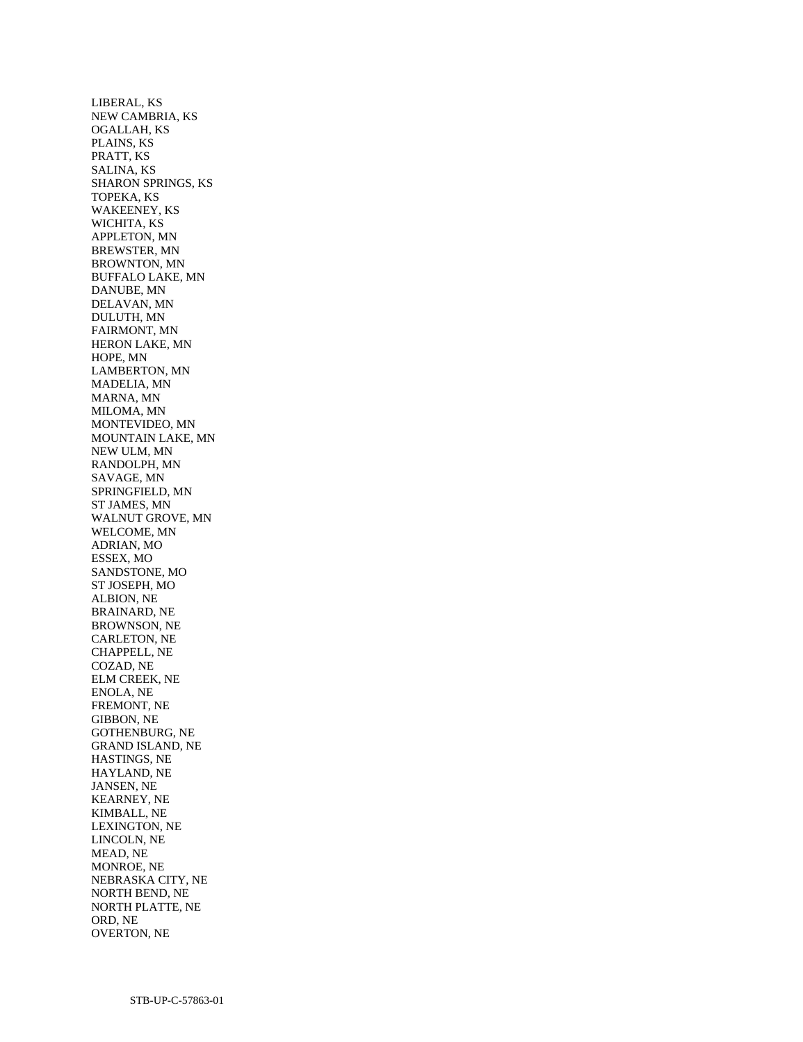LIBERAL, KS
NEW CAMBRIA, KS
OGALLAH, KS
PLAINS, KS
PRATT, KS
SALINA, KS
SHARON SPRINGS, KS
TOPEKA, KS
WAKEENEY, KS
WICHITA, KS
APPLETON, MN
BREWSTER, MN
BROWNTON, MN
BUFFALO LAKE, MN
DANUBE, MN
DELAVAN, MN
DULUTH, MN
FAIRMONT, MN
HERON LAKE, MN
HOPE, MN
LAMBERTON, MN
MADELIA, MN
MARNA, MN
MILOMA, MN
MONTEVIDEO, MN
MOUNTAIN LAKE, MN
NEW ULM, MN
RANDOLPH, MN
SAVAGE, MN
SPRINGFIELD, MN
ST JAMES, MN
WALNUT GROVE, MN
WELCOME, MN
ADRIAN, MO
ESSEX, MO
SANDSTONE, MO
ST JOSEPH, MO
ALBION, NE
BRAINARD, NE
BROWNSON, NE
CARLETON, NE
CHAPPELL, NE
COZAD, NE
ELM CREEK, NE
ENOLA, NE
FREMONT, NE
GIBBON, NE
GOTHENBURG, NE
GRAND ISLAND, NE
HASTINGS, NE
HAYLAND, NE
JANSEN, NE
KEARNEY, NE
KIMBALL, NE
LEXINGTON, NE
LINCOLN, NE
MEAD, NE
MONROE, NE
NEBRASKA CITY, NE
NORTH BEND, NE
NORTH PLATTE, NE
ORD, NE
OVERTON, NE

STB-UP-C-57863-01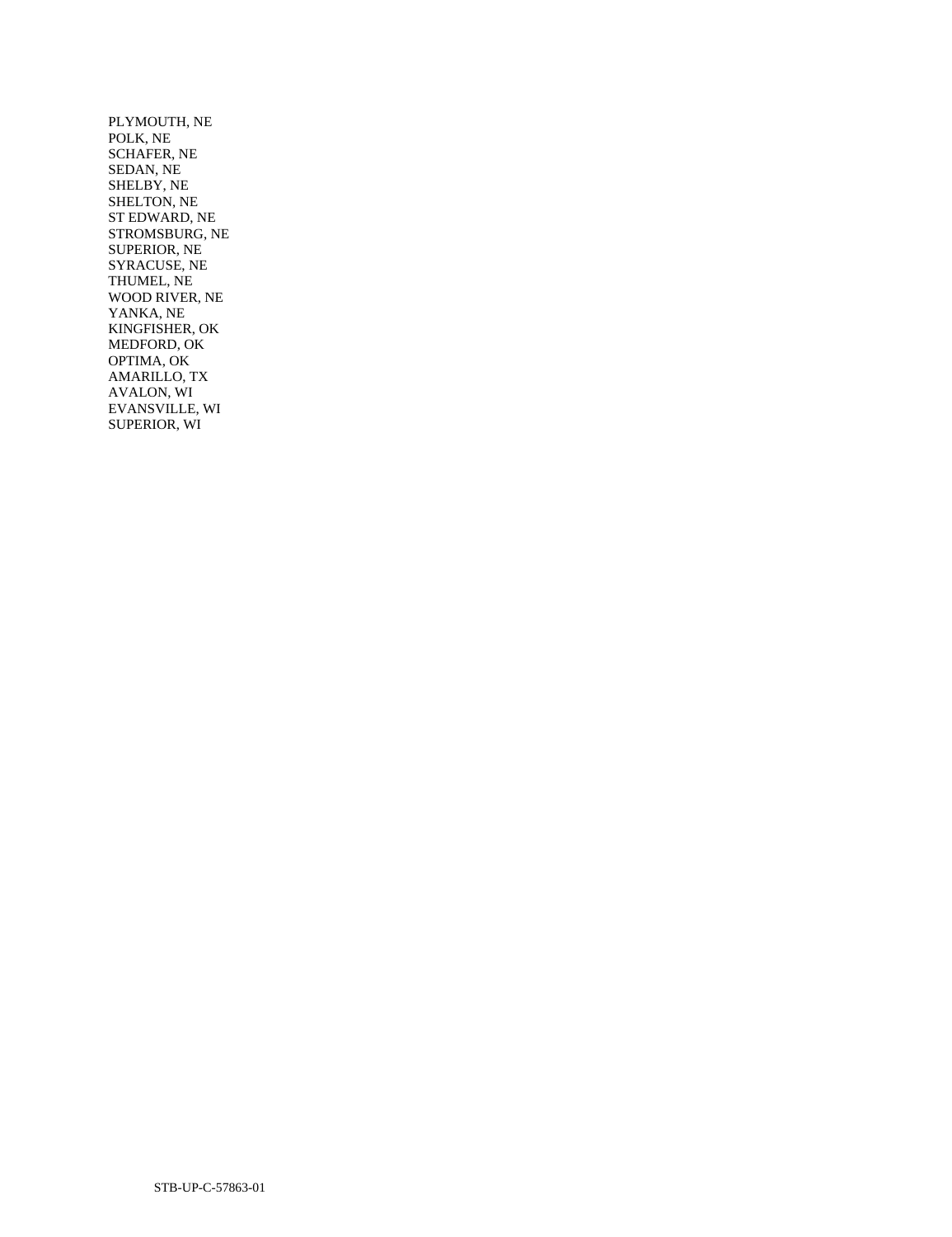PLYMOUTH, NE
POLK, NE
SCHAFER, NE
SEDAN, NE
SHELBY, NE
SHELTON, NE
ST EDWARD, NE
STROMSBURG, NE
SUPERIOR, NE
SYRACUSE, NE
THUMEL, NE
WOOD RIVER, NE
YANKA, NE
KINGFISHER, OK
MEDFORD, OK
OPTIMA, OK
AMARILLO, TX
AVALON, WI
EVANSVILLE, WI
SUPERIOR, WI

STB-UP-C-57863-01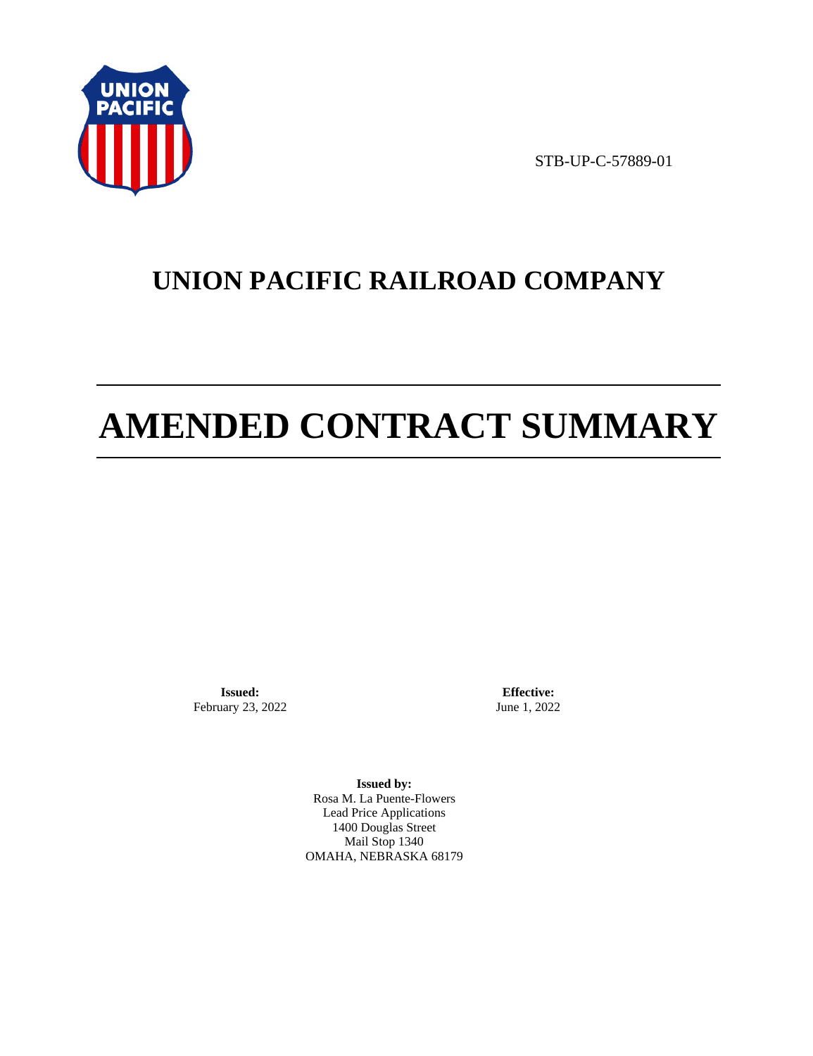STB-UP-C-57889-01

# UNION PACIFIC RAILROAD COMPANY

# AMENDED CONTRACT SUMMARY

**Issued:**
February 23, 2022

**Effective:**
June 1, 2022

**Issued by:**
Rosa M. La Puente-Flowers
Lead Price Applications
1400 Douglas Street
Mail Stop 1340
OMAHA, NEBRASKA 68179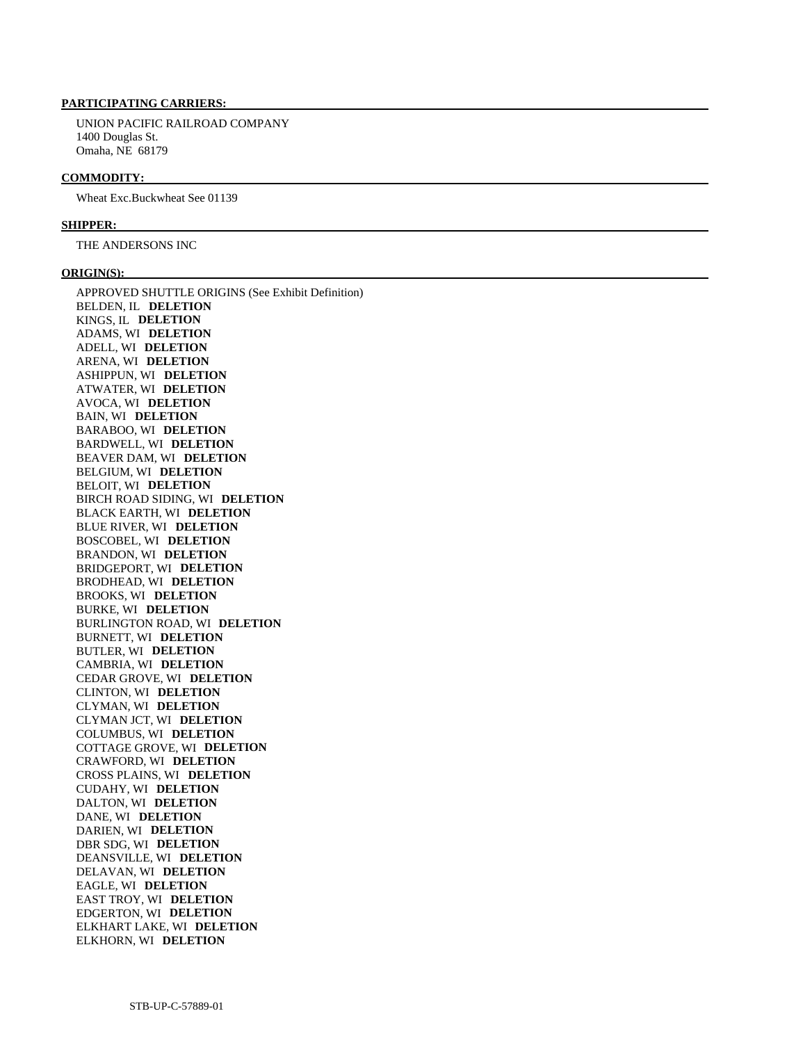**PARTICIPATING CARRIERS:**

UNION PACIFIC RAILROAD COMPANY
1400 Douglas St.
Omaha, NE 68179

**COMMODITY:**

Wheat Exc.Buckwheat See 01139

**SHIPPER:**

THE ANDERSONS INC

**ORIGIN(S):**

APPROVED SHUTTLE ORIGINS (See Exhibit Definition)
BELDEN, IL **DELETION**
KINGS, IL **DELETION**
ADAMS, WI **DELETION**
ADELL, WI **DELETION**
ARENA, WI **DELETION**
ASHIPPUN, WI **DELETION**
ATWATER, WI **DELETION**
AVOCA, WI **DELETION**
BAIN, WI **DELETION**
BARABOO, WI **DELETION**
BARDWELL, WI **DELETION**
BEAVER DAM, WI **DELETION**
BELGIUM, WI **DELETION**
BELOIT, WI **DELETION**
BIRCH ROAD SIDING, WI **DELETION**
BLACK EARTH, WI **DELETION**
BLUE RIVER, WI **DELETION**
BOSCOBEL, WI **DELETION**
BRANDON, WI **DELETION**
BRIDGEPORT, WI **DELETION**
BRODHEAD, WI **DELETION**
BROOKS, WI **DELETION**
BURKE, WI **DELETION**
BURLINGTON ROAD, WI **DELETION**
BURNETT, WI **DELETION**
BUTLER, WI **DELETION**
CAMBRIA, WI **DELETION**
CEDAR GROVE, WI **DELETION**
CLINTON, WI **DELETION**
CLYMAN, WI **DELETION**
CLYMAN JCT, WI **DELETION**
COLUMBUS, WI **DELETION**
COTTAGE GROVE, WI **DELETION**
CRAWFORD, WI **DELETION**
CROSS PLAINS, WI **DELETION**
CUDAHY, WI **DELETION**
DALTON, WI **DELETION**
DANE, WI **DELETION**
DARIEN, WI **DELETION**
DBR SDG, WI **DELETION**
DEANSVILLE, WI **DELETION**
DELAVAN, WI **DELETION**
EAGLE, WI **DELETION**
EAST TROY, WI **DELETION**
EDGERTON, WI **DELETION**
ELKHART LAKE, WI **DELETION**
ELKHORN, WI **DELETION**

STB-UP-C-57889-01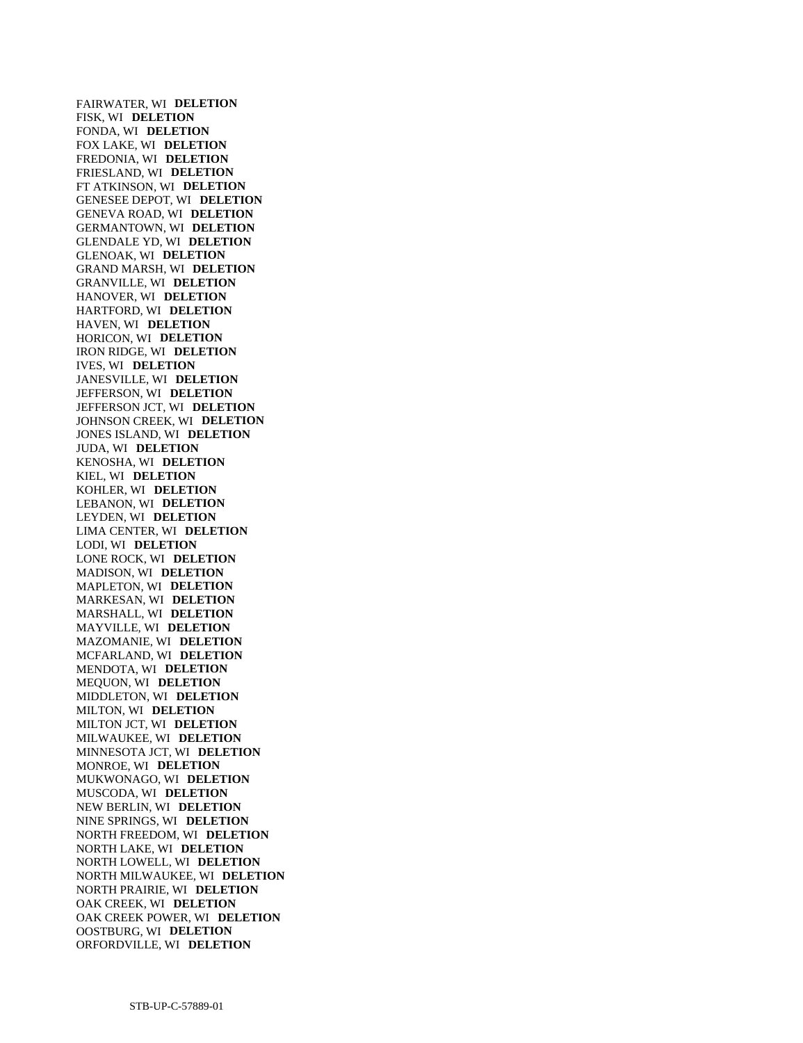FAIRWATER, WI **DELETION**
FISK, WI **DELETION**
FONDA, WI **DELETION**
FOX LAKE, WI **DELETION**
FREDONIA, WI **DELETION**
FRIESLAND, WI **DELETION**
FT ATKINSON, WI **DELETION**
GENESEE DEPOT, WI **DELETION**
GENEVA ROAD, WI **DELETION**
GERMANTOWN, WI **DELETION**
GLENDALE YD, WI **DELETION**
GLENOAK, WI **DELETION**
GRAND MARSH, WI **DELETION**
GRANVILLE, WI **DELETION**
HANOVER, WI **DELETION**
HARTFORD, WI **DELETION**
HAVEN, WI **DELETION**
HORICON, WI **DELETION**
IRON RIDGE, WI **DELETION**
IVES, WI **DELETION**
JANESVILLE, WI **DELETION**
JEFFERSON, WI **DELETION**
JEFFERSON JCT, WI **DELETION**
JOHNSON CREEK, WI **DELETION**
JONES ISLAND, WI **DELETION**
JUDA, WI **DELETION**
KENOSHA, WI **DELETION**
KIEL, WI **DELETION**
KOHLER, WI **DELETION**
LEBANON, WI **DELETION**
LEYDEN, WI **DELETION**
LIMA CENTER, WI **DELETION**
LODI, WI **DELETION**
LONE ROCK, WI **DELETION**
MADISON, WI **DELETION**
MAPLETON, WI **DELETION**
MARKESAN, WI **DELETION**
MARSHALL, WI **DELETION**
MAYVILLE, WI **DELETION**
MAZOMANIE, WI **DELETION**
MCFARLAND, WI **DELETION**
MENDOTA, WI **DELETION**
MEQUON, WI **DELETION**
MIDDLETON, WI **DELETION**
MILTON, WI **DELETION**
MILTON JCT, WI **DELETION**
MILWAUKEE, WI **DELETION**
MINNESOTA JCT, WI **DELETION**
MONROE, WI **DELETION**
MUKWONAGO, WI **DELETION**
MUSCODA, WI **DELETION**
NEW BERLIN, WI **DELETION**
NINE SPRINGS, WI **DELETION**
NORTH FREEDOM, WI **DELETION**
NORTH LAKE, WI **DELETION**
NORTH LOWELL, WI **DELETION**
NORTH MILWAUKEE, WI **DELETION**
NORTH PRAIRIE, WI **DELETION**
OAK CREEK, WI **DELETION**
OAK CREEK POWER, WI **DELETION**
OOSTBURG, WI **DELETION**
ORFORDVILLE, WI **DELETION**

STB-UP-C-57889-01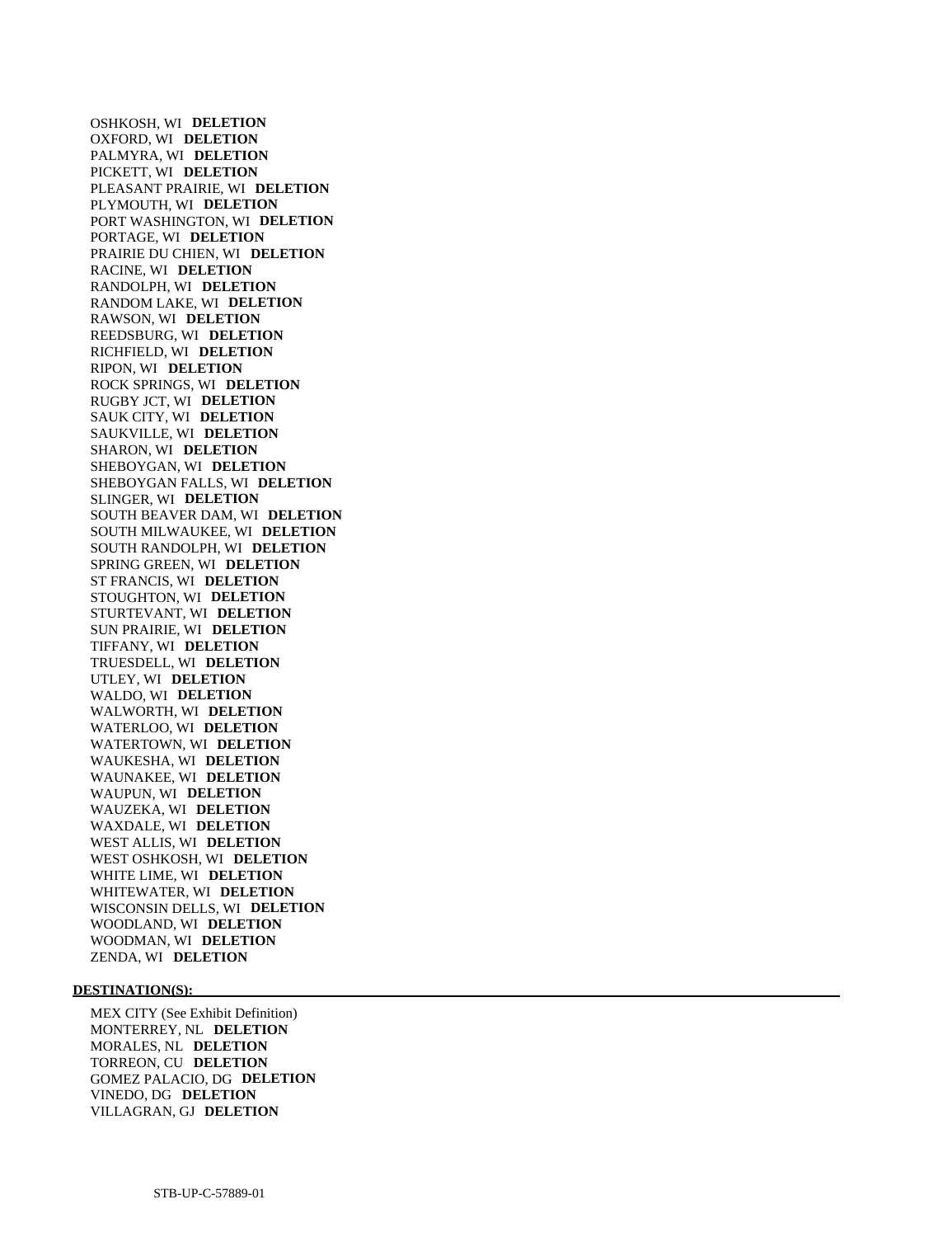OSHKOSH, WI **DELETION**
OXFORD, WI **DELETION**
PALMYRA, WI **DELETION**
PICKETT, WI **DELETION**
PLEASANT PRAIRIE, WI **DELETION**
PLYMOUTH, WI **DELETION**
PORT WASHINGTON, WI **DELETION**
PORTAGE, WI **DELETION**
PRAIRIE DU CHIEN, WI **DELETION**
RACINE, WI **DELETION**
RANDOLPH, WI **DELETION**
RANDOM LAKE, WI **DELETION**
RAWSON, WI **DELETION**
REEDSBURG, WI **DELETION**
RICHFIELD, WI **DELETION**
RIPON, WI **DELETION**
ROCK SPRINGS, WI **DELETION**
RUGBY JCT, WI **DELETION**
SAUK CITY, WI **DELETION**
SAUKVILLE, WI **DELETION**
SHARON, WI **DELETION**
SHEBOYGAN, WI **DELETION**
SHEBOYGAN FALLS, WI **DELETION**
SLINGER, WI **DELETION**
SOUTH BEAVER DAM, WI **DELETION**
SOUTH MILWAUKEE, WI **DELETION**
SOUTH RANDOLPH, WI **DELETION**
SPRING GREEN, WI **DELETION**
ST FRANCIS, WI **DELETION**
STOUGHTON, WI **DELETION**
STURTEVANT, WI **DELETION**
SUN PRAIRIE, WI **DELETION**
TIFFANY, WI **DELETION**
TRUESDELL, WI **DELETION**
UTLEY, WI **DELETION**
WALDO, WI **DELETION**
WALWORTH, WI **DELETION**
WATERLOO, WI **DELETION**
WATERTOWN, WI **DELETION**
WAUKESHA, WI **DELETION**
WAUNAKEE, WI **DELETION**
WAUPUN, WI **DELETION**
WAUZEKA, WI **DELETION**
WAXDALE, WI **DELETION**
WEST ALLIS, WI **DELETION**
WEST OSHKOSH, WI **DELETION**
WHITE LIME, WI **DELETION**
WHITEWATER, WI **DELETION**
WISCONSIN DELLS, WI **DELETION**
WOODLAND, WI **DELETION**
WOODMAN, WI **DELETION**
ZENDA, WI **DELETION**

**DESTINATION(S):**

MEX CITY (See Exhibit Definition)
MONTERREY, NL **DELETION**
MORALES, NL **DELETION**
TORREON, CU **DELETION**
GOMEZ PALACIO, DG **DELETION**
VINEDO, DG **DELETION**
VILLAGRAN, GJ **DELETION**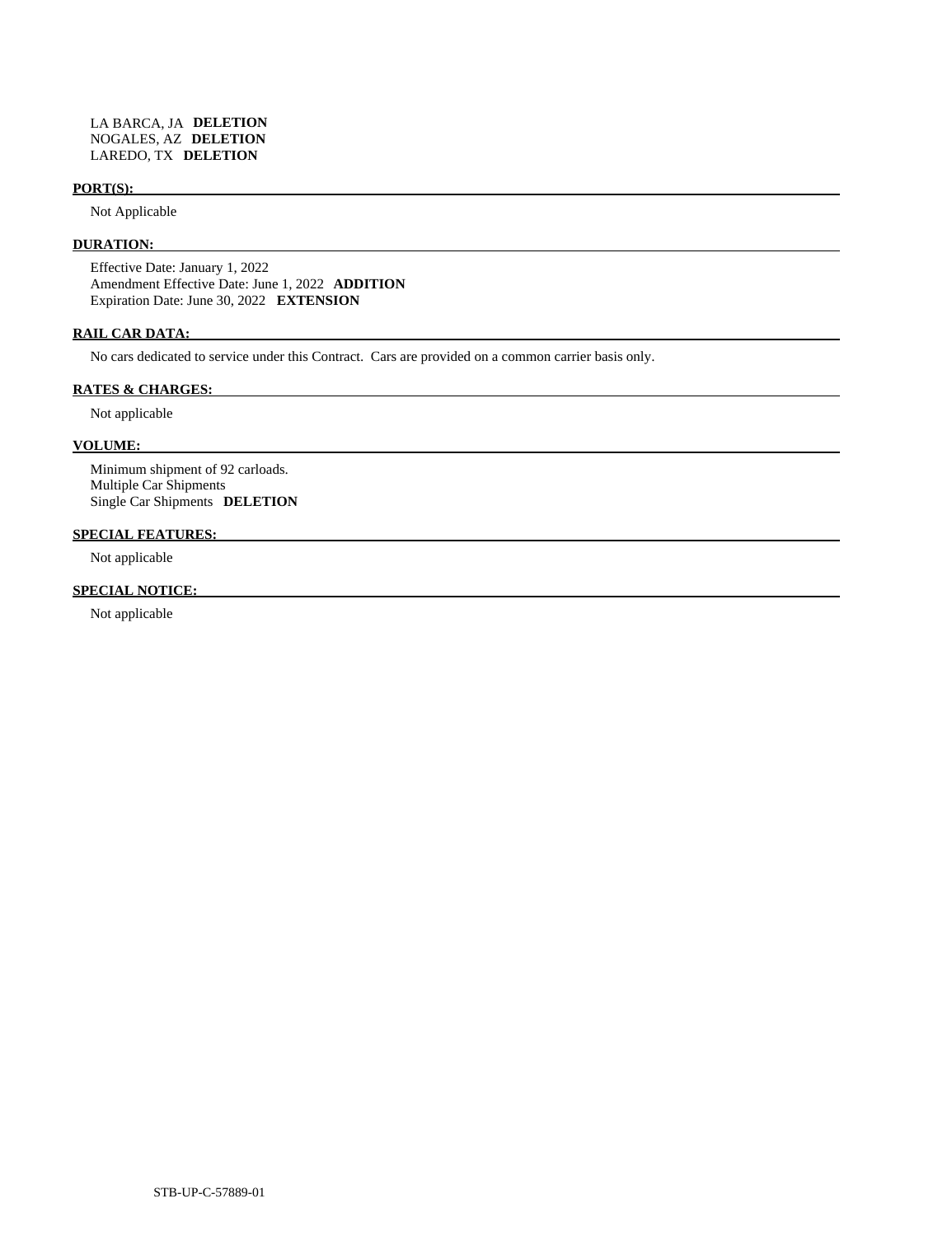LA BARCA, JA **DELETION**
NOGALES, AZ **DELETION**
LAREDO, TX **DELETION**

**PORT(S):**

Not Applicable

**DURATION:**

Effective Date: January 1, 2022
Amendment Effective Date: June 1, 2022 **ADDITION**
Expiration Date: June 30, 2022 **EXTENSION**

**RAIL CAR DATA:**

No cars dedicated to service under this Contract. Cars are provided on a common carrier basis only.

**RATES & CHARGES:**

Not applicable

**VOLUME:**

Minimum shipment of 92 carloads.
Multiple Car Shipments
Single Car Shipments **DELETION**

**SPECIAL FEATURES:**

Not applicable

**SPECIAL NOTICE:**

Not applicable

STB-UP-C-57889-01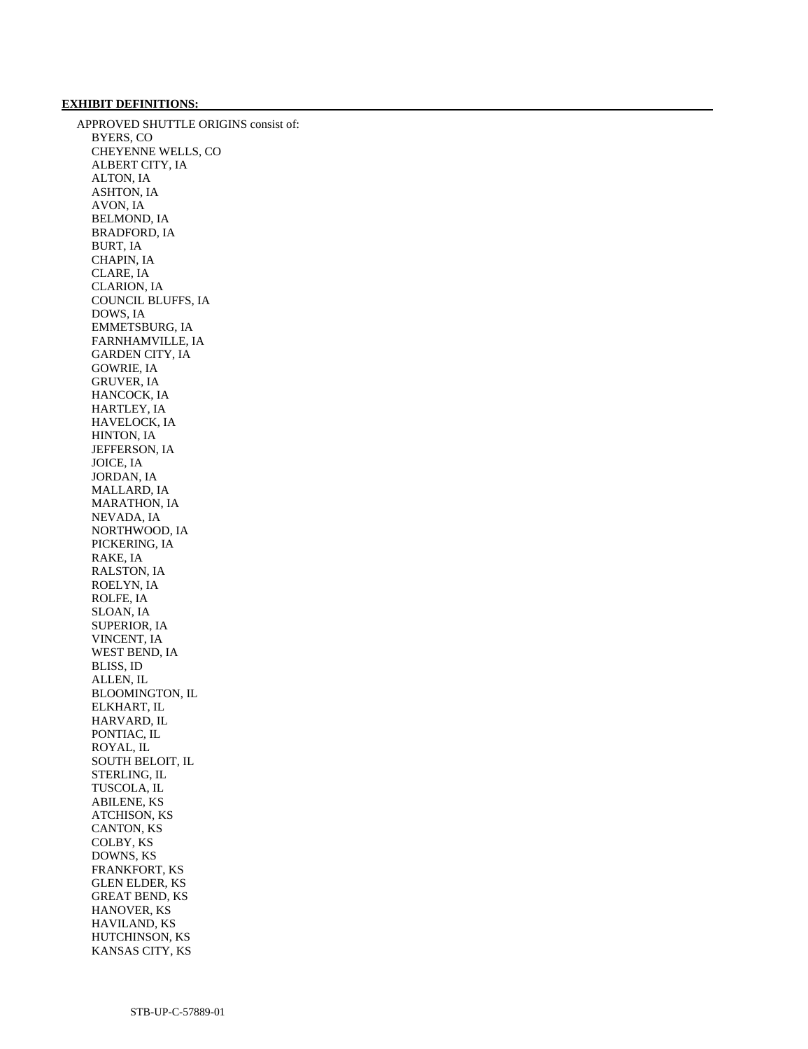**EXHIBIT DEFINITIONS:**

APPROVED SHUTTLE ORIGINS consist of:

BYERS, CO
CHEYENNE WELLS, CO
ALBERT CITY, IA
ALTON, IA
ASHTON, IA
AVON, IA
BELMOND, IA
BRADFORD, IA
BURT, IA
CHAPIN, IA
CLARE, IA
CLARION, IA
COUNCIL BLUFFS, IA
DOWS, IA
EMMETSBURG, IA
FARNHAMVILLE, IA
GARDEN CITY, IA
GOWRIE, IA
GRUVER, IA
HANCOCK, IA
HARTLEY, IA
HAVELOCK, IA
HINTON, IA
JEFFERSON, IA
JOICE, IA
JORDAN, IA
MALLARD, IA
MARATHON, IA
NEVADA, IA
NORTHWOOD, IA
PICKERING, IA
RAKE, IA
RALSTON, IA
ROELYN, IA
ROLFE, IA
SLOAN, IA
SUPERIOR, IA
VINCENT, IA
WEST BEND, IA
BLISS, ID
ALLEN, IL
BLOOMINGTON, IL
ELKHART, IL
HARVARD, IL
PONTIAC, IL
ROYAL, IL
SOUTH BELOIT, IL
STERLING, IL
TUSCOLA, IL
ABILENE, KS
ATCHISON, KS
CANTON, KS
COLBY, KS
DOWNS, KS
FRANKFORT, KS
GLEN ELDER, KS
GREAT BEND, KS
HANOVER, KS
HAVILAND, KS
HUTCHINSON, KS
KANSAS CITY, KS

STB-UP-C-57889-01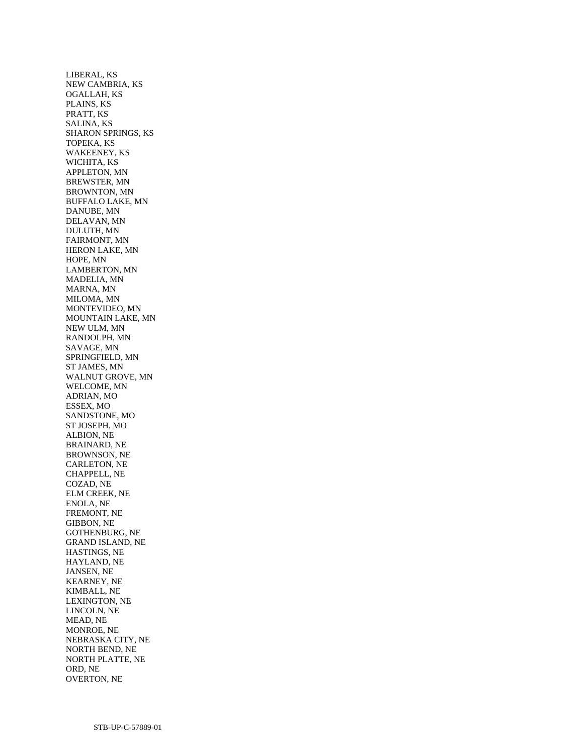LIBERAL, KS
NEW CAMBRIA, KS
OGALLAH, KS
PLAINS, KS
PRATT, KS
SALINA, KS
SHARON SPRINGS, KS
TOPEKA, KS
WAKEENEY, KS
WICHITA, KS
APPLETON, MN
BREWSTER, MN
BROWNTON, MN
BUFFALO LAKE, MN
DANUBE, MN
DELAVAN, MN
DULUTH, MN
FAIRMONT, MN
HERON LAKE, MN
HOPE, MN
LAMBERTON, MN
MADELIA, MN
MARNA, MN
MILOMA, MN
MONTEVIDEO, MN
MOUNTAIN LAKE, MN
NEW ULM, MN
RANDOLPH, MN
SAVAGE, MN
SPRINGFIELD, MN
ST JAMES, MN
WALNUT GROVE, MN
WELCOME, MN
ADRIAN, MO
ESSEX, MO
SANDSTONE, MO
ST JOSEPH, MO
ALBION, NE
BRAINARD, NE
BROWNSON, NE
CARLETON, NE
CHAPPELL, NE
COZAD, NE
ELM CREEK, NE
ENOLA, NE
FREMONT, NE
GIBBON, NE
GOTHENBURG, NE
GRAND ISLAND, NE
HASTINGS, NE
HAYLAND, NE
JANSEN, NE
KEARNEY, NE
KIMBALL, NE
LEXINGTON, NE
LINCOLN, NE
MEAD, NE
MONROE, NE
NEBRASKA CITY, NE
NORTH BEND, NE
NORTH PLATTE, NE
ORD, NE
OVERTON, NE

STB-UP-C-57889-01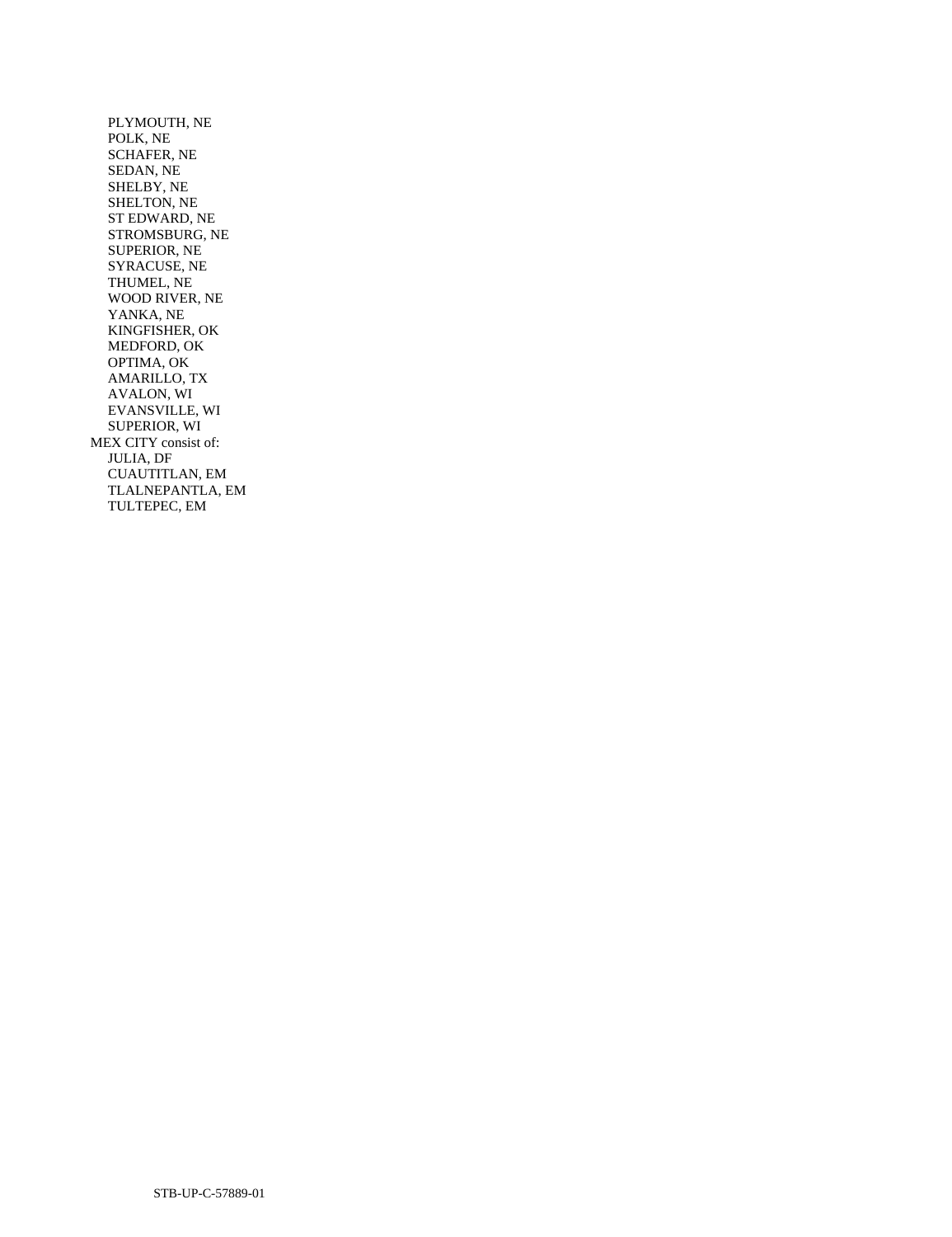- PLYMOUTH, NE
- POLK, NE
- SCHAFER, NE
- SEDAN, NE
- SHELBY, NE
- SHELTON, NE
- ST EDWARD, NE
- STROMSBURG, NE
- SUPERIOR, NE
- SYRACUSE, NE
- THUMEL, NE
- WOOD RIVER, NE
- YANKA, NE
- KINGFISHER, OK
- MEDFORD, OK
- OPTIMA, OK
- AMARILLO, TX
- AVALON, WI
- EVANSVILLE, WI
- SUPERIOR, WI

MEX CITY consist of:

- JULIA, DF
- CUAUTITLAN, EM
- TLALNEPANTLA, EM
- TULTEPEC, EM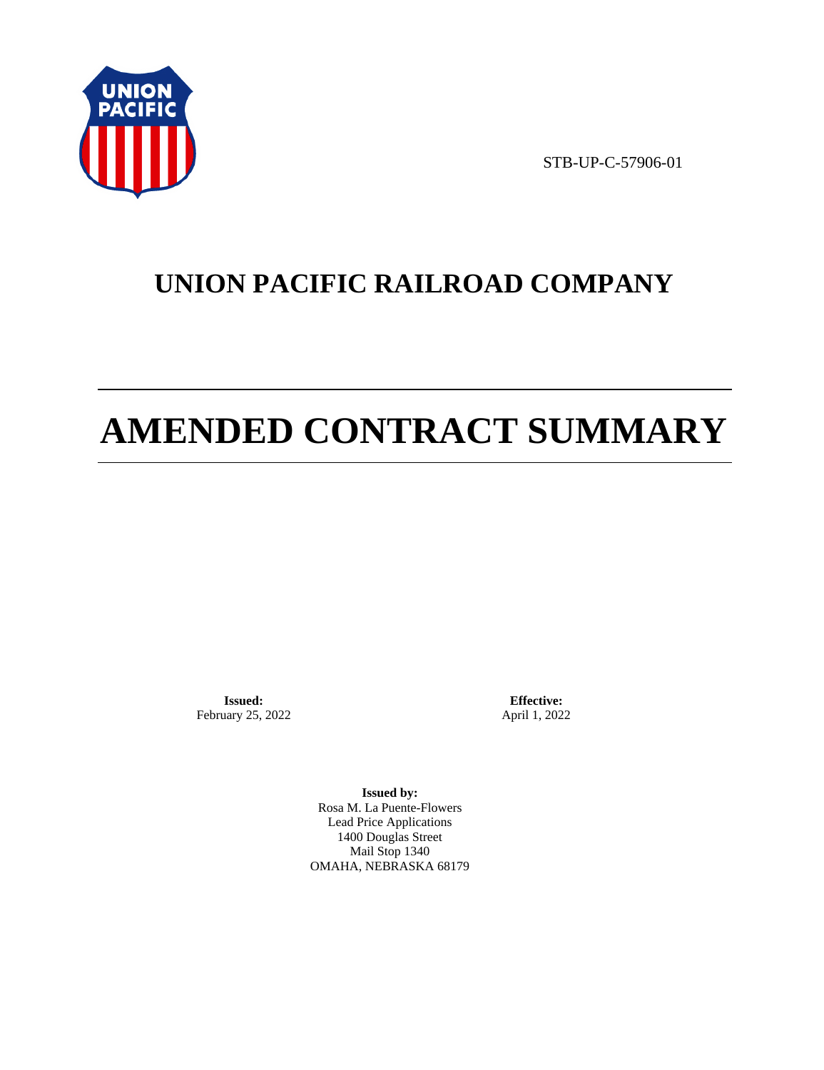STB-UP-C-57906-01

# UNION PACIFIC RAILROAD COMPANY

# AMENDED CONTRACT SUMMARY

**Issued:**
February 25, 2022

**Effective:**
April 1, 2022

**Issued by:**
Rosa M. La Puente-Flowers
Lead Price Applications
1400 Douglas Street
Mail Stop 1340
OMAHA, NEBRASKA 68179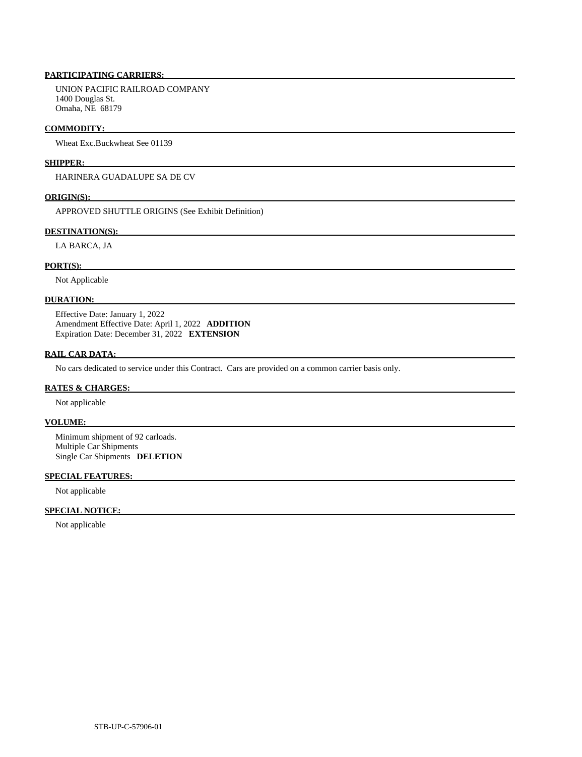**PARTICIPATING CARRIERS:**

UNION PACIFIC RAILROAD COMPANY
1400 Douglas St.
Omaha, NE 68179

**COMMODITY:**

Wheat Exc.Buckwheat See 01139

**SHIPPER:**

HARINERA GUADALUPE SA DE CV

**ORIGIN(S):**

APPROVED SHUTTLE ORIGINS (See Exhibit Definition)

**DESTINATION(S):**

LA BARCA, JA

**PORT(S):**

Not Applicable

**DURATION:**

Effective Date: January 1, 2022
Amendment Effective Date: April 1, 2022 **ADDITION**
Expiration Date: December 31, 2022 **EXTENSION**

**RAIL CAR DATA:**

No cars dedicated to service under this Contract. Cars are provided on a common carrier basis only.

**RATES & CHARGES:**

Not applicable

**VOLUME:**

Minimum shipment of 92 carloads.
Multiple Car Shipments
Single Car Shipments **DELETION**

**SPECIAL FEATURES:**

Not applicable

**SPECIAL NOTICE:**

Not applicable

STB-UP-C-57906-01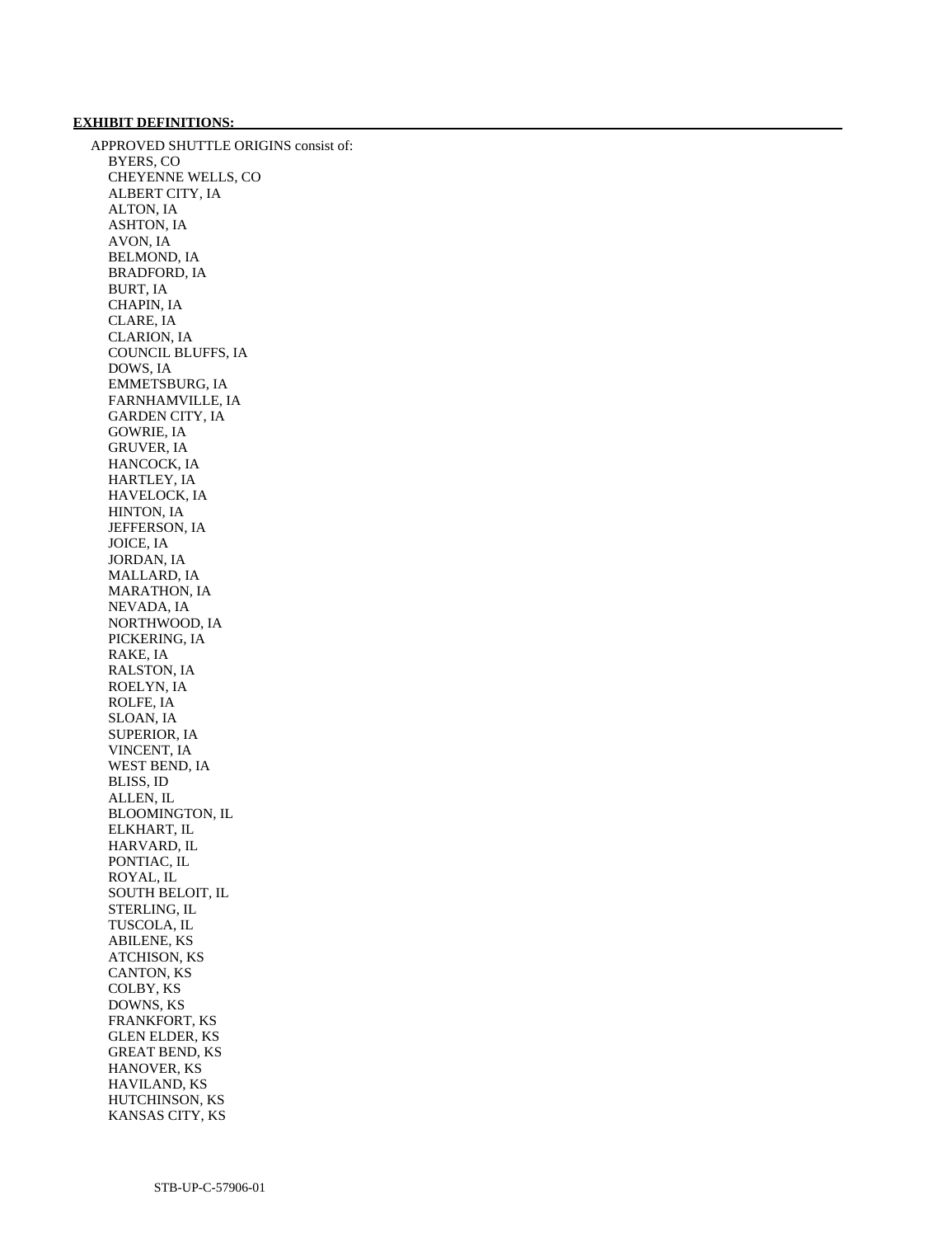**EXHIBIT DEFINITIONS:**

APPROVED SHUTTLE ORIGINS consist of:

- BYERS, CO
- CHEYENNE WELLS, CO
- ALBERT CITY, IA
- ALTON, IA
- ASHTON, IA
- AVON, IA
- BELMOND, IA
- BRADFORD, IA
- BURT, IA
- CHAPIN, IA
- CLARE, IA
- CLARION, IA
- COUNCIL BLUFFS, IA
- DOWS, IA
- EMMETSBURG, IA
- FARNHAMVILLE, IA
- GARDEN CITY, IA
- GOWRIE, IA
- GRUVER, IA
- HANCOCK, IA
- HARTLEY, IA
- HAVELOCK, IA
- HINTON, IA
- JEFFERSON, IA
- JOICE, IA
- JORDAN, IA
- MALLARD, IA
- MARATHON, IA
- NEVADA, IA
- NORTHWOOD, IA
- PICKERING, IA
- RAKE, IA
- RALSTON, IA
- ROELYN, IA
- ROLFE, IA
- SLOAN, IA
- SUPERIOR, IA
- VINCENT, IA
- WEST BEND, IA
- BLISS, ID
- ALLEN, IL
- BLOOMINGTON, IL
- ELKHART, IL
- HARVARD, IL
- PONTIAC, IL
- ROYAL, IL
- SOUTH BELOIT, IL
- STERLING, IL
- TUSCOLA, IL
- ABILENE, KS
- ATCHISON, KS
- CANTON, KS
- COLBY, KS
- DOWNS, KS
- FRANKFORT, KS
- GLEN ELDER, KS
- GREAT BEND, KS
- HANOVER, KS
- HAVILAND, KS
- HUTCHINSON, KS
- KANSAS CITY, KS

STB-UP-C-57906-01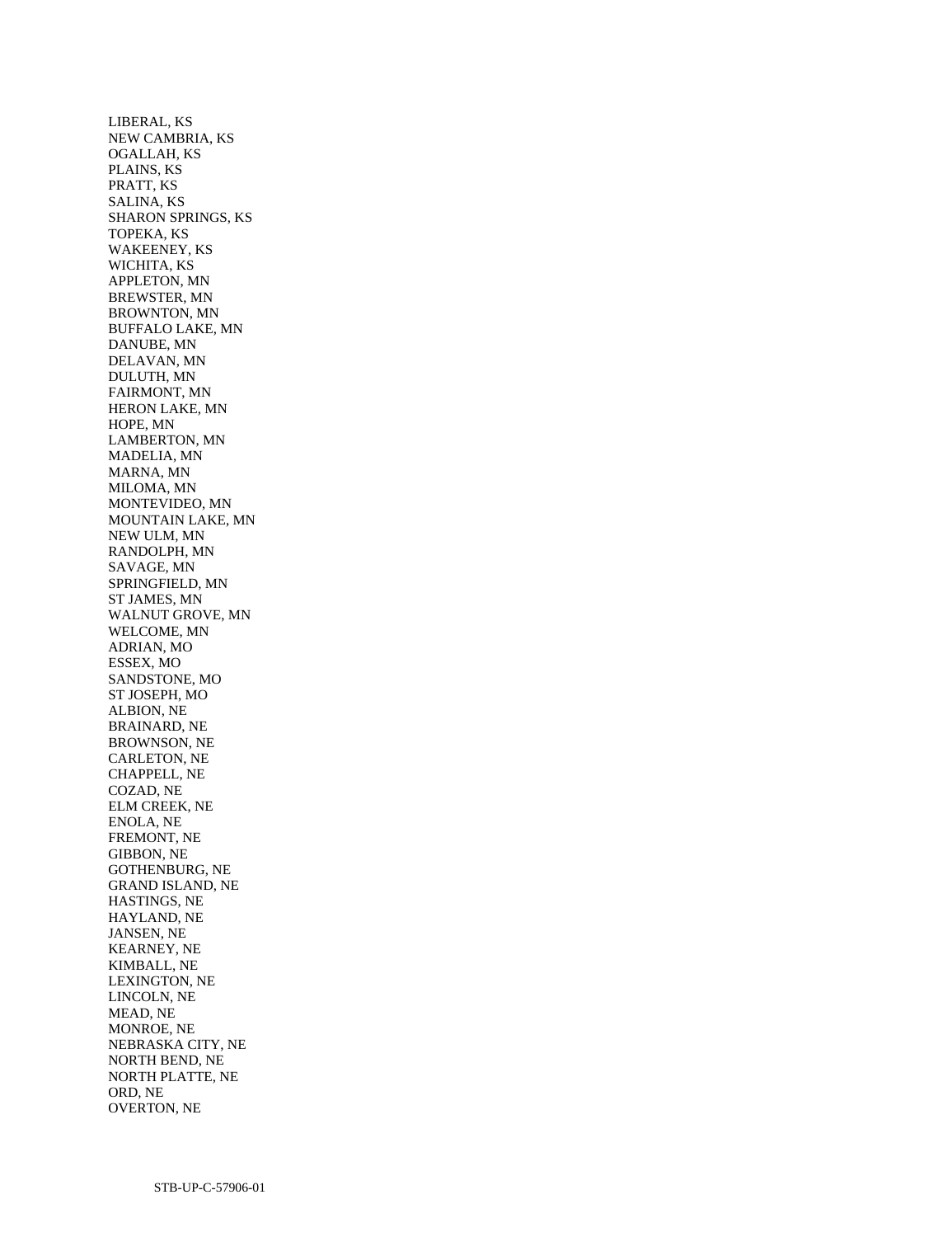LIBERAL, KS
NEW CAMBRIA, KS
OGALLAH, KS
PLAINS, KS
PRATT, KS
SALINA, KS
SHARON SPRINGS, KS
TOPEKA, KS
WAKEENEY, KS
WICHITA, KS
APPLETON, MN
BREWSTER, MN
BROWNTON, MN
BUFFALO LAKE, MN
DANUBE, MN
DELAVAN, MN
DULUTH, MN
FAIRMONT, MN
HERON LAKE, MN
HOPE, MN
LAMBERTON, MN
MADELIA, MN
MARNA, MN
MILOMA, MN
MONTEVIDEO, MN
MOUNTAIN LAKE, MN
NEW ULM, MN
RANDOLPH, MN
SAVAGE, MN
SPRINGFIELD, MN
ST JAMES, MN
WALNUT GROVE, MN
WELCOME, MN
ADRIAN, MO
ESSEX, MO
SANDSTONE, MO
ST JOSEPH, MO
ALBION, NE
BRAINARD, NE
BROWNSON, NE
CARLETON, NE
CHAPPELL, NE
COZAD, NE
ELM CREEK, NE
ENOLA, NE
FREMONT, NE
GIBBON, NE
GOTHENBURG, NE
GRAND ISLAND, NE
HASTINGS, NE
HAYLAND, NE
JANSEN, NE
KEARNEY, NE
KIMBALL, NE
LEXINGTON, NE
LINCOLN, NE
MEAD, NE
MONROE, NE
NEBRASKA CITY, NE
NORTH BEND, NE
NORTH PLATTE, NE
ORD, NE
OVERTON, NE

STB-UP-C-57906-01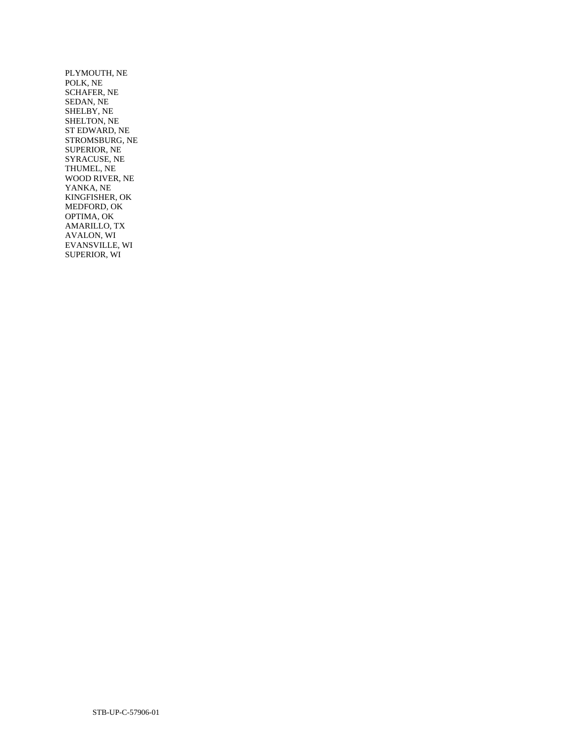PLYMOUTH, NE
POLK, NE
SCHAFER, NE
SEDAN, NE
SHELBY, NE
SHELTON, NE
ST EDWARD, NE
STROMSBURG, NE
SUPERIOR, NE
SYRACUSE, NE
THUMEL, NE
WOOD RIVER, NE
YANKA, NE
KINGFISHER, OK
MEDFORD, OK
OPTIMA, OK
AMARILLO, TX
AVALON, WI
EVANSVILLE, WI
SUPERIOR, WI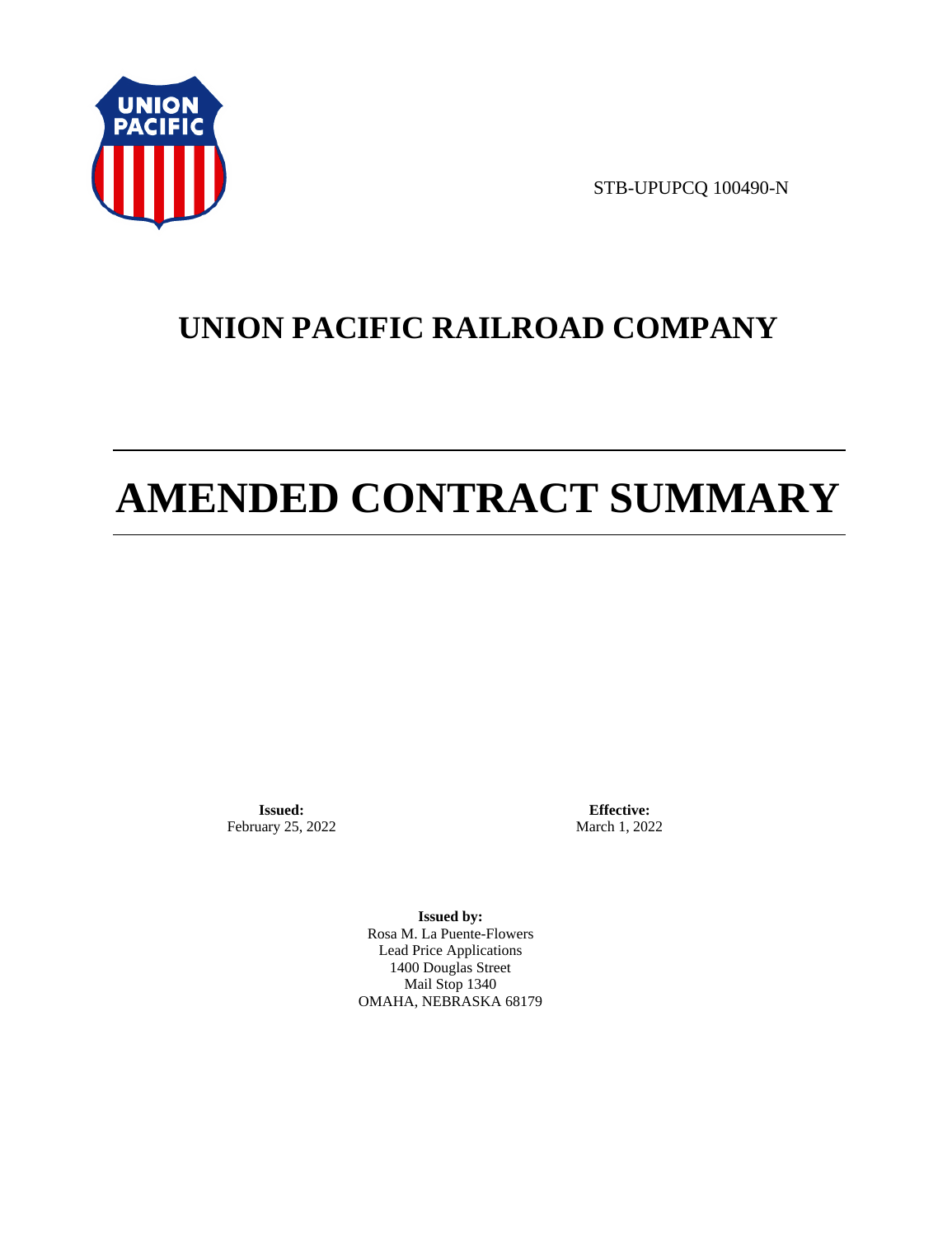STB-UPUPCQ 100490-N

# UNION PACIFIC RAILROAD COMPANY

# AMENDED CONTRACT SUMMARY

**Issued:**
February 25, 2022

**Effective:**
March 1, 2022

**Issued by:**
Rosa M. La Puente-Flowers
Lead Price Applications
1400 Douglas Street
Mail Stop 1340
OMAHA, NEBRASKA 68179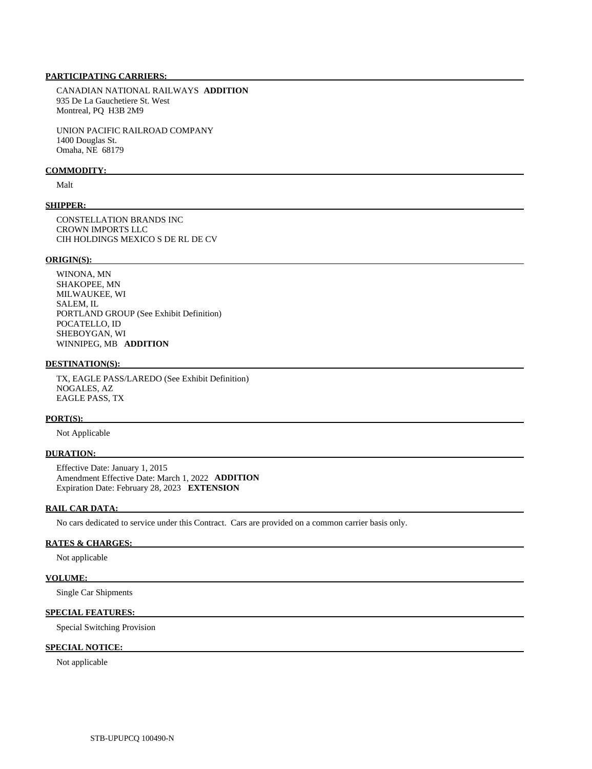**PARTICIPATING CARRIERS:**

CANADIAN NATIONAL RAILWAYS **ADDITION**
935 De La Gauchetiere St. West
Montreal, PQ H3B 2M9

UNION PACIFIC RAILROAD COMPANY
1400 Douglas St.
Omaha, NE 68179

**COMMODITY:**

Malt

**SHIPPER:**

CONSTELLATION BRANDS INC
CROWN IMPORTS LLC
CIH HOLDINGS MEXICO S DE RL DE CV

**ORIGIN(S):**

WINONA, MN
SHAKOPEE, MN
MILWAUKEE, WI
SALEM, IL
PORTLAND GROUP (See Exhibit Definition)
POCATELLO, ID
SHEBOYGAN, WI
WINNIPEG, MB **ADDITION**

**DESTINATION(S):**

TX, EAGLE PASS/LAREDO (See Exhibit Definition)
NOGALES, AZ
EAGLE PASS, TX

**PORT(S):**

Not Applicable

**DURATION:**

Effective Date: January 1, 2015
Amendment Effective Date: March 1, 2022 **ADDITION**
Expiration Date: February 28, 2023 **EXTENSION**

**RAIL CAR DATA:**

No cars dedicated to service under this Contract. Cars are provided on a common carrier basis only.

**RATES & CHARGES:**

Not applicable

**VOLUME:**

Single Car Shipments

**SPECIAL FEATURES:**

Special Switching Provision

**SPECIAL NOTICE:**

Not applicable

STB-UPUPCQ 100490-N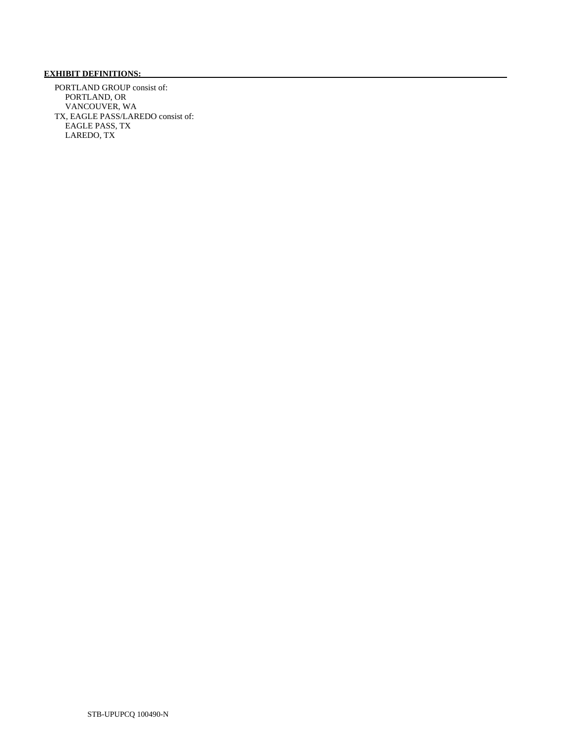**EXHIBIT DEFINITIONS:**

PORTLAND GROUP consist of:
- PORTLAND, OR
- VANCOUVER, WA

TX, EAGLE PASS/LAREDO consist of:
- EAGLE PASS, TX
- LAREDO, TX

STB-UPUPCQ 100490-N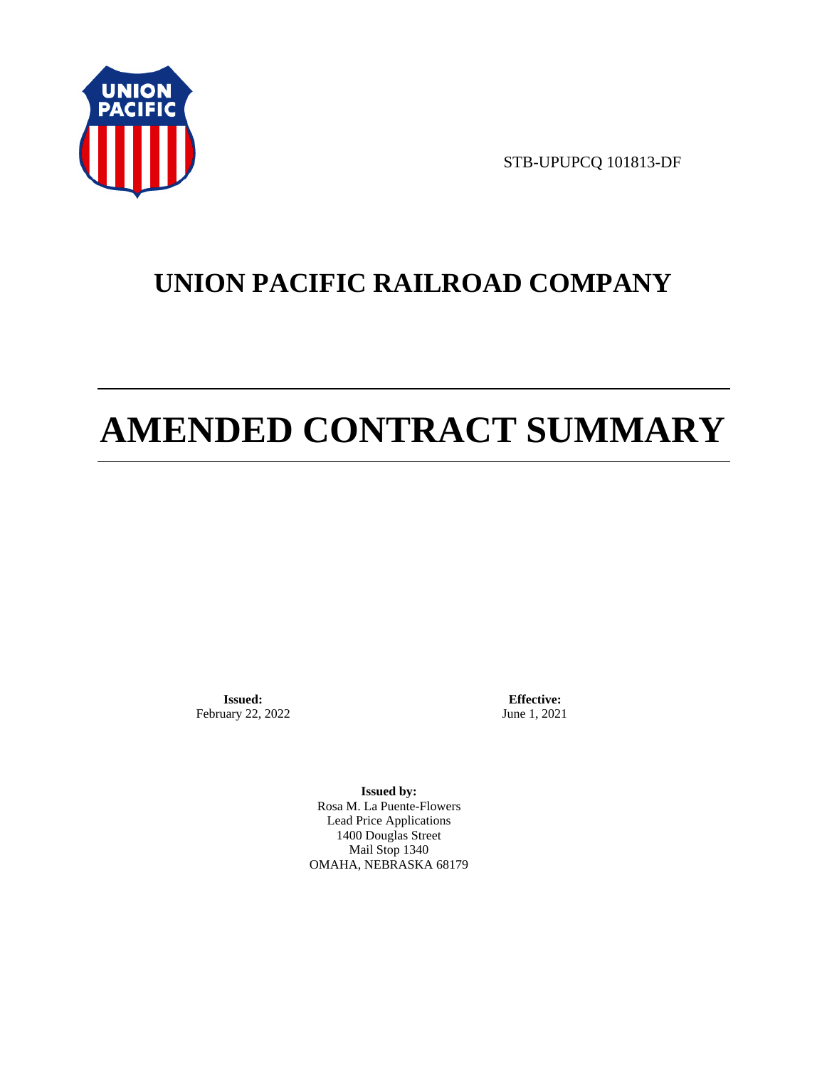STB-UPUPCQ 101813-DF

# UNION PACIFIC RAILROAD COMPANY

# AMENDED CONTRACT SUMMARY

**Issued:**
February 22, 2022

**Effective:**
June 1, 2021

**Issued by:**
Rosa M. La Puente-Flowers
Lead Price Applications
1400 Douglas Street
Mail Stop 1340
OMAHA, NEBRASKA 68179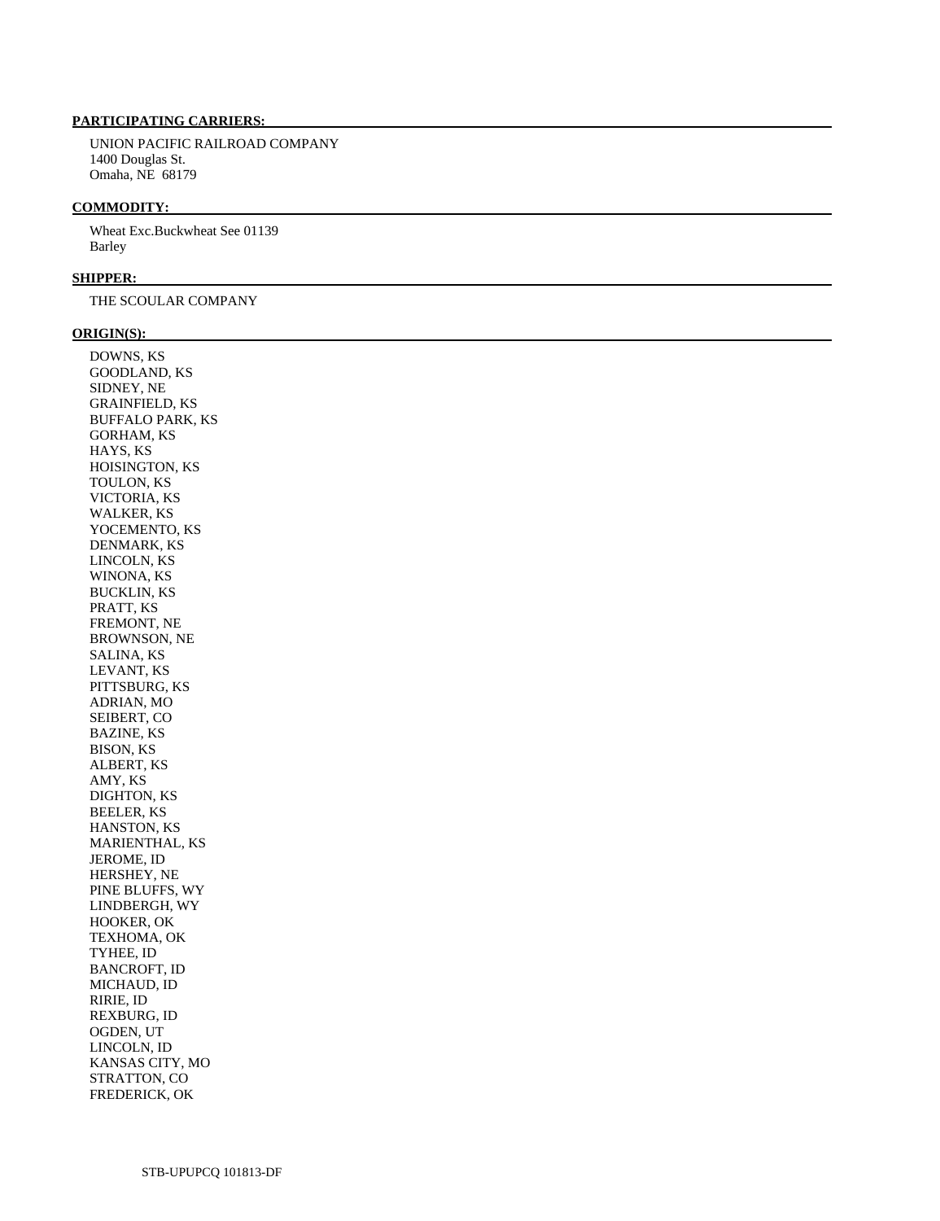**PARTICIPATING CARRIERS:**

UNION PACIFIC RAILROAD COMPANY
1400 Douglas St.
Omaha, NE 68179

**COMMODITY:**

Wheat Exc.Buckwheat See 01139
Barley

**SHIPPER:**

THE SCOULAR COMPANY

**ORIGIN(S):**

DOWNS, KS
GOODLAND, KS
SIDNEY, NE
GRAINFIELD, KS
BUFFALO PARK, KS
GORHAM, KS
HAYS, KS
HOISINGTON, KS
TOULON, KS
VICTORIA, KS
WALKER, KS
YOCEMENTO, KS
DENMARK, KS
LINCOLN, KS
WINONA, KS
BUCKLIN, KS
PRATT, KS
FREMONT, NE
BROWNSON, NE
SALINA, KS
LEVANT, KS
PITTSBURG, KS
ADRIAN, MO
SEIBERT, CO
BAZINE, KS
BISON, KS
ALBERT, KS
AMY, KS
DIGHTON, KS
BEELER, KS
HANSTON, KS
MARIENTHAL, KS
JEROME, ID
HERSHEY, NE
PINE BLUFFS, WY
LINDBERGH, WY
HOOKER, OK
TEXHOMA, OK
TYHEE, ID
BANCROFT, ID
MICHAUD, ID
RIRIE, ID
REXBURG, ID
OGDEN, UT
LINCOLN, ID
KANSAS CITY, MO
STRATTON, CO
FREDERICK, OK

STB-UPUPCQ 101813-DF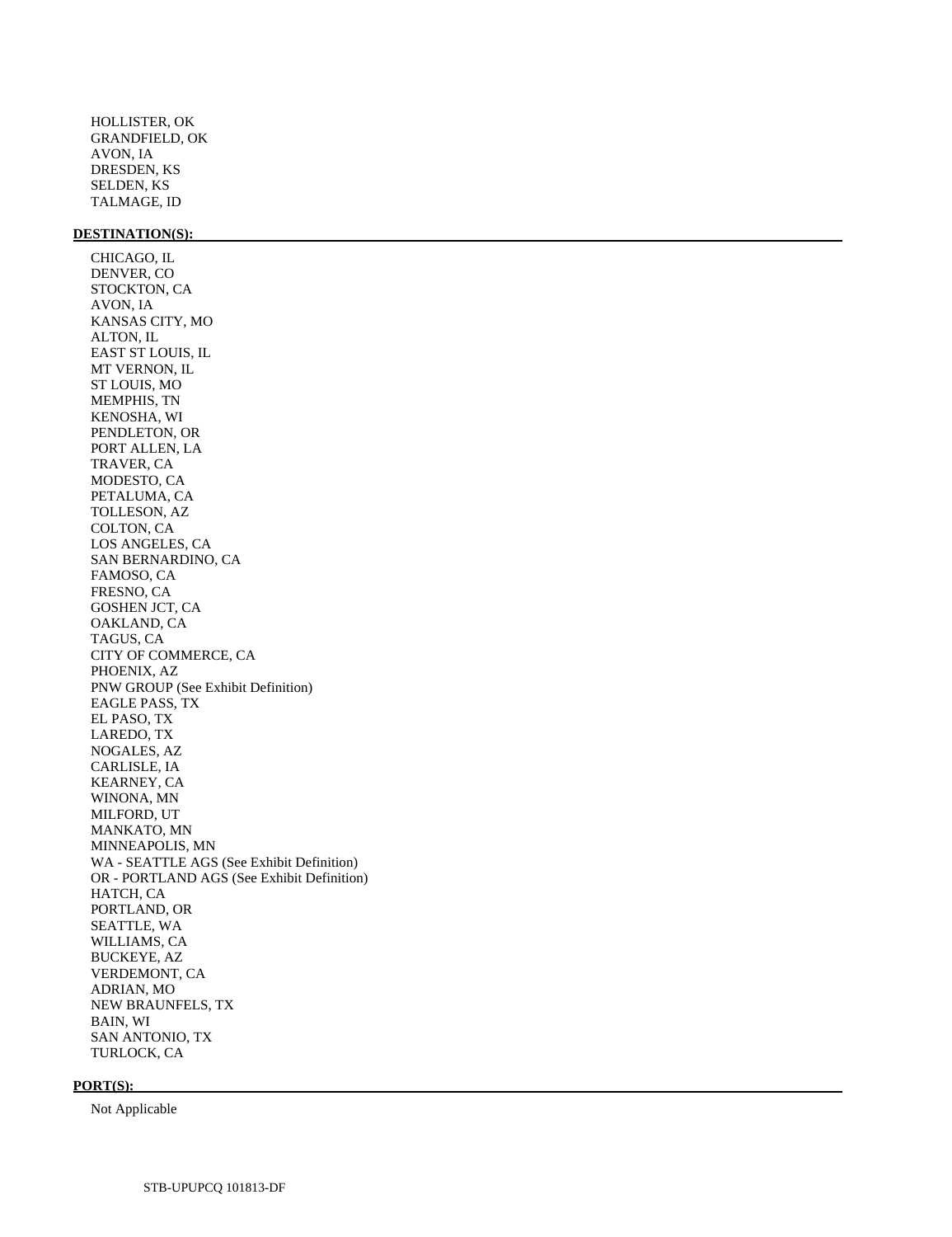HOLLISTER, OK
GRANDFIELD, OK
AVON, IA
DRESDEN, KS
SELDEN, KS
TALMAGE, ID

**DESTINATION(S):**

CHICAGO, IL
DENVER, CO
STOCKTON, CA
AVON, IA
KANSAS CITY, MO
ALTON, IL
EAST ST LOUIS, IL
MT VERNON, IL
ST LOUIS, MO
MEMPHIS, TN
KENOSHA, WI
PENDLETON, OR
PORT ALLEN, LA
TRAVER, CA
MODESTO, CA
PETALUMA, CA
TOLLESON, AZ
COLTON, CA
LOS ANGELES, CA
SAN BERNARDINO, CA
FAMOSO, CA
FRESNO, CA
GOSHEN JCT, CA
OAKLAND, CA
TAGUS, CA
CITY OF COMMERCE, CA
PHOENIX, AZ
PNW GROUP (See Exhibit Definition)
EAGLE PASS, TX
EL PASO, TX
LAREDO, TX
NOGALES, AZ
CARLISLE, IA
KEARNEY, CA
WINONA, MN
MILFORD, UT
MANKATO, MN
MINNEAPOLIS, MN
WA - SEATTLE AGS (See Exhibit Definition)
OR - PORTLAND AGS (See Exhibit Definition)
HATCH, CA
PORTLAND, OR
SEATTLE, WA
WILLIAMS, CA
BUCKEYE, AZ
VERDEMONT, CA
ADRIAN, MO
NEW BRAUNFELS, TX
BAIN, WI
SAN ANTONIO, TX
TURLOCK, CA

**PORT(S):**

Not Applicable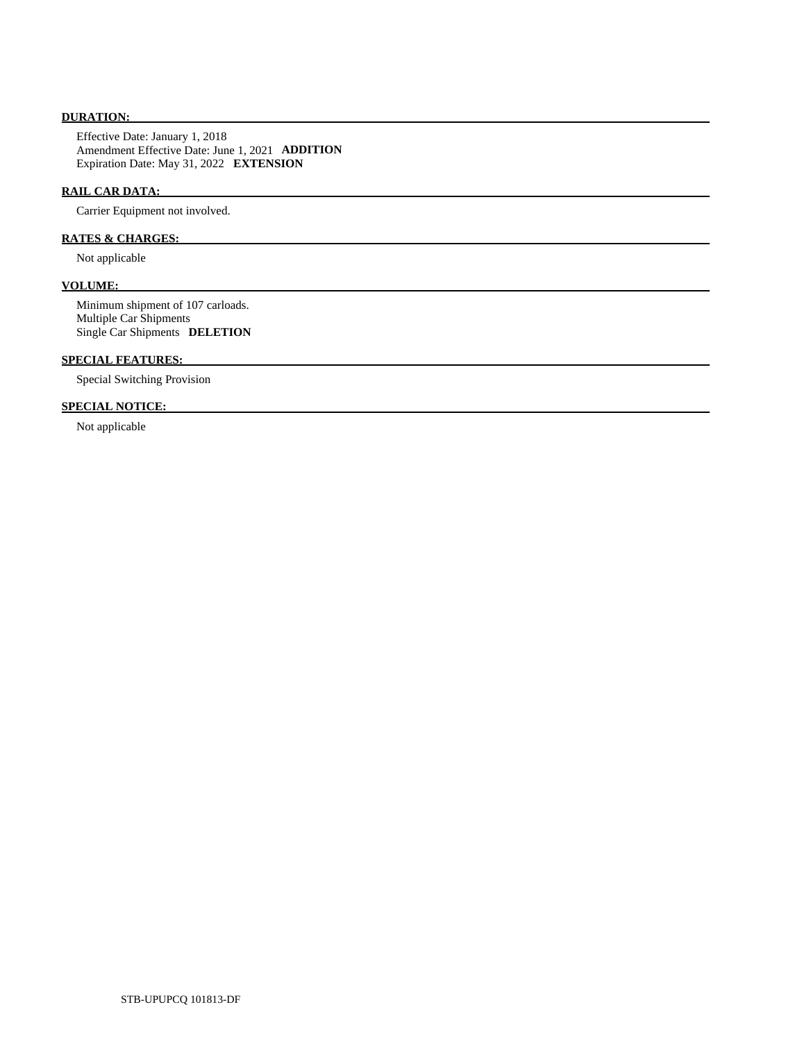**DURATION:**

Effective Date: January 1, 2018
Amendment Effective Date: June 1, 2021 **ADDITION**
Expiration Date: May 31, 2022 **EXTENSION**

**RAIL CAR DATA:**

Carrier Equipment not involved.

**RATES & CHARGES:**

Not applicable

**VOLUME:**

Minimum shipment of 107 carloads.
Multiple Car Shipments
Single Car Shipments **DELETION**

**SPECIAL FEATURES:**

Special Switching Provision

**SPECIAL NOTICE:**

Not applicable

STB-UPUPCQ 101813-DF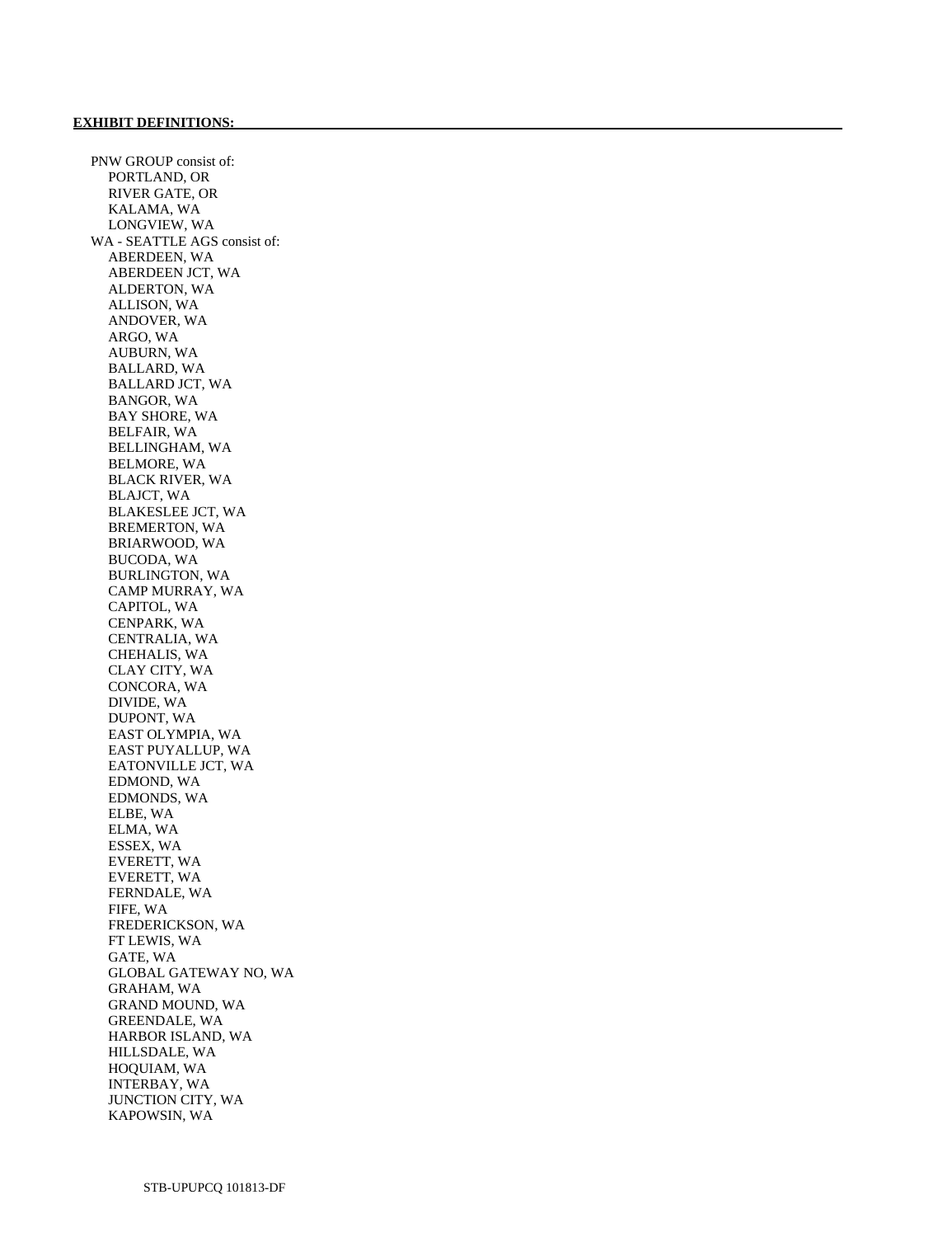**EXHIBIT DEFINITIONS:**

PNW GROUP consist of:
- PORTLAND, OR
- RIVER GATE, OR
- KALAMA, WA
- LONGVIEW, WA

WA - SEATTLE AGS consist of:
- ABERDEEN, WA
- ABERDEEN JCT, WA
- ALDERTON, WA
- ALLISON, WA
- ANDOVER, WA
- ARGO, WA
- AUBURN, WA
- BALLARD, WA
- BALLARD JCT, WA
- BANGOR, WA
- BAY SHORE, WA
- BELFAIR, WA
- BELLINGHAM, WA
- BELMORE, WA
- BLACK RIVER, WA
- BLAJCT, WA
- BLAKESLEE JCT, WA
- BREMERTON, WA
- BRIARWOOD, WA
- BUCODA, WA
- BURLINGTON, WA
- CAMP MURRAY, WA
- CAPITOL, WA
- CENPARK, WA
- CENTRALIA, WA
- CHEHALIS, WA
- CLAY CITY, WA
- CONCORA, WA
- DIVIDE, WA
- DUPONT, WA
- EAST OLYMPIA, WA
- EAST PUYALLUP, WA
- EATONVILLE JCT, WA
- EDMOND, WA
- EDMONDS, WA
- ELBE, WA
- ELMA, WA
- ESSEX, WA
- EVERETT, WA
- EVERETT, WA
- FERNDALE, WA
- FIFE, WA
- FREDERICKSON, WA
- FT LEWIS, WA
- GATE, WA
- GLOBAL GATEWAY NO, WA
- GRAHAM, WA
- GRAND MOUND, WA
- GREENDALE, WA
- HARBOR ISLAND, WA
- HILLSDALE, WA
- HOQUIAM, WA
- INTERBAY, WA
- JUNCTION CITY, WA
- KAPOWSIN, WA

STB-UPUPCQ 101813-DF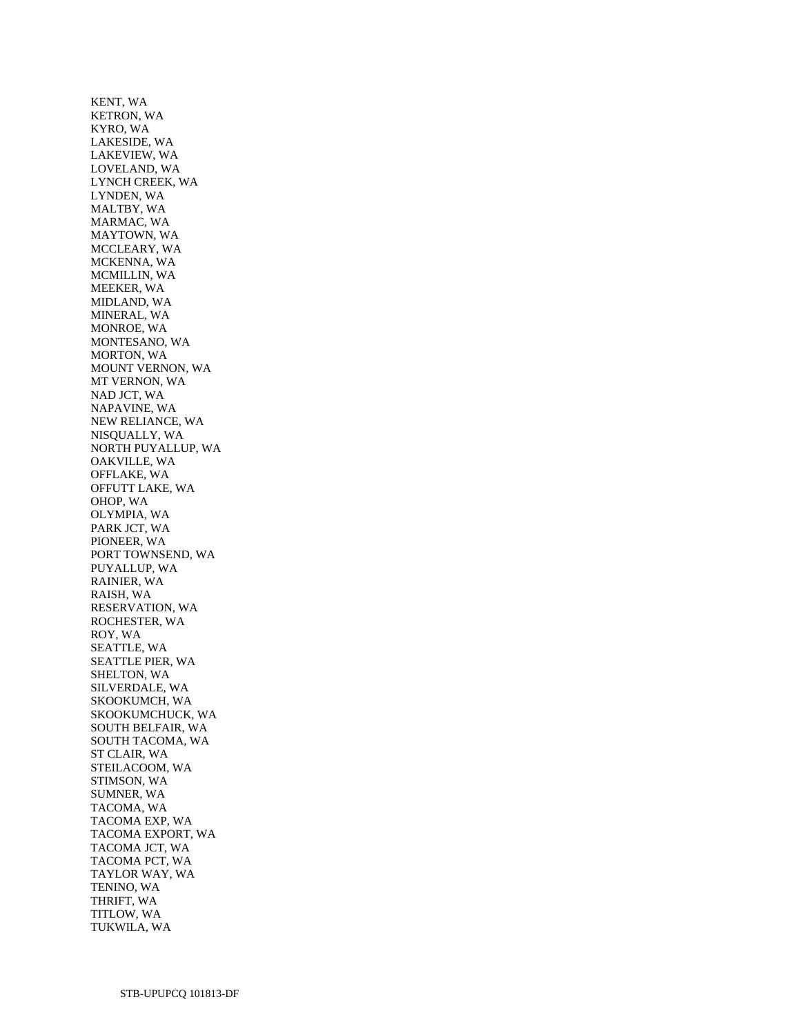KENT, WA
KETRON, WA
KYRO, WA
LAKESIDE, WA
LAKEVIEW, WA
LOVELAND, WA
LYNCH CREEK, WA
LYNDEN, WA
MALTBY, WA
MARMAC, WA
MAYTOWN, WA
MCCLEARY, WA
MCKENNA, WA
MCMILLIN, WA
MEEKER, WA
MIDLAND, WA
MINERAL, WA
MONROE, WA
MONTESANO, WA
MORTON, WA
MOUNT VERNON, WA
MT VERNON, WA
NAD JCT, WA
NAPAVINE, WA
NEW RELIANCE, WA
NISQUALLY, WA
NORTH PUYALLUP, WA
OAKVILLE, WA
OFFLAKE, WA
OFFUTT LAKE, WA
OHOP, WA
OLYMPIA, WA
PARK JCT, WA
PIONEER, WA
PORT TOWNSEND, WA
PUYALLUP, WA
RAINIER, WA
RAISH, WA
RESERVATION, WA
ROCHESTER, WA
ROY, WA
SEATTLE, WA
SEATTLE PIER, WA
SHELTON, WA
SILVERDALE, WA
SKOOKUMCH, WA
SKOOKUMCHUCK, WA
SOUTH BELFAIR, WA
SOUTH TACOMA, WA
ST CLAIR, WA
STEILACOOM, WA
STIMSON, WA
SUMNER, WA
TACOMA, WA
TACOMA EXP, WA
TACOMA EXPORT, WA
TACOMA JCT, WA
TACOMA PCT, WA
TAYLOR WAY, WA
TENINO, WA
THRIFT, WA
TITLOW, WA
TUKWILA, WA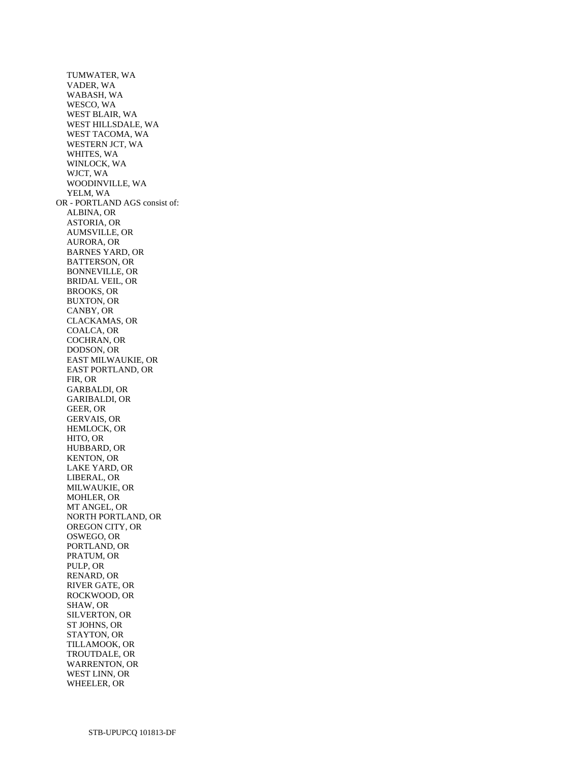TUMWATER, WA
VADER, WA
WABASH, WA
WESCO, WA
WEST BLAIR, WA
WEST HILLSDALE, WA
WEST TACOMA, WA
WESTERN JCT, WA
WHITES, WA
WINLOCK, WA
WJCT, WA
WOODINVILLE, WA
YELM, WA

OR - PORTLAND AGS consist of:

ALBINA, OR
ASTORIA, OR
AUMSVILLE, OR
AURORA, OR
BARNES YARD, OR
BATTERSON, OR
BONNEVILLE, OR
BRIDAL VEIL, OR
BROOKS, OR
BUXTON, OR
CANBY, OR
CLACKAMAS, OR
COALCA, OR
COCHRAN, OR
DODSON, OR
EAST MILWAUKIE, OR
EAST PORTLAND, OR
FIR, OR
GARBALDI, OR
GARIBALDI, OR
GEER, OR
GERVAIS, OR
HEMLOCK, OR
HITO, OR
HUBBARD, OR
KENTON, OR
LAKE YARD, OR
LIBERAL, OR
MILWAUKIE, OR
MOHLER, OR
MT ANGEL, OR
NORTH PORTLAND, OR
OREGON CITY, OR
OSWEGO, OR
PORTLAND, OR
PRATUM, OR
PULP, OR
RENARD, OR
RIVER GATE, OR
ROCKWOOD, OR
SHAW, OR
SILVERTON, OR
ST JOHNS, OR
STAYTON, OR
TILLAMOOK, OR
TROUTDALE, OR
WARRENTON, OR
WEST LINN, OR
WHEELER, OR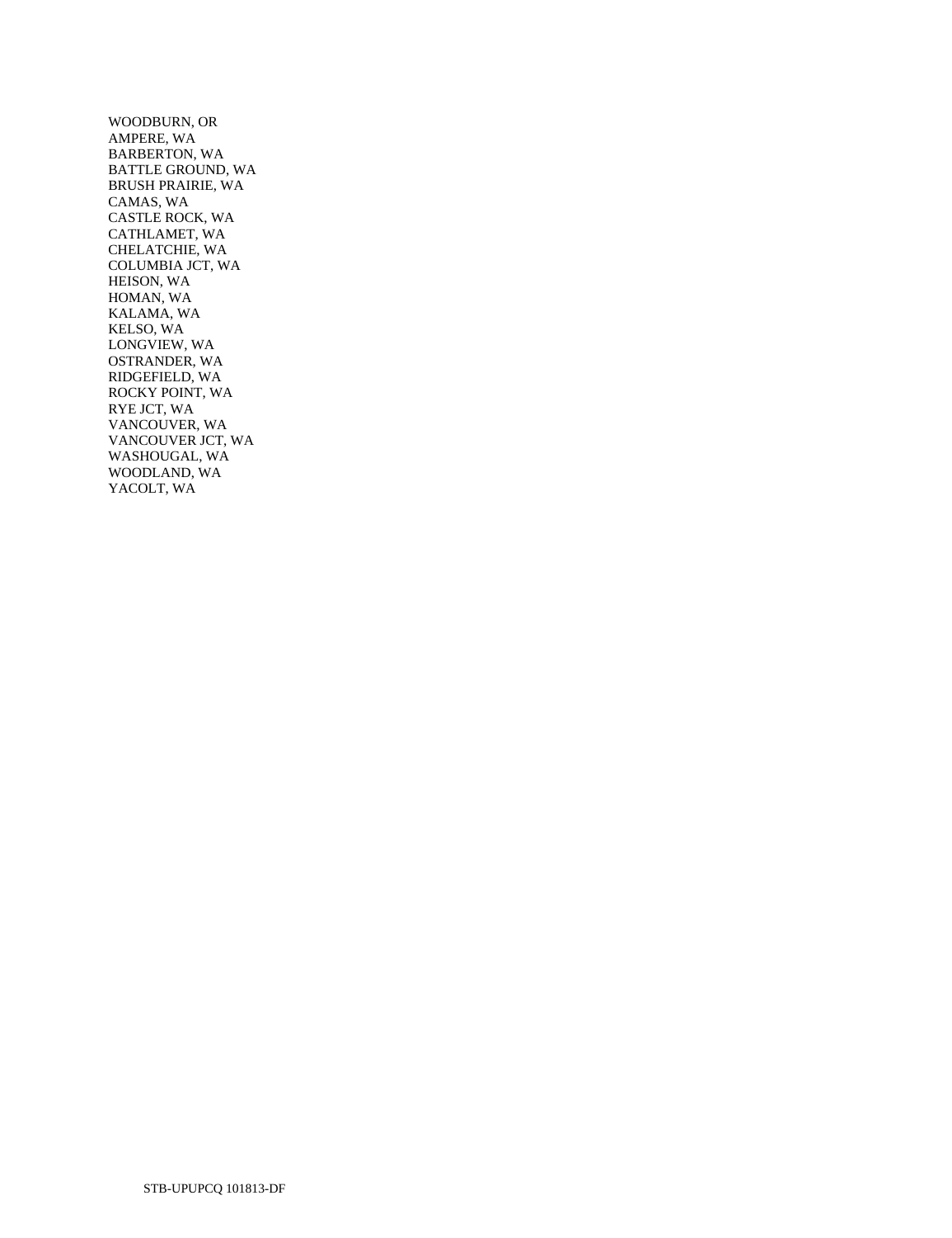WOODBURN, OR
AMPERE, WA
BARBERTON, WA
BATTLE GROUND, WA
BRUSH PRAIRIE, WA
CAMAS, WA
CASTLE ROCK, WA
CATHLAMET, WA
CHELATCHIE, WA
COLUMBIA JCT, WA
HEISON, WA
HOMAN, WA
KALAMA, WA
KELSO, WA
LONGVIEW, WA
OSTRANDER, WA
RIDGEFIELD, WA
ROCKY POINT, WA
RYE JCT, WA
VANCOUVER, WA
VANCOUVER JCT, WA
WASHOUGAL, WA
WOODLAND, WA
YACOLT, WA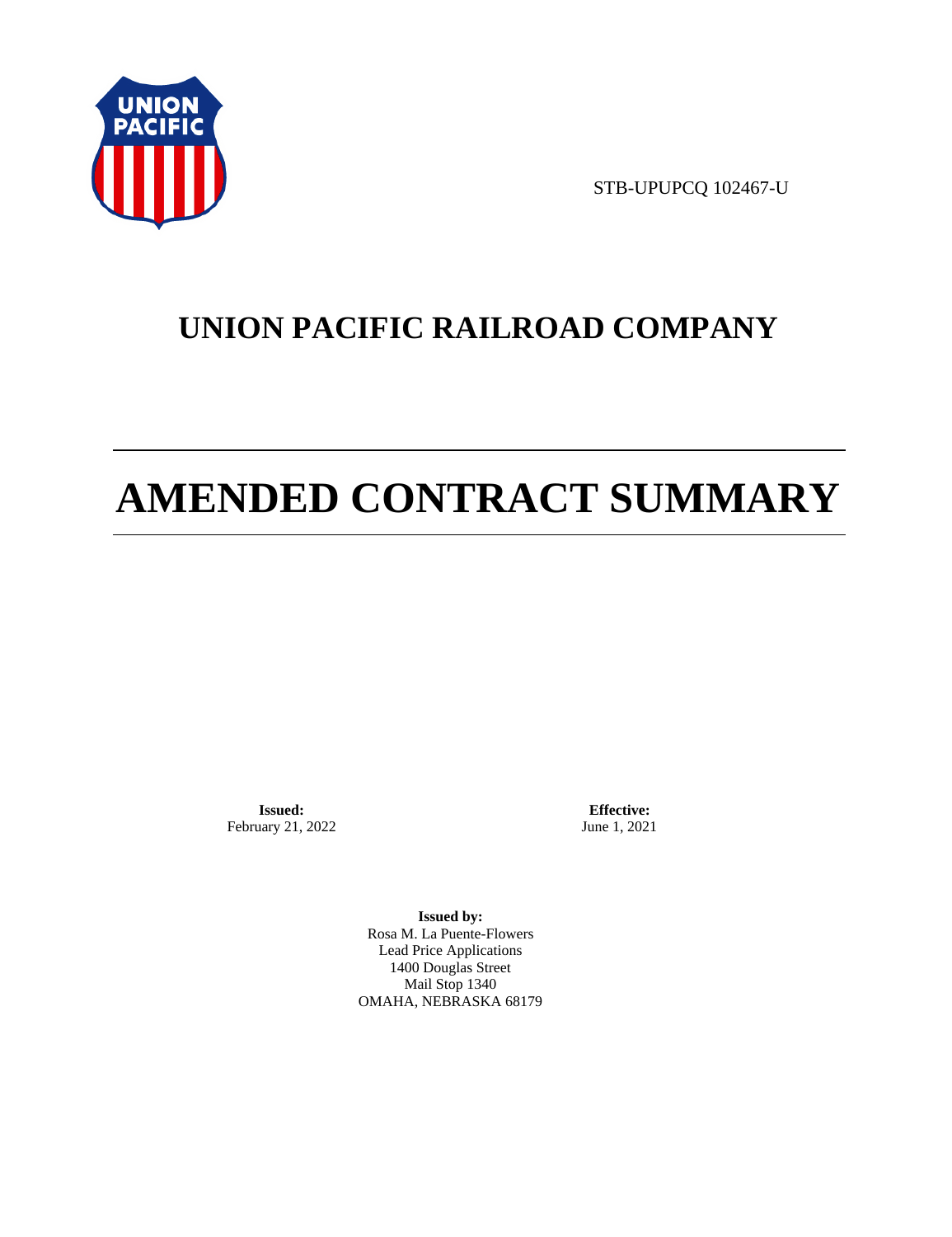STB-UPUPCQ 102467-U

# UNION PACIFIC RAILROAD COMPANY

# AMENDED CONTRACT SUMMARY

**Issued:**
February 21, 2022

**Effective:**
June 1, 2021

**Issued by:**
Rosa M. La Puente-Flowers
Lead Price Applications
1400 Douglas Street
Mail Stop 1340
OMAHA, NEBRASKA 68179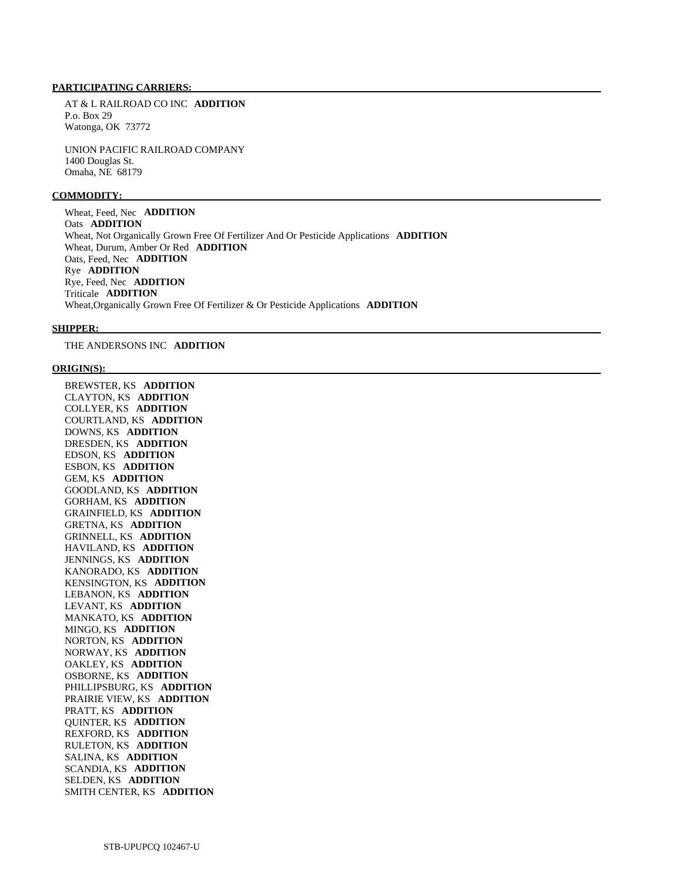**PARTICIPATING CARRIERS:**

AT & L RAILROAD CO INC **ADDITION**
P.o. Box 29
Watonga, OK 73772

UNION PACIFIC RAILROAD COMPANY
1400 Douglas St.
Omaha, NE 68179

**COMMODITY:**

Wheat, Feed, Nec **ADDITION**
Oats **ADDITION**
Wheat, Not Organically Grown Free Of Fertilizer And Or Pesticide Applications **ADDITION**
Wheat, Durum, Amber Or Red **ADDITION**
Oats, Feed, Nec **ADDITION**
Rye **ADDITION**
Rye, Feed, Nec **ADDITION**
Triticale **ADDITION**
Wheat,Organically Grown Free Of Fertilizer & Or Pesticide Applications **ADDITION**

**SHIPPER:**

THE ANDERSONS INC **ADDITION**

**ORIGIN(S):**

BREWSTER, KS **ADDITION**
CLAYTON, KS **ADDITION**
COLLYER, KS **ADDITION**
COURTLAND, KS **ADDITION**
DOWNS, KS **ADDITION**
DRESDEN, KS **ADDITION**
EDSON, KS **ADDITION**
ESBON, KS **ADDITION**
GEM, KS **ADDITION**
GOODLAND, KS **ADDITION**
GORHAM, KS **ADDITION**
GRAINFIELD, KS **ADDITION**
GRETNA, KS **ADDITION**
GRINNELL, KS **ADDITION**
HAVILAND, KS **ADDITION**
JENNINGS, KS **ADDITION**
KANORADO, KS **ADDITION**
KENSINGTON, KS **ADDITION**
LEBANON, KS **ADDITION**
LEVANT, KS **ADDITION**
MANKATO, KS **ADDITION**
MINGO, KS **ADDITION**
NORTON, KS **ADDITION**
NORWAY, KS **ADDITION**
OAKLEY, KS **ADDITION**
OSBORNE, KS **ADDITION**
PHILLIPSBURG, KS **ADDITION**
PRAIRIE VIEW, KS **ADDITION**
PRATT, KS **ADDITION**
QUINTER, KS **ADDITION**
REXFORD, KS **ADDITION**
RULETON, KS **ADDITION**
SALINA, KS **ADDITION**
SCANDIA, KS **ADDITION**
SELDEN, KS **ADDITION**
SMITH CENTER, KS **ADDITION**

STB-UPUPCQ 102467-U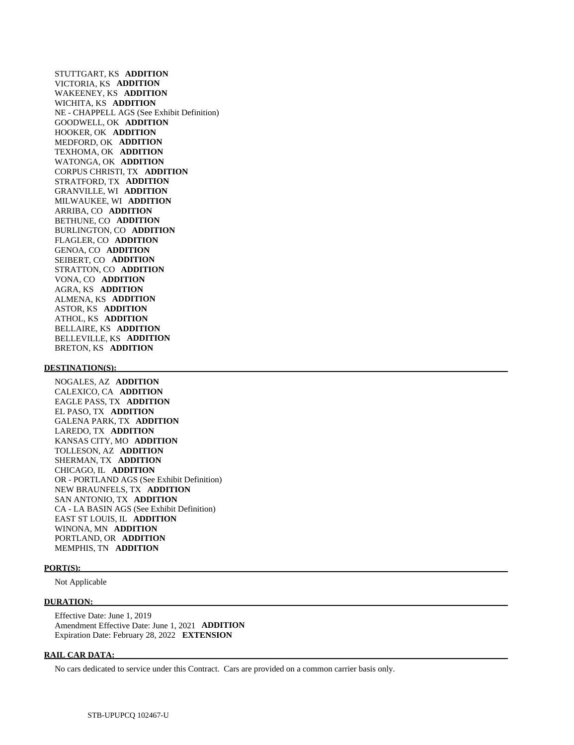STUTTGART, KS **ADDITION**
VICTORIA, KS **ADDITION**
WAKEENEY, KS **ADDITION**
WICHITA, KS **ADDITION**
NE - CHAPPELL AGS (See Exhibit Definition)
GOODWELL, OK **ADDITION**
HOOKER, OK **ADDITION**
MEDFORD, OK **ADDITION**
TEXHOMA, OK **ADDITION**
WATONGA, OK **ADDITION**
CORPUS CHRISTI, TX **ADDITION**
STRATFORD, TX **ADDITION**
GRANVILLE, WI **ADDITION**
MILWAUKEE, WI **ADDITION**
ARRIBA, CO **ADDITION**
BETHUNE, CO **ADDITION**
BURLINGTON, CO **ADDITION**
FLAGLER, CO **ADDITION**
GENOA, CO **ADDITION**
SEIBERT, CO **ADDITION**
STRATTON, CO **ADDITION**
VONA, CO **ADDITION**
AGRA, KS **ADDITION**
ALMENA, KS **ADDITION**
ASTOR, KS **ADDITION**
ATHOL, KS **ADDITION**
BELLAIRE, KS **ADDITION**
BELLEVILLE, KS **ADDITION**
BRETON, KS **ADDITION**

**DESTINATION(S):**

NOGALES, AZ **ADDITION**
CALEXICO, CA **ADDITION**
EAGLE PASS, TX **ADDITION**
EL PASO, TX **ADDITION**
GALENA PARK, TX **ADDITION**
LAREDO, TX **ADDITION**
KANSAS CITY, MO **ADDITION**
TOLLESON, AZ **ADDITION**
SHERMAN, TX **ADDITION**
CHICAGO, IL **ADDITION**
OR - PORTLAND AGS (See Exhibit Definition)
NEW BRAUNFELS, TX **ADDITION**
SAN ANTONIO, TX **ADDITION**
CA - LA BASIN AGS (See Exhibit Definition)
EAST ST LOUIS, IL **ADDITION**
WINONA, MN **ADDITION**
PORTLAND, OR **ADDITION**
MEMPHIS, TN **ADDITION**

**PORT(S):**

Not Applicable

**DURATION:**

Effective Date: June 1, 2019
Amendment Effective Date: June 1, 2021 **ADDITION**
Expiration Date: February 28, 2022 **EXTENSION**

**RAIL CAR DATA:**

No cars dedicated to service under this Contract. Cars are provided on a common carrier basis only.

STB-UPUPCQ 102467-U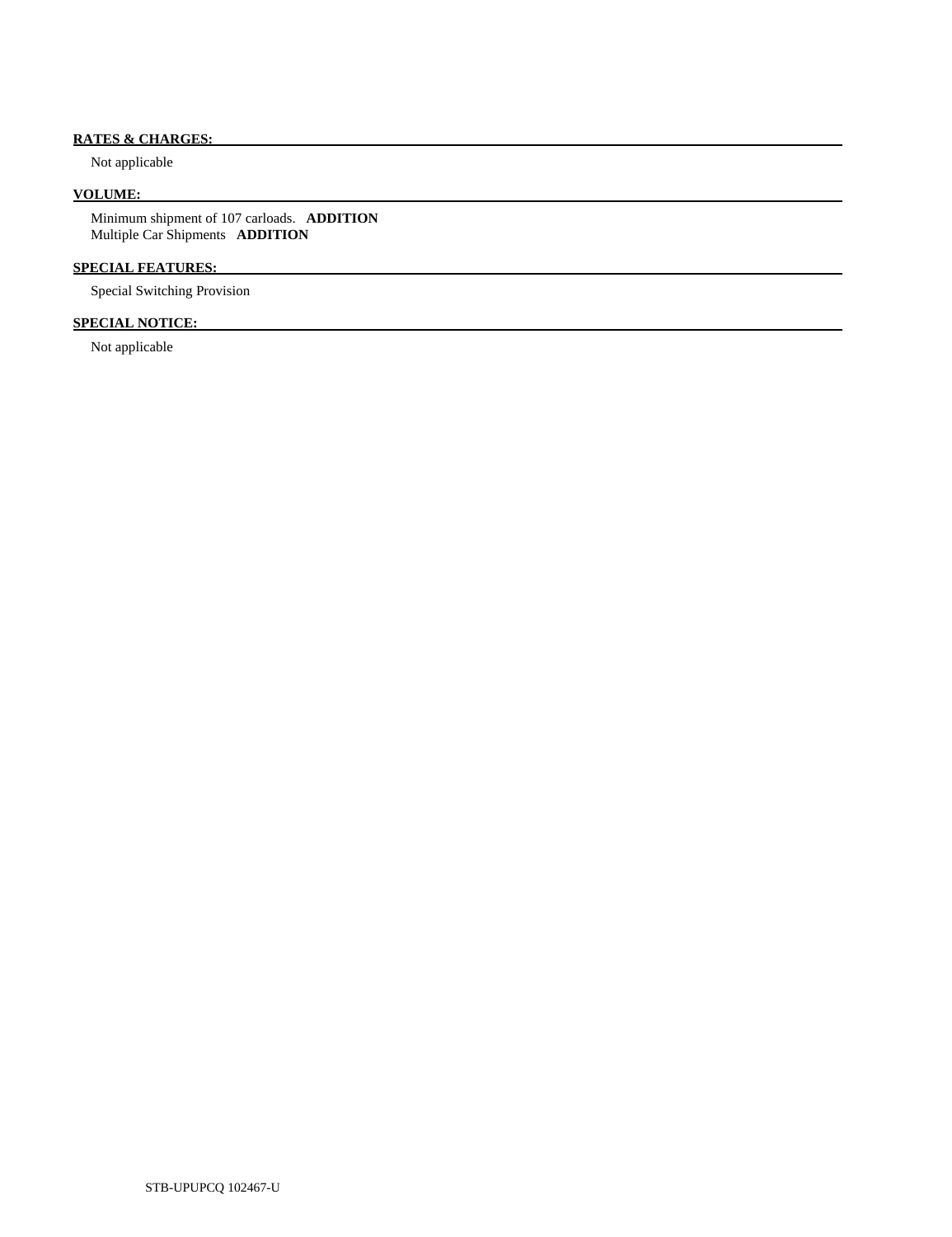**RATES & CHARGES:**

Not applicable

**VOLUME:**

Minimum shipment of 107 carloads. **ADDITION**
Multiple Car Shipments **ADDITION**

**SPECIAL FEATURES:**

Special Switching Provision

**SPECIAL NOTICE:**

Not applicable

STB-UPUPCQ 102467-U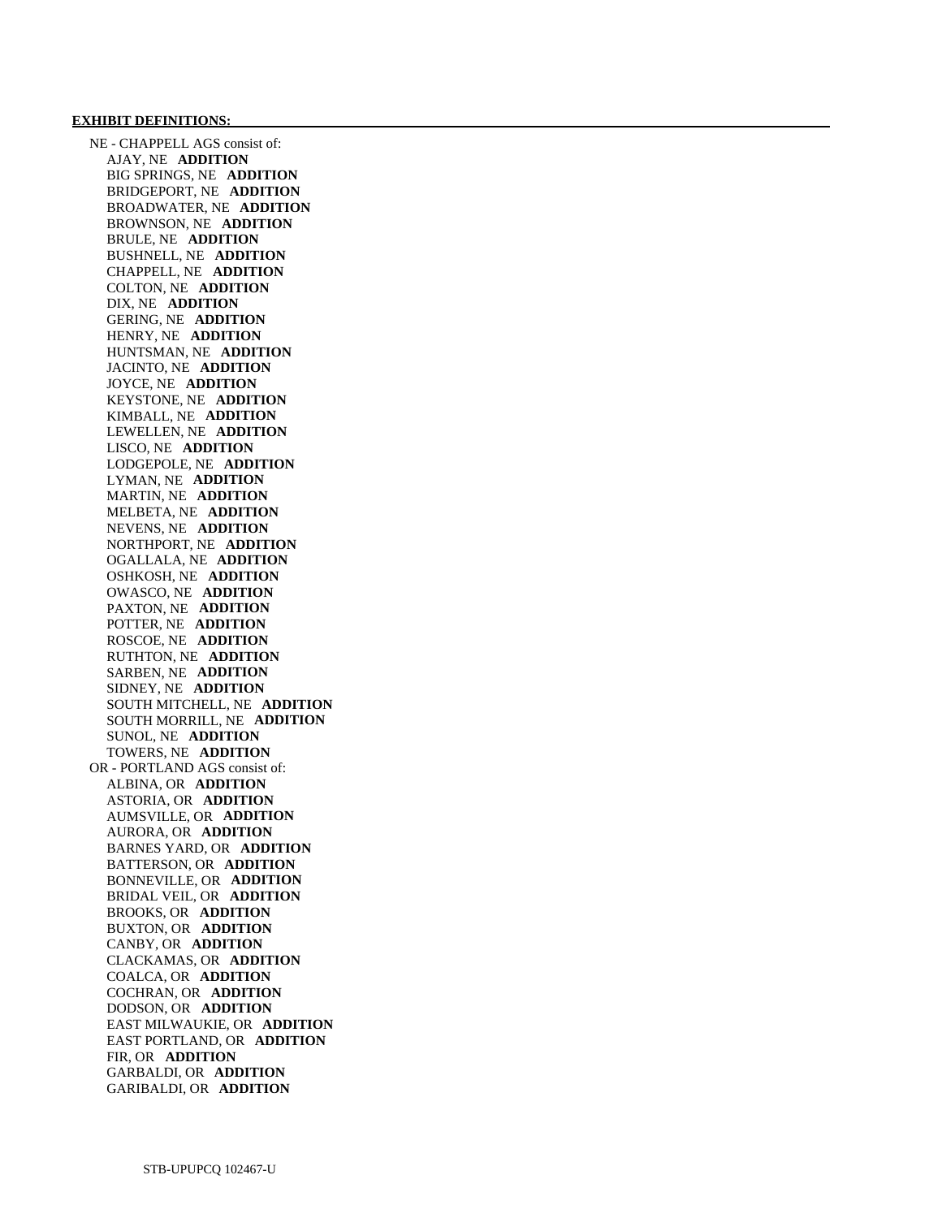**EXHIBIT DEFINITIONS:**

NE - CHAPPELL AGS consist of:

- AJAY, NE **ADDITION**
- BIG SPRINGS, NE **ADDITION**
- BRIDGEPORT, NE **ADDITION**
- BROADWATER, NE **ADDITION**
- BROWNSON, NE **ADDITION**
- BRULE, NE **ADDITION**
- BUSHNELL, NE **ADDITION**
- CHAPPELL, NE **ADDITION**
- COLTON, NE **ADDITION**
- DIX, NE **ADDITION**
- GERING, NE **ADDITION**
- HENRY, NE **ADDITION**
- HUNTSMAN, NE **ADDITION**
- JACINTO, NE **ADDITION**
- JOYCE, NE **ADDITION**
- KEYSTONE, NE **ADDITION**
- KIMBALL, NE **ADDITION**
- LEWELLEN, NE **ADDITION**
- LISCO, NE **ADDITION**
- LODGEPOLE, NE **ADDITION**
- LYMAN, NE **ADDITION**
- MARTIN, NE **ADDITION**
- MELBETA, NE **ADDITION**
- NEVENS, NE **ADDITION**
- NORTHPORT, NE **ADDITION**
- OGALLALA, NE **ADDITION**
- OSHKOSH, NE **ADDITION**
- OWASCO, NE **ADDITION**
- PAXTON, NE **ADDITION**
- POTTER, NE **ADDITION**
- ROSCOE, NE **ADDITION**
- RUTHTON, NE **ADDITION**
- SARBEN, NE **ADDITION**
- SIDNEY, NE **ADDITION**
- SOUTH MITCHELL, NE **ADDITION**
- SOUTH MORRILL, NE **ADDITION**
- SUNOL, NE **ADDITION**
- TOWERS, NE **ADDITION**

OR - PORTLAND AGS consist of:

- ALBINA, OR **ADDITION**
- ASTORIA, OR **ADDITION**
- AUMSVILLE, OR **ADDITION**
- AURORA, OR **ADDITION**
- BARNES YARD, OR **ADDITION**
- BATTERSON, OR **ADDITION**
- BONNEVILLE, OR **ADDITION**
- BRIDAL VEIL, OR **ADDITION**
- BROOKS, OR **ADDITION**
- BUXTON, OR **ADDITION**
- CANBY, OR **ADDITION**
- CLACKAMAS, OR **ADDITION**
- COALCA, OR **ADDITION**
- COCHRAN, OR **ADDITION**
- DODSON, OR **ADDITION**
- EAST MILWAUKIE, OR **ADDITION**
- EAST PORTLAND, OR **ADDITION**
- FIR, OR **ADDITION**
- GARBALDI, OR **ADDITION**
- GARIBALDI, OR **ADDITION**

STB-UPUPCQ 102467-U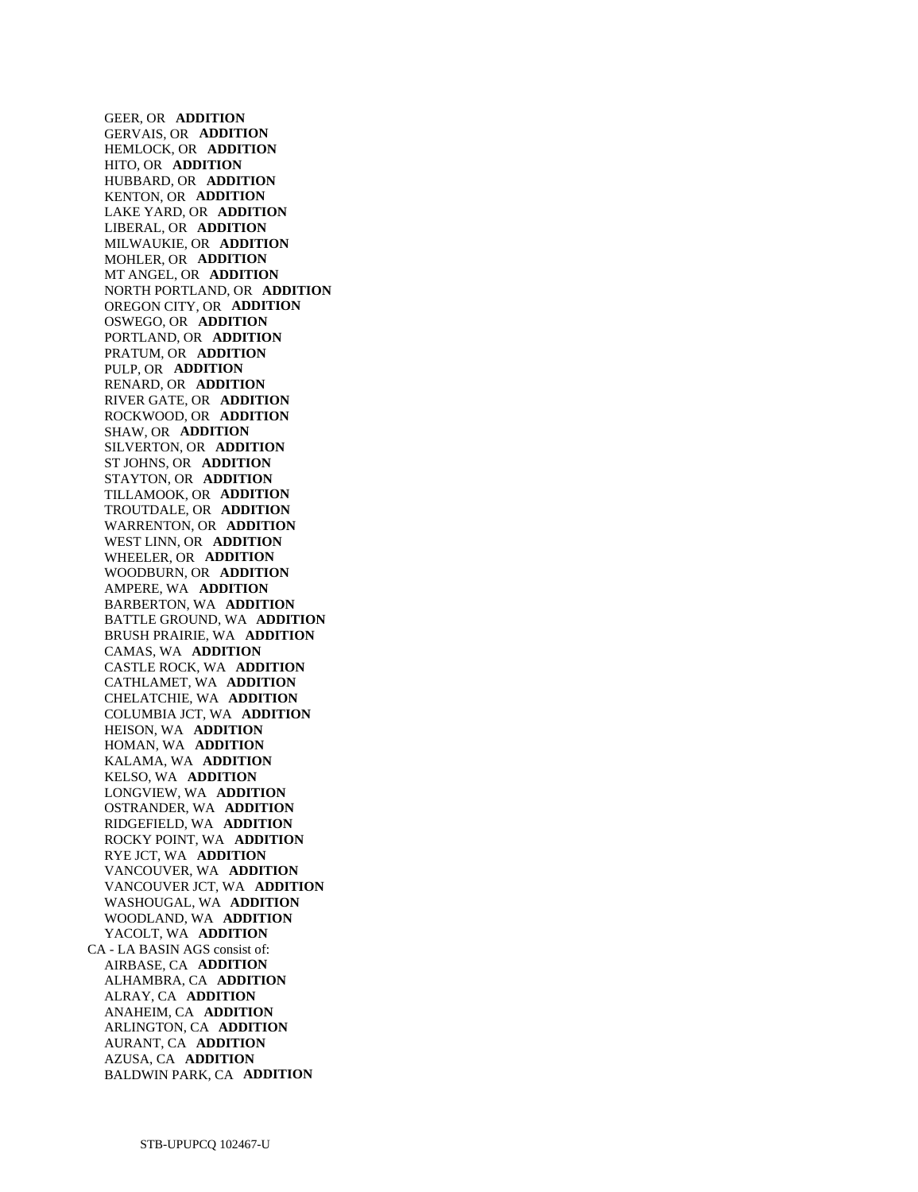GEER, OR **ADDITION**
GERVAIS, OR **ADDITION**
HEMLOCK, OR **ADDITION**
HITO, OR **ADDITION**
HUBBARD, OR **ADDITION**
KENTON, OR **ADDITION**
LAKE YARD, OR **ADDITION**
LIBERAL, OR **ADDITION**
MILWAUKIE, OR **ADDITION**
MOHLER, OR **ADDITION**
MT ANGEL, OR **ADDITION**
NORTH PORTLAND, OR **ADDITION**
OREGON CITY, OR **ADDITION**
OSWEGO, OR **ADDITION**
PORTLAND, OR **ADDITION**
PRATUM, OR **ADDITION**
PULP, OR **ADDITION**
RENARD, OR **ADDITION**
RIVER GATE, OR **ADDITION**
ROCKWOOD, OR **ADDITION**
SHAW, OR **ADDITION**
SILVERTON, OR **ADDITION**
ST JOHNS, OR **ADDITION**
STAYTON, OR **ADDITION**
TILLAMOOK, OR **ADDITION**
TROUTDALE, OR **ADDITION**
WARRENTON, OR **ADDITION**
WEST LINN, OR **ADDITION**
WHEELER, OR **ADDITION**
WOODBURN, OR **ADDITION**
AMPERE, WA **ADDITION**
BARBERTON, WA **ADDITION**
BATTLE GROUND, WA **ADDITION**
BRUSH PRAIRIE, WA **ADDITION**
CAMAS, WA **ADDITION**
CASTLE ROCK, WA **ADDITION**
CATHLAMET, WA **ADDITION**
CHELATCHIE, WA **ADDITION**
COLUMBIA JCT, WA **ADDITION**
HEISON, WA **ADDITION**
HOMAN, WA **ADDITION**
KALAMA, WA **ADDITION**
KELSO, WA **ADDITION**
LONGVIEW, WA **ADDITION**
OSTRANDER, WA **ADDITION**
RIDGEFIELD, WA **ADDITION**
ROCKY POINT, WA **ADDITION**
RYE JCT, WA **ADDITION**
VANCOUVER, WA **ADDITION**
VANCOUVER JCT, WA **ADDITION**
WASHOUGAL, WA **ADDITION**
WOODLAND, WA **ADDITION**
YACOLT, WA **ADDITION**

CA - LA BASIN AGS consist of:

AIRBASE, CA **ADDITION**
ALHAMBRA, CA **ADDITION**
ALRAY, CA **ADDITION**
ANAHEIM, CA **ADDITION**
ARLINGTON, CA **ADDITION**
AURANT, CA **ADDITION**
AZUSA, CA **ADDITION**
BALDWIN PARK, CA **ADDITION**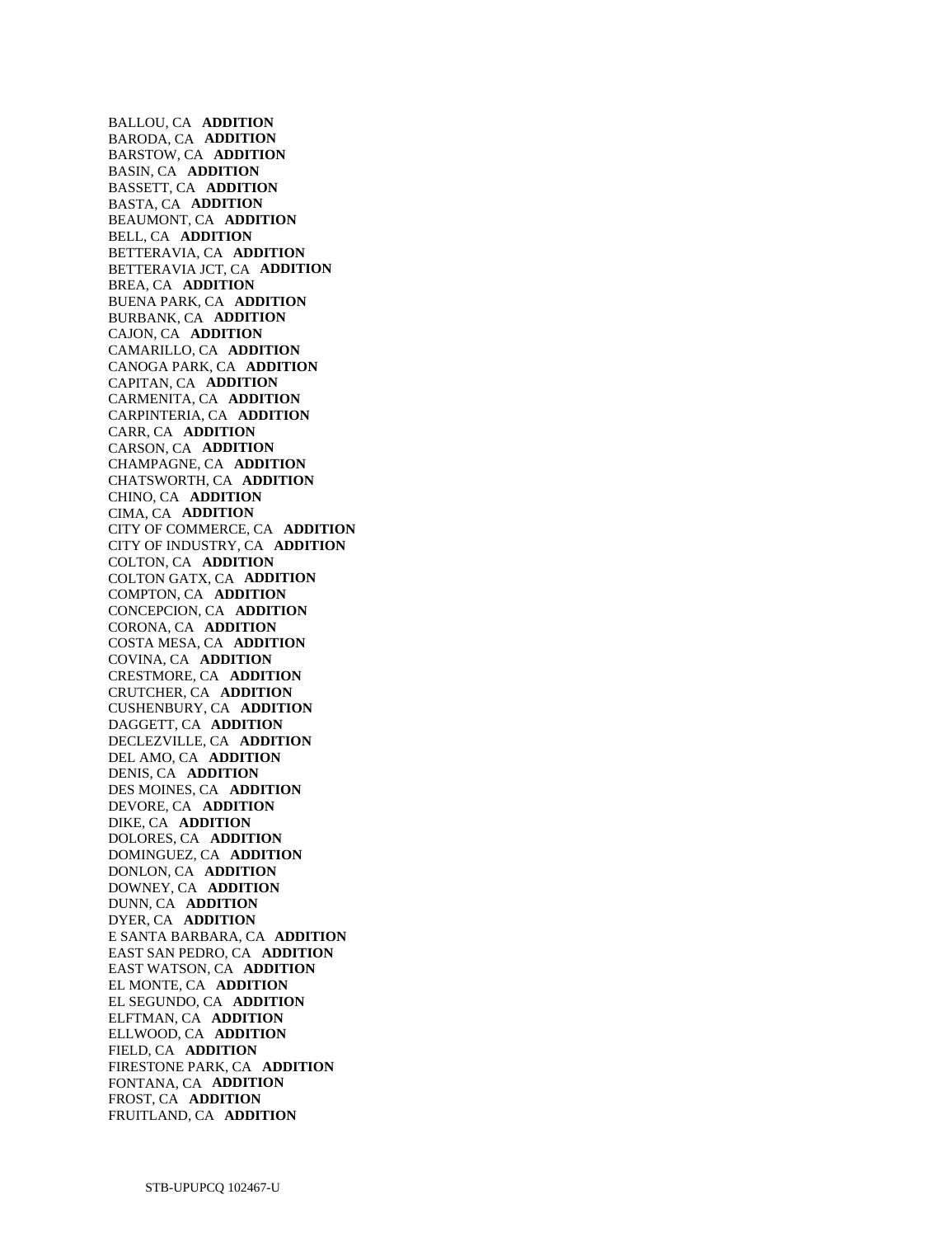BALLOU, CA **ADDITION**
BARODA, CA **ADDITION**
BARSTOW, CA **ADDITION**
BASIN, CA **ADDITION**
BASSETT, CA **ADDITION**
BASTA, CA **ADDITION**
BEAUMONT, CA **ADDITION**
BELL, CA **ADDITION**
BETTERAVIA, CA **ADDITION**
BETTERAVIA JCT, CA **ADDITION**
BREA, CA **ADDITION**
BUENA PARK, CA **ADDITION**
BURBANK, CA **ADDITION**
CAJON, CA **ADDITION**
CAMARILLO, CA **ADDITION**
CANOGA PARK, CA **ADDITION**
CAPITAN, CA **ADDITION**
CARMENITA, CA **ADDITION**
CARPINTERIA, CA **ADDITION**
CARR, CA **ADDITION**
CARSON, CA **ADDITION**
CHAMPAGNE, CA **ADDITION**
CHATSWORTH, CA **ADDITION**
CHINO, CA **ADDITION**
CIMA, CA **ADDITION**
CITY OF COMMERCE, CA **ADDITION**
CITY OF INDUSTRY, CA **ADDITION**
COLTON, CA **ADDITION**
COLTON GATX, CA **ADDITION**
COMPTON, CA **ADDITION**
CONCEPCION, CA **ADDITION**
CORONA, CA **ADDITION**
COSTA MESA, CA **ADDITION**
COVINA, CA **ADDITION**
CRESTMORE, CA **ADDITION**
CRUTCHER, CA **ADDITION**
CUSHENBURY, CA **ADDITION**
DAGGETT, CA **ADDITION**
DECLEZVILLE, CA **ADDITION**
DEL AMO, CA **ADDITION**
DENIS, CA **ADDITION**
DES MOINES, CA **ADDITION**
DEVORE, CA **ADDITION**
DIKE, CA **ADDITION**
DOLORES, CA **ADDITION**
DOMINGUEZ, CA **ADDITION**
DONLON, CA **ADDITION**
DOWNEY, CA **ADDITION**
DUNN, CA **ADDITION**
DYER, CA **ADDITION**
E SANTA BARBARA, CA **ADDITION**
EAST SAN PEDRO, CA **ADDITION**
EAST WATSON, CA **ADDITION**
EL MONTE, CA **ADDITION**
EL SEGUNDO, CA **ADDITION**
ELFTMAN, CA **ADDITION**
ELLWOOD, CA **ADDITION**
FIELD, CA **ADDITION**
FIRESTONE PARK, CA **ADDITION**
FONTANA, CA **ADDITION**
FROST, CA **ADDITION**
FRUITLAND, CA **ADDITION**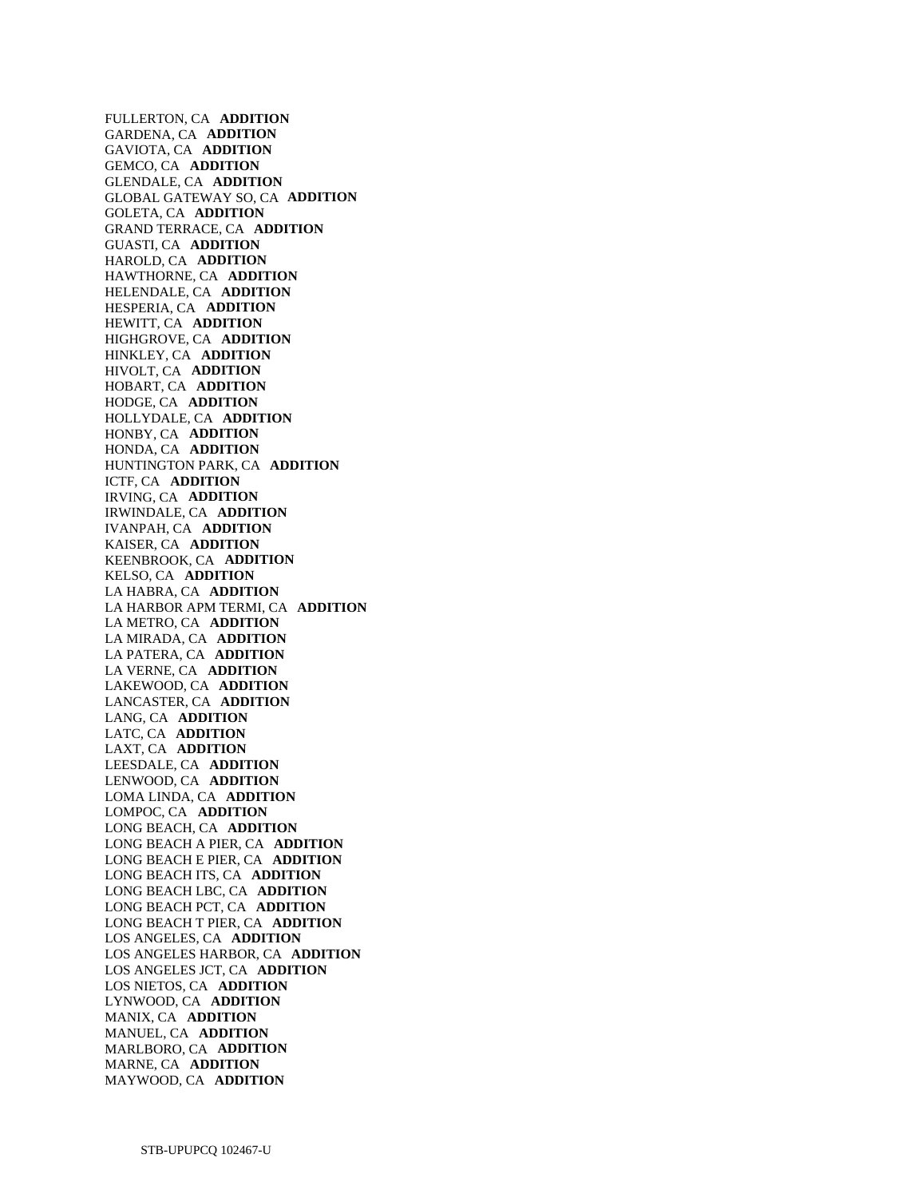FULLERTON, CA **ADDITION**
GARDENA, CA **ADDITION**
GAVIOTA, CA **ADDITION**
GEMCO, CA **ADDITION**
GLENDALE, CA **ADDITION**
GLOBAL GATEWAY SO, CA **ADDITION**
GOLETA, CA **ADDITION**
GRAND TERRACE, CA **ADDITION**
GUASTI, CA **ADDITION**
HAROLD, CA **ADDITION**
HAWTHORNE, CA **ADDITION**
HELENDALE, CA **ADDITION**
HESPERIA, CA **ADDITION**
HEWITT, CA **ADDITION**
HIGHGROVE, CA **ADDITION**
HINKLEY, CA **ADDITION**
HIVOLT, CA **ADDITION**
HOBART, CA **ADDITION**
HODGE, CA **ADDITION**
HOLLYDALE, CA **ADDITION**
HONBY, CA **ADDITION**
HONDA, CA **ADDITION**
HUNTINGTON PARK, CA **ADDITION**
ICTF, CA **ADDITION**
IRVING, CA **ADDITION**
IRWINDALE, CA **ADDITION**
IVANPAH, CA **ADDITION**
KAISER, CA **ADDITION**
KEENBROOK, CA **ADDITION**
KELSO, CA **ADDITION**
LA HABRA, CA **ADDITION**
LA HARBOR APM TERMI, CA **ADDITION**
LA METRO, CA **ADDITION**
LA MIRADA, CA **ADDITION**
LA PATERA, CA **ADDITION**
LA VERNE, CA **ADDITION**
LAKEWOOD, CA **ADDITION**
LANCASTER, CA **ADDITION**
LANG, CA **ADDITION**
LATC, CA **ADDITION**
LAXT, CA **ADDITION**
LEESDALE, CA **ADDITION**
LENWOOD, CA **ADDITION**
LOMA LINDA, CA **ADDITION**
LOMPOC, CA **ADDITION**
LONG BEACH, CA **ADDITION**
LONG BEACH A PIER, CA **ADDITION**
LONG BEACH E PIER, CA **ADDITION**
LONG BEACH ITS, CA **ADDITION**
LONG BEACH LBC, CA **ADDITION**
LONG BEACH PCT, CA **ADDITION**
LONG BEACH T PIER, CA **ADDITION**
LOS ANGELES, CA **ADDITION**
LOS ANGELES HARBOR, CA **ADDITION**
LOS ANGELES JCT, CA **ADDITION**
LOS NIETOS, CA **ADDITION**
LYNWOOD, CA **ADDITION**
MANIX, CA **ADDITION**
MANUEL, CA **ADDITION**
MARLBORO, CA **ADDITION**
MARNE, CA **ADDITION**
MAYWOOD, CA **ADDITION**

STB-UPUPCQ 102467-U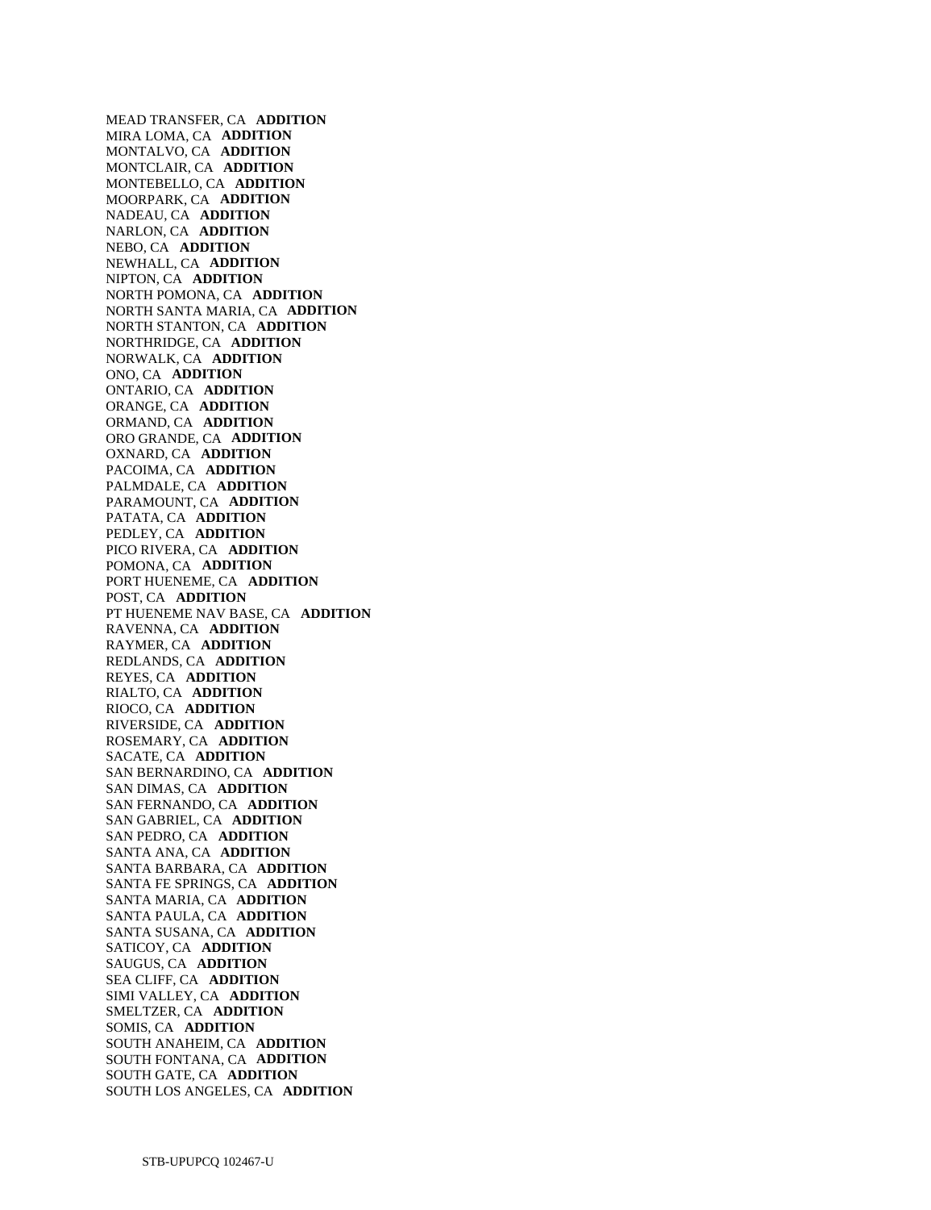MEAD TRANSFER, CA **ADDITION**
MIRA LOMA, CA **ADDITION**
MONTALVO, CA **ADDITION**
MONTCLAIR, CA **ADDITION**
MONTEBELLO, CA **ADDITION**
MOORPARK, CA **ADDITION**
NADEAU, CA **ADDITION**
NARLON, CA **ADDITION**
NEBO, CA **ADDITION**
NEWHALL, CA **ADDITION**
NIPTON, CA **ADDITION**
NORTH POMONA, CA **ADDITION**
NORTH SANTA MARIA, CA **ADDITION**
NORTH STANTON, CA **ADDITION**
NORTHRIDGE, CA **ADDITION**
NORWALK, CA **ADDITION**
ONO, CA **ADDITION**
ONTARIO, CA **ADDITION**
ORANGE, CA **ADDITION**
ORMAND, CA **ADDITION**
ORO GRANDE, CA **ADDITION**
OXNARD, CA **ADDITION**
PACOIMA, CA **ADDITION**
PALMDALE, CA **ADDITION**
PARAMOUNT, CA **ADDITION**
PATATA, CA **ADDITION**
PEDLEY, CA **ADDITION**
PICO RIVERA, CA **ADDITION**
POMONA, CA **ADDITION**
PORT HUENEME, CA **ADDITION**
POST, CA **ADDITION**
PT HUENEME NAV BASE, CA **ADDITION**
RAVENNA, CA **ADDITION**
RAYMER, CA **ADDITION**
REDLANDS, CA **ADDITION**
REYES, CA **ADDITION**
RIALTO, CA **ADDITION**
RIOCO, CA **ADDITION**
RIVERSIDE, CA **ADDITION**
ROSEMARY, CA **ADDITION**
SACATE, CA **ADDITION**
SAN BERNARDINO, CA **ADDITION**
SAN DIMAS, CA **ADDITION**
SAN FERNANDO, CA **ADDITION**
SAN GABRIEL, CA **ADDITION**
SAN PEDRO, CA **ADDITION**
SANTA ANA, CA **ADDITION**
SANTA BARBARA, CA **ADDITION**
SANTA FE SPRINGS, CA **ADDITION**
SANTA MARIA, CA **ADDITION**
SANTA PAULA, CA **ADDITION**
SANTA SUSANA, CA **ADDITION**
SATICOY, CA **ADDITION**
SAUGUS, CA **ADDITION**
SEA CLIFF, CA **ADDITION**
SIMI VALLEY, CA **ADDITION**
SMELTZER, CA **ADDITION**
SOMIS, CA **ADDITION**
SOUTH ANAHEIM, CA **ADDITION**
SOUTH FONTANA, CA **ADDITION**
SOUTH GATE, CA **ADDITION**
SOUTH LOS ANGELES, CA **ADDITION**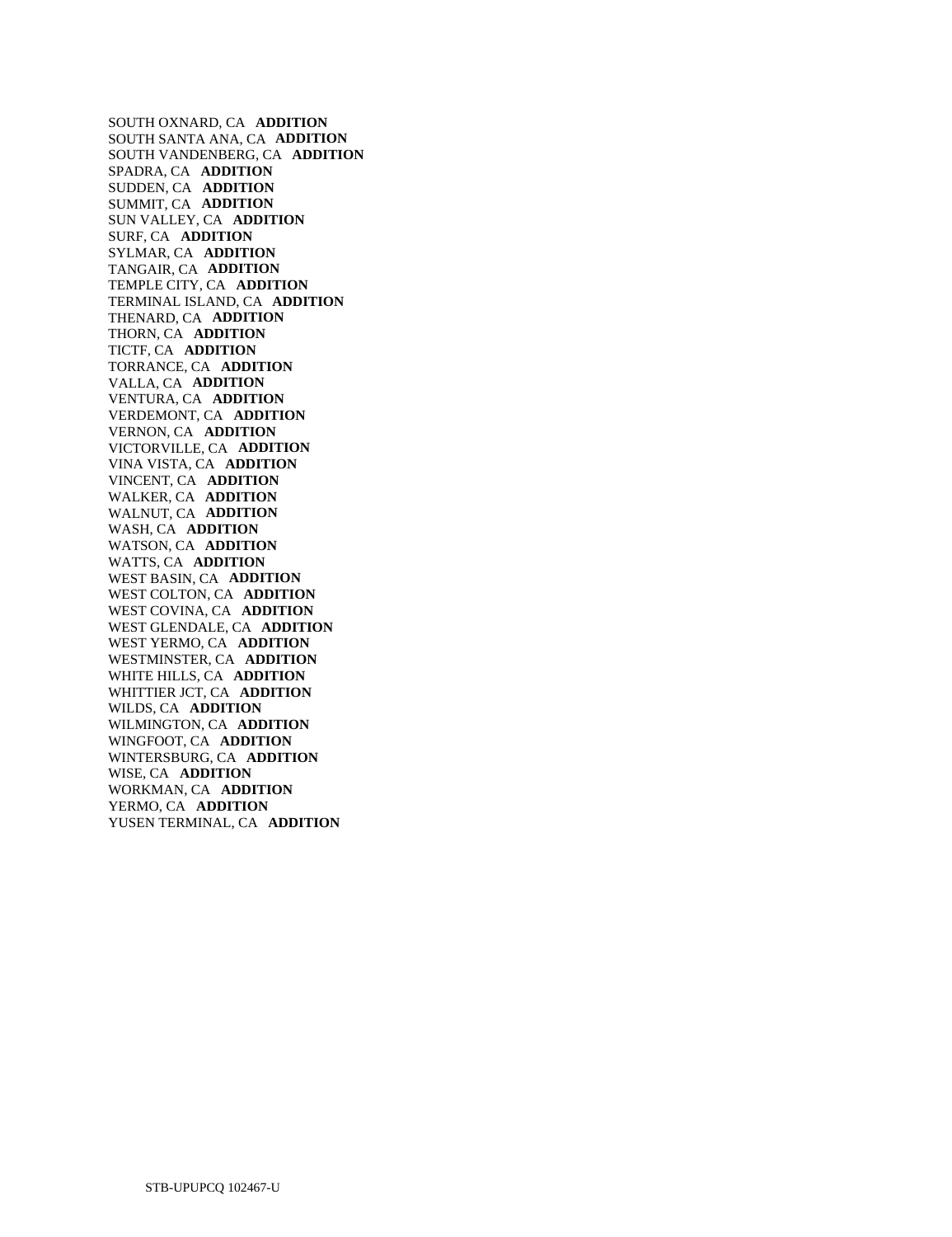SOUTH OXNARD, CA **ADDITION**
SOUTH SANTA ANA, CA **ADDITION**
SOUTH VANDENBERG, CA **ADDITION**
SPADRA, CA **ADDITION**
SUDDEN, CA **ADDITION**
SUMMIT, CA **ADDITION**
SUN VALLEY, CA **ADDITION**
SURF, CA **ADDITION**
SYLMAR, CA **ADDITION**
TANGAIR, CA **ADDITION**
TEMPLE CITY, CA **ADDITION**
TERMINAL ISLAND, CA **ADDITION**
THENARD, CA **ADDITION**
THORN, CA **ADDITION**
TICTF, CA **ADDITION**
TORRANCE, CA **ADDITION**
VALLA, CA **ADDITION**
VENTURA, CA **ADDITION**
VERDEMONT, CA **ADDITION**
VERNON, CA **ADDITION**
VICTORVILLE, CA **ADDITION**
VINA VISTA, CA **ADDITION**
VINCENT, CA **ADDITION**
WALKER, CA **ADDITION**
WALNUT, CA **ADDITION**
WASH, CA **ADDITION**
WATSON, CA **ADDITION**
WATTS, CA **ADDITION**
WEST BASIN, CA **ADDITION**
WEST COLTON, CA **ADDITION**
WEST COVINA, CA **ADDITION**
WEST GLENDALE, CA **ADDITION**
WEST YERMO, CA **ADDITION**
WESTMINSTER, CA **ADDITION**
WHITE HILLS, CA **ADDITION**
WHITTIER JCT, CA **ADDITION**
WILDS, CA **ADDITION**
WILMINGTON, CA **ADDITION**
WINGFOOT, CA **ADDITION**
WINTERSBURG, CA **ADDITION**
WISE, CA **ADDITION**
WORKMAN, CA **ADDITION**
YERMO, CA **ADDITION**
YUSEN TERMINAL, CA **ADDITION**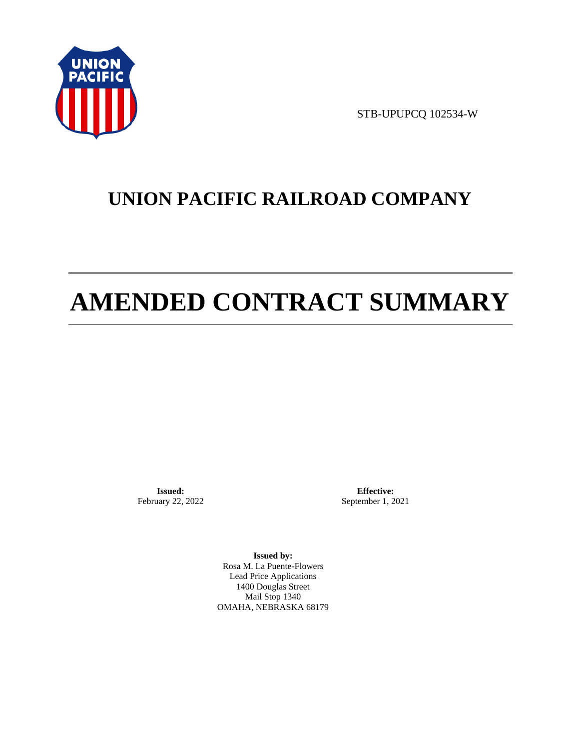STB-UPUPCQ 102534-W

# UNION PACIFIC RAILROAD COMPANY

# AMENDED CONTRACT SUMMARY

**Issued:**
February 22, 2022

**Effective:**
September 1, 2021

**Issued by:**
Rosa M. La Puente-Flowers
Lead Price Applications
1400 Douglas Street
Mail Stop 1340
OMAHA, NEBRASKA 68179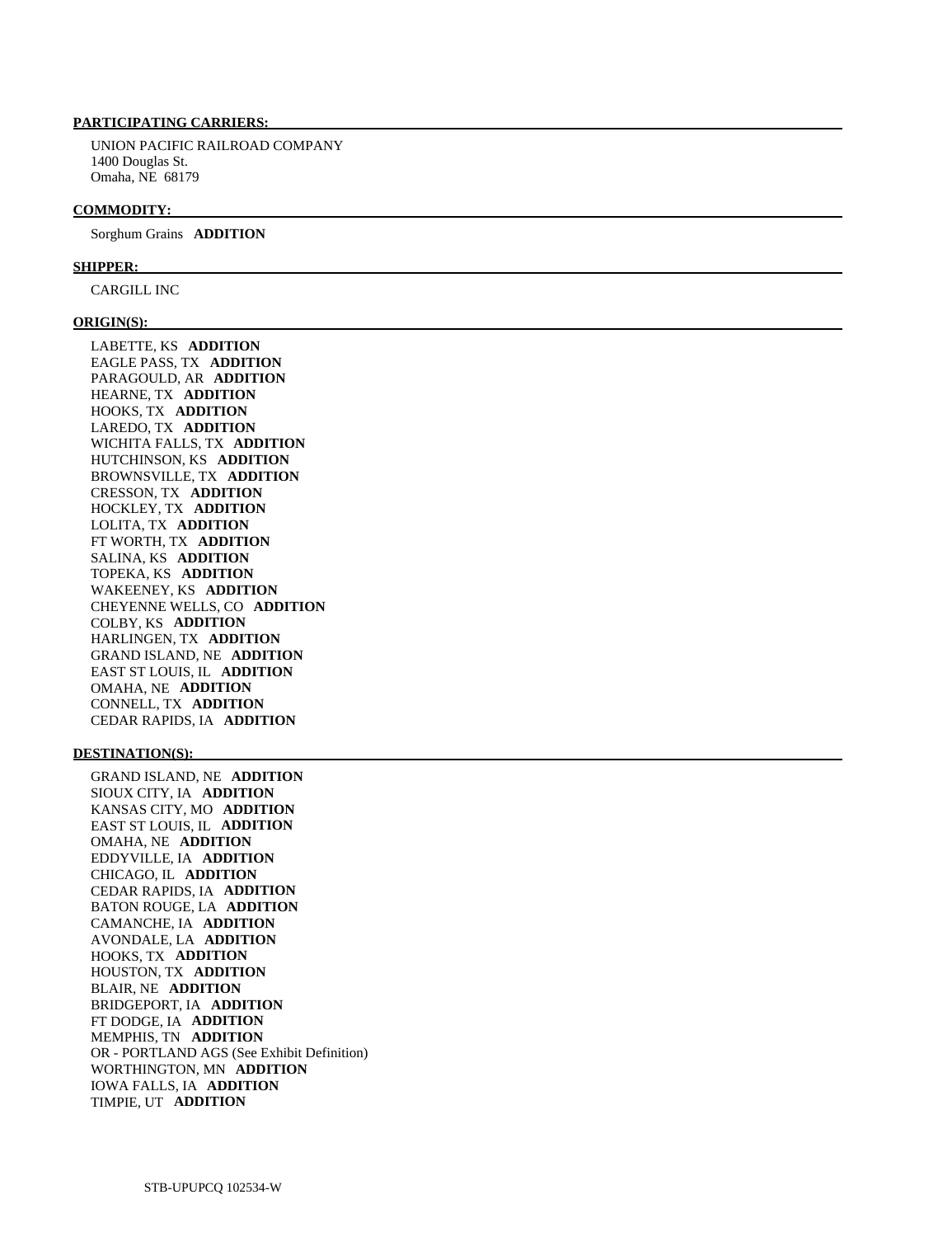**PARTICIPATING CARRIERS:**

UNION PACIFIC RAILROAD COMPANY
1400 Douglas St.
Omaha, NE 68179

**COMMODITY:**

Sorghum Grains **ADDITION**

**SHIPPER:**

CARGILL INC

**ORIGIN(S):**

LABETTE, KS **ADDITION**
EAGLE PASS, TX **ADDITION**
PARAGOULD, AR **ADDITION**
HEARNE, TX **ADDITION**
HOOKS, TX **ADDITION**
LAREDO, TX **ADDITION**
WICHITA FALLS, TX **ADDITION**
HUTCHINSON, KS **ADDITION**
BROWNSVILLE, TX **ADDITION**
CRESSON, TX **ADDITION**
HOCKLEY, TX **ADDITION**
LOLITA, TX **ADDITION**
FT WORTH, TX **ADDITION**
SALINA, KS **ADDITION**
TOPEKA, KS **ADDITION**
WAKEENEY, KS **ADDITION**
CHEYENNE WELLS, CO **ADDITION**
COLBY, KS **ADDITION**
HARLINGEN, TX **ADDITION**
GRAND ISLAND, NE **ADDITION**
EAST ST LOUIS, IL **ADDITION**
OMAHA, NE **ADDITION**
CONNELL, TX **ADDITION**
CEDAR RAPIDS, IA **ADDITION**

**DESTINATION(S):**

GRAND ISLAND, NE **ADDITION**
SIOUX CITY, IA **ADDITION**
KANSAS CITY, MO **ADDITION**
EAST ST LOUIS, IL **ADDITION**
OMAHA, NE **ADDITION**
EDDYVILLE, IA **ADDITION**
CHICAGO, IL **ADDITION**
CEDAR RAPIDS, IA **ADDITION**
BATON ROUGE, LA **ADDITION**
CAMANCHE, IA **ADDITION**
AVONDALE, LA **ADDITION**
HOOKS, TX **ADDITION**
HOUSTON, TX **ADDITION**
BLAIR, NE **ADDITION**
BRIDGEPORT, IA **ADDITION**
FT DODGE, IA **ADDITION**
MEMPHIS, TN **ADDITION**
OR - PORTLAND AGS (See Exhibit Definition)
WORTHINGTON, MN **ADDITION**
IOWA FALLS, IA **ADDITION**
TIMPIE, UT **ADDITION**

STB-UPUPCQ 102534-W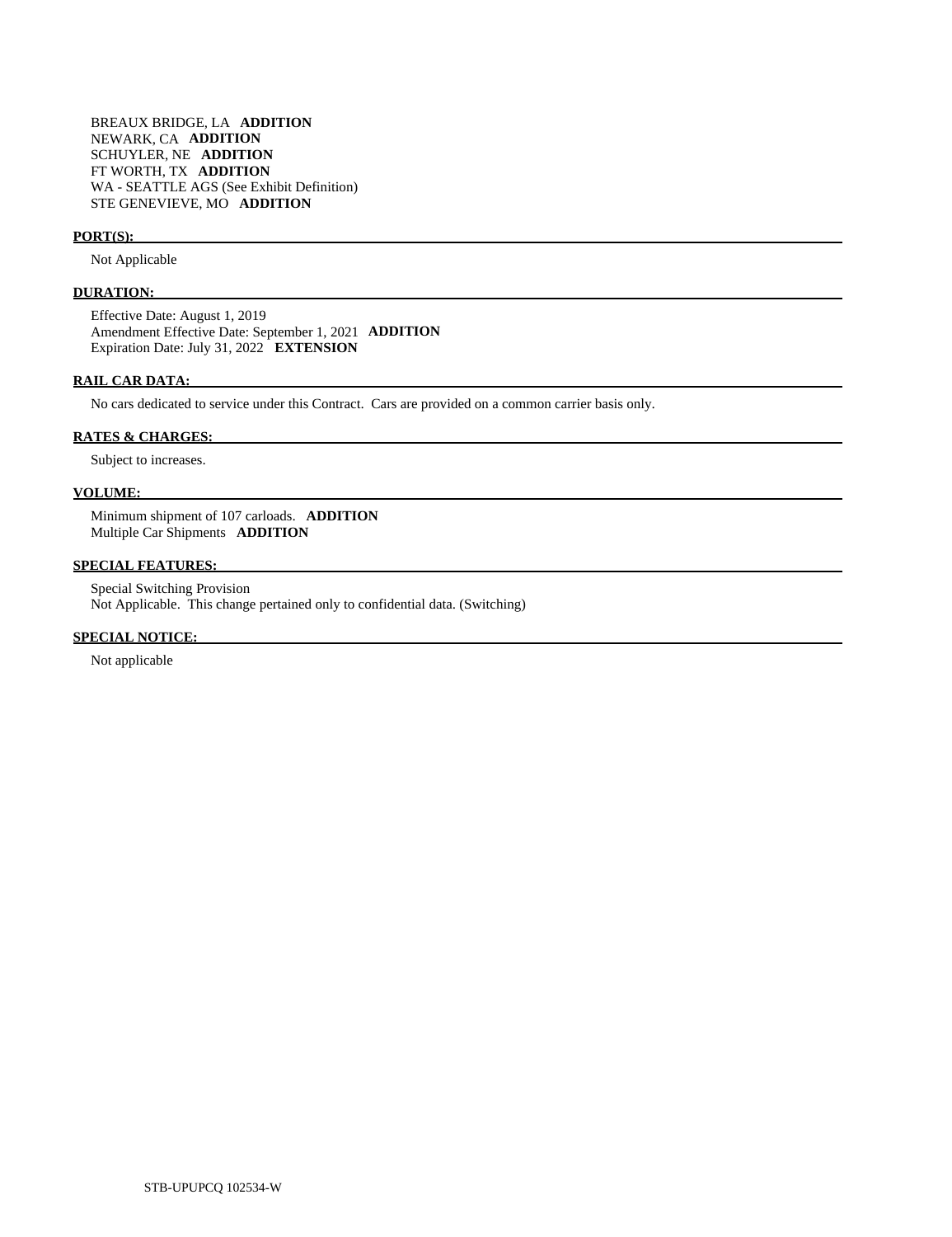BREAUX BRIDGE, LA **ADDITION**
NEWARK, CA **ADDITION**
SCHUYLER, NE **ADDITION**
FT WORTH, TX **ADDITION**
WA - SEATTLE AGS (See Exhibit Definition)
STE GENEVIEVE, MO **ADDITION**

**PORT(S):**

Not Applicable

**DURATION:**

Effective Date: August 1, 2019
Amendment Effective Date: September 1, 2021 **ADDITION**
Expiration Date: July 31, 2022 **EXTENSION**

**RAIL CAR DATA:**

No cars dedicated to service under this Contract. Cars are provided on a common carrier basis only.

**RATES & CHARGES:**

Subject to increases.

**VOLUME:**

Minimum shipment of 107 carloads. **ADDITION**
Multiple Car Shipments **ADDITION**

**SPECIAL FEATURES:**

Special Switching Provision
Not Applicable. This change pertained only to confidential data. (Switching)

**SPECIAL NOTICE:**

Not applicable

STB-UPUPCQ 102534-W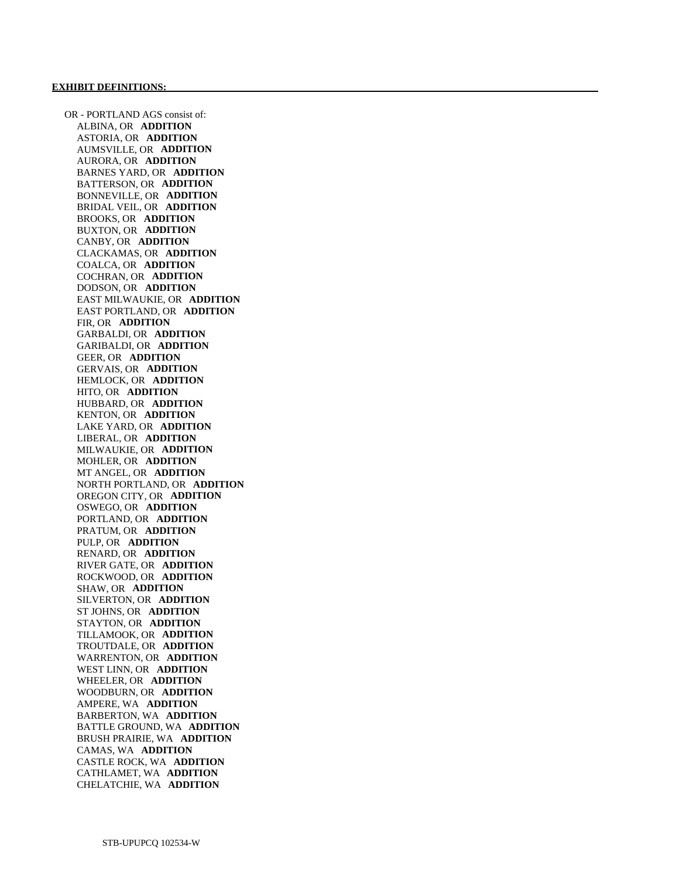**EXHIBIT DEFINITIONS:**

OR - PORTLAND AGS consist of:

ALBINA, OR **ADDITION**
ASTORIA, OR **ADDITION**
AUMSVILLE, OR **ADDITION**
AURORA, OR **ADDITION**
BARNES YARD, OR **ADDITION**
BATTERSON, OR **ADDITION**
BONNEVILLE, OR **ADDITION**
BRIDAL VEIL, OR **ADDITION**
BROOKS, OR **ADDITION**
BUXTON, OR **ADDITION**
CANBY, OR **ADDITION**
CLACKAMAS, OR **ADDITION**
COALCA, OR **ADDITION**
COCHRAN, OR **ADDITION**
DODSON, OR **ADDITION**
EAST MILWAUKIE, OR **ADDITION**
EAST PORTLAND, OR **ADDITION**
FIR, OR **ADDITION**
GARBALDI, OR **ADDITION**
GARIBALDI, OR **ADDITION**
GEER, OR **ADDITION**
GERVAIS, OR **ADDITION**
HEMLOCK, OR **ADDITION**
HITO, OR **ADDITION**
HUBBARD, OR **ADDITION**
KENTON, OR **ADDITION**
LAKE YARD, OR **ADDITION**
LIBERAL, OR **ADDITION**
MILWAUKIE, OR **ADDITION**
MOHLER, OR **ADDITION**
MT ANGEL, OR **ADDITION**
NORTH PORTLAND, OR **ADDITION**
OREGON CITY, OR **ADDITION**
OSWEGO, OR **ADDITION**
PORTLAND, OR **ADDITION**
PRATUM, OR **ADDITION**
PULP, OR **ADDITION**
RENARD, OR **ADDITION**
RIVER GATE, OR **ADDITION**
ROCKWOOD, OR **ADDITION**
SHAW, OR **ADDITION**
SILVERTON, OR **ADDITION**
ST JOHNS, OR **ADDITION**
STAYTON, OR **ADDITION**
TILLAMOOK, OR **ADDITION**
TROUTDALE, OR **ADDITION**
WARRENTON, OR **ADDITION**
WEST LINN, OR **ADDITION**
WHEELER, OR **ADDITION**
WOODBURN, OR **ADDITION**
AMPERE, WA **ADDITION**
BARBERTON, WA **ADDITION**
BATTLE GROUND, WA **ADDITION**
BRUSH PRAIRIE, WA **ADDITION**
CAMAS, WA **ADDITION**
CASTLE ROCK, WA **ADDITION**
CATHLAMET, WA **ADDITION**
CHELATCHIE, WA **ADDITION**

STB-UPUPCQ 102534-W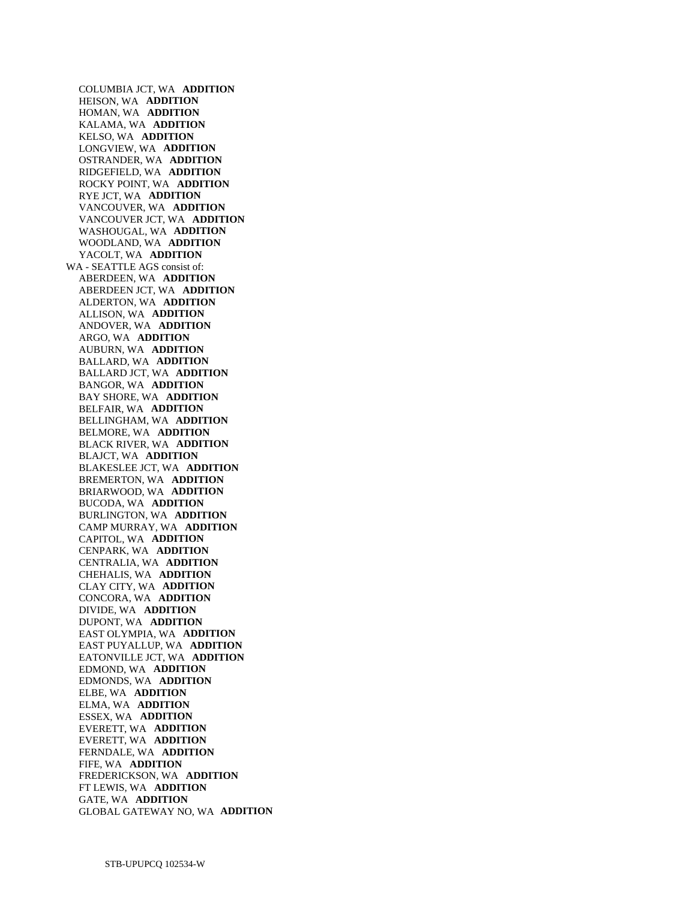COLUMBIA JCT, WA **ADDITION**
HEISON, WA **ADDITION**
HOMAN, WA **ADDITION**
KALAMA, WA **ADDITION**
KELSO, WA **ADDITION**
LONGVIEW, WA **ADDITION**
OSTRANDER, WA **ADDITION**
RIDGEFIELD, WA **ADDITION**
ROCKY POINT, WA **ADDITION**
RYE JCT, WA **ADDITION**
VANCOUVER, WA **ADDITION**
VANCOUVER JCT, WA **ADDITION**
WASHOUGAL, WA **ADDITION**
WOODLAND, WA **ADDITION**
YACOLT, WA **ADDITION**

WA - SEATTLE AGS consist of:

ABERDEEN, WA **ADDITION**
ABERDEEN JCT, WA **ADDITION**
ALDERTON, WA **ADDITION**
ALLISON, WA **ADDITION**
ANDOVER, WA **ADDITION**
ARGO, WA **ADDITION**
AUBURN, WA **ADDITION**
BALLARD, WA **ADDITION**
BALLARD JCT, WA **ADDITION**
BANGOR, WA **ADDITION**
BAY SHORE, WA **ADDITION**
BELFAIR, WA **ADDITION**
BELLINGHAM, WA **ADDITION**
BELMORE, WA **ADDITION**
BLACK RIVER, WA **ADDITION**
BLAJCT, WA **ADDITION**
BLAKESLEE JCT, WA **ADDITION**
BREMERTON, WA **ADDITION**
BRIARWOOD, WA **ADDITION**
BUCODA, WA **ADDITION**
BURLINGTON, WA **ADDITION**
CAMP MURRAY, WA **ADDITION**
CAPITOL, WA **ADDITION**
CENPARK, WA **ADDITION**
CENTRALIA, WA **ADDITION**
CHEHALIS, WA **ADDITION**
CLAY CITY, WA **ADDITION**
CONCORA, WA **ADDITION**
DIVIDE, WA **ADDITION**
DUPONT, WA **ADDITION**
EAST OLYMPIA, WA **ADDITION**
EAST PUYALLUP, WA **ADDITION**
EATONVILLE JCT, WA **ADDITION**
EDMOND, WA **ADDITION**
EDMONDS, WA **ADDITION**
ELBE, WA **ADDITION**
ELMA, WA **ADDITION**
ESSEX, WA **ADDITION**
EVERETT, WA **ADDITION**
EVERETT, WA **ADDITION**
FERNDALE, WA **ADDITION**
FIFE, WA **ADDITION**
FREDERICKSON, WA **ADDITION**
FT LEWIS, WA **ADDITION**
GATE, WA **ADDITION**
GLOBAL GATEWAY NO, WA **ADDITION**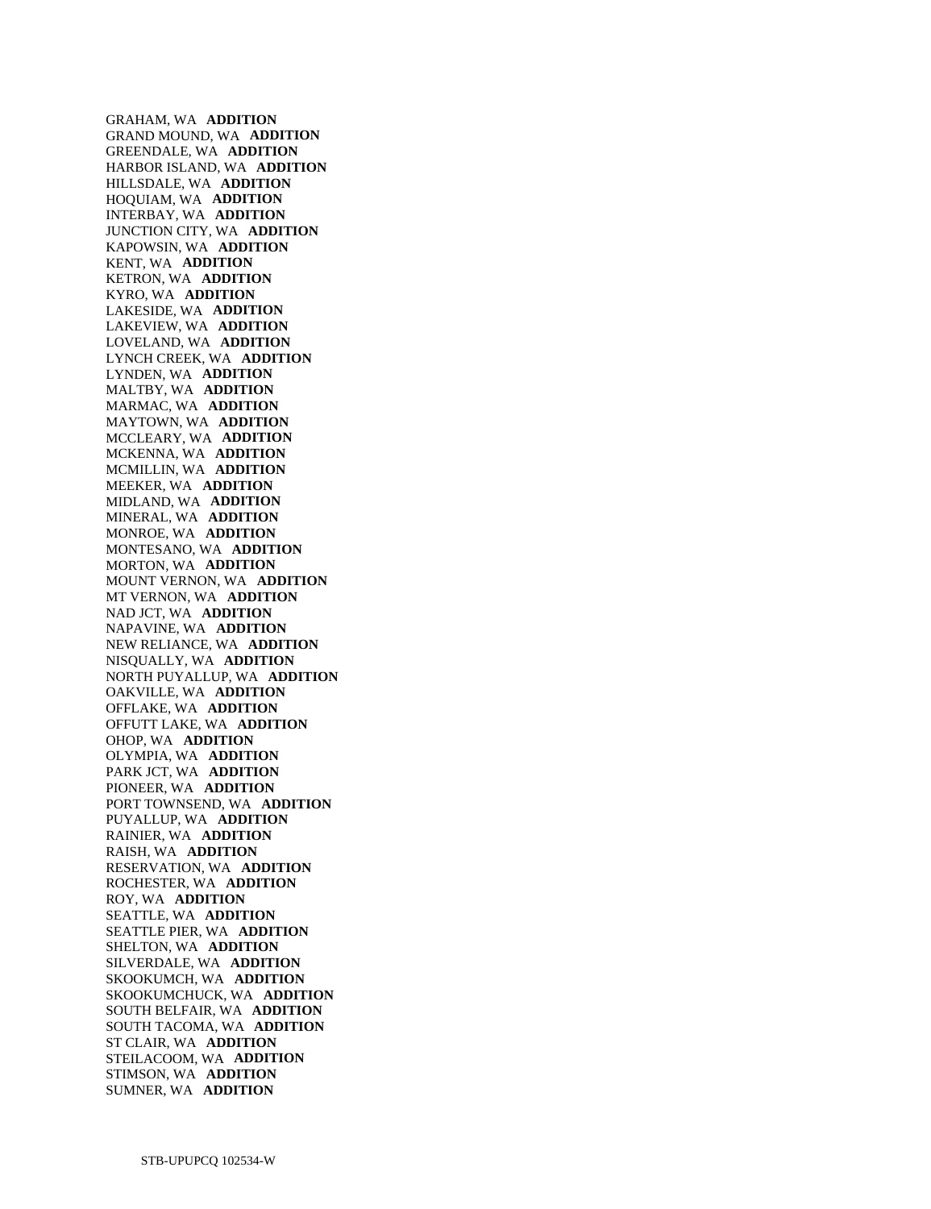GRAHAM, WA **ADDITION**
GRAND MOUND, WA **ADDITION**
GREENDALE, WA **ADDITION**
HARBOR ISLAND, WA **ADDITION**
HILLSDALE, WA **ADDITION**
HOQUIAM, WA **ADDITION**
INTERBAY, WA **ADDITION**
JUNCTION CITY, WA **ADDITION**
KAPOWSIN, WA **ADDITION**
KENT, WA **ADDITION**
KETRON, WA **ADDITION**
KYRO, WA **ADDITION**
LAKESIDE, WA **ADDITION**
LAKEVIEW, WA **ADDITION**
LOVELAND, WA **ADDITION**
LYNCH CREEK, WA **ADDITION**
LYNDEN, WA **ADDITION**
MALTBY, WA **ADDITION**
MARMAC, WA **ADDITION**
MAYTOWN, WA **ADDITION**
MCCLEARY, WA **ADDITION**
MCKENNA, WA **ADDITION**
MCMILLIN, WA **ADDITION**
MEEKER, WA **ADDITION**
MIDLAND, WA **ADDITION**
MINERAL, WA **ADDITION**
MONROE, WA **ADDITION**
MONTESANO, WA **ADDITION**
MORTON, WA **ADDITION**
MOUNT VERNON, WA **ADDITION**
MT VERNON, WA **ADDITION**
NAD JCT, WA **ADDITION**
NAPAVINE, WA **ADDITION**
NEW RELIANCE, WA **ADDITION**
NISQUALLY, WA **ADDITION**
NORTH PUYALLUP, WA **ADDITION**
OAKVILLE, WA **ADDITION**
OFFLAKE, WA **ADDITION**
OFFUTT LAKE, WA **ADDITION**
OHOP, WA **ADDITION**
OLYMPIA, WA **ADDITION**
PARK JCT, WA **ADDITION**
PIONEER, WA **ADDITION**
PORT TOWNSEND, WA **ADDITION**
PUYALLUP, WA **ADDITION**
RAINIER, WA **ADDITION**
RAISH, WA **ADDITION**
RESERVATION, WA **ADDITION**
ROCHESTER, WA **ADDITION**
ROY, WA **ADDITION**
SEATTLE, WA **ADDITION**
SEATTLE PIER, WA **ADDITION**
SHELTON, WA **ADDITION**
SILVERDALE, WA **ADDITION**
SKOOKUMCH, WA **ADDITION**
SKOOKUMCHUCK, WA **ADDITION**
SOUTH BELFAIR, WA **ADDITION**
SOUTH TACOMA, WA **ADDITION**
ST CLAIR, WA **ADDITION**
STEILACOOM, WA **ADDITION**
STIMSON, WA **ADDITION**
SUMNER, WA **ADDITION**

STB-UPUPCQ 102534-W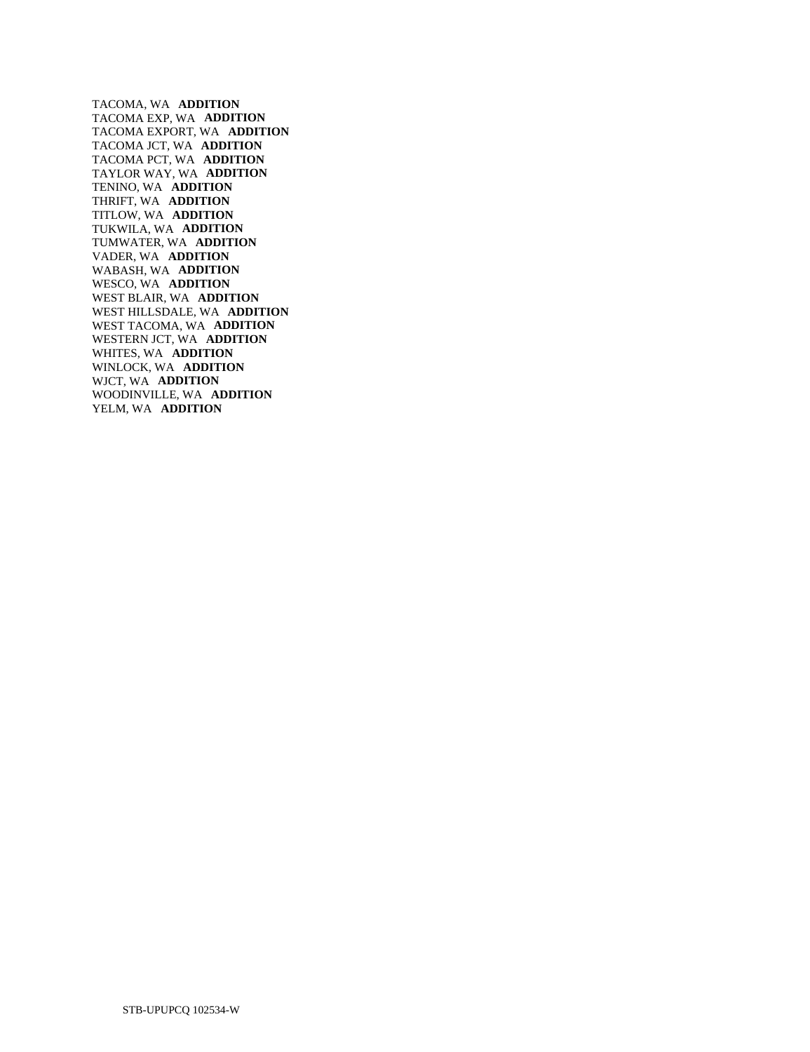TACOMA, WA **ADDITION**
TACOMA EXP, WA **ADDITION**
TACOMA EXPORT, WA **ADDITION**
TACOMA JCT, WA **ADDITION**
TACOMA PCT, WA **ADDITION**
TAYLOR WAY, WA **ADDITION**
TENINO, WA **ADDITION**
THRIFT, WA **ADDITION**
TITLOW, WA **ADDITION**
TUKWILA, WA **ADDITION**
TUMWATER, WA **ADDITION**
VADER, WA **ADDITION**
WABASH, WA **ADDITION**
WESCO, WA **ADDITION**
WEST BLAIR, WA **ADDITION**
WEST HILLSDALE, WA **ADDITION**
WEST TACOMA, WA **ADDITION**
WESTERN JCT, WA **ADDITION**
WHITES, WA **ADDITION**
WINLOCK, WA **ADDITION**
WJCT, WA **ADDITION**
WOODINVILLE, WA **ADDITION**
YELM, WA **ADDITION**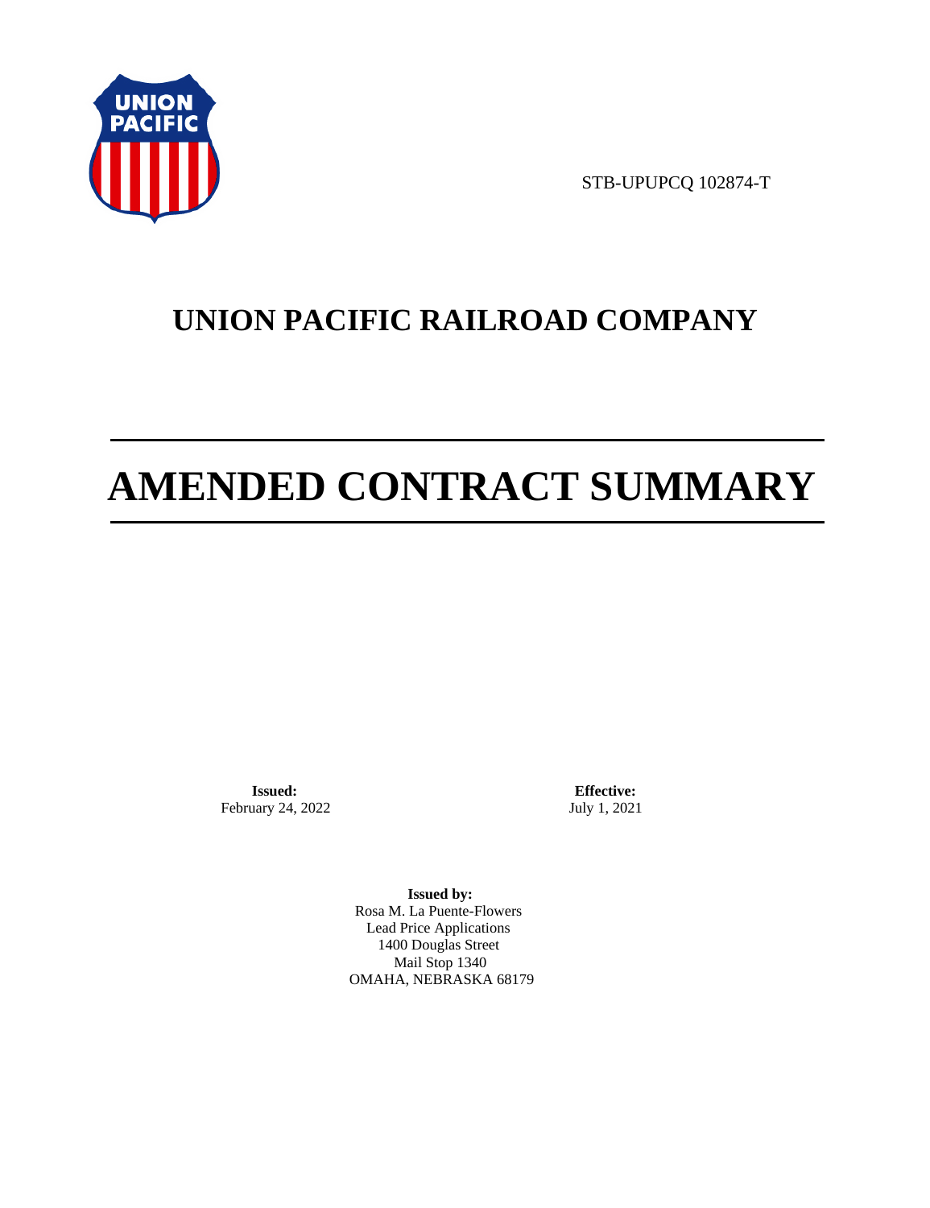STB-UPUPCQ 102874-T

# UNION PACIFIC RAILROAD COMPANY

# AMENDED CONTRACT SUMMARY

**Issued:**
February 24, 2022

**Effective:**
July 1, 2021

**Issued by:**
Rosa M. La Puente-Flowers
Lead Price Applications
1400 Douglas Street
Mail Stop 1340
OMAHA, NEBRASKA 68179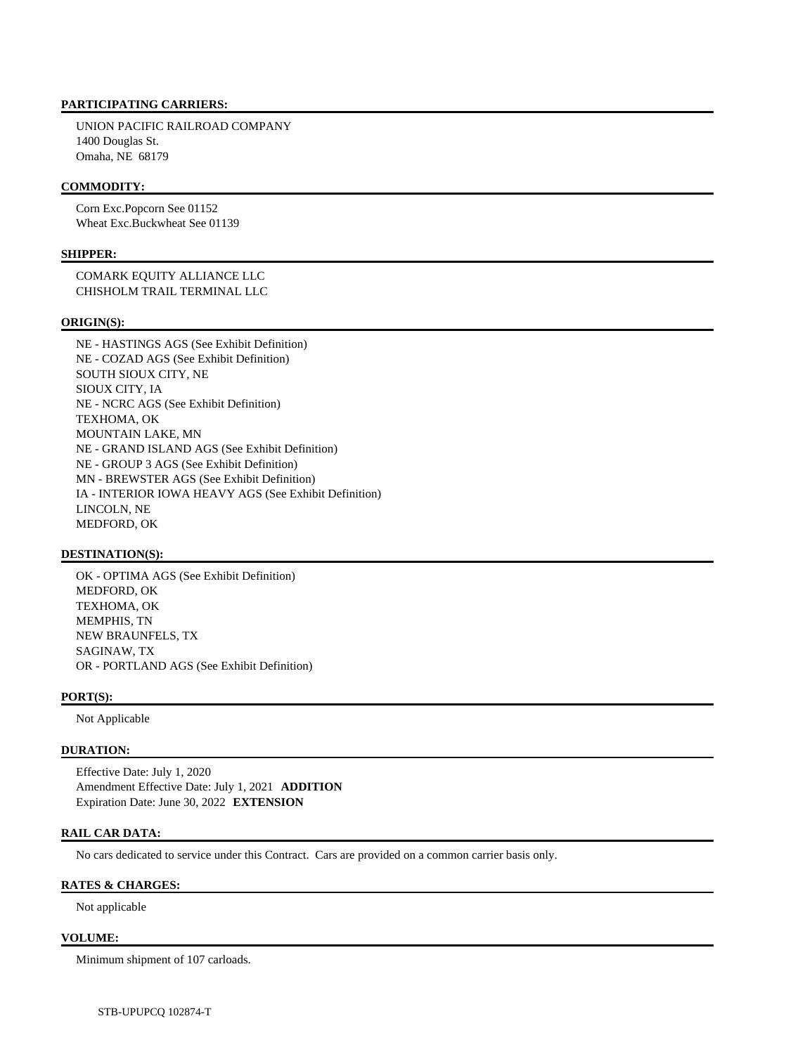## PARTICIPATING CARRIERS:

UNION PACIFIC RAILROAD COMPANY
1400 Douglas St.
Omaha, NE 68179

## COMMODITY:

Corn Exc.Popcorn See 01152
Wheat Exc.Buckwheat See 01139

## SHIPPER:

COMARK EQUITY ALLIANCE LLC
CHISHOLM TRAIL TERMINAL LLC

## ORIGIN(S):

NE - HASTINGS AGS (See Exhibit Definition)
NE - COZAD AGS (See Exhibit Definition)
SOUTH SIOUX CITY, NE
SIOUX CITY, IA
NE - NCRC AGS (See Exhibit Definition)
TEXHOMA, OK
MOUNTAIN LAKE, MN
NE - GRAND ISLAND AGS (See Exhibit Definition)
NE - GROUP 3 AGS (See Exhibit Definition)
MN - BREWSTER AGS (See Exhibit Definition)
IA - INTERIOR IOWA HEAVY AGS (See Exhibit Definition)
LINCOLN, NE
MEDFORD, OK

## DESTINATION(S):

OK - OPTIMA AGS (See Exhibit Definition)
MEDFORD, OK
TEXHOMA, OK
MEMPHIS, TN
NEW BRAUNFELS, TX
SAGINAW, TX
OR - PORTLAND AGS (See Exhibit Definition)

## PORT(S):

Not Applicable

## DURATION:

Effective Date: July 1, 2020
Amendment Effective Date: July 1, 2021 **ADDITION**
Expiration Date: June 30, 2022 **EXTENSION**

## RAIL CAR DATA:

No cars dedicated to service under this Contract. Cars are provided on a common carrier basis only.

## RATES & CHARGES:

Not applicable

## VOLUME:

Minimum shipment of 107 carloads.

STB-UPUPCQ 102874-T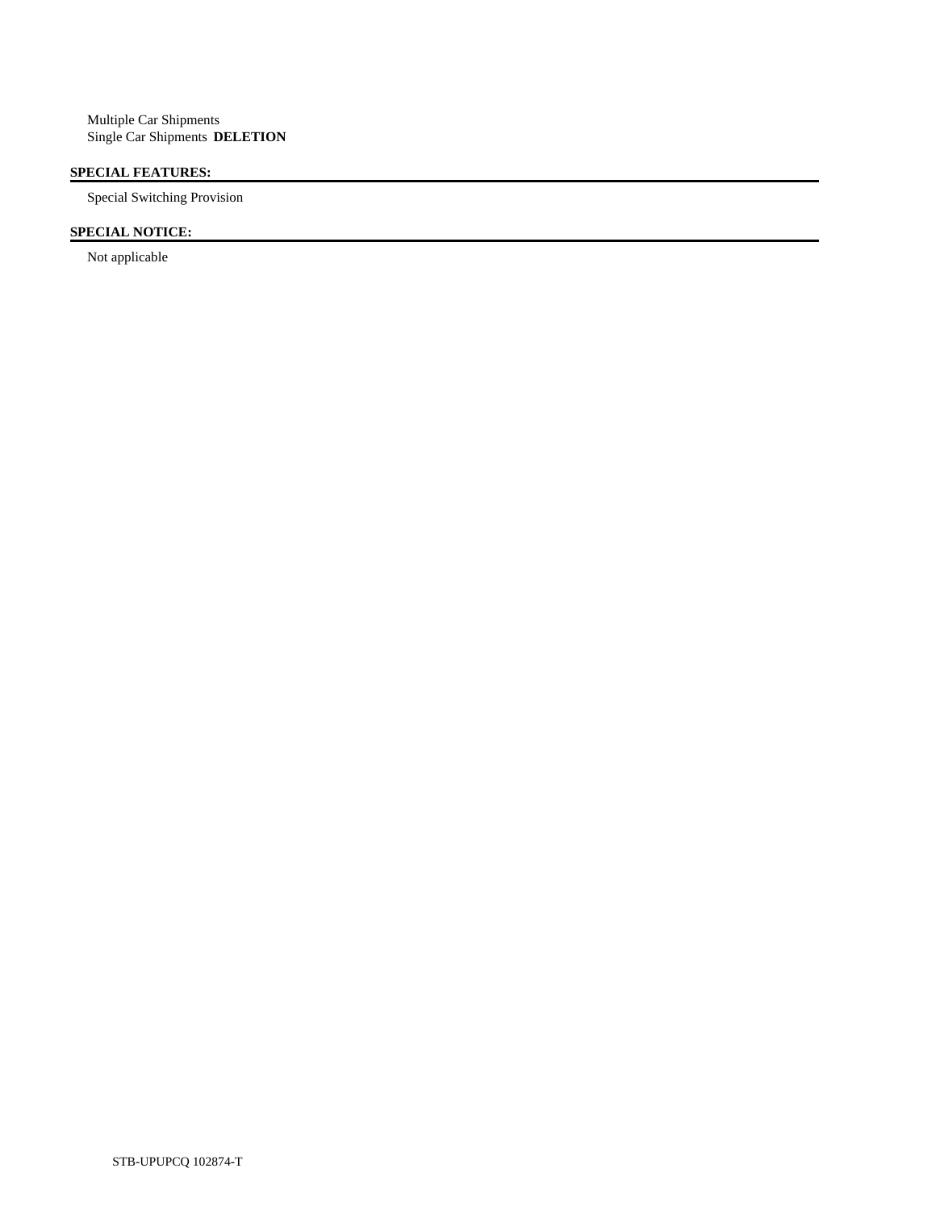Multiple Car Shipments
Single Car Shipments **DELETION**

## SPECIAL FEATURES:

Special Switching Provision

## SPECIAL NOTICE:

Not applicable

STB-UPUPCQ 102874-T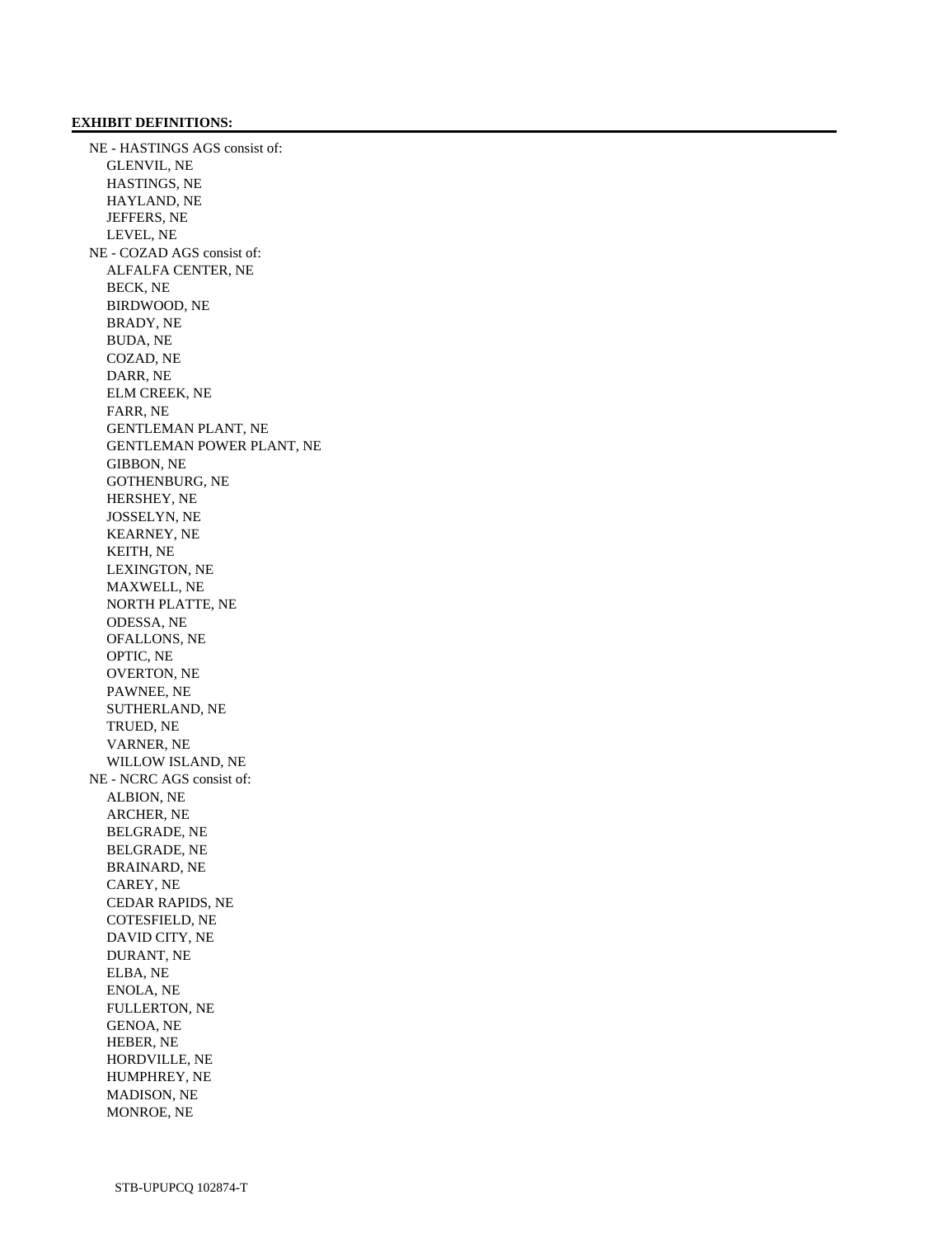**EXHIBIT DEFINITIONS:**

NE - HASTINGS AGS consist of:
- GLENVIL, NE
- HASTINGS, NE
- HAYLAND, NE
- JEFFERS, NE
- LEVEL, NE

NE - COZAD AGS consist of:
- ALFALFA CENTER, NE
- BECK, NE
- BIRDWOOD, NE
- BRADY, NE
- BUDA, NE
- COZAD, NE
- DARR, NE
- ELM CREEK, NE
- FARR, NE
- GENTLEMAN PLANT, NE
- GENTLEMAN POWER PLANT, NE
- GIBBON, NE
- GOTHENBURG, NE
- HERSHEY, NE
- JOSSELYN, NE
- KEARNEY, NE
- KEITH, NE
- LEXINGTON, NE
- MAXWELL, NE
- NORTH PLATTE, NE
- ODESSA, NE
- OFALLONS, NE
- OPTIC, NE
- OVERTON, NE
- PAWNEE, NE
- SUTHERLAND, NE
- TRUED, NE
- VARNER, NE
- WILLOW ISLAND, NE

NE - NCRC AGS consist of:
- ALBION, NE
- ARCHER, NE
- BELGRADE, NE
- BELGRADE, NE
- BRAINARD, NE
- CAREY, NE
- CEDAR RAPIDS, NE
- COTESFIELD, NE
- DAVID CITY, NE
- DURANT, NE
- ELBA, NE
- ENOLA, NE
- FULLERTON, NE
- GENOA, NE
- HEBER, NE
- HORDVILLE, NE
- HUMPHREY, NE
- MADISON, NE
- MONROE, NE

STB-UPUPCQ 102874-T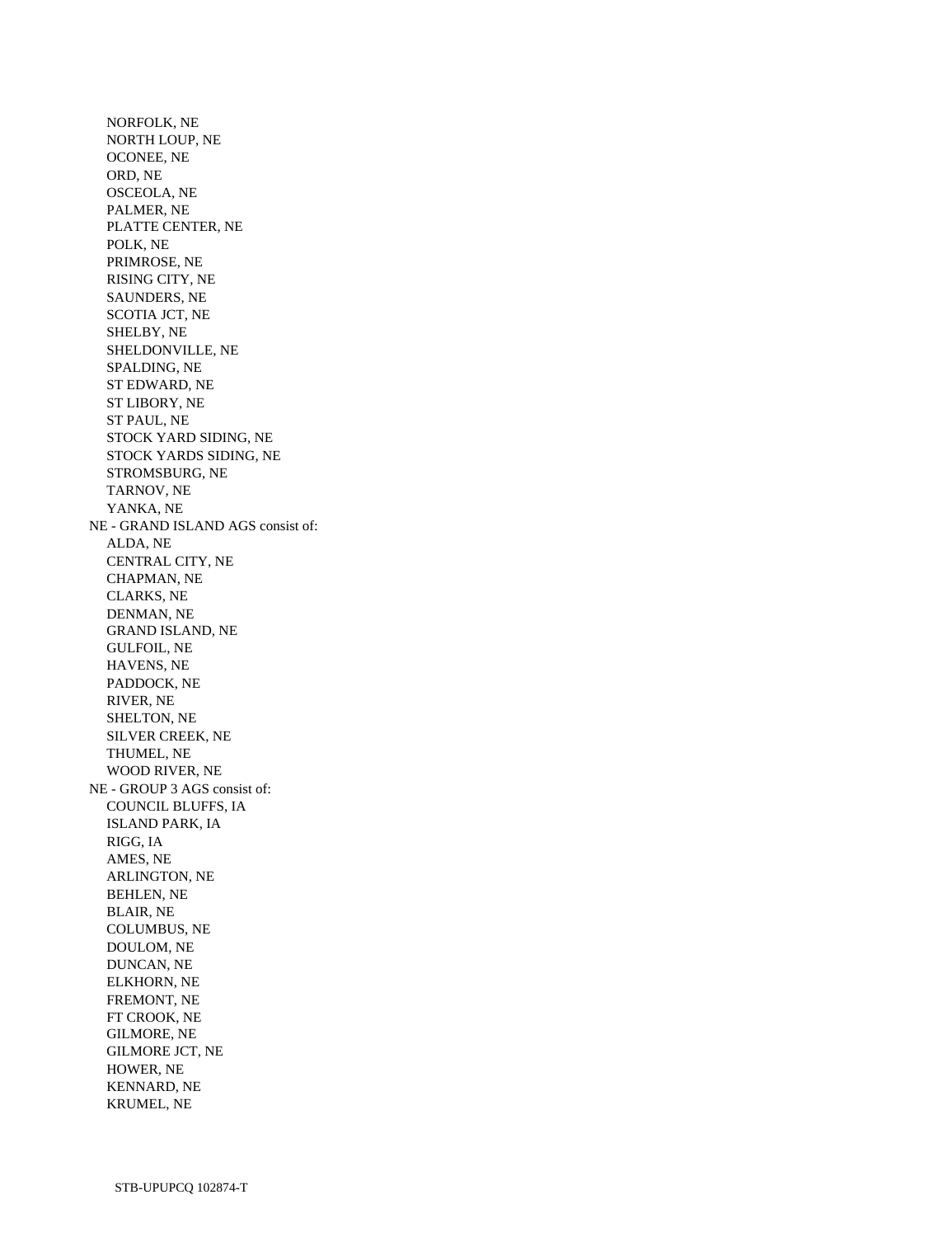NORFOLK, NE
NORTH LOUP, NE
OCONEE, NE
ORD, NE
OSCEOLA, NE
PALMER, NE
PLATTE CENTER, NE
POLK, NE
PRIMROSE, NE
RISING CITY, NE
SAUNDERS, NE
SCOTIA JCT, NE
SHELBY, NE
SHELDONVILLE, NE
SPALDING, NE
ST EDWARD, NE
ST LIBORY, NE
ST PAUL, NE
STOCK YARD SIDING, NE
STOCK YARDS SIDING, NE
STROMSBURG, NE
TARNOV, NE
YANKA, NE

NE - GRAND ISLAND AGS consist of:

ALDA, NE
CENTRAL CITY, NE
CHAPMAN, NE
CLARKS, NE
DENMAN, NE
GRAND ISLAND, NE
GULFOIL, NE
HAVENS, NE
PADDOCK, NE
RIVER, NE
SHELTON, NE
SILVER CREEK, NE
THUMEL, NE
WOOD RIVER, NE

NE - GROUP 3 AGS consist of:

COUNCIL BLUFFS, IA
ISLAND PARK, IA
RIGG, IA
AMES, NE
ARLINGTON, NE
BEHLEN, NE
BLAIR, NE
COLUMBUS, NE
DOULOM, NE
DUNCAN, NE
ELKHORN, NE
FREMONT, NE
FT CROOK, NE
GILMORE, NE
GILMORE JCT, NE
HOWER, NE
KENNARD, NE
KRUMEL, NE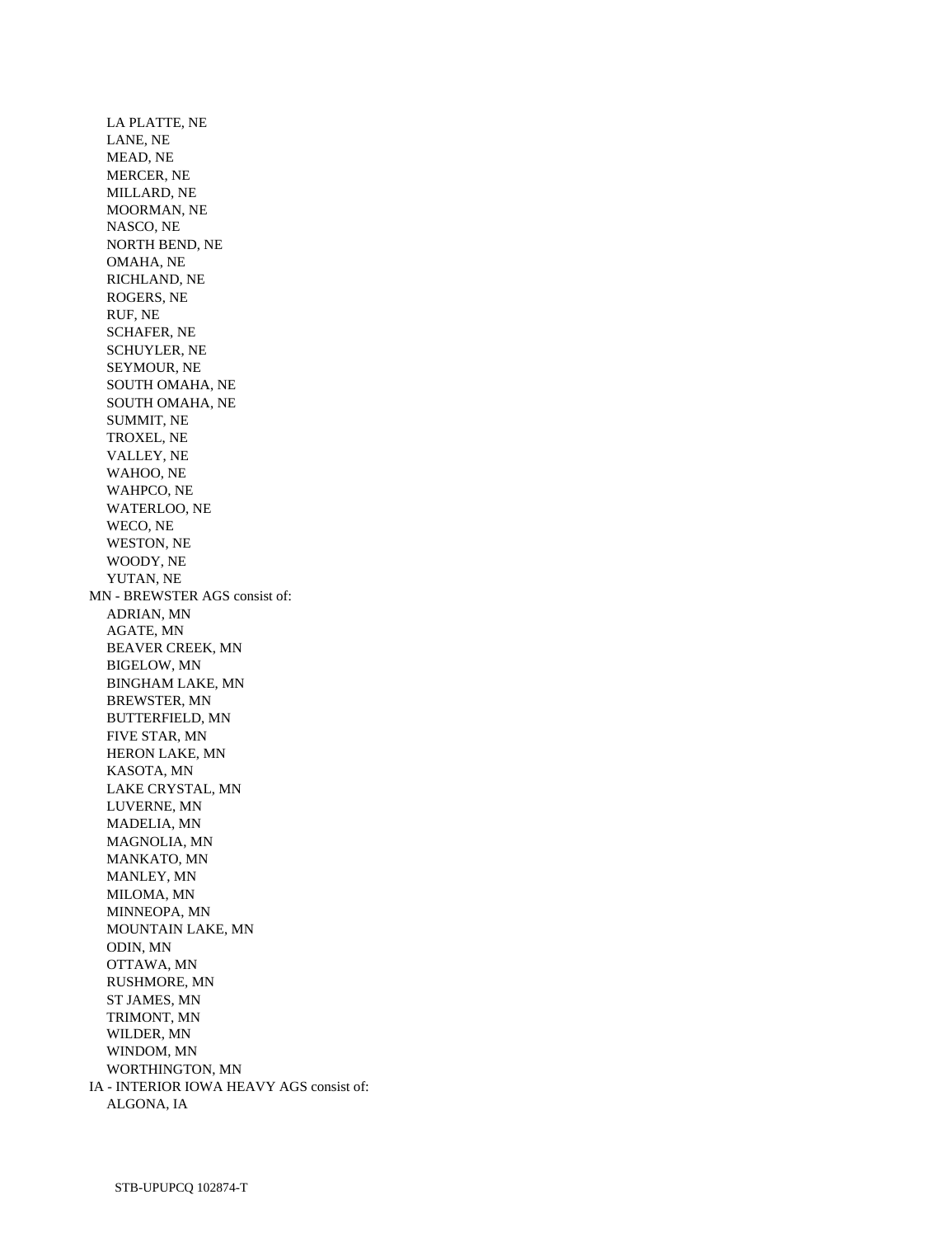LA PLATTE, NE
LANE, NE
MEAD, NE
MERCER, NE
MILLARD, NE
MOORMAN, NE
NASCO, NE
NORTH BEND, NE
OMAHA, NE
RICHLAND, NE
ROGERS, NE
RUF, NE
SCHAFER, NE
SCHUYLER, NE
SEYMOUR, NE
SOUTH OMAHA, NE
SOUTH OMAHA, NE
SUMMIT, NE
TROXEL, NE
VALLEY, NE
WAHOO, NE
WAHPCO, NE
WATERLOO, NE
WECO, NE
WESTON, NE
WOODY, NE
YUTAN, NE

MN - BREWSTER AGS consist of:

ADRIAN, MN
AGATE, MN
BEAVER CREEK, MN
BIGELOW, MN
BINGHAM LAKE, MN
BREWSTER, MN
BUTTERFIELD, MN
FIVE STAR, MN
HERON LAKE, MN
KASOTA, MN
LAKE CRYSTAL, MN
LUVERNE, MN
MADELIA, MN
MAGNOLIA, MN
MANKATO, MN
MANLEY, MN
MILOMA, MN
MINNEOPA, MN
MOUNTAIN LAKE, MN
ODIN, MN
OTTAWA, MN
RUSHMORE, MN
ST JAMES, MN
TRIMONT, MN
WILDER, MN
WINDOM, MN
WORTHINGTON, MN

IA - INTERIOR IOWA HEAVY AGS consist of:

ALGONA, IA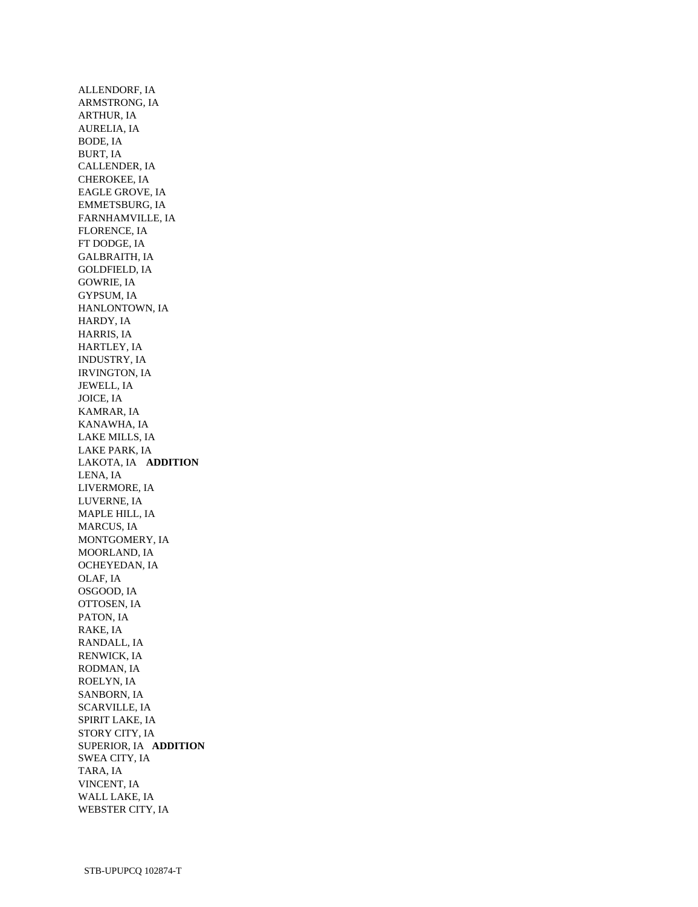ALLENDORF, IA
ARMSTRONG, IA
ARTHUR, IA
AURELIA, IA
BODE, IA
BURT, IA
CALLENDER, IA
CHEROKEE, IA
EAGLE GROVE, IA
EMMETSBURG, IA
FARNHAMVILLE, IA
FLORENCE, IA
FT DODGE, IA
GALBRAITH, IA
GOLDFIELD, IA
GOWRIE, IA
GYPSUM, IA
HANLONTOWN, IA
HARDY, IA
HARRIS, IA
HARTLEY, IA
INDUSTRY, IA
IRVINGTON, IA
JEWELL, IA
JOICE, IA
KAMRAR, IA
KANAWHA, IA
LAKE MILLS, IA
LAKE PARK, IA
LAKOTA, IA **ADDITION**
LENA, IA
LIVERMORE, IA
LUVERNE, IA
MAPLE HILL, IA
MARCUS, IA
MONTGOMERY, IA
MOORLAND, IA
OCHEYEDAN, IA
OLAF, IA
OSGOOD, IA
OTTOSEN, IA
PATON, IA
RAKE, IA
RANDALL, IA
RENWICK, IA
RODMAN, IA
ROELYN, IA
SANBORN, IA
SCARVILLE, IA
SPIRIT LAKE, IA
STORY CITY, IA
SUPERIOR, IA **ADDITION**
SWEA CITY, IA
TARA, IA
VINCENT, IA
WALL LAKE, IA
WEBSTER CITY, IA

STB-UPUPCQ 102874-T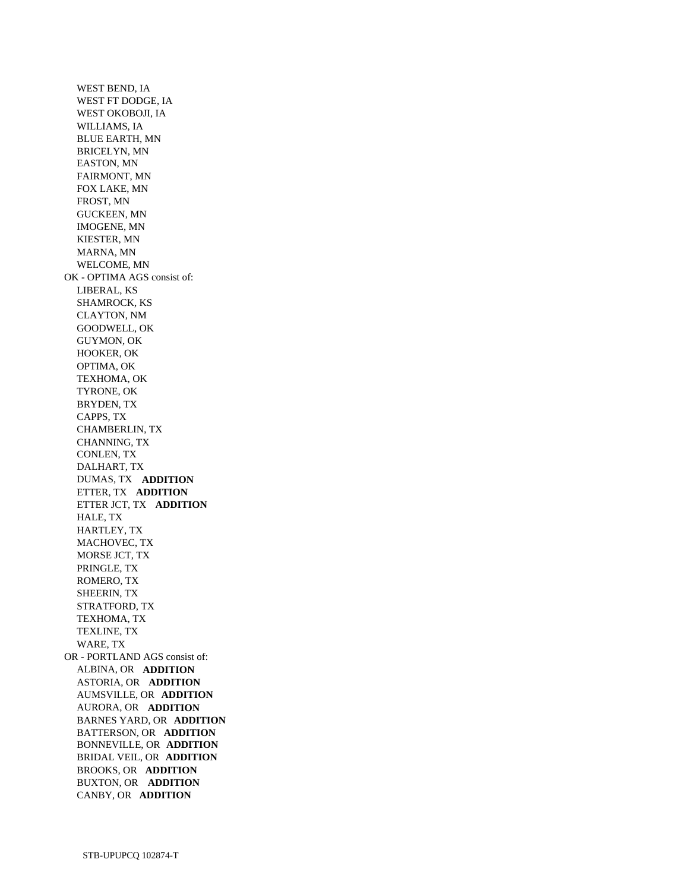WEST BEND, IA
WEST FT DODGE, IA
WEST OKOBOJI, IA
WILLIAMS, IA
BLUE EARTH, MN
BRICELYN, MN
EASTON, MN
FAIRMONT, MN
FOX LAKE, MN
FROST, MN
GUCKEEN, MN
IMOGENE, MN
KIESTER, MN
MARNA, MN
WELCOME, MN

OK - OPTIMA AGS consist of:
LIBERAL, KS
SHAMROCK, KS
CLAYTON, NM
GOODWELL, OK
GUYMON, OK
HOOKER, OK
OPTIMA, OK
TEXHOMA, OK
TYRONE, OK
BRYDEN, TX
CAPPS, TX
CHAMBERLIN, TX
CHANNING, TX
CONLEN, TX
DALHART, TX
DUMAS, TX **ADDITION**
ETTER, TX **ADDITION**
ETTER JCT, TX **ADDITION**
HALE, TX
HARTLEY, TX
MACHOVEC, TX
MORSE JCT, TX
PRINGLE, TX
ROMERO, TX
SHEERIN, TX
STRATFORD, TX
TEXHOMA, TX
TEXLINE, TX
WARE, TX

OR - PORTLAND AGS consist of:
ALBINA, OR **ADDITION**
ASTORIA, OR **ADDITION**
AUMSVILLE, OR **ADDITION**
AURORA, OR **ADDITION**
BARNES YARD, OR **ADDITION**
BATTERSON, OR **ADDITION**
BONNEVILLE, OR **ADDITION**
BRIDAL VEIL, OR **ADDITION**
BROOKS, OR **ADDITION**
BUXTON, OR **ADDITION**
CANBY, OR **ADDITION**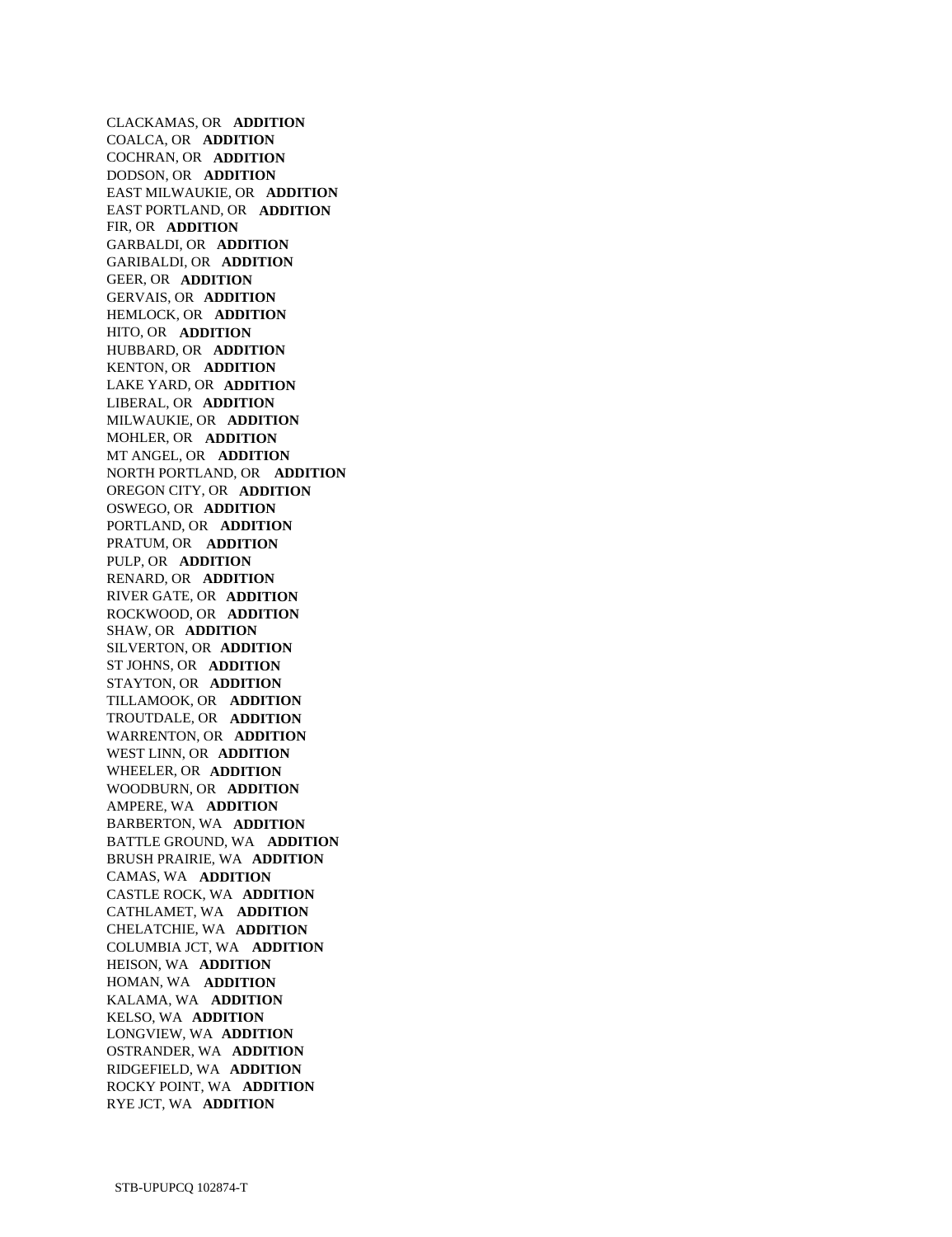CLACKAMAS, OR **ADDITION**
COALCA, OR **ADDITION**
COCHRAN, OR **ADDITION**
DODSON, OR **ADDITION**
EAST MILWAUKIE, OR **ADDITION**
EAST PORTLAND, OR **ADDITION**
FIR, OR **ADDITION**
GARBALDI, OR **ADDITION**
GARIBALDI, OR **ADDITION**
GEER, OR **ADDITION**
GERVAIS, OR **ADDITION**
HEMLOCK, OR **ADDITION**
HITO, OR **ADDITION**
HUBBARD, OR **ADDITION**
KENTON, OR **ADDITION**
LAKE YARD, OR **ADDITION**
LIBERAL, OR **ADDITION**
MILWAUKIE, OR **ADDITION**
MOHLER, OR **ADDITION**
MT ANGEL, OR **ADDITION**
NORTH PORTLAND, OR **ADDITION**
OREGON CITY, OR **ADDITION**
OSWEGO, OR **ADDITION**
PORTLAND, OR **ADDITION**
PRATUM, OR **ADDITION**
PULP, OR **ADDITION**
RENARD, OR **ADDITION**
RIVER GATE, OR **ADDITION**
ROCKWOOD, OR **ADDITION**
SHAW, OR **ADDITION**
SILVERTON, OR **ADDITION**
ST JOHNS, OR **ADDITION**
STAYTON, OR **ADDITION**
TILLAMOOK, OR **ADDITION**
TROUTDALE, OR **ADDITION**
WARRENTON, OR **ADDITION**
WEST LINN, OR **ADDITION**
WHEELER, OR **ADDITION**
WOODBURN, OR **ADDITION**
AMPERE, WA **ADDITION**
BARBERTON, WA **ADDITION**
BATTLE GROUND, WA **ADDITION**
BRUSH PRAIRIE, WA **ADDITION**
CAMAS, WA **ADDITION**
CASTLE ROCK, WA **ADDITION**
CATHLAMET, WA **ADDITION**
CHELATCHIE, WA **ADDITION**
COLUMBIA JCT, WA **ADDITION**
HEISON, WA **ADDITION**
HOMAN, WA **ADDITION**
KALAMA, WA **ADDITION**
KELSO, WA **ADDITION**
LONGVIEW, WA **ADDITION**
OSTRANDER, WA **ADDITION**
RIDGEFIELD, WA **ADDITION**
ROCKY POINT, WA **ADDITION**
RYE JCT, WA **ADDITION**

STB-UPUPCQ 102874-T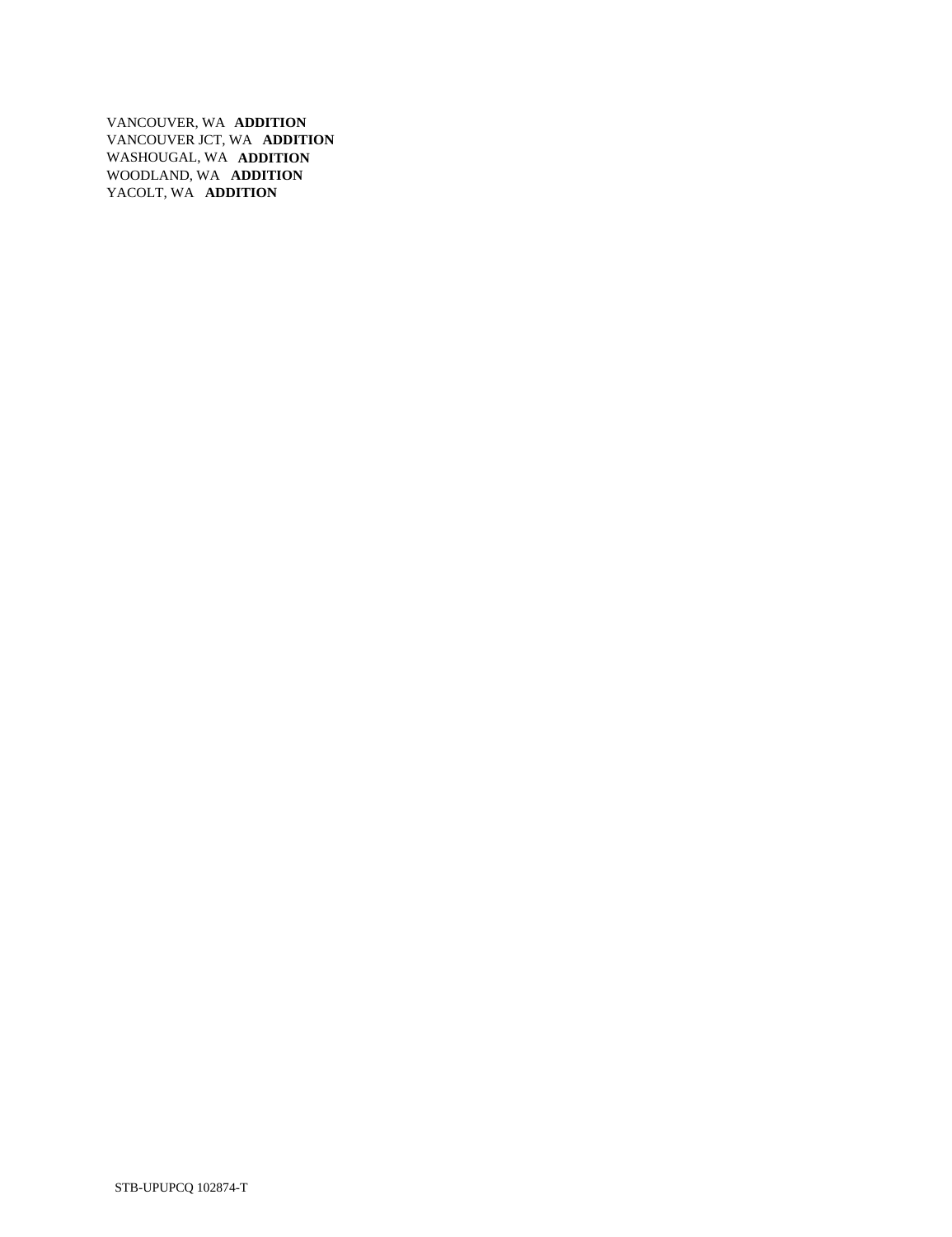VANCOUVER, WA **ADDITION**
VANCOUVER JCT, WA **ADDITION**
WASHOUGAL, WA **ADDITION**
WOODLAND, WA **ADDITION**
YACOLT, WA **ADDITION**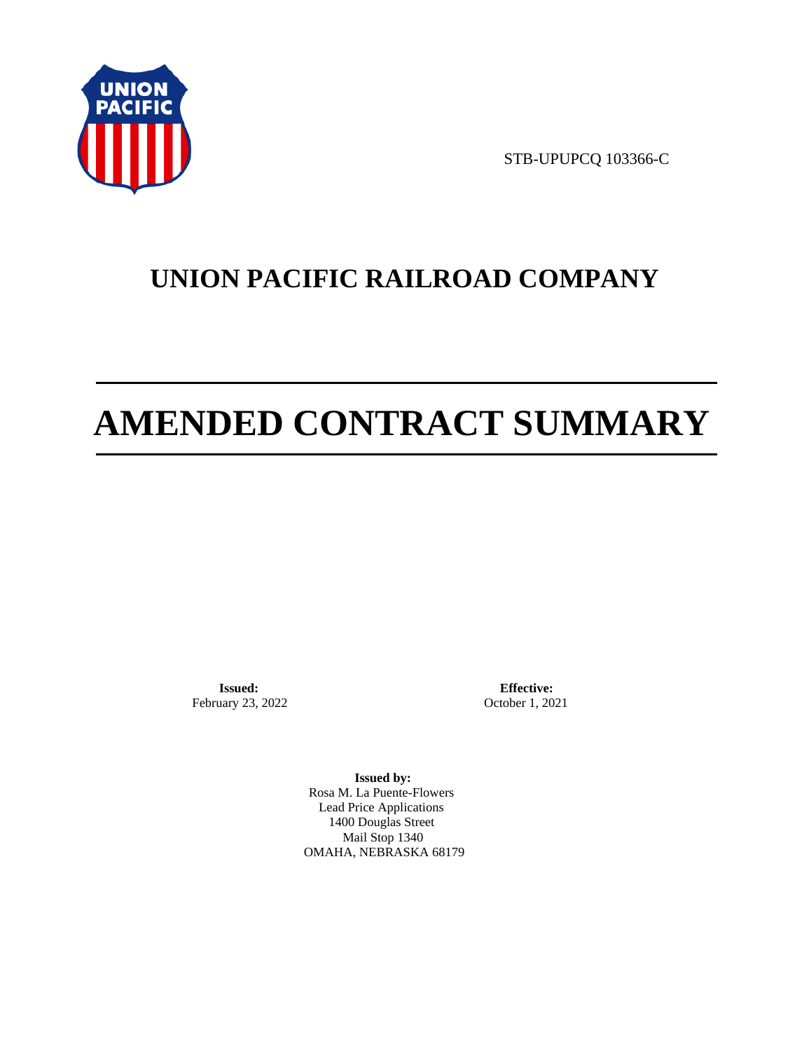STB-UPUPCQ 103366-C

# UNION PACIFIC RAILROAD COMPANY

# AMENDED CONTRACT SUMMARY

**Issued:**
February 23, 2022

**Effective:**
October 1, 2021

**Issued by:**
Rosa M. La Puente-Flowers
Lead Price Applications
1400 Douglas Street
Mail Stop 1340
OMAHA, NEBRASKA 68179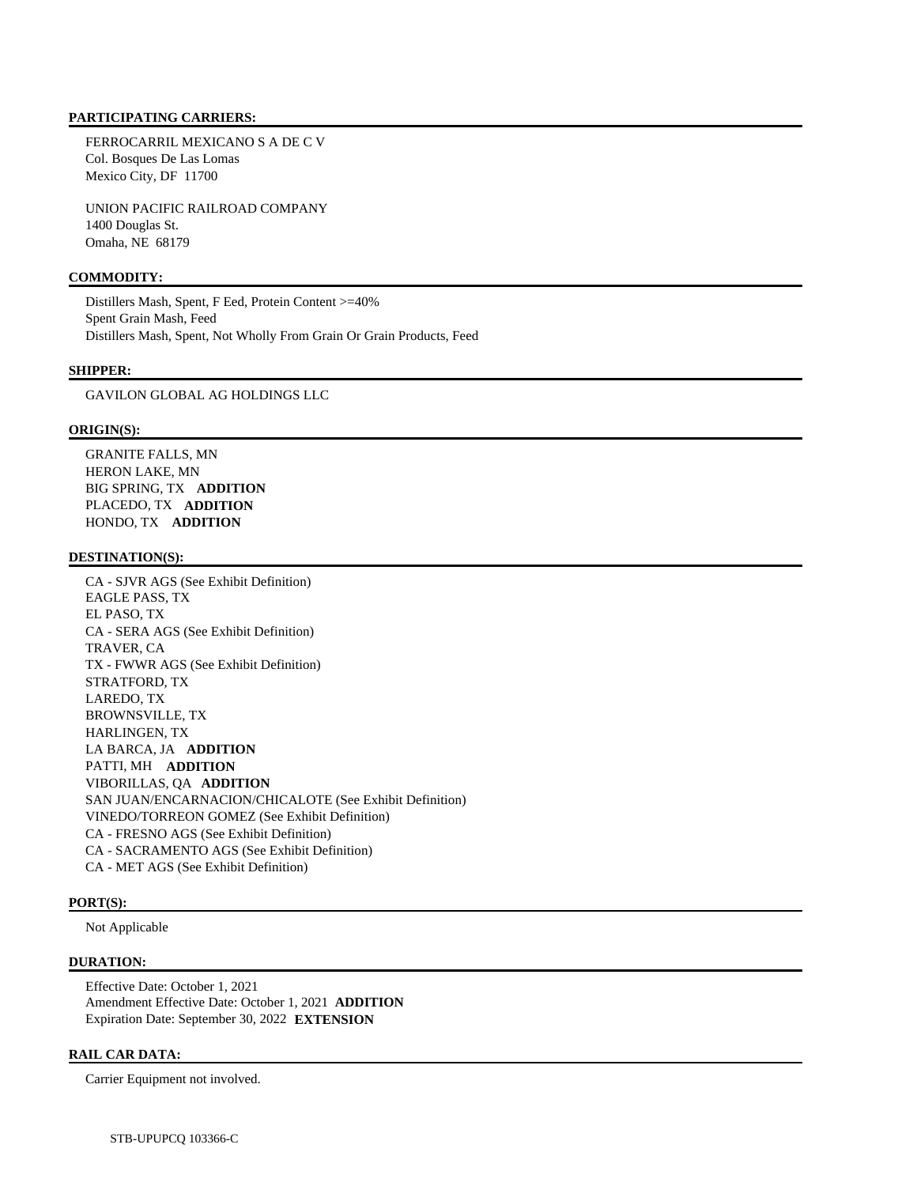**PARTICIPATING CARRIERS:**

FERROCARRIL MEXICANO S A DE C V
Col. Bosques De Las Lomas
Mexico City, DF 11700

UNION PACIFIC RAILROAD COMPANY
1400 Douglas St.
Omaha, NE 68179

**COMMODITY:**

Distillers Mash, Spent, F Eed, Protein Content >=40%
Spent Grain Mash, Feed
Distillers Mash, Spent, Not Wholly From Grain Or Grain Products, Feed

**SHIPPER:**

GAVILON GLOBAL AG HOLDINGS LLC

**ORIGIN(S):**

GRANITE FALLS, MN
HERON LAKE, MN
BIG SPRING, TX **ADDITION**
PLACEDO, TX **ADDITION**
HONDO, TX **ADDITION**

**DESTINATION(S):**

CA - SJVR AGS (See Exhibit Definition)
EAGLE PASS, TX
EL PASO, TX
CA - SERA AGS (See Exhibit Definition)
TRAVER, CA
TX - FWWR AGS (See Exhibit Definition)
STRATFORD, TX
LAREDO, TX
BROWNSVILLE, TX
HARLINGEN, TX
LA BARCA, JA **ADDITION**
PATTI, MH **ADDITION**
VIBORILLAS, QA **ADDITION**
SAN JUAN/ENCARNACION/CHICALOTE (See Exhibit Definition)
VINEDO/TORREON GOMEZ (See Exhibit Definition)
CA - FRESNO AGS (See Exhibit Definition)
CA - SACRAMENTO AGS (See Exhibit Definition)
CA - MET AGS (See Exhibit Definition)

**PORT(S):**

Not Applicable

**DURATION:**

Effective Date: October 1, 2021
Amendment Effective Date: October 1, 2021 **ADDITION**
Expiration Date: September 30, 2022 **EXTENSION**

**RAIL CAR DATA:**

Carrier Equipment not involved.

STB-UPUPCQ 103366-C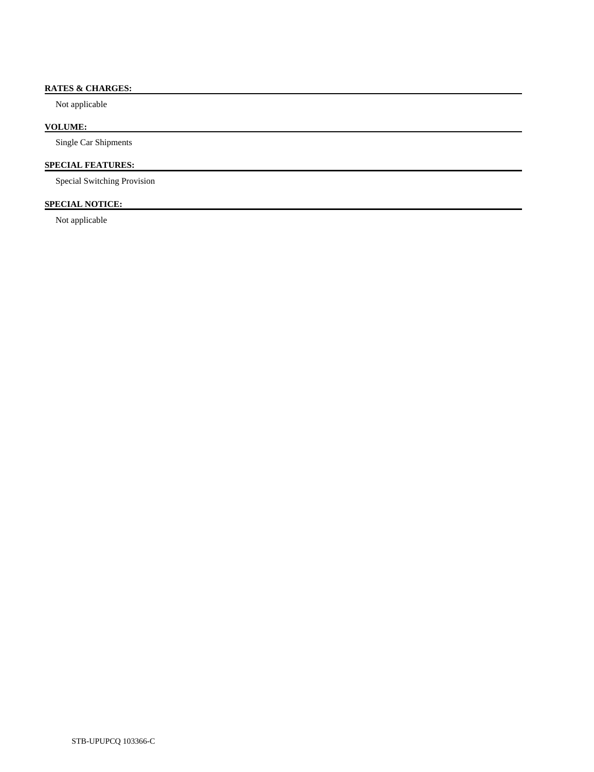**RATES & CHARGES:**

Not applicable

**VOLUME:**

Single Car Shipments

**SPECIAL FEATURES:**

Special Switching Provision

**SPECIAL NOTICE:**

Not applicable

STB-UPUPCQ 103366-C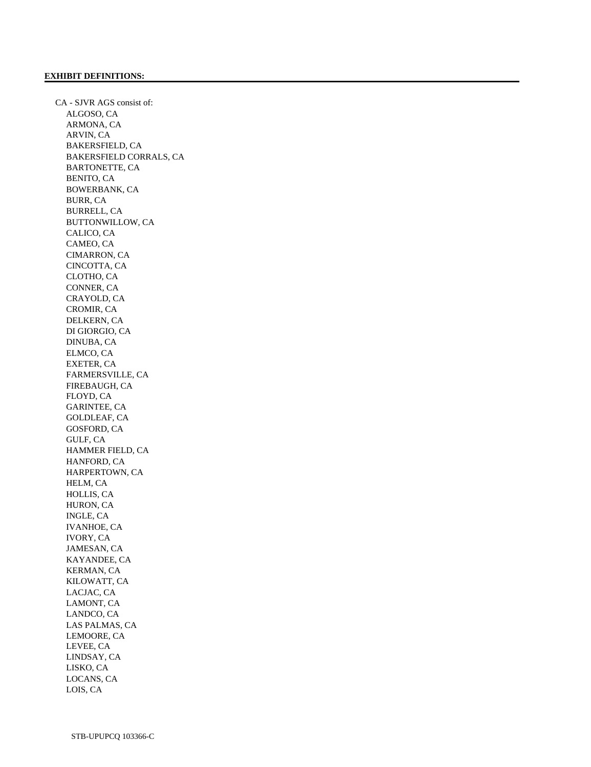**EXHIBIT DEFINITIONS:**

CA - SJVR AGS consist of:

- ALGOSO, CA
- ARMONA, CA
- ARVIN, CA
- BAKERSFIELD, CA
- BAKERSFIELD CORRALS, CA
- BARTONETTE, CA
- BENITO, CA
- BOWERBANK, CA
- BURR, CA
- BURRELL, CA
- BUTTONWILLOW, CA
- CALICO, CA
- CAMEO, CA
- CIMARRON, CA
- CINCOTTA, CA
- CLOTHO, CA
- CONNER, CA
- CRAYOLD, CA
- CROMIR, CA
- DELKERN, CA
- DI GIORGIO, CA
- DINUBA, CA
- ELMCO, CA
- EXETER, CA
- FARMERSVILLE, CA
- FIREBAUGH, CA
- FLOYD, CA
- GARINTEE, CA
- GOLDLEAF, CA
- GOSFORD, CA
- GULF, CA
- HAMMER FIELD, CA
- HANFORD, CA
- HARPERTOWN, CA
- HELM, CA
- HOLLIS, CA
- HURON, CA
- INGLE, CA
- IVANHOE, CA
- IVORY, CA
- JAMESAN, CA
- KAYANDEE, CA
- KERMAN, CA
- KILOWATT, CA
- LACJAC, CA
- LAMONT, CA
- LANDCO, CA
- LAS PALMAS, CA
- LEMOORE, CA
- LEVEE, CA
- LINDSAY, CA
- LISKO, CA
- LOCANS, CA
- LOIS, CA

STB-UPUPCQ 103366-C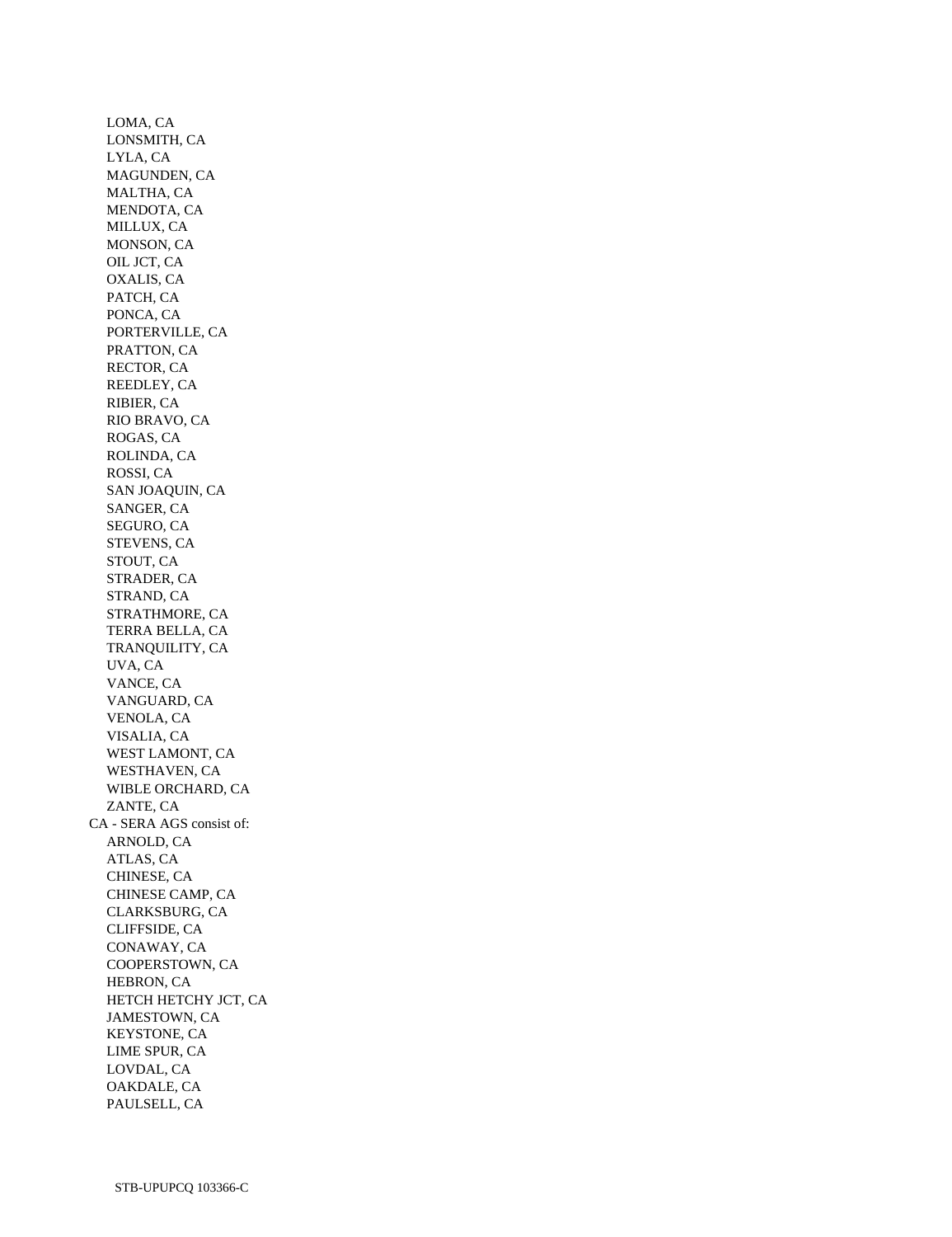LOMA, CA
LONSMITH, CA
LYLA, CA
MAGUNDEN, CA
MALTHA, CA
MENDOTA, CA
MILLUX, CA
MONSON, CA
OIL JCT, CA
OXALIS, CA
PATCH, CA
PONCA, CA
PORTERVILLE, CA
PRATTON, CA
RECTOR, CA
REEDLEY, CA
RIBIER, CA
RIO BRAVO, CA
ROGAS, CA
ROLINDA, CA
ROSSI, CA
SAN JOAQUIN, CA
SANGER, CA
SEGURO, CA
STEVENS, CA
STOUT, CA
STRADER, CA
STRAND, CA
STRATHMORE, CA
TERRA BELLA, CA
TRANQUILITY, CA
UVA, CA
VANCE, CA
VANGUARD, CA
VENOLA, CA
VISALIA, CA
WEST LAMONT, CA
WESTHAVEN, CA
WIBLE ORCHARD, CA
ZANTE, CA

CA - SERA AGS consist of:

ARNOLD, CA
ATLAS, CA
CHINESE, CA
CHINESE CAMP, CA
CLARKSBURG, CA
CLIFFSIDE, CA
CONAWAY, CA
COOPERSTOWN, CA
HEBRON, CA
HETCH HETCHY JCT, CA
JAMESTOWN, CA
KEYSTONE, CA
LIME SPUR, CA
LOVDAL, CA
OAKDALE, CA
PAULSELL, CA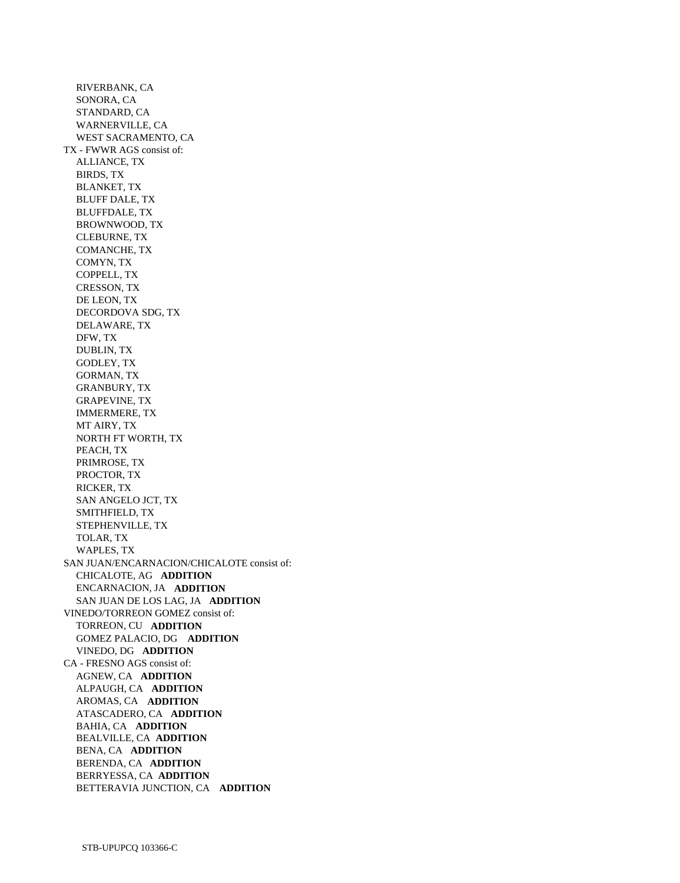RIVERBANK, CA
SONORA, CA
STANDARD, CA
WARNERVILLE, CA
WEST SACRAMENTO, CA

TX - FWWR AGS consist of:

ALLIANCE, TX
BIRDS, TX
BLANKET, TX
BLUFF DALE, TX
BLUFFDALE, TX
BROWNWOOD, TX
CLEBURNE, TX
COMANCHE, TX
COMYN, TX
COPPELL, TX
CRESSON, TX
DE LEON, TX
DECORDOVA SDG, TX
DELAWARE, TX
DFW, TX
DUBLIN, TX
GODLEY, TX
GORMAN, TX
GRANBURY, TX
GRAPEVINE, TX
IMMERMERE, TX
MT AIRY, TX
NORTH FT WORTH, TX
PEACH, TX
PRIMROSE, TX
PROCTOR, TX
RICKER, TX
SAN ANGELO JCT, TX
SMITHFIELD, TX
STEPHENVILLE, TX
TOLAR, TX
WAPLES, TX

SAN JUAN/ENCARNACION/CHICALOTE consist of:

CHICALOTE, AG **ADDITION**
ENCARNACION, JA **ADDITION**
SAN JUAN DE LOS LAG, JA **ADDITION**

VINEDO/TORREON GOMEZ consist of:

TORREON, CU **ADDITION**
GOMEZ PALACIO, DG **ADDITION**
VINEDO, DG **ADDITION**

CA - FRESNO AGS consist of:

AGNEW, CA **ADDITION**
ALPAUGH, CA **ADDITION**
AROMAS, CA **ADDITION**
ATASCADERO, CA **ADDITION**
BAHIA, CA **ADDITION**
BEALVILLE, CA **ADDITION**
BENA, CA **ADDITION**
BERENDA, CA **ADDITION**
BERRYESSA, CA **ADDITION**
BETTERAVIA JUNCTION, CA **ADDITION**

STB-UPUPCQ 103366-C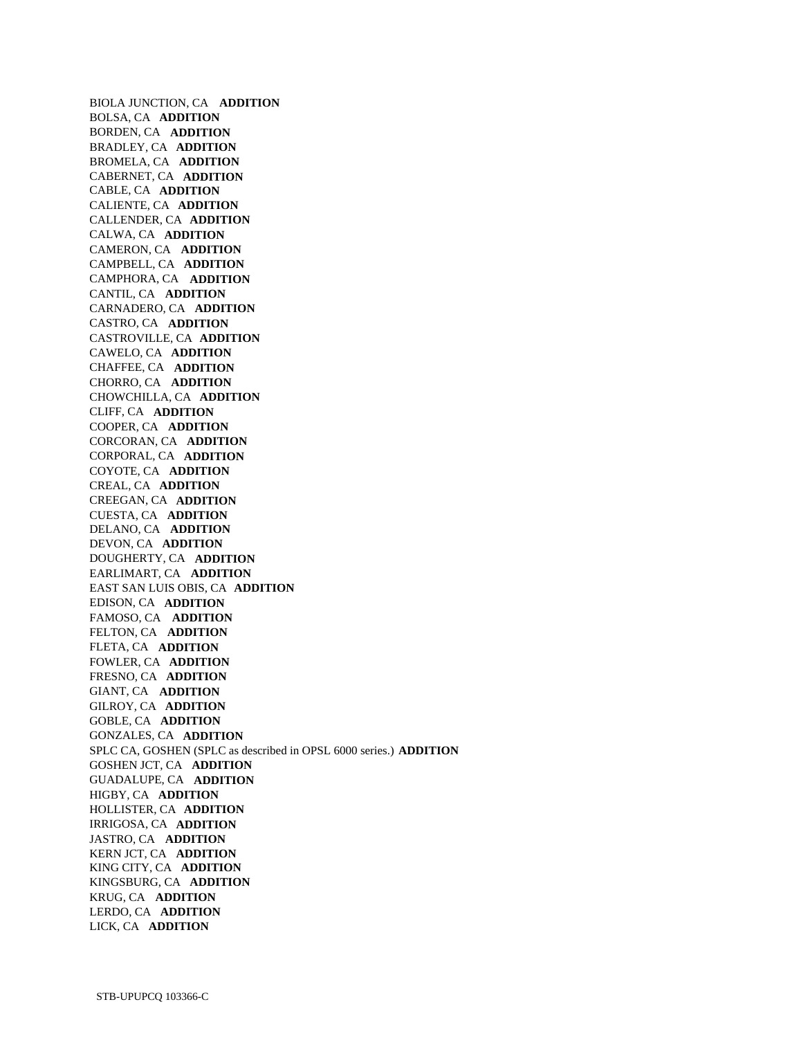BIOLA JUNCTION, CA **ADDITION**
BOLSA, CA **ADDITION**
BORDEN, CA **ADDITION**
BRADLEY, CA **ADDITION**
BROMELA, CA **ADDITION**
CABERNET, CA **ADDITION**
CABLE, CA **ADDITION**
CALIENTE, CA **ADDITION**
CALLENDER, CA **ADDITION**
CALWA, CA **ADDITION**
CAMERON, CA **ADDITION**
CAMPBELL, CA **ADDITION**
CAMPHORA, CA **ADDITION**
CANTIL, CA **ADDITION**
CARNADERO, CA **ADDITION**
CASTRO, CA **ADDITION**
CASTROVILLE, CA **ADDITION**
CAWELO, CA **ADDITION**
CHAFFEE, CA **ADDITION**
CHORRO, CA **ADDITION**
CHOWCHILLA, CA **ADDITION**
CLIFF, CA **ADDITION**
COOPER, CA **ADDITION**
CORCORAN, CA **ADDITION**
CORPORAL, CA **ADDITION**
COYOTE, CA **ADDITION**
CREAL, CA **ADDITION**
CREEGAN, CA **ADDITION**
CUESTA, CA **ADDITION**
DELANO, CA **ADDITION**
DEVON, CA **ADDITION**
DOUGHERTY, CA **ADDITION**
EARLIMART, CA **ADDITION**
EAST SAN LUIS OBIS, CA **ADDITION**
EDISON, CA **ADDITION**
FAMOSO, CA **ADDITION**
FELTON, CA **ADDITION**
FLETA, CA **ADDITION**
FOWLER, CA **ADDITION**
FRESNO, CA **ADDITION**
GIANT, CA **ADDITION**
GILROY, CA **ADDITION**
GOBLE, CA **ADDITION**
GONZALES, CA **ADDITION**
SPLC CA, GOSHEN (SPLC as described in OPSL 6000 series.) **ADDITION**
GOSHEN JCT, CA **ADDITION**
GUADALUPE, CA **ADDITION**
HIGBY, CA **ADDITION**
HOLLISTER, CA **ADDITION**
IRRIGOSA, CA **ADDITION**
JASTRO, CA **ADDITION**
KERN JCT, CA **ADDITION**
KING CITY, CA **ADDITION**
KINGSBURG, CA **ADDITION**
KRUG, CA **ADDITION**
LERDO, CA **ADDITION**
LICK, CA **ADDITION**

STB-UPUPCQ 103366-C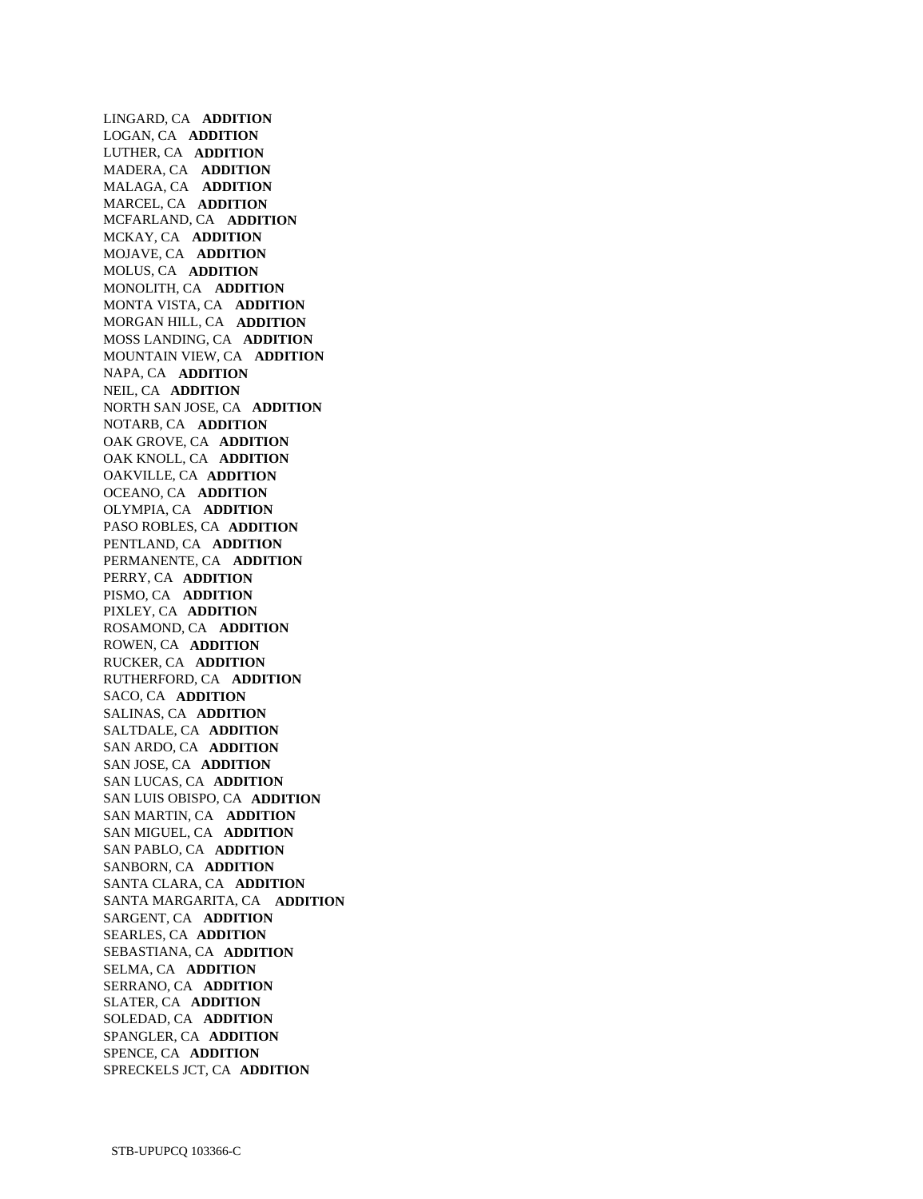LINGARD, CA **ADDITION**
LOGAN, CA **ADDITION**
LUTHER, CA **ADDITION**
MADERA, CA **ADDITION**
MALAGA, CA **ADDITION**
MARCEL, CA **ADDITION**
MCFARLAND, CA **ADDITION**
MCKAY, CA **ADDITION**
MOJAVE, CA **ADDITION**
MOLUS, CA **ADDITION**
MONOLITH, CA **ADDITION**
MONTA VISTA, CA **ADDITION**
MORGAN HILL, CA **ADDITION**
MOSS LANDING, CA **ADDITION**
MOUNTAIN VIEW, CA **ADDITION**
NAPA, CA **ADDITION**
NEIL, CA **ADDITION**
NORTH SAN JOSE, CA **ADDITION**
NOTARB, CA **ADDITION**
OAK GROVE, CA **ADDITION**
OAK KNOLL, CA **ADDITION**
OAKVILLE, CA **ADDITION**
OCEANO, CA **ADDITION**
OLYMPIA, CA **ADDITION**
PASO ROBLES, CA **ADDITION**
PENTLAND, CA **ADDITION**
PERMANENTE, CA **ADDITION**
PERRY, CA **ADDITION**
PISMO, CA **ADDITION**
PIXLEY, CA **ADDITION**
ROSAMOND, CA **ADDITION**
ROWEN, CA **ADDITION**
RUCKER, CA **ADDITION**
RUTHERFORD, CA **ADDITION**
SACO, CA **ADDITION**
SALINAS, CA **ADDITION**
SALTDALE, CA **ADDITION**
SAN ARDO, CA **ADDITION**
SAN JOSE, CA **ADDITION**
SAN LUCAS, CA **ADDITION**
SAN LUIS OBISPO, CA **ADDITION**
SAN MARTIN, CA **ADDITION**
SAN MIGUEL, CA **ADDITION**
SAN PABLO, CA **ADDITION**
SANBORN, CA **ADDITION**
SANTA CLARA, CA **ADDITION**
SANTA MARGARITA, CA **ADDITION**
SARGENT, CA **ADDITION**
SEARLES, CA **ADDITION**
SEBASTIANA, CA **ADDITION**
SELMA, CA **ADDITION**
SERRANO, CA **ADDITION**
SLATER, CA **ADDITION**
SOLEDAD, CA **ADDITION**
SPANGLER, CA **ADDITION**
SPENCE, CA **ADDITION**
SPRECKELS JCT, CA **ADDITION**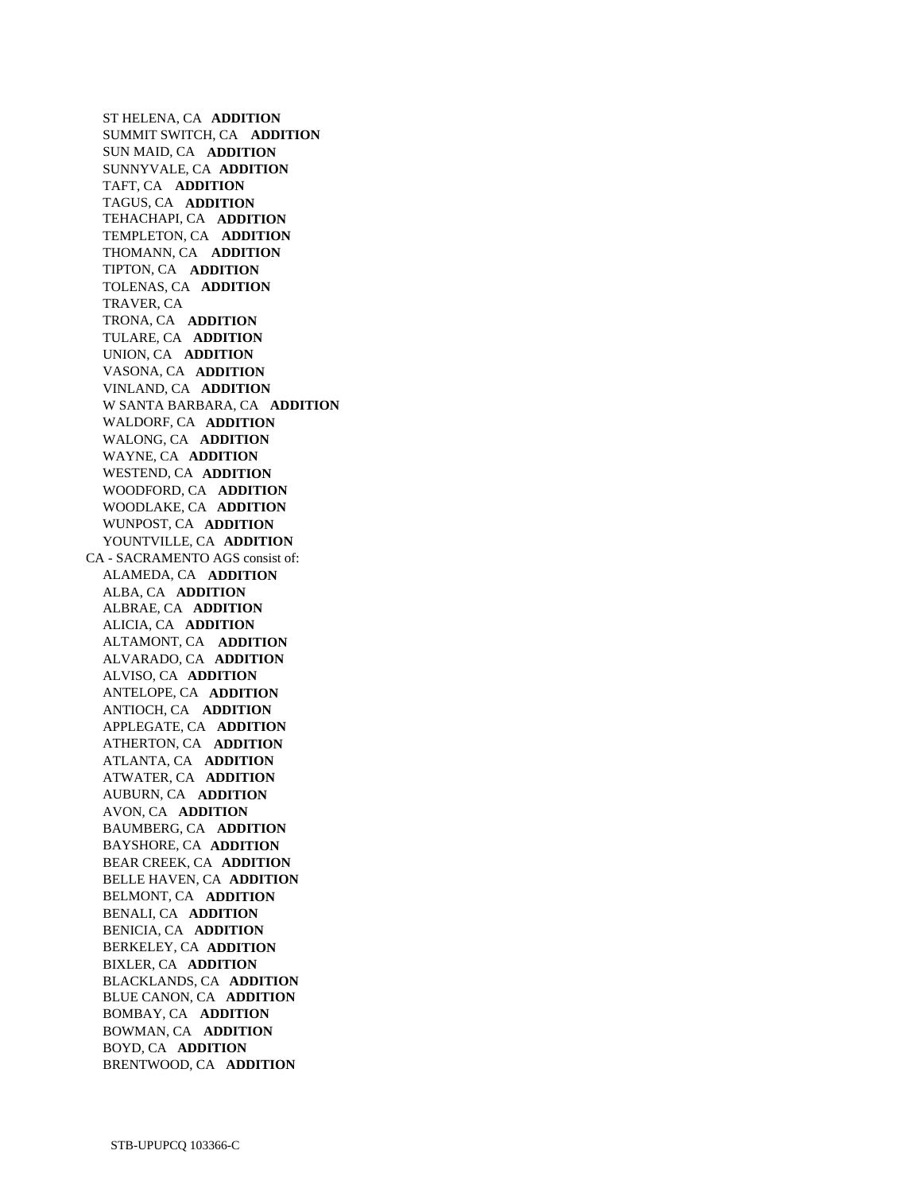ST HELENA, CA **ADDITION**
SUMMIT SWITCH, CA **ADDITION**
SUN MAID, CA **ADDITION**
SUNNYVALE, CA **ADDITION**
TAFT, CA **ADDITION**
TAGUS, CA **ADDITION**
TEHACHAPI, CA **ADDITION**
TEMPLETON, CA **ADDITION**
THOMANN, CA **ADDITION**
TIPTON, CA **ADDITION**
TOLENAS, CA **ADDITION**
TRAVER, CA
TRONA, CA **ADDITION**
TULARE, CA **ADDITION**
UNION, CA **ADDITION**
VASONA, CA **ADDITION**
VINLAND, CA **ADDITION**
W SANTA BARBARA, CA **ADDITION**
WALDORF, CA **ADDITION**
WALONG, CA **ADDITION**
WAYNE, CA **ADDITION**
WESTEND, CA **ADDITION**
WOODFORD, CA **ADDITION**
WOODLAKE, CA **ADDITION**
WUNPOST, CA **ADDITION**
YOUNTVILLE, CA **ADDITION**

CA - SACRAMENTO AGS consist of:

ALAMEDA, CA **ADDITION**
ALBA, CA **ADDITION**
ALBRAE, CA **ADDITION**
ALICIA, CA **ADDITION**
ALTAMONT, CA **ADDITION**
ALVARADO, CA **ADDITION**
ALVISO, CA **ADDITION**
ANTELOPE, CA **ADDITION**
ANTIOCH, CA **ADDITION**
APPLEGATE, CA **ADDITION**
ATHERTON, CA **ADDITION**
ATLANTA, CA **ADDITION**
ATWATER, CA **ADDITION**
AUBURN, CA **ADDITION**
AVON, CA **ADDITION**
BAUMBERG, CA **ADDITION**
BAYSHORE, CA **ADDITION**
BEAR CREEK, CA **ADDITION**
BELLE HAVEN, CA **ADDITION**
BELMONT, CA **ADDITION**
BENALI, CA **ADDITION**
BENICIA, CA **ADDITION**
BERKELEY, CA **ADDITION**
BIXLER, CA **ADDITION**
BLACKLANDS, CA **ADDITION**
BLUE CANON, CA **ADDITION**
BOMBAY, CA **ADDITION**
BOWMAN, CA **ADDITION**
BOYD, CA **ADDITION**
BRENTWOOD, CA **ADDITION**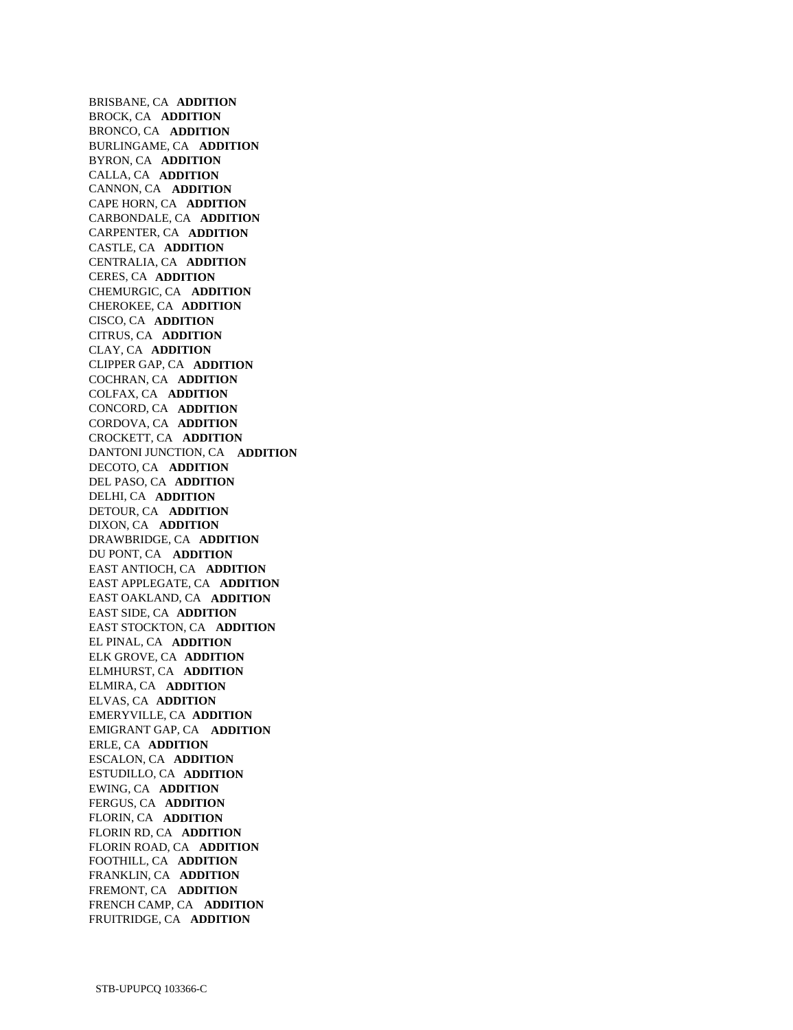BRISBANE, CA **ADDITION**
BROCK, CA **ADDITION**
BRONCO, CA **ADDITION**
BURLINGAME, CA **ADDITION**
BYRON, CA **ADDITION**
CALLA, CA **ADDITION**
CANNON, CA **ADDITION**
CAPE HORN, CA **ADDITION**
CARBONDALE, CA **ADDITION**
CARPENTER, CA **ADDITION**
CASTLE, CA **ADDITION**
CENTRALIA, CA **ADDITION**
CERES, CA **ADDITION**
CHEMURGIC, CA **ADDITION**
CHEROKEE, CA **ADDITION**
CISCO, CA **ADDITION**
CITRUS, CA **ADDITION**
CLAY, CA **ADDITION**
CLIPPER GAP, CA **ADDITION**
COCHRAN, CA **ADDITION**
COLFAX, CA **ADDITION**
CONCORD, CA **ADDITION**
CORDOVA, CA **ADDITION**
CROCKETT, CA **ADDITION**
DANTONI JUNCTION, CA **ADDITION**
DECOTO, CA **ADDITION**
DEL PASO, CA **ADDITION**
DELHI, CA **ADDITION**
DETOUR, CA **ADDITION**
DIXON, CA **ADDITION**
DRAWBRIDGE, CA **ADDITION**
DU PONT, CA **ADDITION**
EAST ANTIOCH, CA **ADDITION**
EAST APPLEGATE, CA **ADDITION**
EAST OAKLAND, CA **ADDITION**
EAST SIDE, CA **ADDITION**
EAST STOCKTON, CA **ADDITION**
EL PINAL, CA **ADDITION**
ELK GROVE, CA **ADDITION**
ELMHURST, CA **ADDITION**
ELMIRA, CA **ADDITION**
ELVAS, CA **ADDITION**
EMERYVILLE, CA **ADDITION**
EMIGRANT GAP, CA **ADDITION**
ERLE, CA **ADDITION**
ESCALON, CA **ADDITION**
ESTUDILLO, CA **ADDITION**
EWING, CA **ADDITION**
FERGUS, CA **ADDITION**
FLORIN, CA **ADDITION**
FLORIN RD, CA **ADDITION**
FLORIN ROAD, CA **ADDITION**
FOOTHILL, CA **ADDITION**
FRANKLIN, CA **ADDITION**
FREMONT, CA **ADDITION**
FRENCH CAMP, CA **ADDITION**
FRUITRIDGE, CA **ADDITION**

STB-UPUPCQ 103366-C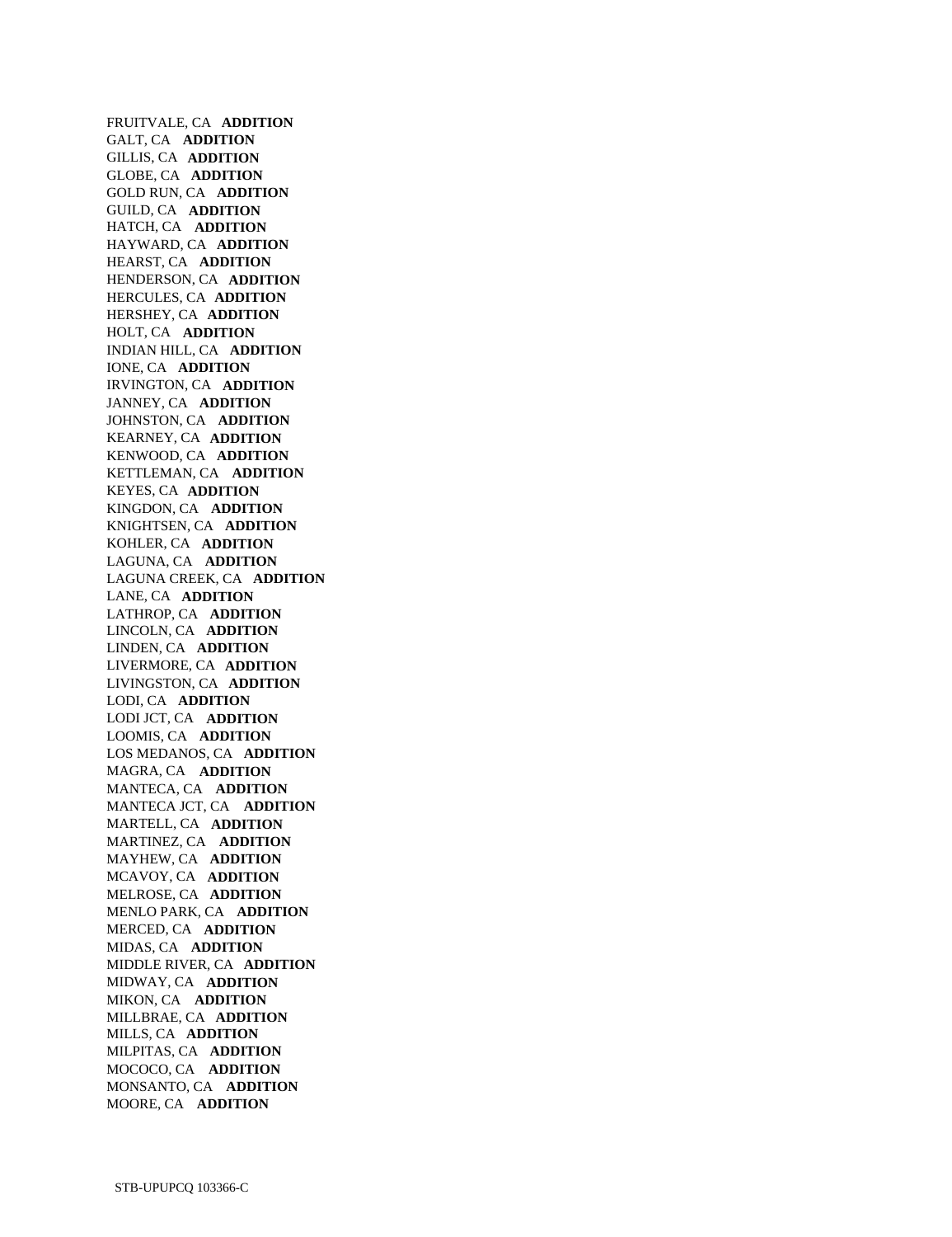FRUITVALE, CA **ADDITION**
GALT, CA **ADDITION**
GILLIS, CA **ADDITION**
GLOBE, CA **ADDITION**
GOLD RUN, CA **ADDITION**
GUILD, CA **ADDITION**
HATCH, CA **ADDITION**
HAYWARD, CA **ADDITION**
HEARST, CA **ADDITION**
HENDERSON, CA **ADDITION**
HERCULES, CA **ADDITION**
HERSHEY, CA **ADDITION**
HOLT, CA **ADDITION**
INDIAN HILL, CA **ADDITION**
IONE, CA **ADDITION**
IRVINGTON, CA **ADDITION**
JANNEY, CA **ADDITION**
JOHNSTON, CA **ADDITION**
KEARNEY, CA **ADDITION**
KENWOOD, CA **ADDITION**
KETTLEMAN, CA **ADDITION**
KEYES, CA **ADDITION**
KINGDON, CA **ADDITION**
KNIGHTSEN, CA **ADDITION**
KOHLER, CA **ADDITION**
LAGUNA, CA **ADDITION**
LAGUNA CREEK, CA **ADDITION**
LANE, CA **ADDITION**
LATHROP, CA **ADDITION**
LINCOLN, CA **ADDITION**
LINDEN, CA **ADDITION**
LIVERMORE, CA **ADDITION**
LIVINGSTON, CA **ADDITION**
LODI, CA **ADDITION**
LODI JCT, CA **ADDITION**
LOOMIS, CA **ADDITION**
LOS MEDANOS, CA **ADDITION**
MAGRA, CA **ADDITION**
MANTECA, CA **ADDITION**
MANTECA JCT, CA **ADDITION**
MARTELL, CA **ADDITION**
MARTINEZ, CA **ADDITION**
MAYHEW, CA **ADDITION**
MCAVOY, CA **ADDITION**
MELROSE, CA **ADDITION**
MENLO PARK, CA **ADDITION**
MERCED, CA **ADDITION**
MIDAS, CA **ADDITION**
MIDDLE RIVER, CA **ADDITION**
MIDWAY, CA **ADDITION**
MIKON, CA **ADDITION**
MILLBRAE, CA **ADDITION**
MILLS, CA **ADDITION**
MILPITAS, CA **ADDITION**
MOCOCO, CA **ADDITION**
MONSANTO, CA **ADDITION**
MOORE, CA **ADDITION**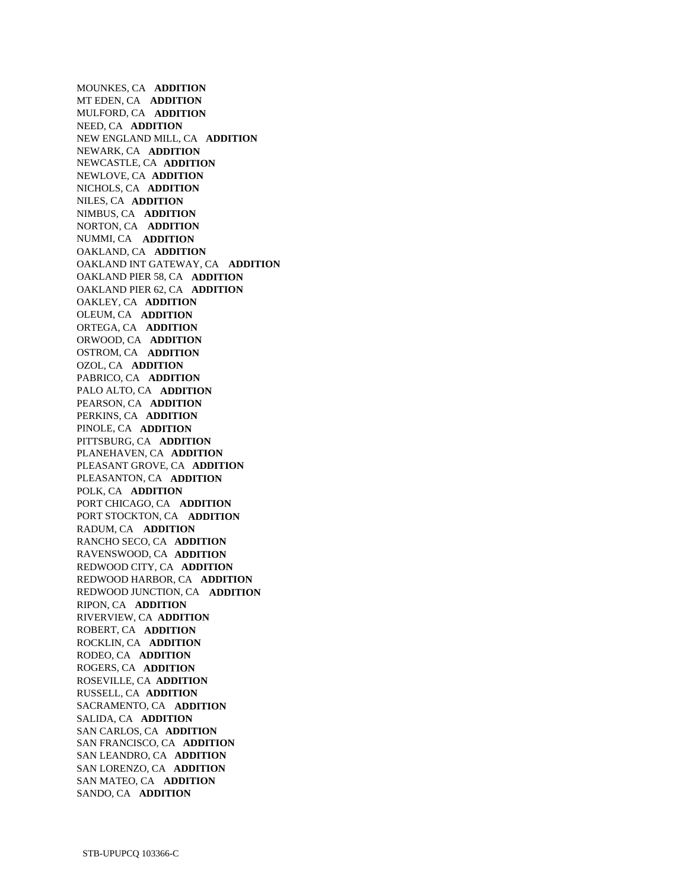MOUNKES, CA **ADDITION**
MT EDEN, CA **ADDITION**
MULFORD, CA **ADDITION**
NEED, CA **ADDITION**
NEW ENGLAND MILL, CA **ADDITION**
NEWARK, CA **ADDITION**
NEWCASTLE, CA **ADDITION**
NEWLOVE, CA **ADDITION**
NICHOLS, CA **ADDITION**
NILES, CA **ADDITION**
NIMBUS, CA **ADDITION**
NORTON, CA **ADDITION**
NUMMI, CA **ADDITION**
OAKLAND, CA **ADDITION**
OAKLAND INT GATEWAY, CA **ADDITION**
OAKLAND PIER 58, CA **ADDITION**
OAKLAND PIER 62, CA **ADDITION**
OAKLEY, CA **ADDITION**
OLEUM, CA **ADDITION**
ORTEGA, CA **ADDITION**
ORWOOD, CA **ADDITION**
OSTROM, CA **ADDITION**
OZOL, CA **ADDITION**
PABRICO, CA **ADDITION**
PALO ALTO, CA **ADDITION**
PEARSON, CA **ADDITION**
PERKINS, CA **ADDITION**
PINOLE, CA **ADDITION**
PITTSBURG, CA **ADDITION**
PLANEHAVEN, CA **ADDITION**
PLEASANT GROVE, CA **ADDITION**
PLEASANTON, CA **ADDITION**
POLK, CA **ADDITION**
PORT CHICAGO, CA **ADDITION**
PORT STOCKTON, CA **ADDITION**
RADUM, CA **ADDITION**
RANCHO SECO, CA **ADDITION**
RAVENSWOOD, CA **ADDITION**
REDWOOD CITY, CA **ADDITION**
REDWOOD HARBOR, CA **ADDITION**
REDWOOD JUNCTION, CA **ADDITION**
RIPON, CA **ADDITION**
RIVERVIEW, CA **ADDITION**
ROBERT, CA **ADDITION**
ROCKLIN, CA **ADDITION**
RODEO, CA **ADDITION**
ROGERS, CA **ADDITION**
ROSEVILLE, CA **ADDITION**
RUSSELL, CA **ADDITION**
SACRAMENTO, CA **ADDITION**
SALIDA, CA **ADDITION**
SAN CARLOS, CA **ADDITION**
SAN FRANCISCO, CA **ADDITION**
SAN LEANDRO, CA **ADDITION**
SAN LORENZO, CA **ADDITION**
SAN MATEO, CA **ADDITION**
SANDO, CA **ADDITION**

STB-UPUPCQ 103366-C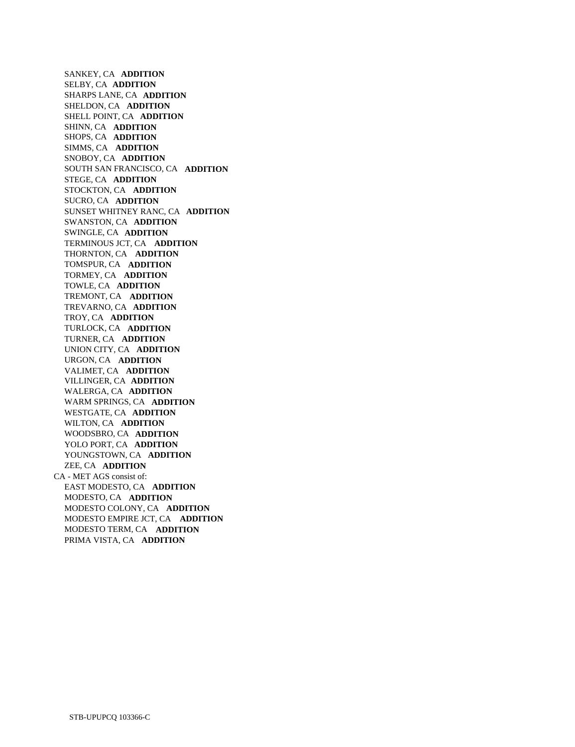SANKEY, CA **ADDITION**
SELBY, CA **ADDITION**
SHARPS LANE, CA **ADDITION**
SHELDON, CA **ADDITION**
SHELL POINT, CA **ADDITION**
SHINN, CA **ADDITION**
SHOPS, CA **ADDITION**
SIMMS, CA **ADDITION**
SNOBOY, CA **ADDITION**
SOUTH SAN FRANCISCO, CA **ADDITION**
STEGE, CA **ADDITION**
STOCKTON, CA **ADDITION**
SUCRO, CA **ADDITION**
SUNSET WHITNEY RANC, CA **ADDITION**
SWANSTON, CA **ADDITION**
SWINGLE, CA **ADDITION**
TERMINOUS JCT, CA **ADDITION**
THORNTON, CA **ADDITION**
TOMSPUR, CA **ADDITION**
TORMEY, CA **ADDITION**
TOWLE, CA **ADDITION**
TREMONT, CA **ADDITION**
TREVARNO, CA **ADDITION**
TROY, CA **ADDITION**
TURLOCK, CA **ADDITION**
TURNER, CA **ADDITION**
UNION CITY, CA **ADDITION**
URGON, CA **ADDITION**
VALIMET, CA **ADDITION**
VILLINGER, CA **ADDITION**
WALERGA, CA **ADDITION**
WARM SPRINGS, CA **ADDITION**
WESTGATE, CA **ADDITION**
WILTON, CA **ADDITION**
WOODSBRO, CA **ADDITION**
YOLO PORT, CA **ADDITION**
YOUNGSTOWN, CA **ADDITION**
ZEE, CA **ADDITION**

CA - MET AGS consist of:
EAST MODESTO, CA **ADDITION**
MODESTO, CA **ADDITION**
MODESTO COLONY, CA **ADDITION**
MODESTO EMPIRE JCT, CA **ADDITION**
MODESTO TERM, CA **ADDITION**
PRIMA VISTA, CA **ADDITION**